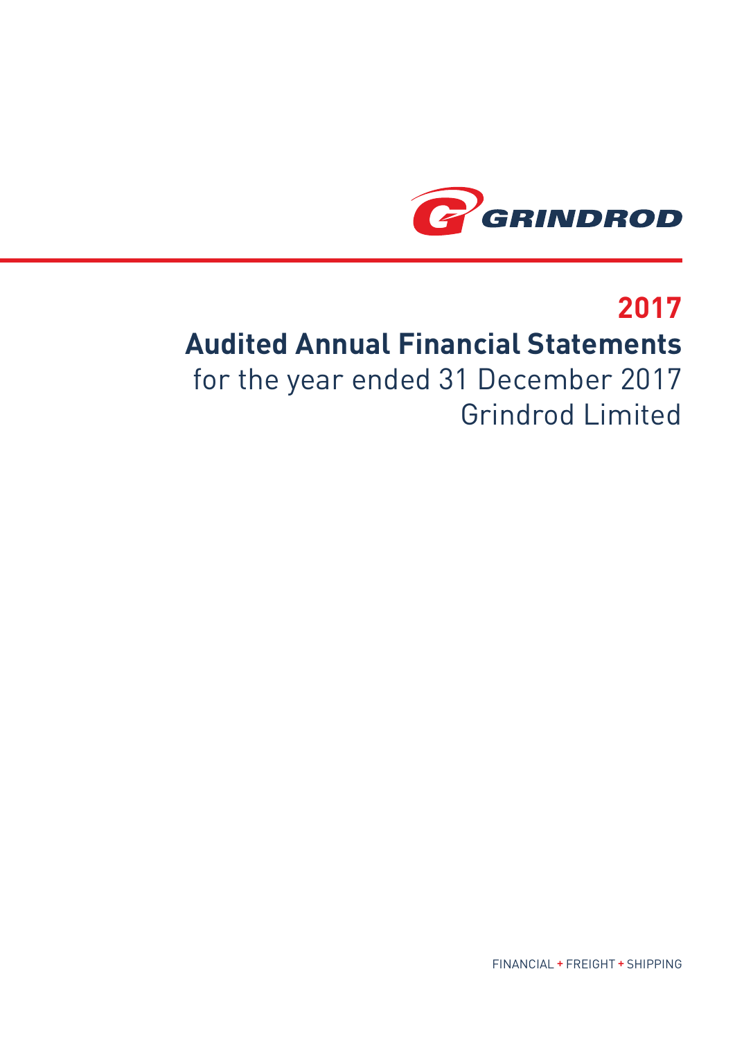GRINDROD

# 2017

# Audited Annual Financial Statements

for the year ended 31 December 2017

Grindrod Limited

FINANCIAL + FREIGHT + SHIPPING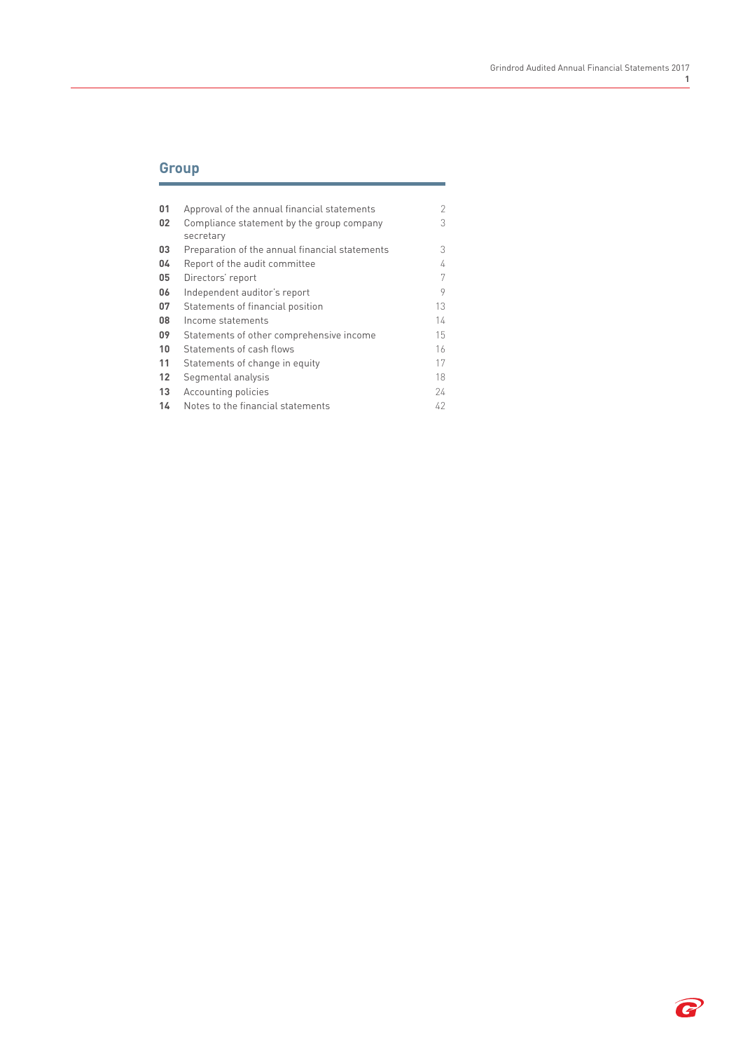## Group

| | | |
|---|---|---|
| **01** | Approval of the annual financial statements | 2 |
| **02** | Compliance statement by the group company secretary | 3 |
| **03** | Preparation of the annual financial statements | 3 |
| **04** | Report of the audit committee | 4 |
| **05** | Directors' report | 7 |
| **06** | Independent auditor's report | 9 |
| **07** | Statements of financial position | 13 |
| **08** | Income statements | 14 |
| **09** | Statements of other comprehensive income | 15 |
| **10** | Statements of cash flows | 16 |
| **11** | Statements of change in equity | 17 |
| **12** | Segmental analysis | 18 |
| **13** | Accounting policies | 24 |
| **14** | Notes to the financial statements | 42 |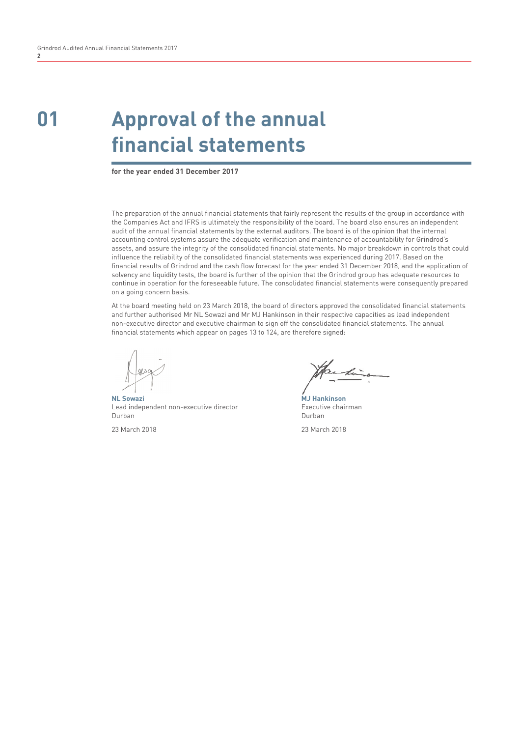# 01 Approval of the annual financial statements

**for the year ended 31 December 2017**

The preparation of the annual financial statements that fairly represent the results of the group in accordance with the Companies Act and IFRS is ultimately the responsibility of the board. The board also ensures an independent audit of the annual financial statements by the external auditors. The board is of the opinion that the internal accounting control systems assure the adequate verification and maintenance of accountability for Grindrod's assets, and assure the integrity of the consolidated financial statements. No major breakdown in controls that could influence the reliability of the consolidated financial statements was experienced during 2017. Based on the financial results of Grindrod and the cash flow forecast for the year ended 31 December 2018, and the application of solvency and liquidity tests, the board is further of the opinion that the Grindrod group has adequate resources to continue in operation for the foreseeable future. The consolidated financial statements were consequently prepared on a going concern basis.

At the board meeting held on 23 March 2018, the board of directors approved the consolidated financial statements and further authorised Mr NL Sowazi and Mr MJ Hankinson in their respective capacities as lead independent non-executive director and executive chairman to sign off the consolidated financial statements. The annual financial statements which appear on pages 13 to 124, are therefore signed:

**NL Sowazi**
Lead independent non-executive director
Durban

23 March 2018

**MJ Hankinson**
Executive chairman
Durban

23 March 2018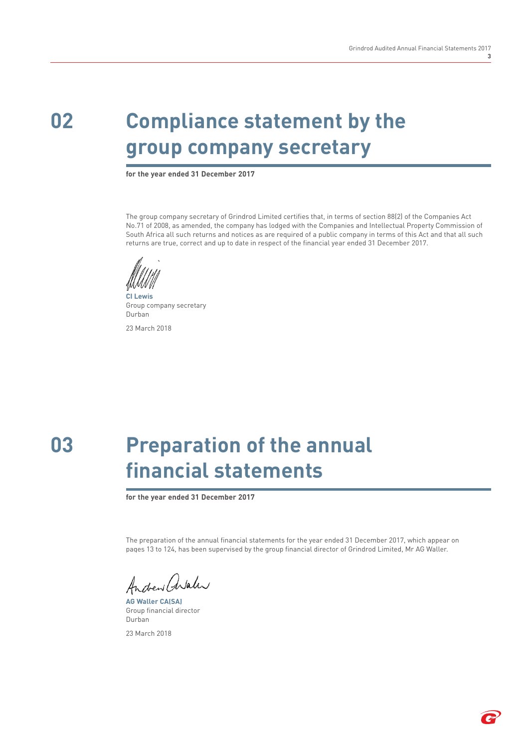# 02 Compliance statement by the group company secretary

**for the year ended 31 December 2017**

The group company secretary of Grindrod Limited certifies that, in terms of section 88(2) of the Companies Act No.71 of 2008, as amended, the company has lodged with the Companies and Intellectual Property Commission of South Africa all such returns and notices as are required of a public company in terms of this Act and that all such returns are true, correct and up to date in respect of the financial year ended 31 December 2017.

**CI Lewis**
Group company secretary
Durban

23 March 2018

# 03 Preparation of the annual financial statements

**for the year ended 31 December 2017**

The preparation of the annual financial statements for the year ended 31 December 2017, which appear on pages 13 to 124, has been supervised by the group financial director of Grindrod Limited, Mr AG Waller.

**AG Waller CA(SA)**
Group financial director
Durban

23 March 2018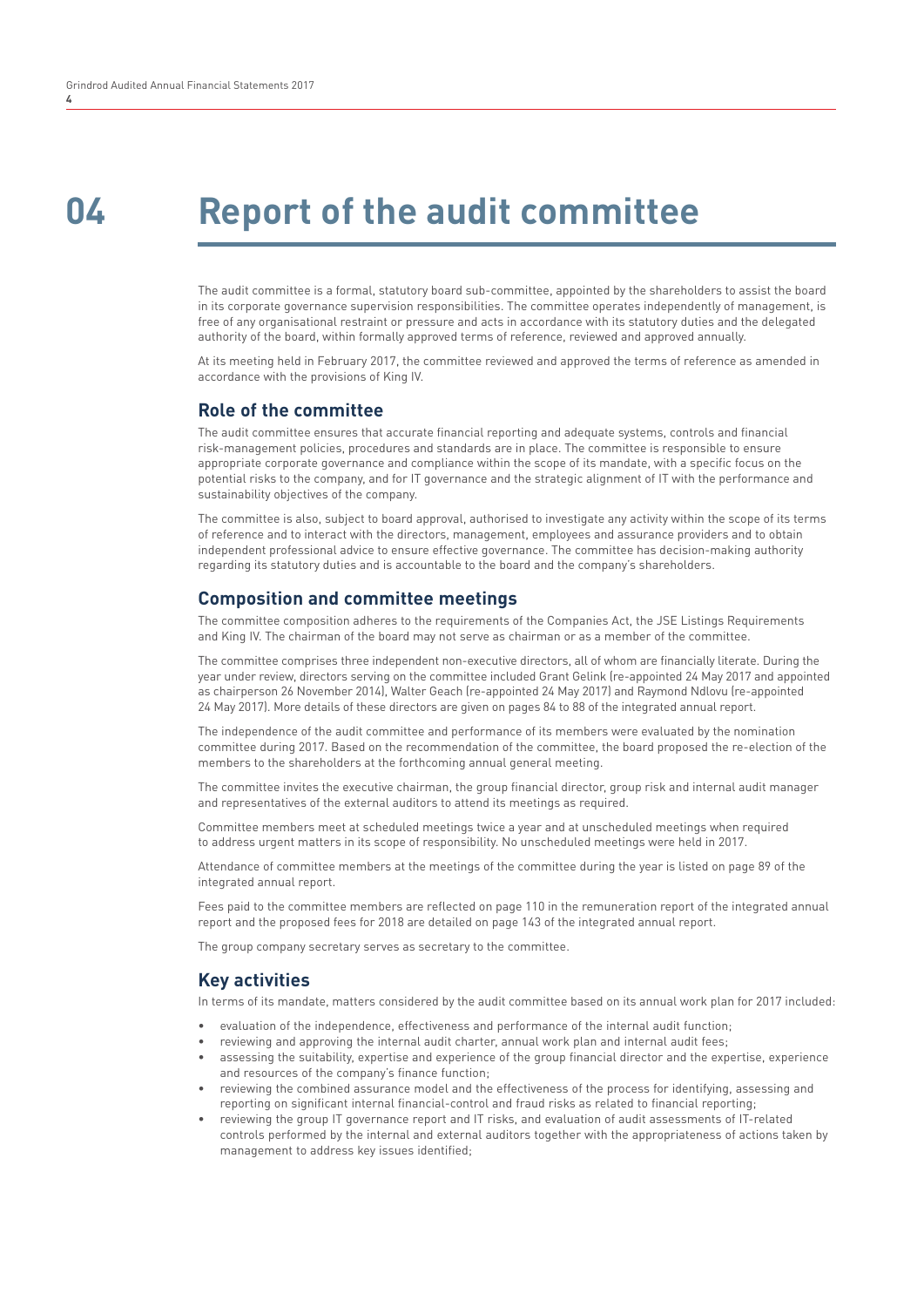# 04 Report of the audit committee

The audit committee is a formal, statutory board sub-committee, appointed by the shareholders to assist the board in its corporate governance supervision responsibilities. The committee operates independently of management, is free of any organisational restraint or pressure and acts in accordance with its statutory duties and the delegated authority of the board, within formally approved terms of reference, reviewed and approved annually.

At its meeting held in February 2017, the committee reviewed and approved the terms of reference as amended in accordance with the provisions of King IV.

## Role of the committee

The audit committee ensures that accurate financial reporting and adequate systems, controls and financial risk-management policies, procedures and standards are in place. The committee is responsible to ensure appropriate corporate governance and compliance within the scope of its mandate, with a specific focus on the potential risks to the company, and for IT governance and the strategic alignment of IT with the performance and sustainability objectives of the company.

The committee is also, subject to board approval, authorised to investigate any activity within the scope of its terms of reference and to interact with the directors, management, employees and assurance providers and to obtain independent professional advice to ensure effective governance. The committee has decision-making authority regarding its statutory duties and is accountable to the board and the company's shareholders.

## Composition and committee meetings

The committee composition adheres to the requirements of the Companies Act, the JSE Listings Requirements and King IV. The chairman of the board may not serve as chairman or as a member of the committee.

The committee comprises three independent non-executive directors, all of whom are financially literate. During the year under review, directors serving on the committee included Grant Gelink (re-appointed 24 May 2017 and appointed as chairperson 26 November 2014), Walter Geach (re-appointed 24 May 2017) and Raymond Ndlovu (re-appointed 24 May 2017). More details of these directors are given on pages 84 to 88 of the integrated annual report.

The independence of the audit committee and performance of its members were evaluated by the nomination committee during 2017. Based on the recommendation of the committee, the board proposed the re-election of the members to the shareholders at the forthcoming annual general meeting.

The committee invites the executive chairman, the group financial director, group risk and internal audit manager and representatives of the external auditors to attend its meetings as required.

Committee members meet at scheduled meetings twice a year and at unscheduled meetings when required to address urgent matters in its scope of responsibility. No unscheduled meetings were held in 2017.

Attendance of committee members at the meetings of the committee during the year is listed on page 89 of the integrated annual report.

Fees paid to the committee members are reflected on page 110 in the remuneration report of the integrated annual report and the proposed fees for 2018 are detailed on page 143 of the integrated annual report.

The group company secretary serves as secretary to the committee.

## Key activities

In terms of its mandate, matters considered by the audit committee based on its annual work plan for 2017 included:

- evaluation of the independence, effectiveness and performance of the internal audit function;
- reviewing and approving the internal audit charter, annual work plan and internal audit fees;
- assessing the suitability, expertise and experience of the group financial director and the expertise, experience and resources of the company's finance function;
- reviewing the combined assurance model and the effectiveness of the process for identifying, assessing and reporting on significant internal financial-control and fraud risks as related to financial reporting;
- reviewing the group IT governance report and IT risks, and evaluation of audit assessments of IT-related controls performed by the internal and external auditors together with the appropriateness of actions taken by management to address key issues identified;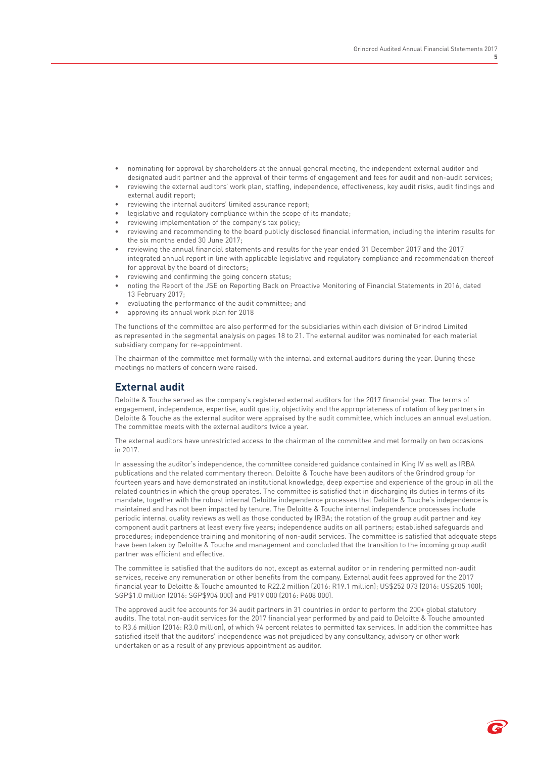- nominating for approval by shareholders at the annual general meeting, the independent external auditor and designated audit partner and the approval of their terms of engagement and fees for audit and non-audit services;
- reviewing the external auditors' work plan, staffing, independence, effectiveness, key audit risks, audit findings and external audit report;
- reviewing the internal auditors' limited assurance report;
- legislative and regulatory compliance within the scope of its mandate;
- reviewing implementation of the company's tax policy;
- reviewing and recommending to the board publicly disclosed financial information, including the interim results for the six months ended 30 June 2017;
- reviewing the annual financial statements and results for the year ended 31 December 2017 and the 2017 integrated annual report in line with applicable legislative and regulatory compliance and recommendation thereof for approval by the board of directors;
- reviewing and confirming the going concern status;
- noting the Report of the JSE on Reporting Back on Proactive Monitoring of Financial Statements in 2016, dated 13 February 2017;
- evaluating the performance of the audit committee; and
- approving its annual work plan for 2018

The functions of the committee are also performed for the subsidiaries within each division of Grindrod Limited as represented in the segmental analysis on pages 18 to 21. The external auditor was nominated for each material subsidiary company for re-appointment.

The chairman of the committee met formally with the internal and external auditors during the year. During these meetings no matters of concern were raised.

## External audit

Deloitte & Touche served as the company's registered external auditors for the 2017 financial year. The terms of engagement, independence, expertise, audit quality, objectivity and the appropriateness of rotation of key partners in Deloitte & Touche as the external auditor were appraised by the audit committee, which includes an annual evaluation. The committee meets with the external auditors twice a year.

The external auditors have unrestricted access to the chairman of the committee and met formally on two occasions in 2017.

In assessing the auditor's independence, the committee considered guidance contained in King IV as well as IRBA publications and the related commentary thereon. Deloitte & Touche have been auditors of the Grindrod group for fourteen years and have demonstrated an institutional knowledge, deep expertise and experience of the group in all the related countries in which the group operates. The committee is satisfied that in discharging its duties in terms of its mandate, together with the robust internal Deloitte independence processes that Deloitte & Touche's independence is maintained and has not been impacted by tenure. The Deloitte & Touche internal independence processes include periodic internal quality reviews as well as those conducted by IRBA; the rotation of the group audit partner and key component audit partners at least every five years; independence audits on all partners; established safeguards and procedures; independence training and monitoring of non-audit services. The committee is satisfied that adequate steps have been taken by Deloitte & Touche and management and concluded that the transition to the incoming group audit partner was efficient and effective.

The committee is satisfied that the auditors do not, except as external auditor or in rendering permitted non-audit services, receive any remuneration or other benefits from the company. External audit fees approved for the 2017 financial year to Deloitte & Touche amounted to R22.2 million (2016: R19.1 million); US$252 073 (2016: US$205 100); SGP$1.0 million (2016: SGP$904 000) and P819 000 (2016: P608 000).

The approved audit fee accounts for 34 audit partners in 31 countries in order to perform the 200+ global statutory audits. The total non-audit services for the 2017 financial year performed by and paid to Deloitte & Touche amounted to R3.6 million (2016: R3.0 million), of which 94 percent relates to permitted tax services. In addition the committee has satisfied itself that the auditors' independence was not prejudiced by any consultancy, advisory or other work undertaken or as a result of any previous appointment as auditor.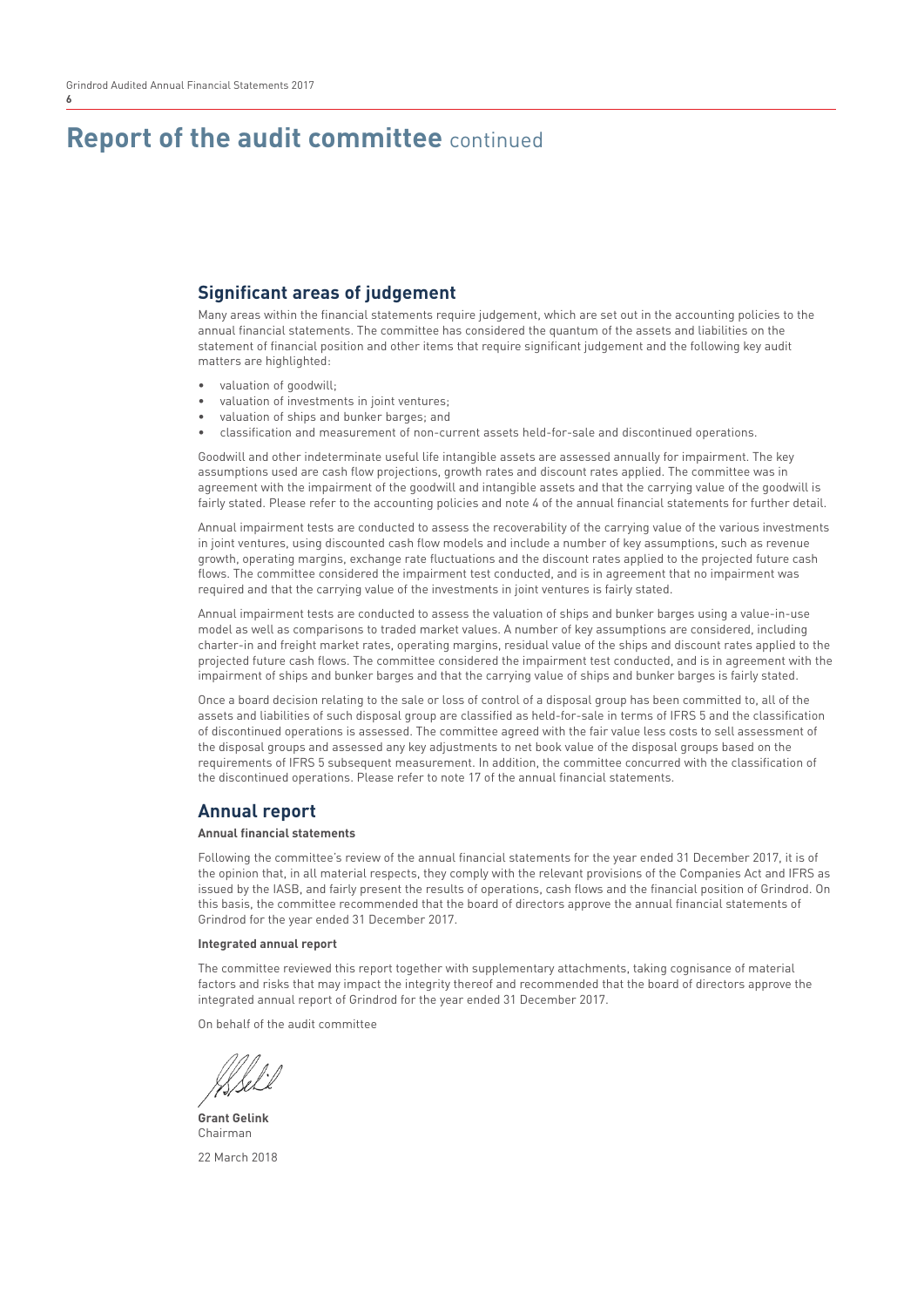# Report of the audit committee continued

## Significant areas of judgement

Many areas within the financial statements require judgement, which are set out in the accounting policies to the annual financial statements. The committee has considered the quantum of the assets and liabilities on the statement of financial position and other items that require significant judgement and the following key audit matters are highlighted:

- valuation of goodwill;
- valuation of investments in joint ventures;
- valuation of ships and bunker barges; and
- classification and measurement of non-current assets held-for-sale and discontinued operations.

Goodwill and other indeterminate useful life intangible assets are assessed annually for impairment. The key assumptions used are cash flow projections, growth rates and discount rates applied. The committee was in agreement with the impairment of the goodwill and intangible assets and that the carrying value of the goodwill is fairly stated. Please refer to the accounting policies and note 4 of the annual financial statements for further detail.

Annual impairment tests are conducted to assess the recoverability of the carrying value of the various investments in joint ventures, using discounted cash flow models and include a number of key assumptions, such as revenue growth, operating margins, exchange rate fluctuations and the discount rates applied to the projected future cash flows. The committee considered the impairment test conducted, and is in agreement that no impairment was required and that the carrying value of the investments in joint ventures is fairly stated.

Annual impairment tests are conducted to assess the valuation of ships and bunker barges using a value-in-use model as well as comparisons to traded market values. A number of key assumptions are considered, including charter-in and freight market rates, operating margins, residual value of the ships and discount rates applied to the projected future cash flows. The committee considered the impairment test conducted, and is in agreement with the impairment of ships and bunker barges and that the carrying value of ships and bunker barges is fairly stated.

Once a board decision relating to the sale or loss of control of a disposal group has been committed to, all of the assets and liabilities of such disposal group are classified as held-for-sale in terms of IFRS 5 and the classification of discontinued operations is assessed. The committee agreed with the fair value less costs to sell assessment of the disposal groups and assessed any key adjustments to net book value of the disposal groups based on the requirements of IFRS 5 subsequent measurement. In addition, the committee concurred with the classification of the discontinued operations. Please refer to note 17 of the annual financial statements.

## Annual report

#### Annual financial statements

Following the committee's review of the annual financial statements for the year ended 31 December 2017, it is of the opinion that, in all material respects, they comply with the relevant provisions of the Companies Act and IFRS as issued by the IASB, and fairly present the results of operations, cash flows and the financial position of Grindrod. On this basis, the committee recommended that the board of directors approve the annual financial statements of Grindrod for the year ended 31 December 2017.

#### Integrated annual report

The committee reviewed this report together with supplementary attachments, taking cognisance of material factors and risks that may impact the integrity thereof and recommended that the board of directors approve the integrated annual report of Grindrod for the year ended 31 December 2017.

On behalf of the audit committee

**Grant Gelink**
Chairman

22 March 2018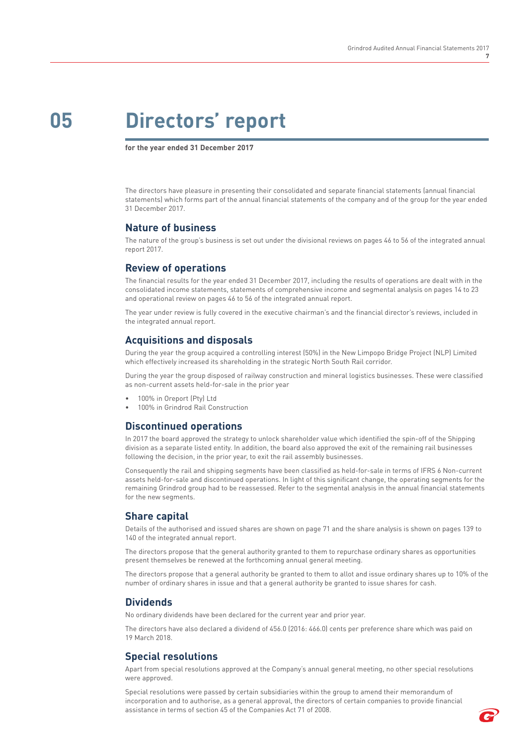# 05 Directors' report

**for the year ended 31 December 2017**

The directors have pleasure in presenting their consolidated and separate financial statements (annual financial statements) which forms part of the annual financial statements of the company and of the group for the year ended 31 December 2017.

## Nature of business

The nature of the group's business is set out under the divisional reviews on pages 46 to 56 of the integrated annual report 2017.

## Review of operations

The financial results for the year ended 31 December 2017, including the results of operations are dealt with in the consolidated income statements, statements of comprehensive income and segmental analysis on pages 14 to 23 and operational review on pages 46 to 56 of the integrated annual report.

The year under review is fully covered in the executive chairman's and the financial director's reviews, included in the integrated annual report.

## Acquisitions and disposals

During the year the group acquired a controlling interest (50%) in the New Limpopo Bridge Project (NLP) Limited which effectively increased its shareholding in the strategic North South Rail corridor.

During the year the group disposed of railway construction and mineral logistics businesses. These were classified as non-current assets held-for-sale in the prior year

- 100% in Oreport (Pty) Ltd
- 100% in Grindrod Rail Construction

## Discontinued operations

In 2017 the board approved the strategy to unlock shareholder value which identified the spin-off of the Shipping division as a separate listed entity. In addition, the board also approved the exit of the remaining rail businesses following the decision, in the prior year, to exit the rail assembly businesses.

Consequently the rail and shipping segments have been classified as held-for-sale in terms of IFRS 6 Non-current assets held-for-sale and discontinued operations. In light of this significant change, the operating segments for the remaining Grindrod group had to be reassessed. Refer to the segmental analysis in the annual financial statements for the new segments.

## Share capital

Details of the authorised and issued shares are shown on page 71 and the share analysis is shown on pages 139 to 140 of the integrated annual report.

The directors propose that the general authority granted to them to repurchase ordinary shares as opportunities present themselves be renewed at the forthcoming annual general meeting.

The directors propose that a general authority be granted to them to allot and issue ordinary shares up to 10% of the number of ordinary shares in issue and that a general authority be granted to issue shares for cash.

## Dividends

No ordinary dividends have been declared for the current year and prior year.

The directors have also declared a dividend of 456.0 (2016: 466.0) cents per preference share which was paid on 19 March 2018.

## Special resolutions

Apart from special resolutions approved at the Company's annual general meeting, no other special resolutions were approved.

Special resolutions were passed by certain subsidiaries within the group to amend their memorandum of incorporation and to authorise, as a general approval, the directors of certain companies to provide financial assistance in terms of section 45 of the Companies Act 71 of 2008.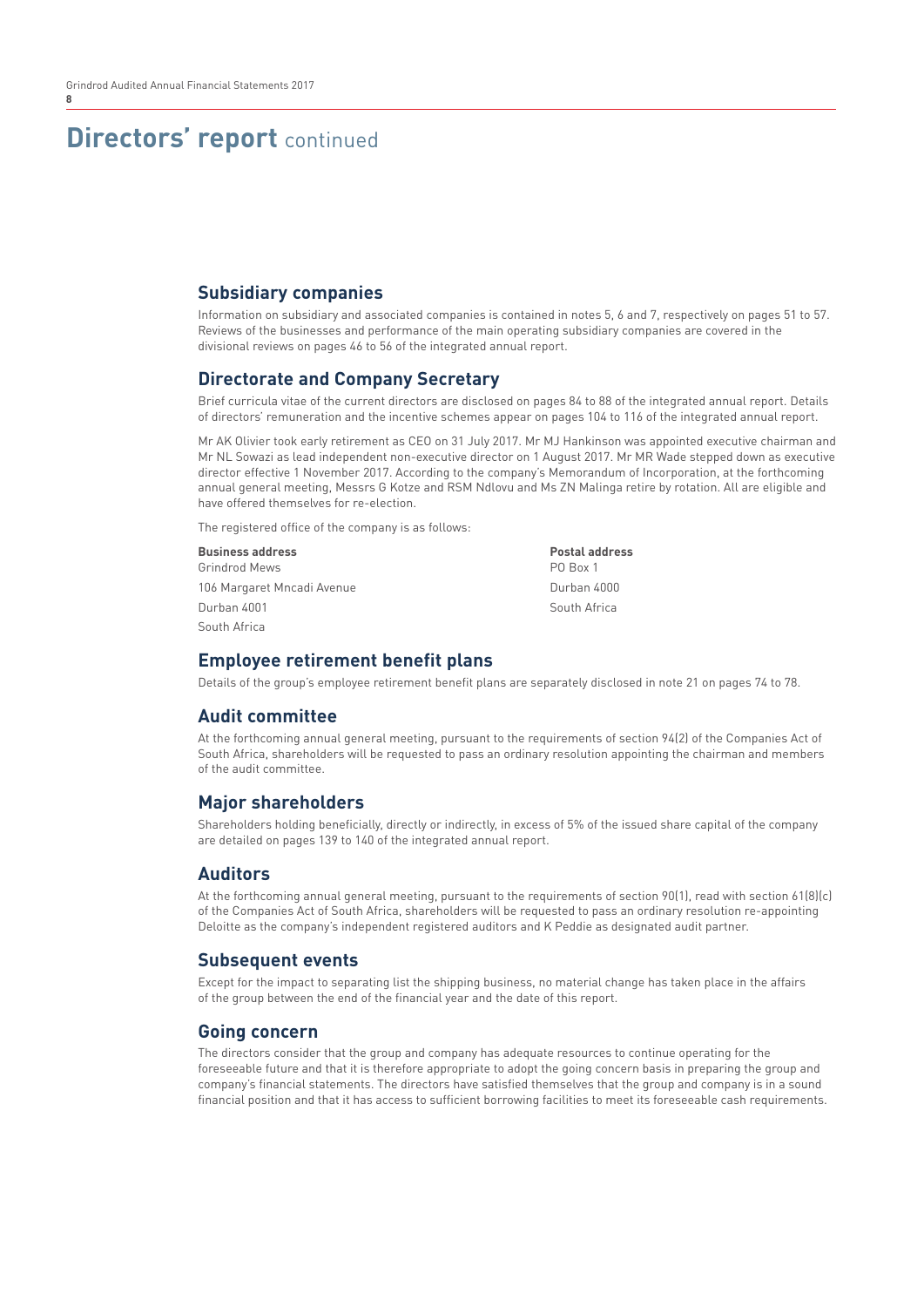# Directors' report continued

## Subsidiary companies

Information on subsidiary and associated companies is contained in notes 5, 6 and 7, respectively on pages 51 to 57. Reviews of the businesses and performance of the main operating subsidiary companies are covered in the divisional reviews on pages 46 to 56 of the integrated annual report.

## Directorate and Company Secretary

Brief curricula vitae of the current directors are disclosed on pages 84 to 88 of the integrated annual report. Details of directors' remuneration and the incentive schemes appear on pages 104 to 116 of the integrated annual report.

Mr AK Olivier took early retirement as CEO on 31 July 2017. Mr MJ Hankinson was appointed executive chairman and Mr NL Sowazi as lead independent non-executive director on 1 August 2017. Mr MR Wade stepped down as executive director effective 1 November 2017. According to the company's Memorandum of Incorporation, at the forthcoming annual general meeting, Messrs G Kotze and RSM Ndlovu and Ms ZN Malinga retire by rotation. All are eligible and have offered themselves for re-election.

The registered office of the company is as follows:

**Business address**
Grindrod Mews
106 Margaret Mncadi Avenue
Durban 4001
South Africa

**Postal address**
PO Box 1
Durban 4000
South Africa

## Employee retirement benefit plans

Details of the group's employee retirement benefit plans are separately disclosed in note 21 on pages 74 to 78.

## Audit committee

At the forthcoming annual general meeting, pursuant to the requirements of section 94(2) of the Companies Act of South Africa, shareholders will be requested to pass an ordinary resolution appointing the chairman and members of the audit committee.

## Major shareholders

Shareholders holding beneficially, directly or indirectly, in excess of 5% of the issued share capital of the company are detailed on pages 139 to 140 of the integrated annual report.

## Auditors

At the forthcoming annual general meeting, pursuant to the requirements of section 90(1), read with section 61(8)(c) of the Companies Act of South Africa, shareholders will be requested to pass an ordinary resolution re-appointing Deloitte as the company's independent registered auditors and K Peddie as designated audit partner.

## Subsequent events

Except for the impact to separating list the shipping business, no material change has taken place in the affairs of the group between the end of the financial year and the date of this report.

## Going concern

The directors consider that the group and company has adequate resources to continue operating for the foreseeable future and that it is therefore appropriate to adopt the going concern basis in preparing the group and company's financial statements. The directors have satisfied themselves that the group and company is in a sound financial position and that it has access to sufficient borrowing facilities to meet its foreseeable cash requirements.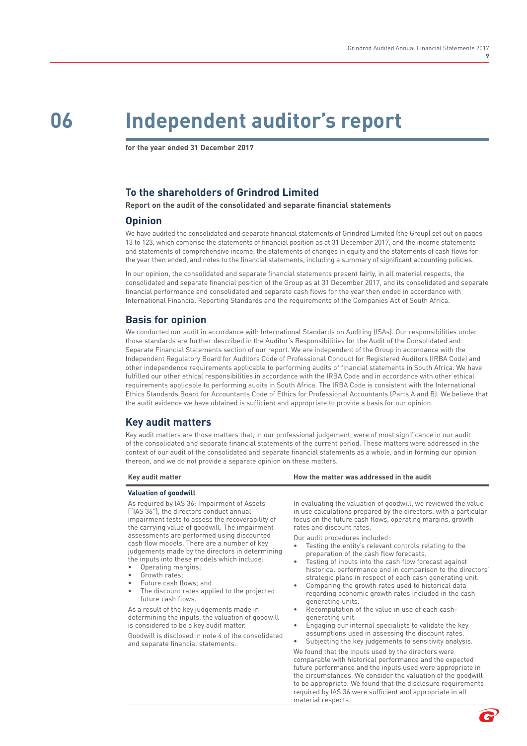# 06 Independent auditor's report

**for the year ended 31 December 2017**

## To the shareholders of Grindrod Limited

**Report on the audit of the consolidated and separate financial statements**

## Opinion

We have audited the consolidated and separate financial statements of Grindrod Limited (the Group) set out on pages 13 to 123, which comprise the statements of financial position as at 31 December 2017, and the income statements and statements of comprehensive income, the statements of changes in equity and the statements of cash flows for the year then ended, and notes to the financial statements, including a summary of significant accounting policies.

In our opinion, the consolidated and separate financial statements present fairly, in all material respects, the consolidated and separate financial position of the Group as at 31 December 2017, and its consolidated and separate financial performance and consolidated and separate cash flows for the year then ended in accordance with International Financial Reporting Standards and the requirements of the Companies Act of South Africa.

## Basis for opinion

We conducted our audit in accordance with International Standards on Auditing (ISAs). Our responsibilities under those standards are further described in the Auditor's Responsibilities for the Audit of the Consolidated and Separate Financial Statements section of our report. We are independent of the Group in accordance with the Independent Regulatory Board for Auditors Code of Professional Conduct for Registered Auditors (IRBA Code) and other independence requirements applicable to performing audits of financial statements in South Africa. We have fulfilled our other ethical responsibilities in accordance with the IRBA Code and in accordance with other ethical requirements applicable to performing audits in South Africa. The IRBA Code is consistent with the International Ethics Standards Board for Accountants Code of Ethics for Professional Accountants (Parts A and B). We believe that the audit evidence we have obtained is sufficient and appropriate to provide a basis for our opinion.

## Key audit matters

Key audit matters are those matters that, in our professional judgement, were of most significance in our audit of the consolidated and separate financial statements of the current period. These matters were addressed in the context of our audit of the consolidated and separate financial statements as a whole, and in forming our opinion thereon, and we do not provide a separate opinion on these matters.

| Key audit matter | How the matter was addressed in the audit |
|---|---|
| **Valuation of goodwill**<br><br>As required by IAS 36: Impairment of Assets ("IAS 36"), the directors conduct annual impairment tests to assess the recoverability of the carrying value of goodwill. The impairment assessments are performed using discounted cash flow models. There are a number of key judgements made by the directors in determining the inputs into these models which include:<br>• Operating margins;<br>• Growth rates;<br>• Future cash flows; and<br>• The discount rates applied to the projected future cash flows.<br><br>As a result of the key judgements made in determining the inputs, the valuation of goodwill is considered to be a key audit matter.<br><br>Goodwill is disclosed in note 4 of the consolidated and separate financial statements. | In evaluating the valuation of goodwill, we reviewed the value in use calculations prepared by the directors, with a particular focus on the future cash flows, operating margins, growth rates and discount rates.<br><br>Our audit procedures included:<br>• Testing the entity's relevant controls relating to the preparation of the cash flow forecasts.<br>• Testing of inputs into the cash flow forecast against historical performance and in comparison to the directors' strategic plans in respect of each cash generating unit.<br>• Comparing the growth rates used to historical data regarding economic growth rates included in the cash generating units.<br>• Recomputation of the value in use of each cash-generating unit.<br>• Engaging our internal specialists to validate the key assumptions used in assessing the discount rates.<br>• Subjecting the key judgements to sensitivity analysis.<br><br>We found that the inputs used by the directors were comparable with historical performance and the expected future performance and the inputs used were appropriate in the circumstances. We consider the valuation of the goodwill to be appropriate. We found that the disclosure requirements required by IAS 36 were sufficient and appropriate in all material respects. |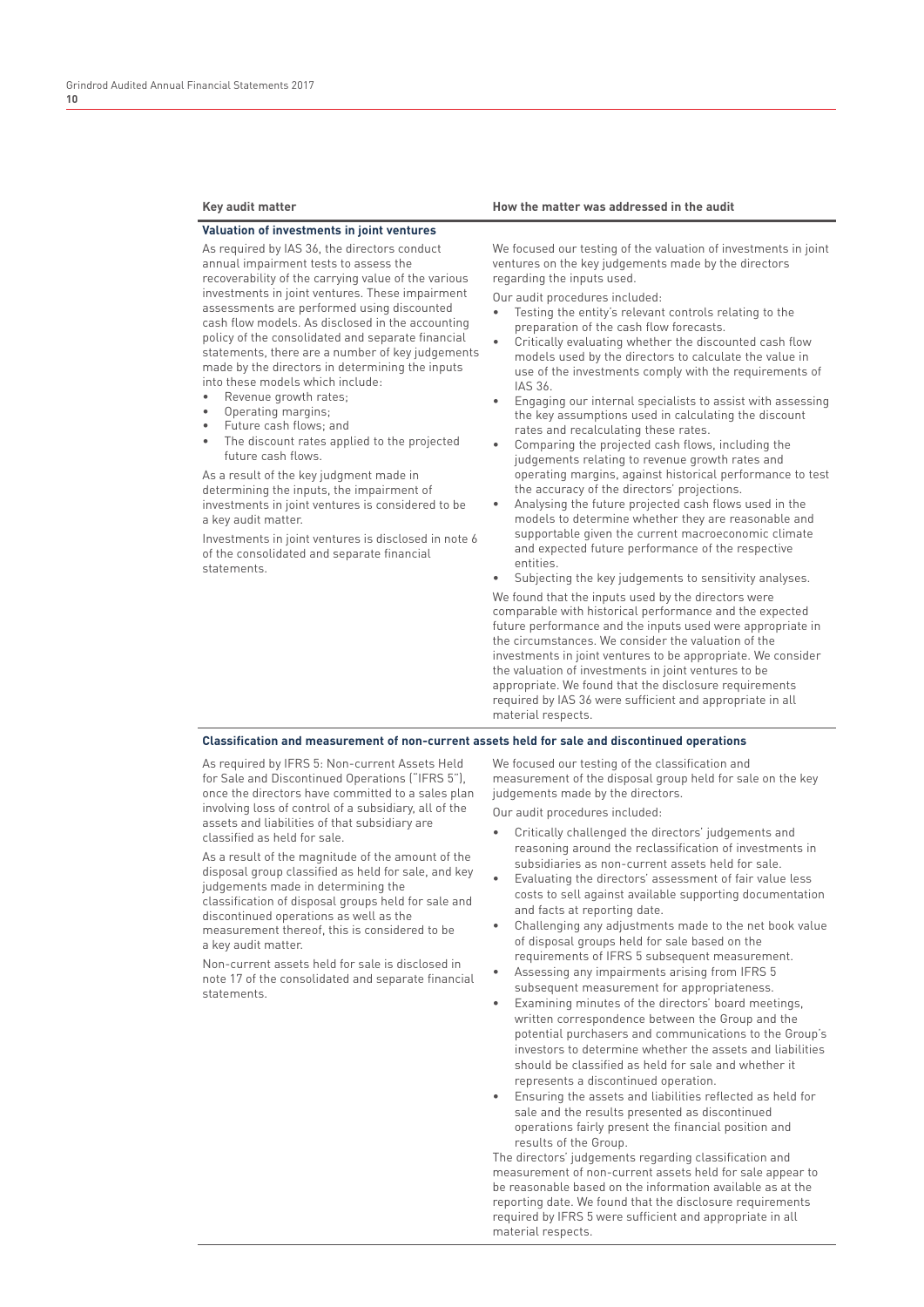| Key audit matter | How the matter was addressed in the audit |
| --- | --- |
| **Valuation of investments in joint ventures** | |
| As required by IAS 36, the directors conduct annual impairment tests to assess the recoverability of the carrying value of the various investments in joint ventures. These impairment assessments are performed using discounted cash flow models. As disclosed in the accounting policy of the consolidated and separate financial statements, there are a number of key judgements made by the directors in determining the inputs into these models which include:<br>• Revenue growth rates;<br>• Operating margins;<br>• Future cash flows; and<br>• The discount rates applied to the projected future cash flows.<br><br>As a result of the key judgment made in determining the inputs, the impairment of investments in joint ventures is considered to be a key audit matter.<br><br>Investments in joint ventures is disclosed in note 6 of the consolidated and separate financial statements. | We focused our testing of the valuation of investments in joint ventures on the key judgements made by the directors regarding the inputs used.<br><br>Our audit procedures included:<br>• Testing the entity's relevant controls relating to the preparation of the cash flow forecasts.<br>• Critically evaluating whether the discounted cash flow models used by the directors to calculate the value in use of the investments comply with the requirements of IAS 36.<br>• Engaging our internal specialists to assist with assessing the key assumptions used in calculating the discount rates and recalculating these rates.<br>• Comparing the projected cash flows, including the judgements relating to revenue growth rates and operating margins, against historical performance to test the accuracy of the directors' projections.<br>• Analysing the future projected cash flows used in the models to determine whether they are reasonable and supportable given the current macroeconomic climate and expected future performance of the respective entities.<br>• Subjecting the key judgements to sensitivity analyses.<br><br>We found that the inputs used by the directors were comparable with historical performance and the expected future performance and the inputs used were appropriate in the circumstances. We consider the valuation of the investments in joint ventures to be appropriate. We consider the valuation of investments in joint ventures to be appropriate. We found that the disclosure requirements required by IAS 36 were sufficient and appropriate in all material respects. |
| **Classification and measurement of non-current assets held for sale and discontinued operations** | |
| As required by IFRS 5: Non-current Assets Held for Sale and Discontinued Operations ("IFRS 5"), once the directors have committed to a sales plan involving loss of control of a subsidiary, all of the assets and liabilities of that subsidiary are classified as held for sale.<br><br>As a result of the magnitude of the amount of the disposal group classified as held for sale, and key judgements made in determining the classification of disposal groups held for sale and discontinued operations as well as the measurement thereof, this is considered to be a key audit matter.<br><br>Non-current assets held for sale is disclosed in note 17 of the consolidated and separate financial statements. | We focused our testing of the classification and measurement of the disposal group held for sale on the key judgements made by the directors.<br><br>Our audit procedures included:<br>• Critically challenged the directors' judgements and reasoning around the reclassification of investments in subsidiaries as non-current assets held for sale.<br>• Evaluating the directors' assessment of fair value less costs to sell against available supporting documentation and facts at reporting date.<br>• Challenging any adjustments made to the net book value of disposal groups held for sale based on the requirements of IFRS 5 subsequent measurement.<br>• Assessing any impairments arising from IFRS 5 subsequent measurement for appropriateness.<br>• Examining minutes of the directors' board meetings, written correspondence between the Group and the potential purchasers and communications to the Group's investors to determine whether the assets and liabilities should be classified as held for sale and whether it represents a discontinued operation.<br>• Ensuring the assets and liabilities reflected as held for sale and the results presented as discontinued operations fairly present the financial position and results of the Group.<br><br>The directors' judgements regarding classification and measurement of non-current assets held for sale appear to be reasonable based on the information available as at the reporting date. We found that the disclosure requirements required by IFRS 5 were sufficient and appropriate in all material respects. |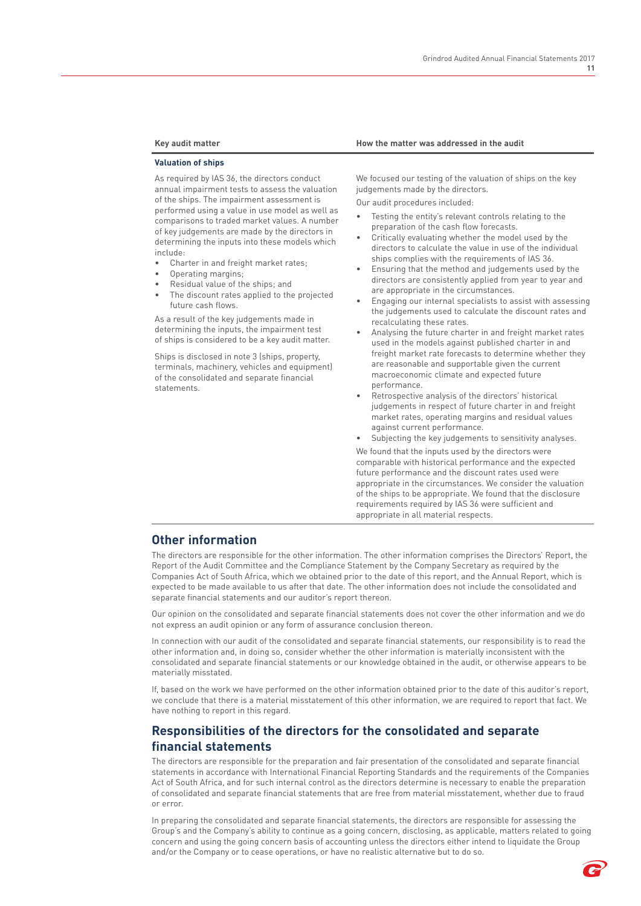| Key audit matter | How the matter was addressed in the audit |
| --- | --- |
| **Valuation of ships** | |
| As required by IAS 36, the directors conduct annual impairment tests to assess the valuation of the ships. The impairment assessment is performed using a value in use model as well as comparisons to traded market values. A number of key judgements are made by the directors in determining the inputs into these models which include:<br>• Charter in and freight market rates;<br>• Operating margins;<br>• Residual value of the ships; and<br>• The discount rates applied to the projected future cash flows.<br><br>As a result of the key judgements made in determining the inputs, the impairment test of ships is considered to be a key audit matter.<br><br>Ships is disclosed in note 3 (ships, property, terminals, machinery, vehicles and equipment) of the consolidated and separate financial statements. | We focused our testing of the valuation of ships on the key judgements made by the directors.<br><br>Our audit procedures included:<br>• Testing the entity's relevant controls relating to the preparation of the cash flow forecasts.<br>• Critically evaluating whether the model used by the directors to calculate the value in use of the individual ships complies with the requirements of IAS 36.<br>• Ensuring that the method and judgements used by the directors are consistently applied from year to year and are appropriate in the circumstances.<br>• Engaging our internal specialists to assist with assessing the judgements used to calculate the discount rates and recalculating these rates.<br>• Analysing the future charter in and freight market rates used in the models against published charter in and freight market rate forecasts to determine whether they are reasonable and supportable given the current macroeconomic climate and expected future performance.<br>• Retrospective analysis of the directors' historical judgements in respect of future charter in and freight market rates, operating margins and residual values against current performance.<br>• Subjecting the key judgements to sensitivity analyses.<br><br>We found that the inputs used by the directors were comparable with historical performance and the expected future performance and the discount rates used were appropriate in the circumstances. We consider the valuation of the ships to be appropriate. We found that the disclosure requirements required by IAS 36 were sufficient and appropriate in all material respects. |

## Other information

The directors are responsible for the other information. The other information comprises the Directors' Report, the Report of the Audit Committee and the Compliance Statement by the Company Secretary as required by the Companies Act of South Africa, which we obtained prior to the date of this report, and the Annual Report, which is expected to be made available to us after that date. The other information does not include the consolidated and separate financial statements and our auditor's report thereon.

Our opinion on the consolidated and separate financial statements does not cover the other information and we do not express an audit opinion or any form of assurance conclusion thereon.

In connection with our audit of the consolidated and separate financial statements, our responsibility is to read the other information and, in doing so, consider whether the other information is materially inconsistent with the consolidated and separate financial statements or our knowledge obtained in the audit, or otherwise appears to be materially misstated.

If, based on the work we have performed on the other information obtained prior to the date of this auditor's report, we conclude that there is a material misstatement of this other information, we are required to report that fact. We have nothing to report in this regard.

## Responsibilities of the directors for the consolidated and separate financial statements

The directors are responsible for the preparation and fair presentation of the consolidated and separate financial statements in accordance with International Financial Reporting Standards and the requirements of the Companies Act of South Africa, and for such internal control as the directors determine is necessary to enable the preparation of consolidated and separate financial statements that are free from material misstatement, whether due to fraud or error.

In preparing the consolidated and separate financial statements, the directors are responsible for assessing the Group's and the Company's ability to continue as a going concern, disclosing, as applicable, matters related to going concern and using the going concern basis of accounting unless the directors either intend to liquidate the Group and/or the Company or to cease operations, or have no realistic alternative but to do so.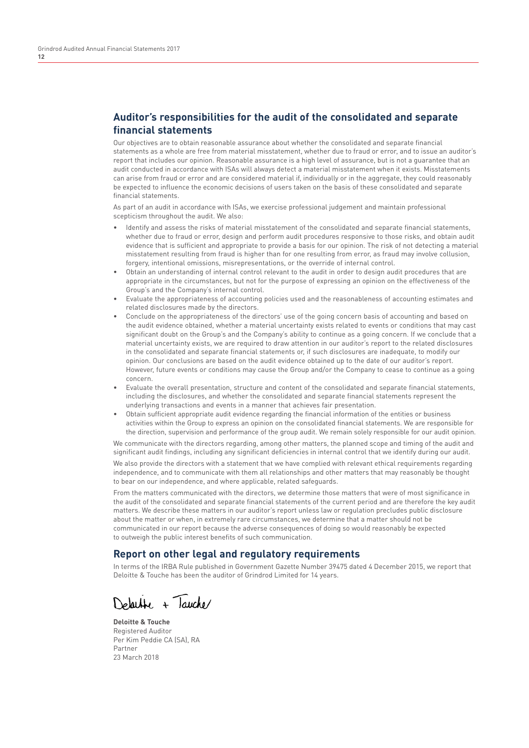## Auditor's responsibilities for the audit of the consolidated and separate financial statements

Our objectives are to obtain reasonable assurance about whether the consolidated and separate financial statements as a whole are free from material misstatement, whether due to fraud or error, and to issue an auditor's report that includes our opinion. Reasonable assurance is a high level of assurance, but is not a guarantee that an audit conducted in accordance with ISAs will always detect a material misstatement when it exists. Misstatements can arise from fraud or error and are considered material if, individually or in the aggregate, they could reasonably be expected to influence the economic decisions of users taken on the basis of these consolidated and separate financial statements.

As part of an audit in accordance with ISAs, we exercise professional judgement and maintain professional scepticism throughout the audit. We also:

- Identify and assess the risks of material misstatement of the consolidated and separate financial statements, whether due to fraud or error, design and perform audit procedures responsive to those risks, and obtain audit evidence that is sufficient and appropriate to provide a basis for our opinion. The risk of not detecting a material misstatement resulting from fraud is higher than for one resulting from error, as fraud may involve collusion, forgery, intentional omissions, misrepresentations, or the override of internal control.
- Obtain an understanding of internal control relevant to the audit in order to design audit procedures that are appropriate in the circumstances, but not for the purpose of expressing an opinion on the effectiveness of the Group's and the Company's internal control.
- Evaluate the appropriateness of accounting policies used and the reasonableness of accounting estimates and related disclosures made by the directors.
- Conclude on the appropriateness of the directors' use of the going concern basis of accounting and based on the audit evidence obtained, whether a material uncertainty exists related to events or conditions that may cast significant doubt on the Group's and the Company's ability to continue as a going concern. If we conclude that a material uncertainty exists, we are required to draw attention in our auditor's report to the related disclosures in the consolidated and separate financial statements or, if such disclosures are inadequate, to modify our opinion. Our conclusions are based on the audit evidence obtained up to the date of our auditor's report. However, future events or conditions may cause the Group and/or the Company to cease to continue as a going concern.
- Evaluate the overall presentation, structure and content of the consolidated and separate financial statements, including the disclosures, and whether the consolidated and separate financial statements represent the underlying transactions and events in a manner that achieves fair presentation.
- Obtain sufficient appropriate audit evidence regarding the financial information of the entities or business activities within the Group to express an opinion on the consolidated financial statements. We are responsible for the direction, supervision and performance of the group audit. We remain solely responsible for our audit opinion.

We communicate with the directors regarding, among other matters, the planned scope and timing of the audit and significant audit findings, including any significant deficiencies in internal control that we identify during our audit.

We also provide the directors with a statement that we have complied with relevant ethical requirements regarding independence, and to communicate with them all relationships and other matters that may reasonably be thought to bear on our independence, and where applicable, related safeguards.

From the matters communicated with the directors, we determine those matters that were of most significance in the audit of the consolidated and separate financial statements of the current period and are therefore the key audit matters. We describe these matters in our auditor's report unless law or regulation precludes public disclosure about the matter or when, in extremely rare circumstances, we determine that a matter should not be communicated in our report because the adverse consequences of doing so would reasonably be expected to outweigh the public interest benefits of such communication.

## Report on other legal and regulatory requirements

In terms of the IRBA Rule published in Government Gazette Number 39475 dated 4 December 2015, we report that Deloitte & Touche has been the auditor of Grindrod Limited for 14 years.

Deloitte + Touche

**Deloitte & Touche**
Registered Auditor
Per Kim Peddie CA (SA), RA
Partner
23 March 2018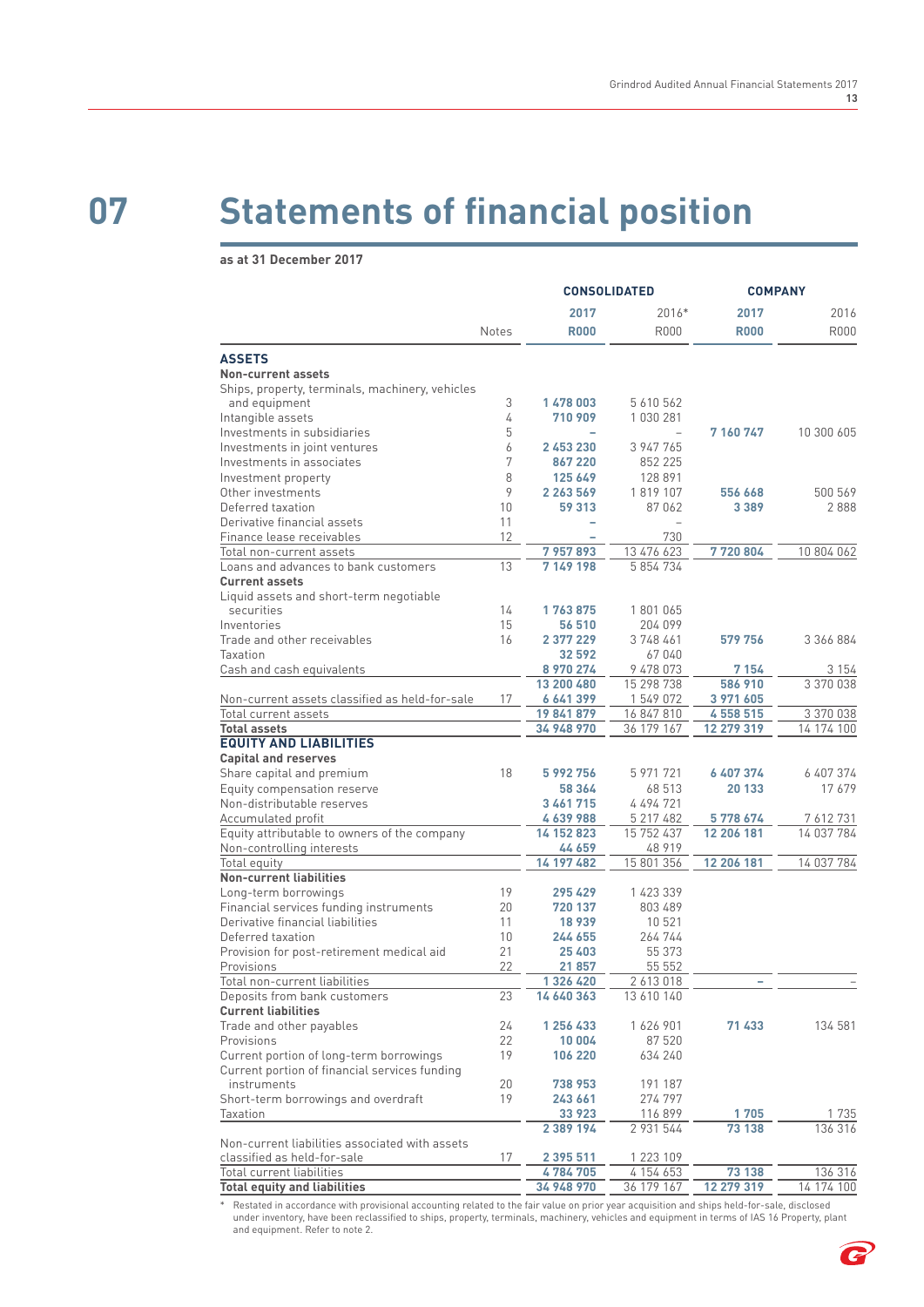# 07 Statements of financial position

**as at 31 December 2017**

| | Notes | CONSOLIDATED | | COMPANY | |
|---|---|---|---|---|---|
| | | **2017** | 2016* | **2017** | 2016 |
| | | **R000** | R000 | **R000** | R000 |
| **ASSETS** | | | | | |
| **Non-current assets** | | | | | |
| Ships, property, terminals, machinery, vehicles and equipment | 3 | **1 478 003** | 5 610 562 | | |
| Intangible assets | 4 | **710 909** | 1 030 281 | | |
| Investments in subsidiaries | 5 | **–** | – | **7 160 747** | 10 300 605 |
| Investments in joint ventures | 6 | **2 453 230** | 3 947 765 | | |
| Investments in associates | 7 | **867 220** | 852 225 | | |
| Investment property | 8 | **125 649** | 128 891 | | |
| Other investments | 9 | **2 263 569** | 1 819 107 | **556 668** | 500 569 |
| Deferred taxation | 10 | **59 313** | 87 062 | **3 389** | 2 888 |
| Derivative financial assets | 11 | **–** | – | | |
| Finance lease receivables | 12 | **–** | 730 | | |
| Total non-current assets | | **7 957 893** | 13 476 623 | **7 720 804** | 10 804 062 |
| Loans and advances to bank customers | 13 | **7 149 198** | 5 854 734 | | |
| **Current assets** | | | | | |
| Liquid assets and short-term negotiable securities | 14 | **1 763 875** | 1 801 065 | | |
| Inventories | 15 | **56 510** | 204 099 | | |
| Trade and other receivables | 16 | **2 377 229** | 3 748 461 | **579 756** | 3 366 884 |
| Taxation | | **32 592** | 67 040 | | |
| Cash and cash equivalents | | **8 970 274** | 9 478 073 | **7 154** | 3 154 |
| | | **13 200 480** | 15 298 738 | **586 910** | 3 370 038 |
| Non-current assets classified as held-for-sale | 17 | **6 641 399** | 1 549 072 | **3 971 605** | |
| Total current assets | | **19 841 879** | 16 847 810 | **4 558 515** | 3 370 038 |
| **Total assets** | | **34 948 970** | 36 179 167 | **12 279 319** | 14 174 100 |
| **EQUITY AND LIABILITIES** | | | | | |
| **Capital and reserves** | | | | | |
| Share capital and premium | 18 | **5 992 756** | 5 971 721 | **6 407 374** | 6 407 374 |
| Equity compensation reserve | | **58 364** | 68 513 | **20 133** | 17 679 |
| Non-distributable reserves | | **3 461 715** | 4 494 721 | | |
| Accumulated profit | | **4 639 988** | 5 217 482 | **5 778 674** | 7 612 731 |
| Equity attributable to owners of the company | | **14 152 823** | 15 752 437 | **12 206 181** | 14 037 784 |
| Non-controlling interests | | **44 659** | 48 919 | | |
| Total equity | | **14 197 482** | 15 801 356 | **12 206 181** | 14 037 784 |
| **Non-current liabilities** | | | | | |
| Long-term borrowings | 19 | **295 429** | 1 423 339 | | |
| Financial services funding instruments | 20 | **720 137** | 803 489 | | |
| Derivative financial liabilities | 11 | **18 939** | 10 521 | | |
| Deferred taxation | 10 | **244 655** | 264 744 | | |
| Provision for post-retirement medical aid | 21 | **25 403** | 55 373 | | |
| Provisions | 22 | **21 857** | 55 552 | | |
| Total non-current liabilities | | **1 326 420** | 2 613 018 | **–** | – |
| Deposits from bank customers | 23 | **14 640 363** | 13 610 140 | | |
| **Current liabilities** | | | | | |
| Trade and other payables | 24 | **1 256 433** | 1 626 901 | **71 433** | 134 581 |
| Provisions | 22 | **10 004** | 87 520 | | |
| Current portion of long-term borrowings | 19 | **106 220** | 634 240 | | |
| Current portion of financial services funding instruments | 20 | **738 953** | 191 187 | | |
| Short-term borrowings and overdraft | 19 | **243 661** | 274 797 | | |
| Taxation | | **33 923** | 116 899 | **1 705** | 1 735 |
| | | **2 389 194** | 2 931 544 | **73 138** | 136 316 |
| Non-current liabilities associated with assets classified as held-for-sale | 17 | **2 395 511** | 1 223 109 | | |
| Total current liabilities | | **4 784 705** | 4 154 653 | **73 138** | 136 316 |
| **Total equity and liabilities** | | **34 948 970** | 36 179 167 | **12 279 319** | 14 174 100 |

\* Restated in accordance with provisional accounting related to the fair value on prior year acquisition and ships held-for-sale, disclosed under inventory, have been reclassified to ships, property, terminals, machinery, vehicles and equipment in terms of IAS 16 Property, plant and equipment. Refer to note 2.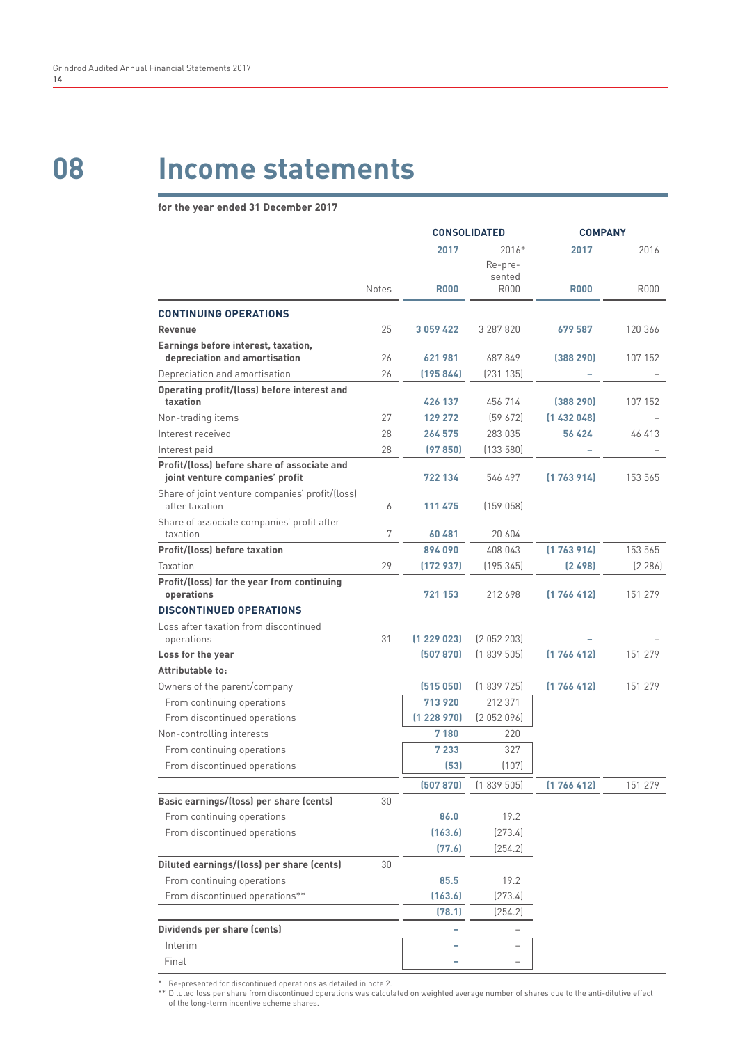# 08 Income statements

**for the year ended 31 December 2017**

| | | CONSOLIDATED | | COMPANY | |
|---|---|---|---|---|---|
| | | **2017** | 2016* Re-presented | **2017** | 2016 |
| | Notes | **R000** | R000 | **R000** | R000 |
| **CONTINUING OPERATIONS** | | | | | |
| **Revenue** | 25 | **3 059 422** | 3 287 820 | **679 587** | 120 366 |
| **Earnings before interest, taxation, depreciation and amortisation** | 26 | **621 981** | 687 849 | **(388 290)** | 107 152 |
| Depreciation and amortisation | 26 | **(195 844)** | (231 135) | **–** | – |
| **Operating profit/(loss) before interest and taxation** | | **426 137** | 456 714 | **(388 290)** | 107 152 |
| Non-trading items | 27 | **129 272** | (59 672) | **(1 432 048)** | – |
| Interest received | 28 | **264 575** | 283 035 | **56 424** | 46 413 |
| Interest paid | 28 | **(97 850)** | (133 580) | **–** | – |
| **Profit/(loss) before share of associate and joint venture companies' profit** | | **722 134** | 546 497 | **(1 763 914)** | 153 565 |
| Share of joint venture companies' profit/(loss) after taxation | 6 | **111 475** | (159 058) | | |
| Share of associate companies' profit after taxation | 7 | **60 481** | 20 604 | | |
| **Profit/(loss) before taxation** | | **894 090** | 408 043 | **(1 763 914)** | 153 565 |
| Taxation | 29 | **(172 937)** | (195 345) | **(2 498)** | (2 286) |
| **Profit/(loss) for the year from continuing operations** | | **721 153** | 212 698 | **(1 766 412)** | 151 279 |
| **DISCONTINUED OPERATIONS** | | | | | |
| Loss after taxation from discontinued operations | 31 | **(1 229 023)** | (2 052 203) | **–** | – |
| **Loss for the year** | | **(507 870)** | (1 839 505) | **(1 766 412)** | 151 279 |
| **Attributable to:** | | | | | |
| Owners of the parent/company | | **(515 050)** | (1 839 725) | **(1 766 412)** | 151 279 |
| From continuing operations | | **713 920** | 212 371 | | |
| From discontinued operations | | **(1 228 970)** | (2 052 096) | | |
| Non-controlling interests | | **7 180** | 220 | | |
| From continuing operations | | **7 233** | 327 | | |
| From discontinued operations | | **(53)** | (107) | | |
| | | **(507 870)** | (1 839 505) | **(1 766 412)** | 151 279 |
| **Basic earnings/(loss) per share (cents)** | 30 | | | | |
| From continuing operations | | **86.0** | 19.2 | | |
| From discontinued operations | | **(163.6)** | (273.4) | | |
| | | **(77.6)** | (254.2) | | |
| **Diluted earnings/(loss) per share (cents)** | 30 | | | | |
| From continuing operations | | **85.5** | 19.2 | | |
| From discontinued operations** | | **(163.6)** | (273.4) | | |
| | | **(78.1)** | (254.2) | | |
| **Dividends per share (cents)** | | **–** | – | | |
| Interim | | **–** | – | | |
| Final | | **–** | – | | |

\* Re-presented for discontinued operations as detailed in note 2.

** Diluted loss per share from discontinued operations was calculated on weighted average number of shares due to the anti-dilutive effect of the long-term incentive scheme shares.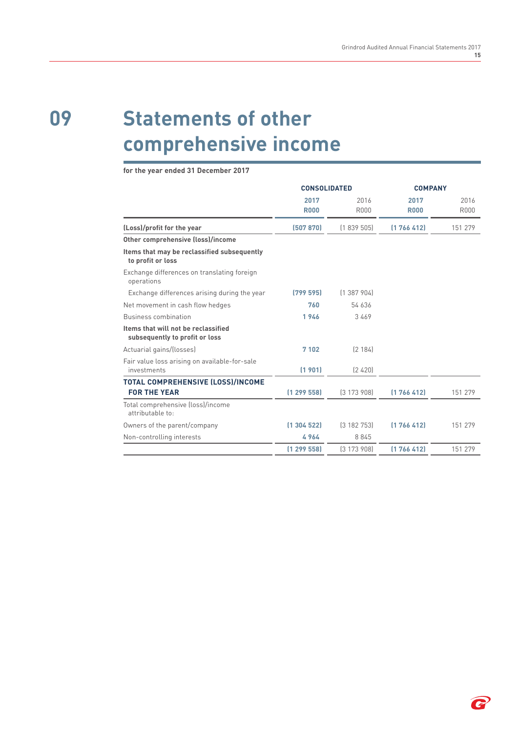# 09 Statements of other comprehensive income

**for the year ended 31 December 2017**

| | CONSOLIDATED | | COMPANY | |
|---|---|---|---|---|
| | **2017 R000** | 2016 R000 | **2017 R000** | 2016 R000 |
| **(Loss)/profit for the year** | **(507 870)** | (1 839 505) | **(1 766 412)** | 151 279 |
| **Other comprehensive (loss)/income** | | | | |
| **Items that may be reclassified subsequently to profit or loss** | | | | |
| Exchange differences on translating foreign operations | | | | |
| Exchange differences arising during the year | **(799 595)** | (1 387 904) | | |
| Net movement in cash flow hedges | **760** | 54 636 | | |
| Business combination | **1 946** | 3 469 | | |
| **Items that will not be reclassified subsequently to profit or loss** | | | | |
| Actuarial gains/(losses) | **7 102** | (2 184) | | |
| Fair value loss arising on available-for-sale investments | **(1 901)** | (2 420) | | |
| **TOTAL COMPREHENSIVE (LOSS)/INCOME FOR THE YEAR** | **(1 299 558)** | (3 173 908) | **(1 766 412)** | 151 279 |
| Total comprehensive (loss)/income attributable to: | | | | |
| Owners of the parent/company | **(1 304 522)** | (3 182 753) | **(1 766 412)** | 151 279 |
| Non-controlling interests | **4 964** | 8 845 | | |
| | **(1 299 558)** | (3 173 908) | **(1 766 412)** | 151 279 |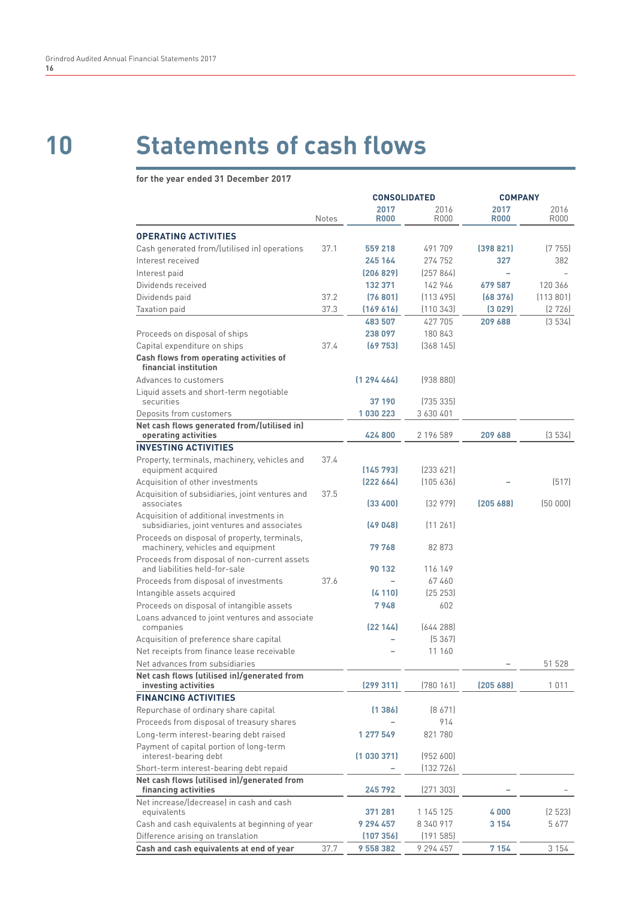# 10 Statements of cash flows

**for the year ended 31 December 2017**

| | Notes | CONSOLIDATED | | COMPANY | |
|---|---|---|---|---|---|
| | | **2017 R000** | 2016 R000 | **2017 R000** | 2016 R000 |
| **OPERATING ACTIVITIES** | | | | | |
| Cash generated from/(utilised in) operations | 37.1 | **559 218** | 491 709 | **(398 821)** | (7 755) |
| Interest received | | **245 164** | 274 752 | **327** | 382 |
| Interest paid | | **(206 829)** | (257 864) | **–** | – |
| Dividends received | | **132 371** | 142 946 | **679 587** | 120 366 |
| Dividends paid | 37.2 | **(76 801)** | (113 495) | **(68 376)** | (113 801) |
| Taxation paid | 37.3 | **(169 616)** | (110 343) | **(3 029)** | (2 726) |
| | | **483 507** | 427 705 | **209 688** | (3 534) |
| Proceeds on disposal of ships | | **238 097** | 180 843 | | |
| Capital expenditure on ships | 37.4 | **(69 753)** | (368 145) | | |
| **Cash flows from operating activities of financial institution** | | | | | |
| Advances to customers | | **(1 294 464)** | (938 880) | | |
| Liquid assets and short-term negotiable securities | | **37 190** | (735 335) | | |
| Deposits from customers | | **1 030 223** | 3 630 401 | | |
| **Net cash flows generated from/(utilised in) operating activities** | | **424 800** | 2 196 589 | **209 688** | (3 534) |
| **INVESTING ACTIVITIES** | | | | | |
| Property, terminals, machinery, vehicles and equipment acquired | 37.4 | **(145 793)** | (233 621) | | |
| Acquisition of other investments | | **(222 664)** | (105 636) | **–** | (517) |
| Acquisition of subsidiaries, joint ventures and associates | 37.5 | **(33 400)** | (32 979) | **(205 688)** | (50 000) |
| Acquisition of additional investments in subsidiaries, joint ventures and associates | | **(49 048)** | (11 261) | | |
| Proceeds on disposal of property, terminals, machinery, vehicles and equipment | | **79 768** | 82 873 | | |
| Proceeds from disposal of non-current assets and liabilities held-for-sale | | **90 132** | 116 149 | | |
| Proceeds from disposal of investments | 37.6 | **–** | 67 460 | | |
| Intangible assets acquired | | **(4 110)** | (25 253) | | |
| Proceeds on disposal of intangible assets | | **7 948** | 602 | | |
| Loans advanced to joint ventures and associate companies | | **(22 144)** | (644 288) | | |
| Acquisition of preference share capital | | **–** | (5 367) | | |
| Net receipts from finance lease receivable | | **–** | 11 160 | | |
| Net advances from subsidiaries | | | | **–** | 51 528 |
| **Net cash flows (utilised in)/generated from investing activities** | | **(299 311)** | (780 161) | **(205 688)** | 1 011 |
| **FINANCING ACTIVITIES** | | | | | |
| Repurchase of ordinary share capital | | **(1 386)** | (8 671) | | |
| Proceeds from disposal of treasury shares | | **–** | 914 | | |
| Long-term interest-bearing debt raised | | **1 277 549** | 821 780 | | |
| Payment of capital portion of long-term interest-bearing debt | | **(1 030 371)** | (952 600) | | |
| Short-term interest-bearing debt repaid | | **–** | (132 726) | | |
| **Net cash flows (utilised in)/generated from financing activities** | | **245 792** | (271 303) | **–** | – |
| Net increase/(decrease) in cash and cash equivalents | | **371 281** | 1 145 125 | **4 000** | (2 523) |
| Cash and cash equivalents at beginning of year | | **9 294 457** | 8 340 917 | **3 154** | 5 677 |
| Difference arising on translation | | **(107 356)** | (191 585) | | |
| **Cash and cash equivalents at end of year** | 37.7 | **9 558 382** | 9 294 457 | **7 154** | 3 154 |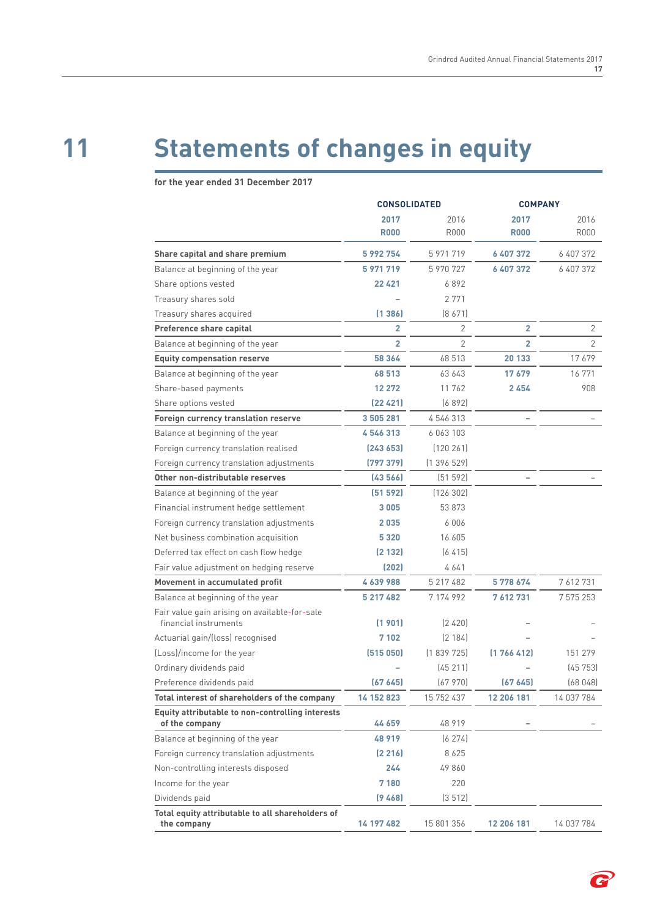# 11 Statements of changes in equity

**for the year ended 31 December 2017**

| | CONSOLIDATED | | COMPANY | |
|---|---|---|---|---|
| | **2017 R000** | 2016 R000 | **2017 R000** | 2016 R000 |
| **Share capital and share premium** | **5 992 754** | 5 971 719 | **6 407 372** | 6 407 372 |
| Balance at beginning of the year | **5 971 719** | 5 970 727 | **6 407 372** | 6 407 372 |
| Share options vested | **22 421** | 6 892 | | |
| Treasury shares sold | **–** | 2 771 | | |
| Treasury shares acquired | **(1 386)** | (8 671) | | |
| **Preference share capital** | **2** | 2 | **2** | 2 |
| Balance at beginning of the year | **2** | 2 | **2** | 2 |
| **Equity compensation reserve** | **58 364** | 68 513 | **20 133** | 17 679 |
| Balance at beginning of the year | **68 513** | 63 643 | **17 679** | 16 771 |
| Share-based payments | **12 272** | 11 762 | **2 454** | 908 |
| Share options vested | **(22 421)** | (6 892) | | |
| **Foreign currency translation reserve** | **3 505 281** | 4 546 313 | **–** | – |
| Balance at beginning of the year | **4 546 313** | 6 063 103 | | |
| Foreign currency translation realised | **(243 653)** | (120 261) | | |
| Foreign currency translation adjustments | **(797 379)** | (1 396 529) | | |
| **Other non-distributable reserves** | **(43 566)** | (51 592) | **–** | – |
| Balance at beginning of the year | **(51 592)** | (126 302) | | |
| Financial instrument hedge settlement | **3 005** | 53 873 | | |
| Foreign currency translation adjustments | **2 035** | 6 006 | | |
| Net business combination acquisition | **5 320** | 16 605 | | |
| Deferred tax effect on cash flow hedge | **(2 132)** | (6 415) | | |
| Fair value adjustment on hedging reserve | **(202)** | 4 641 | | |
| **Movement in accumulated profit** | **4 639 988** | 5 217 482 | **5 778 674** | 7 612 731 |
| Balance at beginning of the year | **5 217 482** | 7 174 992 | **7 612 731** | 7 575 253 |
| Fair value gain arising on available-for-sale financial instruments | **(1 901)** | (2 420) | **–** | – |
| Actuarial gain/(loss) recognised | **7 102** | (2 184) | **–** | – |
| (Loss)/income for the year | **(515 050)** | (1 839 725) | **(1 766 412)** | 151 279 |
| Ordinary dividends paid | **–** | (45 211) | **–** | (45 753) |
| Preference dividends paid | **(67 645)** | (67 970) | **(67 645)** | (68 048) |
| **Total interest of shareholders of the company** | **14 152 823** | 15 752 437 | **12 206 181** | 14 037 784 |
| **Equity attributable to non-controlling interests of the company** | **44 659** | 48 919 | **–** | – |
| Balance at beginning of the year | **48 919** | (6 274) | | |
| Foreign currency translation adjustments | **(2 216)** | 8 625 | | |
| Non-controlling interests disposed | **244** | 49 860 | | |
| Income for the year | **7 180** | 220 | | |
| Dividends paid | **(9 468)** | (3 512) | | |
| **Total equity attributable to all shareholders of the company** | **14 197 482** | 15 801 356 | **12 206 181** | 14 037 784 |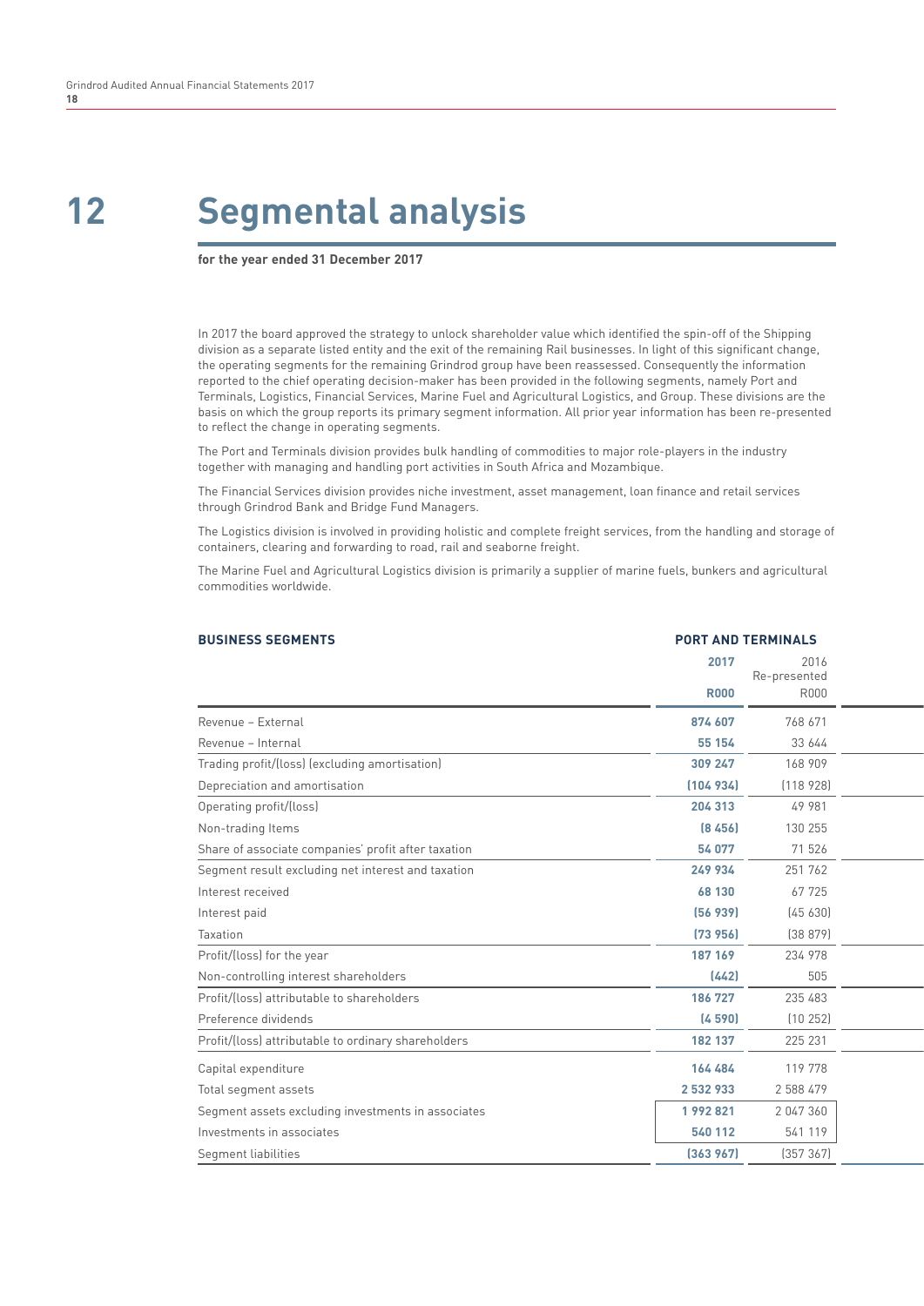# 12 Segmental analysis

**for the year ended 31 December 2017**

In 2017 the board approved the strategy to unlock shareholder value which identified the spin-off of the Shipping division as a separate listed entity and the exit of the remaining Rail businesses. In light of this significant change, the operating segments for the remaining Grindrod group have been reassessed. Consequently the information reported to the chief operating decision-maker has been provided in the following segments, namely Port and Terminals, Logistics, Financial Services, Marine Fuel and Agricultural Logistics, and Group. These divisions are the basis on which the group reports its primary segment information. All prior year information has been re-presented to reflect the change in operating segments.

The Port and Terminals division provides bulk handling of commodities to major role-players in the industry together with managing and handling port activities in South Africa and Mozambique.

The Financial Services division provides niche investment, asset management, loan finance and retail services through Grindrod Bank and Bridge Fund Managers.

The Logistics division is involved in providing holistic and complete freight services, from the handling and storage of containers, clearing and forwarding to road, rail and seaborne freight.

The Marine Fuel and Agricultural Logistics division is primarily a supplier of marine fuels, bunkers and agricultural commodities worldwide.

| BUSINESS SEGMENTS | PORT AND TERMINALS | |
|---|---|---|
| | **2017** | 2016 Re-presented |
| | **R000** | R000 |
| Revenue – External | **874 607** | 768 671 |
| Revenue – Internal | **55 154** | 33 644 |
| Trading profit/(loss) (excluding amortisation) | **309 247** | 168 909 |
| Depreciation and amortisation | **(104 934)** | (118 928) |
| Operating profit/(loss) | **204 313** | 49 981 |
| Non-trading Items | **(8 456)** | 130 255 |
| Share of associate companies' profit after taxation | **54 077** | 71 526 |
| Segment result excluding net interest and taxation | **249 934** | 251 762 |
| Interest received | **68 130** | 67 725 |
| Interest paid | **(56 939)** | (45 630) |
| Taxation | **(73 956)** | (38 879) |
| Profit/(loss) for the year | **187 169** | 234 978 |
| Non-controlling interest shareholders | **(442)** | 505 |
| Profit/(loss) attributable to shareholders | **186 727** | 235 483 |
| Preference dividends | **(4 590)** | (10 252) |
| Profit/(loss) attributable to ordinary shareholders | **182 137** | 225 231 |
| Capital expenditure | **164 484** | 119 778 |
| Total segment assets | **2 532 933** | 2 588 479 |
| Segment assets excluding investments in associates | **1 992 821** | 2 047 360 |
| Investments in associates | **540 112** | 541 119 |
| Segment liabilities | **(363 967)** | (357 367) |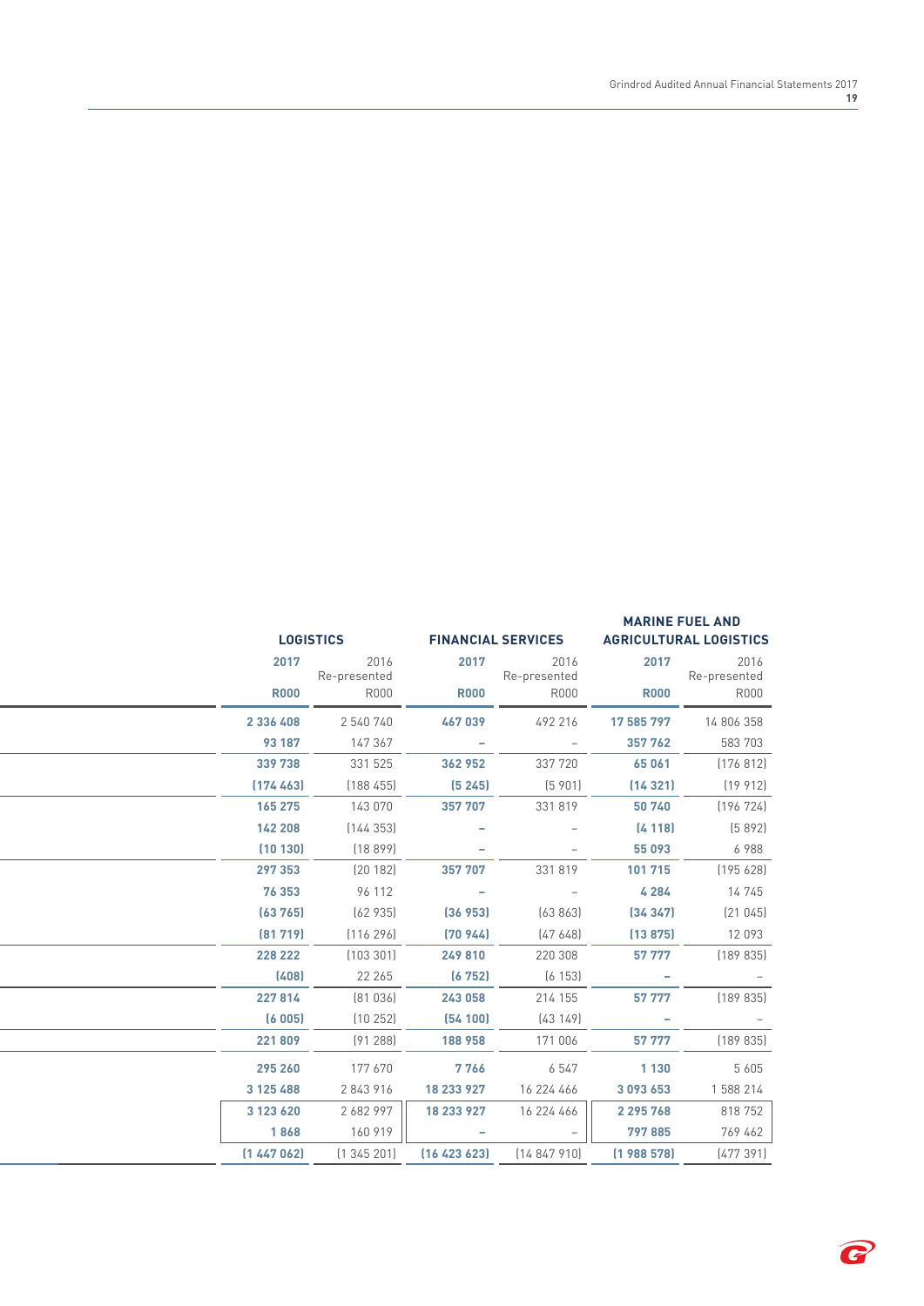| LOGISTICS | | FINANCIAL SERVICES | | MARINE FUEL AND AGRICULTURAL LOGISTICS | |
|---|---|---|---|---|---|
| 2017 | 2016 Re-presented | 2017 | 2016 Re-presented | 2017 | 2016 Re-presented |
| R000 | R000 | R000 | R000 | R000 | R000 |
| 2 336 408 | 2 540 740 | 467 039 | 492 216 | 17 585 797 | 14 806 358 |
| 93 187 | 147 367 | – | – | 357 762 | 583 703 |
| 339 738 | 331 525 | 362 952 | 337 720 | 65 061 | (176 812) |
| (174 463) | (188 455) | (5 245) | (5 901) | (14 321) | (19 912) |
| 165 275 | 143 070 | 357 707 | 331 819 | 50 740 | (196 724) |
| 142 208 | (144 353) | – | – | (4 118) | (5 892) |
| (10 130) | (18 899) | – | – | 55 093 | 6 988 |
| 297 353 | (20 182) | 357 707 | 331 819 | 101 715 | (195 628) |
| 76 353 | 96 112 | – | – | 4 284 | 14 745 |
| (63 765) | (62 935) | (36 953) | (63 863) | (34 347) | (21 045) |
| (81 719) | (116 296) | (70 944) | (47 648) | (13 875) | 12 093 |
| 228 222 | (103 301) | 249 810 | 220 308 | 57 777 | (189 835) |
| (408) | 22 265 | (6 752) | (6 153) | – | – |
| 227 814 | (81 036) | 243 058 | 214 155 | 57 777 | (189 835) |
| (6 005) | (10 252) | (54 100) | (43 149) | – | – |
| 221 809 | (91 288) | 188 958 | 171 006 | 57 777 | (189 835) |
| 295 260 | 177 670 | 7 766 | 6 547 | 1 130 | 5 605 |
| 3 125 488 | 2 843 916 | 18 233 927 | 16 224 466 | 3 093 653 | 1 588 214 |
| 3 123 620 | 2 682 997 | 18 233 927 | 16 224 466 | 2 295 768 | 818 752 |
| 1 868 | 160 919 | – | – | 797 885 | 769 462 |
| (1 447 062) | (1 345 201) | (16 423 623) | (14 847 910) | (1 988 578) | (477 391) |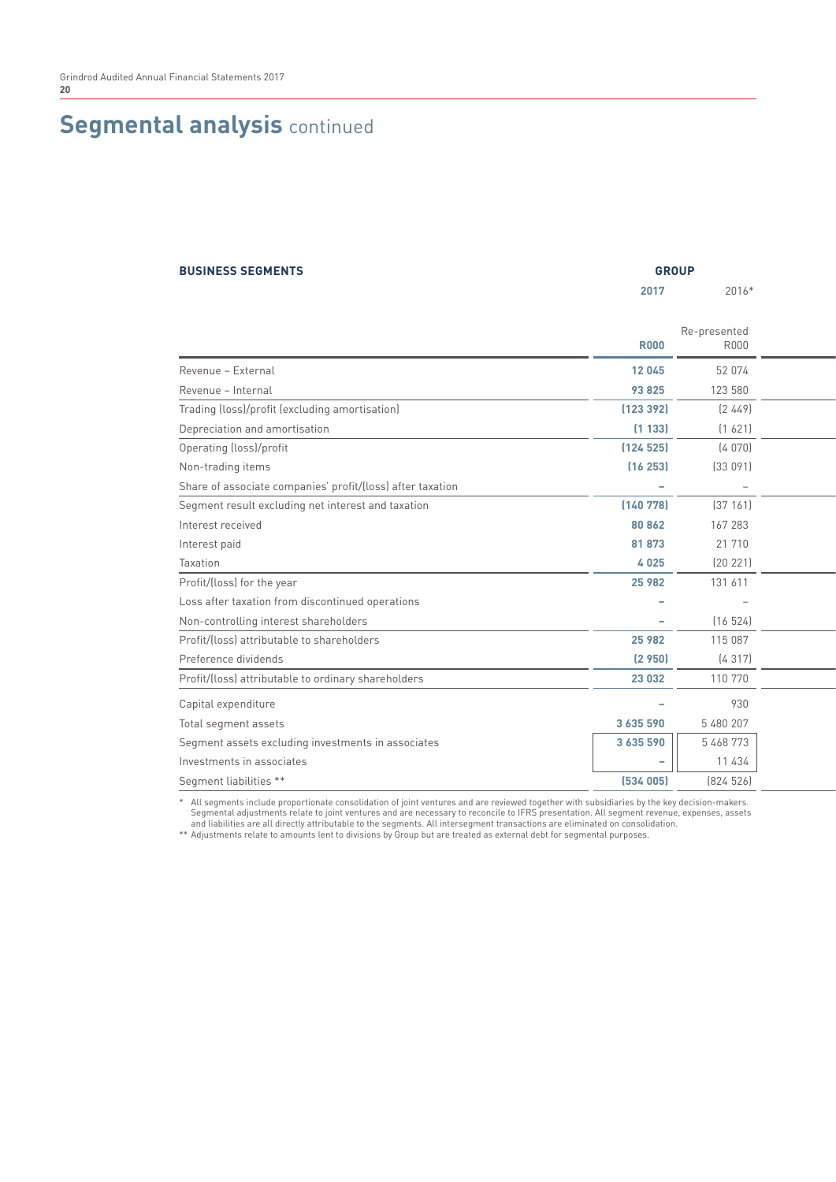# Segmental analysis continued

| BUSINESS SEGMENTS | GROUP | |
|---|---|---|
| | 2017 | 2016* |
| | R000 | Re-presented R000 |
| Revenue – External | 12 045 | 52 074 |
| Revenue – Internal | 93 825 | 123 580 |
| Trading (loss)/profit (excluding amortisation) | (123 392) | (2 449) |
| Depreciation and amortisation | (1 133) | (1 621) |
| Operating (loss)/profit | (124 525) | (4 070) |
| Non-trading items | (16 253) | (33 091) |
| Share of associate companies' profit/(loss) after taxation | – | – |
| Segment result excluding net interest and taxation | (140 778) | (37 161) |
| Interest received | 80 862 | 167 283 |
| Interest paid | 81 873 | 21 710 |
| Taxation | 4 025 | (20 221) |
| Profit/(loss) for the year | 25 982 | 131 611 |
| Loss after taxation from discontinued operations | – | – |
| Non-controlling interest shareholders | – | (16 524) |
| Profit/(loss) attributable to shareholders | 25 982 | 115 087 |
| Preference dividends | (2 950) | (4 317) |
| Profit/(loss) attributable to ordinary shareholders | 23 032 | 110 770 |
| Capital expenditure | – | 930 |
| Total segment assets | 3 635 590 | 5 480 207 |
| Segment assets excluding investments in associates | 3 635 590 | 5 468 773 |
| Investments in associates | – | 11 434 |
| Segment liabilities ** | (534 005) | (824 526) |

\* All segments include proportionate consolidation of joint ventures and are reviewed together with subsidiaries by the key decision-makers. Segmental adjustments relate to joint ventures and are necessary to reconcile to IFRS presentation. All segment revenue, expenses, assets and liabilities are all directly attributable to the segments. All intersegment transactions are eliminated on consolidation.

\*\* Adjustments relate to amounts lent to divisions by Group but are treated as external debt for segmental purposes.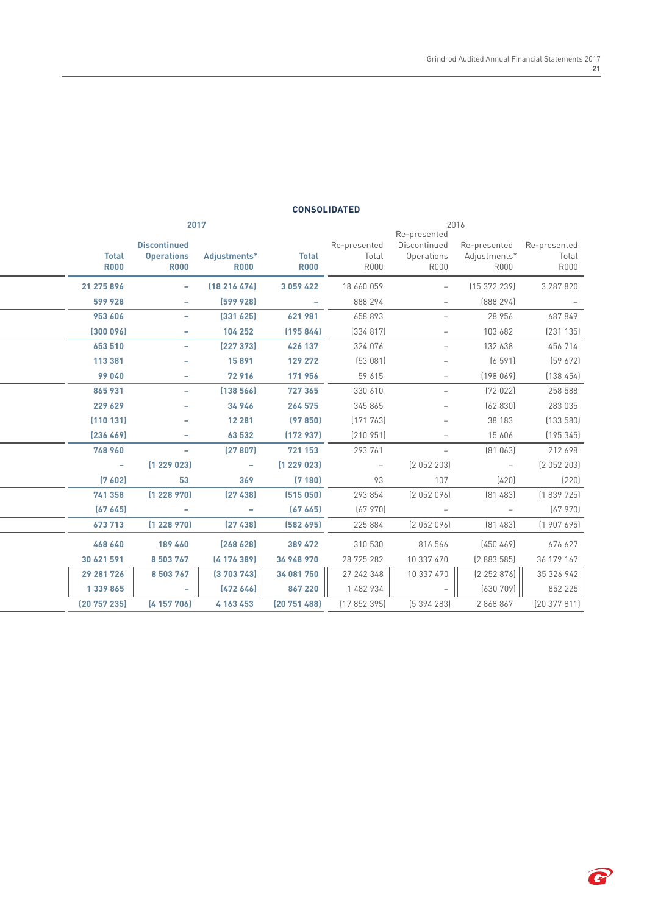## CONSOLIDATED

| 2017 | | | | 2016 | | | |
|---|---|---|---|---|---|---|---|
| Total R000 | Discontinued Operations R000 | Adjustments* R000 | Total R000 | Re-presented Total R000 | Re-presented Discontinued Operations R000 | Re-presented Adjustments* R000 | Re-presented Total R000 |
| 21 275 896 | – | (18 216 474) | 3 059 422 | 18 660 059 | – | (15 372 239) | 3 287 820 |
| 599 928 | – | (599 928) | – | 888 294 | – | (888 294) | – |
| 953 606 | – | (331 625) | 621 981 | 658 893 | – | 28 956 | 687 849 |
| (300 096) | – | 104 252 | (195 844) | (334 817) | – | 103 682 | (231 135) |
| 653 510 | – | (227 373) | 426 137 | 324 076 | – | 132 638 | 456 714 |
| 113 381 | – | 15 891 | 129 272 | (53 081) | – | (6 591) | (59 672) |
| 99 040 | – | 72 916 | 171 956 | 59 615 | – | (198 069) | (138 454) |
| 865 931 | – | (138 566) | 727 365 | 330 610 | – | (72 022) | 258 588 |
| 229 629 | – | 34 946 | 264 575 | 345 865 | – | (62 830) | 283 035 |
| (110 131) | – | 12 281 | (97 850) | (171 763) | – | 38 183 | (133 580) |
| (236 469) | – | 63 532 | (172 937) | (210 951) | – | 15 606 | (195 345) |
| 748 960 | – | (27 807) | 721 153 | 293 761 | – | (81 063) | 212 698 |
| – | (1 229 023) | – | (1 229 023) | – | (2 052 203) | – | (2 052 203) |
| (7 602) | 53 | 369 | (7 180) | 93 | 107 | (420) | (220) |
| 741 358 | (1 228 970) | (27 438) | (515 050) | 293 854 | (2 052 096) | (81 483) | (1 839 725) |
| (67 645) | – | – | (67 645) | (67 970) | – | – | (67 970) |
| 673 713 | (1 228 970) | (27 438) | (582 695) | 225 884 | (2 052 096) | (81 483) | (1 907 695) |
| 468 640 | 189 460 | (268 628) | 389 472 | 310 530 | 816 566 | (450 469) | 676 627 |
| 30 621 591 | 8 503 767 | (4 176 389) | 34 948 970 | 28 725 282 | 10 337 470 | (2 883 585) | 36 179 167 |
| 29 281 726 | 8 503 767 | (3 703 743) | 34 081 750 | 27 242 348 | 10 337 470 | (2 252 876) | 35 326 942 |
| 1 339 865 | – | (472 646) | 867 220 | 1 482 934 | – | (630 709) | 852 225 |
| (20 757 235) | (4 157 706) | 4 163 453 | (20 751 488) | (17 852 395) | (5 394 283) | 2 868 867 | (20 377 811) |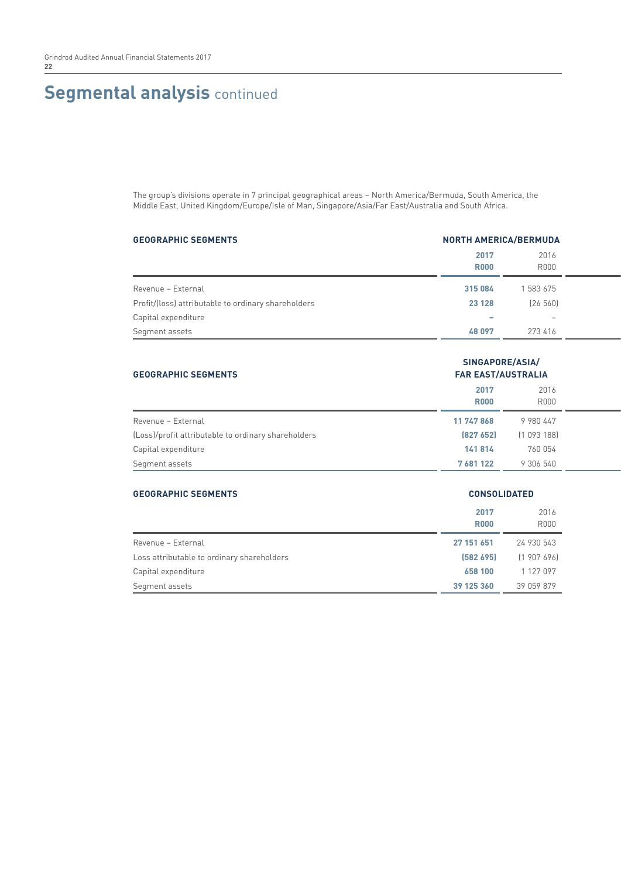# Segmental analysis continued

The group's divisions operate in 7 principal geographical areas – North America/Bermuda, South America, the Middle East, United Kingdom/Europe/Isle of Man, Singapore/Asia/Far East/Australia and South Africa.

| GEOGRAPHIC SEGMENTS | NORTH AMERICA/BERMUDA | |
|---|---|---|
| | **2017 R000** | 2016 R000 |
| Revenue – External | **315 084** | 1 583 675 |
| Profit/(loss) attributable to ordinary shareholders | **23 128** | (26 560) |
| Capital expenditure | **–** | – |
| Segment assets | **48 097** | 273 416 |

| GEOGRAPHIC SEGMENTS | SINGAPORE/ASIA/ FAR EAST/AUSTRALIA | |
|---|---|---|
| | **2017 R000** | 2016 R000 |
| Revenue – External | **11 747 868** | 9 980 447 |
| (Loss)/profit attributable to ordinary shareholders | **(827 652)** | (1 093 188) |
| Capital expenditure | **141 814** | 760 054 |
| Segment assets | **7 681 122** | 9 306 540 |

| GEOGRAPHIC SEGMENTS | CONSOLIDATED | |
|---|---|---|
| | **2017 R000** | 2016 R000 |
| Revenue – External | **27 151 651** | 24 930 543 |
| Loss attributable to ordinary shareholders | **(582 695)** | (1 907 696) |
| Capital expenditure | **658 100** | 1 127 097 |
| Segment assets | **39 125 360** | 39 059 879 |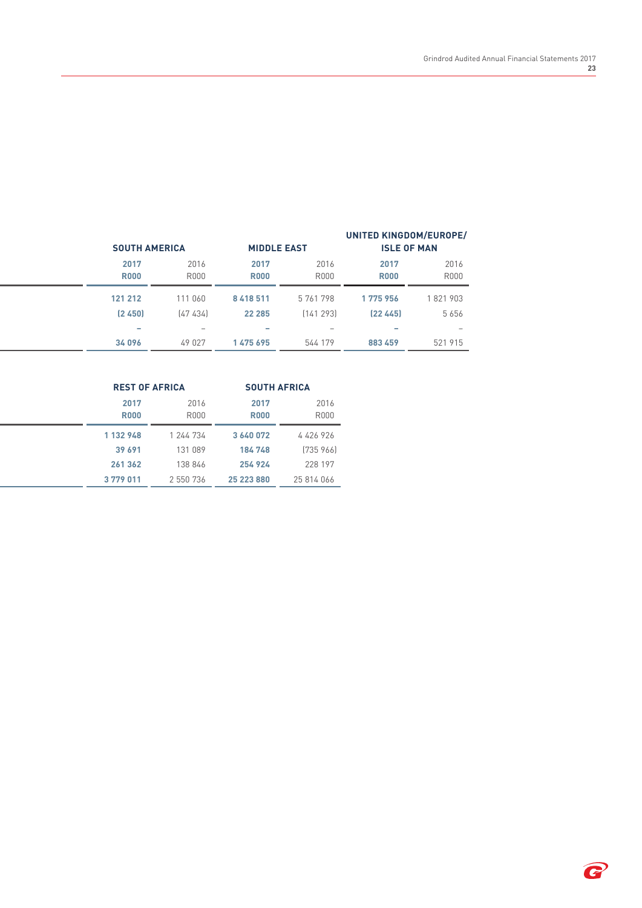| SOUTH AMERICA | | MIDDLE EAST | | UNITED KINGDOM/EUROPE/ ISLE OF MAN | |
|---|---|---|---|---|---|
| **2017 R000** | 2016 R000 | **2017 R000** | 2016 R000 | **2017 R000** | 2016 R000 |
| **121 212** | 111 060 | **8 418 511** | 5 761 798 | **1 775 956** | 1 821 903 |
| **(2 450)** | (47 434) | **22 285** | (141 293) | **(22 445)** | 5 656 |
| **–** | – | **–** | – | **–** | – |
| **34 096** | 49 027 | **1 475 695** | 544 179 | **883 459** | 521 915 |

| REST OF AFRICA | | SOUTH AFRICA | |
|---|---|---|---|
| **2017 R000** | 2016 R000 | **2017 R000** | 2016 R000 |
| **1 132 948** | 1 244 734 | **3 640 072** | 4 426 926 |
| **39 691** | 131 089 | **184 748** | (735 966) |
| **261 362** | 138 846 | **254 924** | 228 197 |
| **3 779 011** | 2 550 736 | **25 223 880** | 25 814 066 |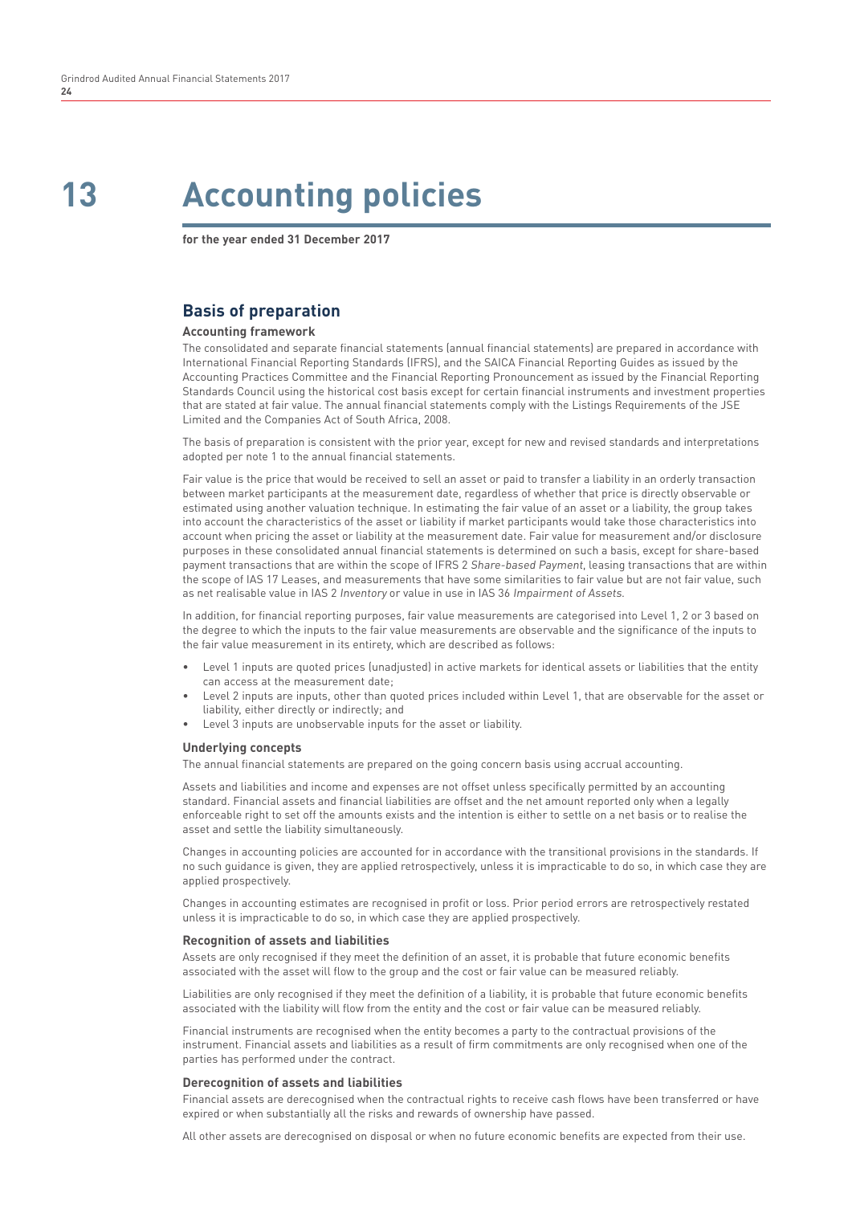# 13 Accounting policies

**for the year ended 31 December 2017**

## Basis of preparation

### Accounting framework

The consolidated and separate financial statements (annual financial statements) are prepared in accordance with International Financial Reporting Standards (IFRS), and the SAICA Financial Reporting Guides as issued by the Accounting Practices Committee and the Financial Reporting Pronouncement as issued by the Financial Reporting Standards Council using the historical cost basis except for certain financial instruments and investment properties that are stated at fair value. The annual financial statements comply with the Listings Requirements of the JSE Limited and the Companies Act of South Africa, 2008.

The basis of preparation is consistent with the prior year, except for new and revised standards and interpretations adopted per note 1 to the annual financial statements.

Fair value is the price that would be received to sell an asset or paid to transfer a liability in an orderly transaction between market participants at the measurement date, regardless of whether that price is directly observable or estimated using another valuation technique. In estimating the fair value of an asset or a liability, the group takes into account the characteristics of the asset or liability if market participants would take those characteristics into account when pricing the asset or liability at the measurement date. Fair value for measurement and/or disclosure purposes in these consolidated annual financial statements is determined on such a basis, except for share-based payment transactions that are within the scope of IFRS 2 *Share-based Payment*, leasing transactions that are within the scope of IAS 17 Leases, and measurements that have some similarities to fair value but are not fair value, such as net realisable value in IAS 2 *Inventory* or value in use in IAS 36 *Impairment of Assets.*

In addition, for financial reporting purposes, fair value measurements are categorised into Level 1, 2 or 3 based on the degree to which the inputs to the fair value measurements are observable and the significance of the inputs to the fair value measurement in its entirety, which are described as follows:

- Level 1 inputs are quoted prices (unadjusted) in active markets for identical assets or liabilities that the entity can access at the measurement date;
- Level 2 inputs are inputs, other than quoted prices included within Level 1, that are observable for the asset or liability, either directly or indirectly; and
- Level 3 inputs are unobservable inputs for the asset or liability.

### Underlying concepts

The annual financial statements are prepared on the going concern basis using accrual accounting.

Assets and liabilities and income and expenses are not offset unless specifically permitted by an accounting standard. Financial assets and financial liabilities are offset and the net amount reported only when a legally enforceable right to set off the amounts exists and the intention is either to settle on a net basis or to realise the asset and settle the liability simultaneously.

Changes in accounting policies are accounted for in accordance with the transitional provisions in the standards. If no such guidance is given, they are applied retrospectively, unless it is impracticable to do so, in which case they are applied prospectively.

Changes in accounting estimates are recognised in profit or loss. Prior period errors are retrospectively restated unless it is impracticable to do so, in which case they are applied prospectively.

### Recognition of assets and liabilities

Assets are only recognised if they meet the definition of an asset, it is probable that future economic benefits associated with the asset will flow to the group and the cost or fair value can be measured reliably.

Liabilities are only recognised if they meet the definition of a liability, it is probable that future economic benefits associated with the liability will flow from the entity and the cost or fair value can be measured reliably.

Financial instruments are recognised when the entity becomes a party to the contractual provisions of the instrument. Financial assets and liabilities as a result of firm commitments are only recognised when one of the parties has performed under the contract.

### Derecognition of assets and liabilities

Financial assets are derecognised when the contractual rights to receive cash flows have been transferred or have expired or when substantially all the risks and rewards of ownership have passed.

All other assets are derecognised on disposal or when no future economic benefits are expected from their use.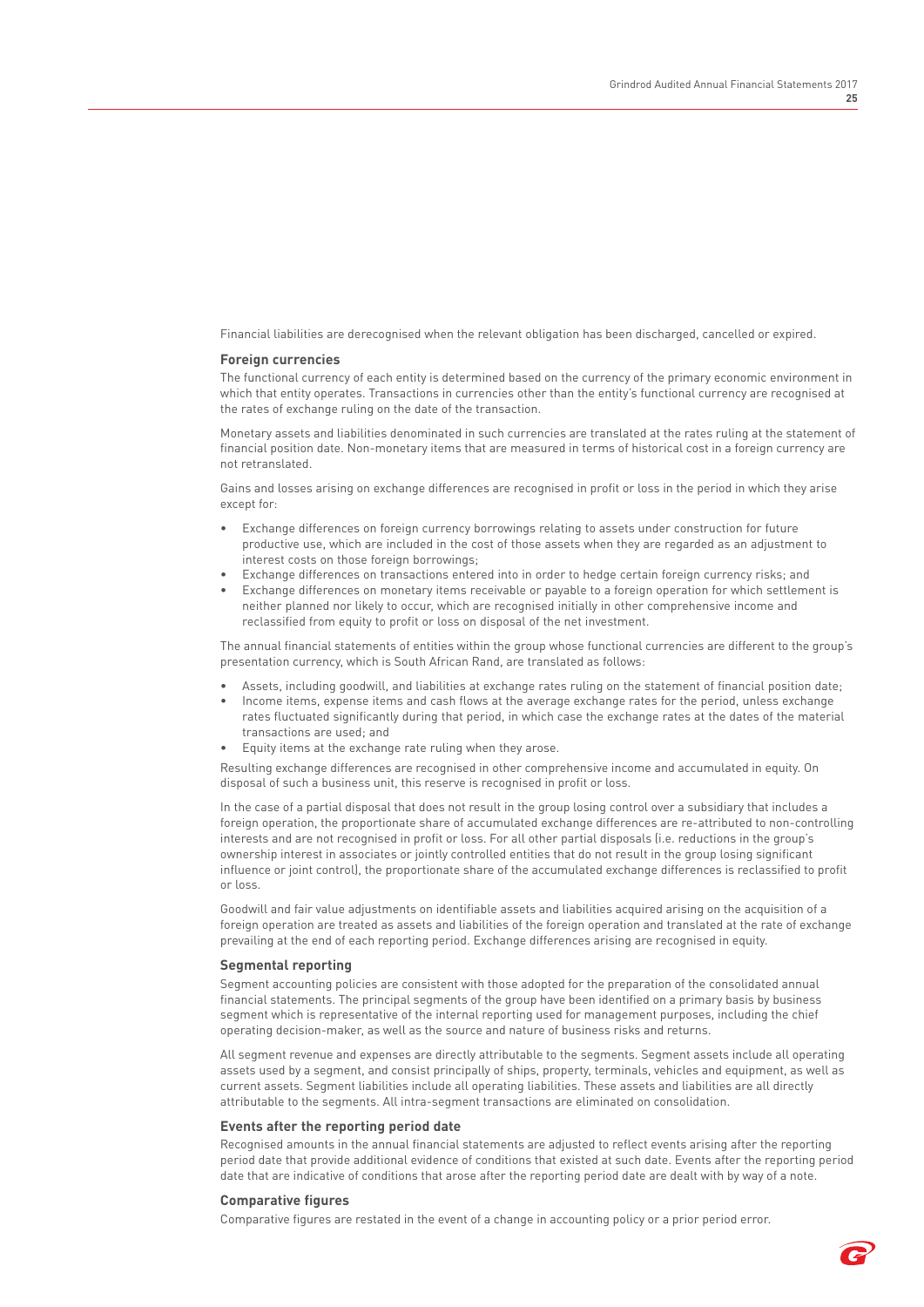Financial liabilities are derecognised when the relevant obligation has been discharged, cancelled or expired.

### Foreign currencies

The functional currency of each entity is determined based on the currency of the primary economic environment in which that entity operates. Transactions in currencies other than the entity's functional currency are recognised at the rates of exchange ruling on the date of the transaction.

Monetary assets and liabilities denominated in such currencies are translated at the rates ruling at the statement of financial position date. Non-monetary items that are measured in terms of historical cost in a foreign currency are not retranslated.

Gains and losses arising on exchange differences are recognised in profit or loss in the period in which they arise except for:

- Exchange differences on foreign currency borrowings relating to assets under construction for future productive use, which are included in the cost of those assets when they are regarded as an adjustment to interest costs on those foreign borrowings;
- Exchange differences on transactions entered into in order to hedge certain foreign currency risks; and
- Exchange differences on monetary items receivable or payable to a foreign operation for which settlement is neither planned nor likely to occur, which are recognised initially in other comprehensive income and reclassified from equity to profit or loss on disposal of the net investment.

The annual financial statements of entities within the group whose functional currencies are different to the group's presentation currency, which is South African Rand, are translated as follows:

- Assets, including goodwill, and liabilities at exchange rates ruling on the statement of financial position date;
- Income items, expense items and cash flows at the average exchange rates for the period, unless exchange rates fluctuated significantly during that period, in which case the exchange rates at the dates of the material transactions are used; and
- Equity items at the exchange rate ruling when they arose.

Resulting exchange differences are recognised in other comprehensive income and accumulated in equity. On disposal of such a business unit, this reserve is recognised in profit or loss.

In the case of a partial disposal that does not result in the group losing control over a subsidiary that includes a foreign operation, the proportionate share of accumulated exchange differences are re-attributed to non-controlling interests and are not recognised in profit or loss. For all other partial disposals (i.e. reductions in the group's ownership interest in associates or jointly controlled entities that do not result in the group losing significant influence or joint control), the proportionate share of the accumulated exchange differences is reclassified to profit or loss.

Goodwill and fair value adjustments on identifiable assets and liabilities acquired arising on the acquisition of a foreign operation are treated as assets and liabilities of the foreign operation and translated at the rate of exchange prevailing at the end of each reporting period. Exchange differences arising are recognised in equity.

### Segmental reporting

Segment accounting policies are consistent with those adopted for the preparation of the consolidated annual financial statements. The principal segments of the group have been identified on a primary basis by business segment which is representative of the internal reporting used for management purposes, including the chief operating decision-maker, as well as the source and nature of business risks and returns.

All segment revenue and expenses are directly attributable to the segments. Segment assets include all operating assets used by a segment, and consist principally of ships, property, terminals, vehicles and equipment, as well as current assets. Segment liabilities include all operating liabilities. These assets and liabilities are all directly attributable to the segments. All intra-segment transactions are eliminated on consolidation.

### Events after the reporting period date

Recognised amounts in the annual financial statements are adjusted to reflect events arising after the reporting period date that provide additional evidence of conditions that existed at such date. Events after the reporting period date that are indicative of conditions that arose after the reporting period date are dealt with by way of a note.

### Comparative figures

Comparative figures are restated in the event of a change in accounting policy or a prior period error.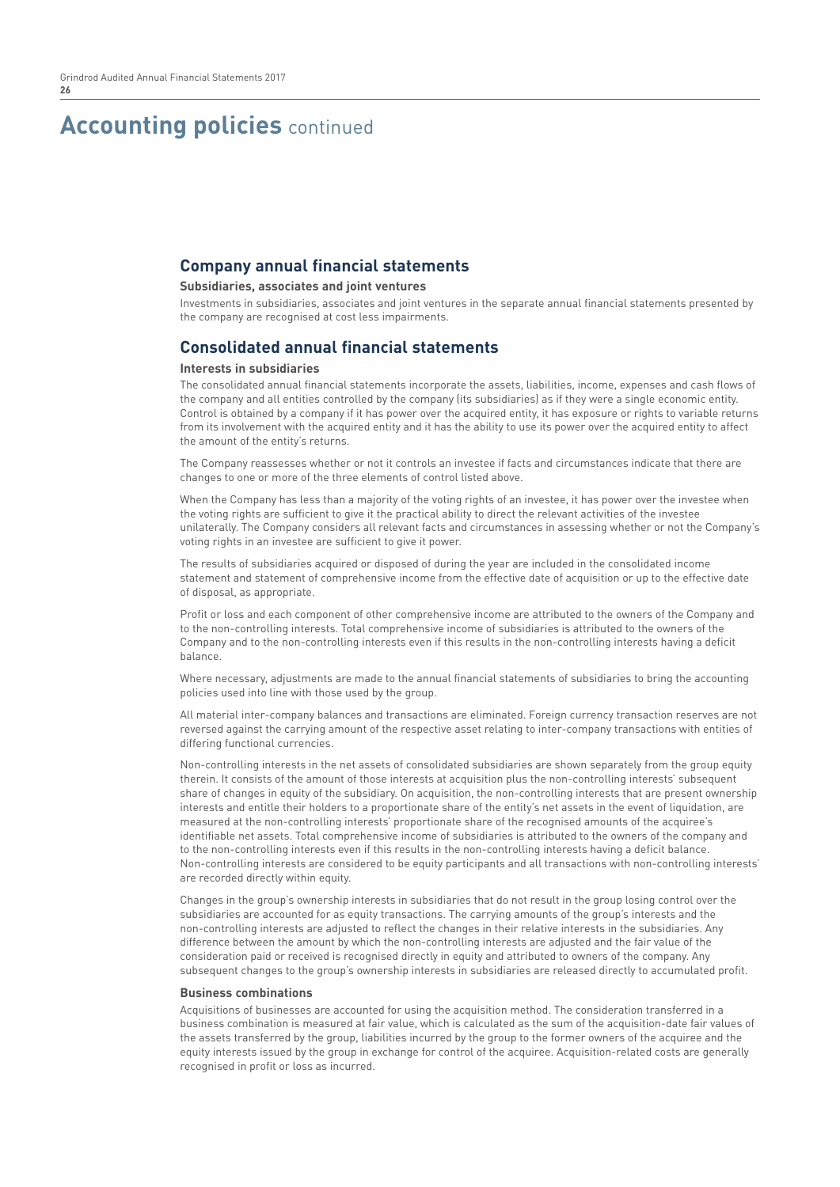# Accounting policies continued

## Company annual financial statements

### Subsidiaries, associates and joint ventures

Investments in subsidiaries, associates and joint ventures in the separate annual financial statements presented by the company are recognised at cost less impairments.

## Consolidated annual financial statements

### Interests in subsidiaries

The consolidated annual financial statements incorporate the assets, liabilities, income, expenses and cash flows of the company and all entities controlled by the company (its subsidiaries) as if they were a single economic entity. Control is obtained by a company if it has power over the acquired entity, it has exposure or rights to variable returns from its involvement with the acquired entity and it has the ability to use its power over the acquired entity to affect the amount of the entity's returns.

The Company reassesses whether or not it controls an investee if facts and circumstances indicate that there are changes to one or more of the three elements of control listed above.

When the Company has less than a majority of the voting rights of an investee, it has power over the investee when the voting rights are sufficient to give it the practical ability to direct the relevant activities of the investee unilaterally. The Company considers all relevant facts and circumstances in assessing whether or not the Company's voting rights in an investee are sufficient to give it power.

The results of subsidiaries acquired or disposed of during the year are included in the consolidated income statement and statement of comprehensive income from the effective date of acquisition or up to the effective date of disposal, as appropriate.

Profit or loss and each component of other comprehensive income are attributed to the owners of the Company and to the non-controlling interests. Total comprehensive income of subsidiaries is attributed to the owners of the Company and to the non-controlling interests even if this results in the non-controlling interests having a deficit balance.

Where necessary, adjustments are made to the annual financial statements of subsidiaries to bring the accounting policies used into line with those used by the group.

All material inter-company balances and transactions are eliminated. Foreign currency transaction reserves are not reversed against the carrying amount of the respective asset relating to inter-company transactions with entities of differing functional currencies.

Non-controlling interests in the net assets of consolidated subsidiaries are shown separately from the group equity therein. It consists of the amount of those interests at acquisition plus the non-controlling interests' subsequent share of changes in equity of the subsidiary. On acquisition, the non-controlling interests that are present ownership interests and entitle their holders to a proportionate share of the entity's net assets in the event of liquidation, are measured at the non-controlling interests' proportionate share of the recognised amounts of the acquiree's identifiable net assets. Total comprehensive income of subsidiaries is attributed to the owners of the company and to the non-controlling interests even if this results in the non-controlling interests having a deficit balance. Non-controlling interests are considered to be equity participants and all transactions with non-controlling interests' are recorded directly within equity.

Changes in the group's ownership interests in subsidiaries that do not result in the group losing control over the subsidiaries are accounted for as equity transactions. The carrying amounts of the group's interests and the non-controlling interests are adjusted to reflect the changes in their relative interests in the subsidiaries. Any difference between the amount by which the non-controlling interests are adjusted and the fair value of the consideration paid or received is recognised directly in equity and attributed to owners of the company. Any subsequent changes to the group's ownership interests in subsidiaries are released directly to accumulated profit.

### Business combinations

Acquisitions of businesses are accounted for using the acquisition method. The consideration transferred in a business combination is measured at fair value, which is calculated as the sum of the acquisition-date fair values of the assets transferred by the group, liabilities incurred by the group to the former owners of the acquiree and the equity interests issued by the group in exchange for control of the acquiree. Acquisition-related costs are generally recognised in profit or loss as incurred.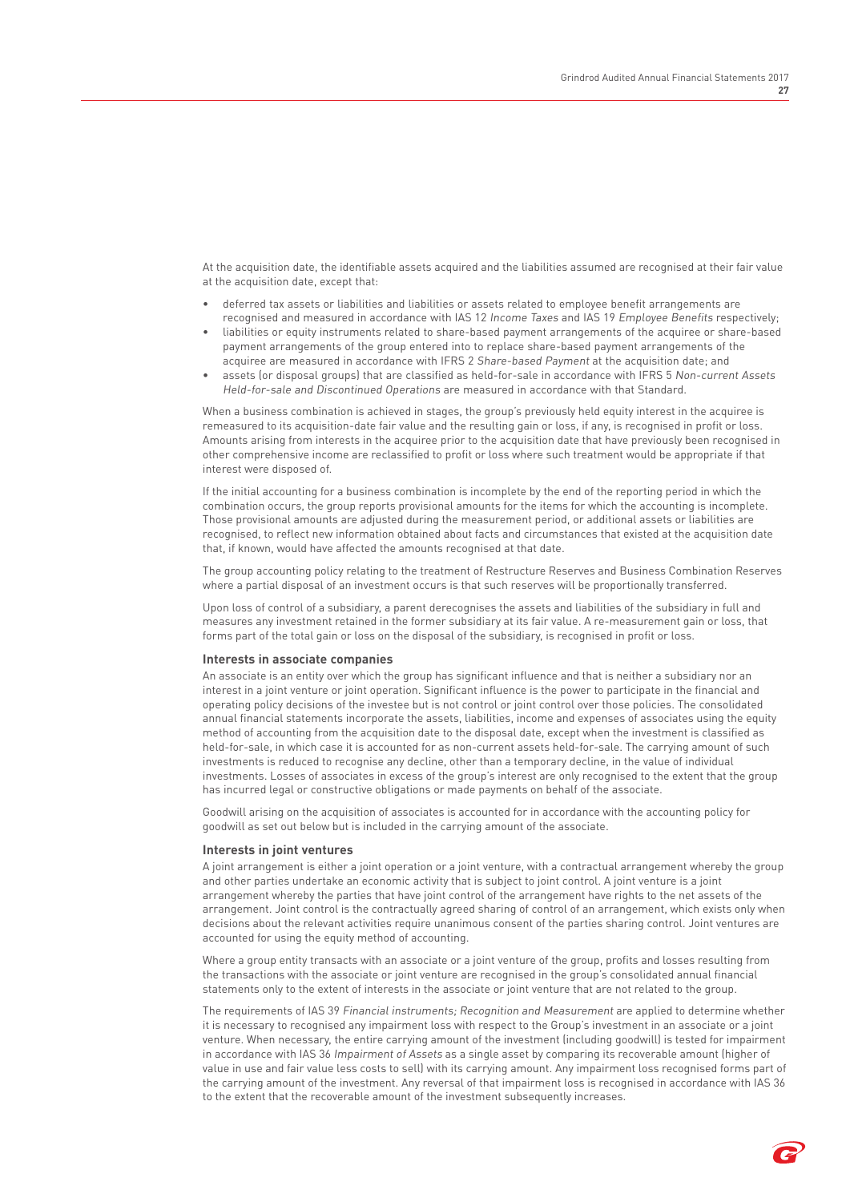At the acquisition date, the identifiable assets acquired and the liabilities assumed are recognised at their fair value at the acquisition date, except that:

- deferred tax assets or liabilities and liabilities or assets related to employee benefit arrangements are recognised and measured in accordance with IAS 12 *Income Taxes* and IAS 19 *Employee Benefits* respectively;
- liabilities or equity instruments related to share-based payment arrangements of the acquiree or share-based payment arrangements of the group entered into to replace share-based payment arrangements of the acquiree are measured in accordance with IFRS 2 *Share-based Payment* at the acquisition date; and
- assets (or disposal groups) that are classified as held-for-sale in accordance with IFRS 5 *Non-current Assets Held-for-sale and Discontinued Operations* are measured in accordance with that Standard.

When a business combination is achieved in stages, the group's previously held equity interest in the acquiree is remeasured to its acquisition-date fair value and the resulting gain or loss, if any, is recognised in profit or loss. Amounts arising from interests in the acquiree prior to the acquisition date that have previously been recognised in other comprehensive income are reclassified to profit or loss where such treatment would be appropriate if that interest were disposed of.

If the initial accounting for a business combination is incomplete by the end of the reporting period in which the combination occurs, the group reports provisional amounts for the items for which the accounting is incomplete. Those provisional amounts are adjusted during the measurement period, or additional assets or liabilities are recognised, to reflect new information obtained about facts and circumstances that existed at the acquisition date that, if known, would have affected the amounts recognised at that date.

The group accounting policy relating to the treatment of Restructure Reserves and Business Combination Reserves where a partial disposal of an investment occurs is that such reserves will be proportionally transferred.

Upon loss of control of a subsidiary, a parent derecognises the assets and liabilities of the subsidiary in full and measures any investment retained in the former subsidiary at its fair value. A re-measurement gain or loss, that forms part of the total gain or loss on the disposal of the subsidiary, is recognised in profit or loss.

**Interests in associate companies**

An associate is an entity over which the group has significant influence and that is neither a subsidiary nor an interest in a joint venture or joint operation. Significant influence is the power to participate in the financial and operating policy decisions of the investee but is not control or joint control over those policies. The consolidated annual financial statements incorporate the assets, liabilities, income and expenses of associates using the equity method of accounting from the acquisition date to the disposal date, except when the investment is classified as held-for-sale, in which case it is accounted for as non-current assets held-for-sale. The carrying amount of such investments is reduced to recognise any decline, other than a temporary decline, in the value of individual investments. Losses of associates in excess of the group's interest are only recognised to the extent that the group has incurred legal or constructive obligations or made payments on behalf of the associate.

Goodwill arising on the acquisition of associates is accounted for in accordance with the accounting policy for goodwill as set out below but is included in the carrying amount of the associate.

**Interests in joint ventures**

A joint arrangement is either a joint operation or a joint venture, with a contractual arrangement whereby the group and other parties undertake an economic activity that is subject to joint control. A joint venture is a joint arrangement whereby the parties that have joint control of the arrangement have rights to the net assets of the arrangement. Joint control is the contractually agreed sharing of control of an arrangement, which exists only when decisions about the relevant activities require unanimous consent of the parties sharing control. Joint ventures are accounted for using the equity method of accounting.

Where a group entity transacts with an associate or a joint venture of the group, profits and losses resulting from the transactions with the associate or joint venture are recognised in the group's consolidated annual financial statements only to the extent of interests in the associate or joint venture that are not related to the group.

The requirements of IAS 39 *Financial instruments; Recognition and Measurement* are applied to determine whether it is necessary to recognised any impairment loss with respect to the Group's investment in an associate or a joint venture. When necessary, the entire carrying amount of the investment (including goodwill) is tested for impairment in accordance with IAS 36 *Impairment of Assets* as a single asset by comparing its recoverable amount (higher of value in use and fair value less costs to sell) with its carrying amount. Any impairment loss recognised forms part of the carrying amount of the investment. Any reversal of that impairment loss is recognised in accordance with IAS 36 to the extent that the recoverable amount of the investment subsequently increases.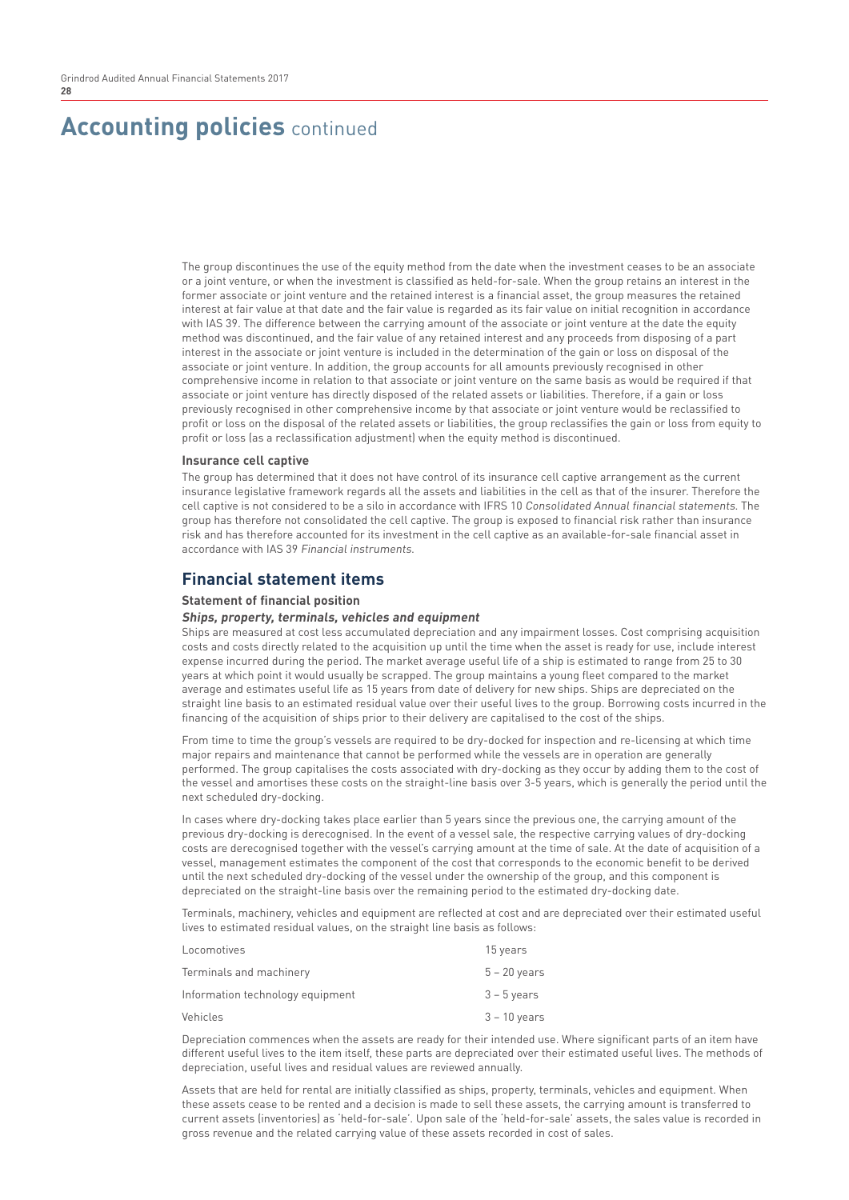# Accounting policies continued

The group discontinues the use of the equity method from the date when the investment ceases to be an associate or a joint venture, or when the investment is classified as held-for-sale. When the group retains an interest in the former associate or joint venture and the retained interest is a financial asset, the group measures the retained interest at fair value at that date and the fair value is regarded as its fair value on initial recognition in accordance with IAS 39. The difference between the carrying amount of the associate or joint venture at the date the equity method was discontinued, and the fair value of any retained interest and any proceeds from disposing of a part interest in the associate or joint venture is included in the determination of the gain or loss on disposal of the associate or joint venture. In addition, the group accounts for all amounts previously recognised in other comprehensive income in relation to that associate or joint venture on the same basis as would be required if that associate or joint venture has directly disposed of the related assets or liabilities. Therefore, if a gain or loss previously recognised in other comprehensive income by that associate or joint venture would be reclassified to profit or loss on the disposal of the related assets or liabilities, the group reclassifies the gain or loss from equity to profit or loss (as a reclassification adjustment) when the equity method is discontinued.

**Insurance cell captive**

The group has determined that it does not have control of its insurance cell captive arrangement as the current insurance legislative framework regards all the assets and liabilities in the cell as that of the insurer. Therefore the cell captive is not considered to be a silo in accordance with IFRS 10 *Consolidated Annual financial statements*. The group has therefore not consolidated the cell captive. The group is exposed to financial risk rather than insurance risk and has therefore accounted for its investment in the cell captive as an available-for-sale financial asset in accordance with IAS 39 *Financial instruments*.

## Financial statement items

**Statement of financial position**

***Ships, property, terminals, vehicles and equipment***

Ships are measured at cost less accumulated depreciation and any impairment losses. Cost comprising acquisition costs and costs directly related to the acquisition up until the time when the asset is ready for use, include interest expense incurred during the period. The market average useful life of a ship is estimated to range from 25 to 30 years at which point it would usually be scrapped. The group maintains a young fleet compared to the market average and estimates useful life as 15 years from date of delivery for new ships. Ships are depreciated on the straight line basis to an estimated residual value over their useful lives to the group. Borrowing costs incurred in the financing of the acquisition of ships prior to their delivery are capitalised to the cost of the ships.

From time to time the group's vessels are required to be dry-docked for inspection and re-licensing at which time major repairs and maintenance that cannot be performed while the vessels are in operation are generally performed. The group capitalises the costs associated with dry-docking as they occur by adding them to the cost of the vessel and amortises these costs on the straight-line basis over 3-5 years, which is generally the period until the next scheduled dry-docking.

In cases where dry-docking takes place earlier than 5 years since the previous one, the carrying amount of the previous dry-docking is derecognised. In the event of a vessel sale, the respective carrying values of dry-docking costs are derecognised together with the vessel's carrying amount at the time of sale. At the date of acquisition of a vessel, management estimates the component of the cost that corresponds to the economic benefit to be derived until the next scheduled dry-docking of the vessel under the ownership of the group, and this component is depreciated on the straight-line basis over the remaining period to the estimated dry-docking date.

Terminals, machinery, vehicles and equipment are reflected at cost and are depreciated over their estimated useful lives to estimated residual values, on the straight line basis as follows:

| | |
|---|---|
| Locomotives | 15 years |
| Terminals and machinery | 5 – 20 years |
| Information technology equipment | 3 – 5 years |
| Vehicles | 3 – 10 years |

Depreciation commences when the assets are ready for their intended use. Where significant parts of an item have different useful lives to the item itself, these parts are depreciated over their estimated useful lives. The methods of depreciation, useful lives and residual values are reviewed annually.

Assets that are held for rental are initially classified as ships, property, terminals, vehicles and equipment. When these assets cease to be rented and a decision is made to sell these assets, the carrying amount is transferred to current assets (inventories) as 'held-for-sale'. Upon sale of the 'held-for-sale' assets, the sales value is recorded in gross revenue and the related carrying value of these assets recorded in cost of sales.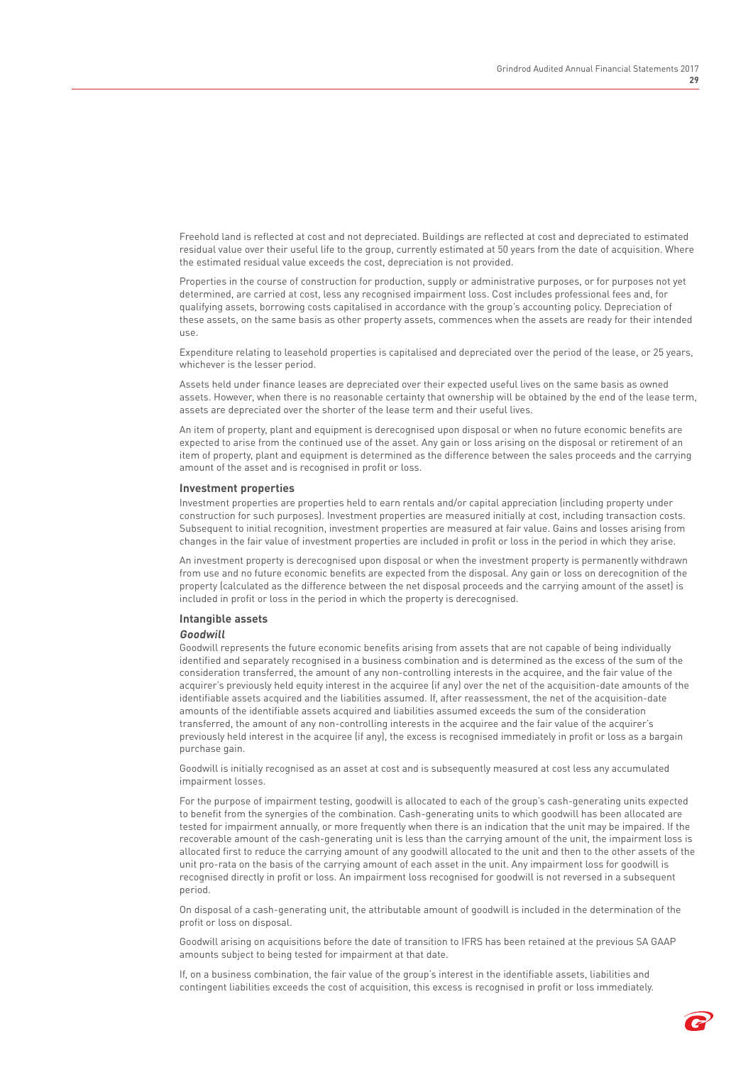Freehold land is reflected at cost and not depreciated. Buildings are reflected at cost and depreciated to estimated residual value over their useful life to the group, currently estimated at 50 years from the date of acquisition. Where the estimated residual value exceeds the cost, depreciation is not provided.

Properties in the course of construction for production, supply or administrative purposes, or for purposes not yet determined, are carried at cost, less any recognised impairment loss. Cost includes professional fees and, for qualifying assets, borrowing costs capitalised in accordance with the group's accounting policy. Depreciation of these assets, on the same basis as other property assets, commences when the assets are ready for their intended use.

Expenditure relating to leasehold properties is capitalised and depreciated over the period of the lease, or 25 years, whichever is the lesser period.

Assets held under finance leases are depreciated over their expected useful lives on the same basis as owned assets. However, when there is no reasonable certainty that ownership will be obtained by the end of the lease term, assets are depreciated over the shorter of the lease term and their useful lives.

An item of property, plant and equipment is derecognised upon disposal or when no future economic benefits are expected to arise from the continued use of the asset. Any gain or loss arising on the disposal or retirement of an item of property, plant and equipment is determined as the difference between the sales proceeds and the carrying amount of the asset and is recognised in profit or loss.

### Investment properties

Investment properties are properties held to earn rentals and/or capital appreciation (including property under construction for such purposes). Investment properties are measured initially at cost, including transaction costs. Subsequent to initial recognition, investment properties are measured at fair value. Gains and losses arising from changes in the fair value of investment properties are included in profit or loss in the period in which they arise.

An investment property is derecognised upon disposal or when the investment property is permanently withdrawn from use and no future economic benefits are expected from the disposal. Any gain or loss on derecognition of the property (calculated as the difference between the net disposal proceeds and the carrying amount of the asset) is included in profit or loss in the period in which the property is derecognised.

### Intangible assets

#### *Goodwill*

Goodwill represents the future economic benefits arising from assets that are not capable of being individually identified and separately recognised in a business combination and is determined as the excess of the sum of the consideration transferred, the amount of any non-controlling interests in the acquiree, and the fair value of the acquirer's previously held equity interest in the acquiree (if any) over the net of the acquisition-date amounts of the identifiable assets acquired and the liabilities assumed. If, after reassessment, the net of the acquisition-date amounts of the identifiable assets acquired and liabilities assumed exceeds the sum of the consideration transferred, the amount of any non-controlling interests in the acquiree and the fair value of the acquirer's previously held interest in the acquiree (if any), the excess is recognised immediately in profit or loss as a bargain purchase gain.

Goodwill is initially recognised as an asset at cost and is subsequently measured at cost less any accumulated impairment losses.

For the purpose of impairment testing, goodwill is allocated to each of the group's cash-generating units expected to benefit from the synergies of the combination. Cash-generating units to which goodwill has been allocated are tested for impairment annually, or more frequently when there is an indication that the unit may be impaired. If the recoverable amount of the cash-generating unit is less than the carrying amount of the unit, the impairment loss is allocated first to reduce the carrying amount of any goodwill allocated to the unit and then to the other assets of the unit pro-rata on the basis of the carrying amount of each asset in the unit. Any impairment loss for goodwill is recognised directly in profit or loss. An impairment loss recognised for goodwill is not reversed in a subsequent period.

On disposal of a cash-generating unit, the attributable amount of goodwill is included in the determination of the profit or loss on disposal.

Goodwill arising on acquisitions before the date of transition to IFRS has been retained at the previous SA GAAP amounts subject to being tested for impairment at that date.

If, on a business combination, the fair value of the group's interest in the identifiable assets, liabilities and contingent liabilities exceeds the cost of acquisition, this excess is recognised in profit or loss immediately.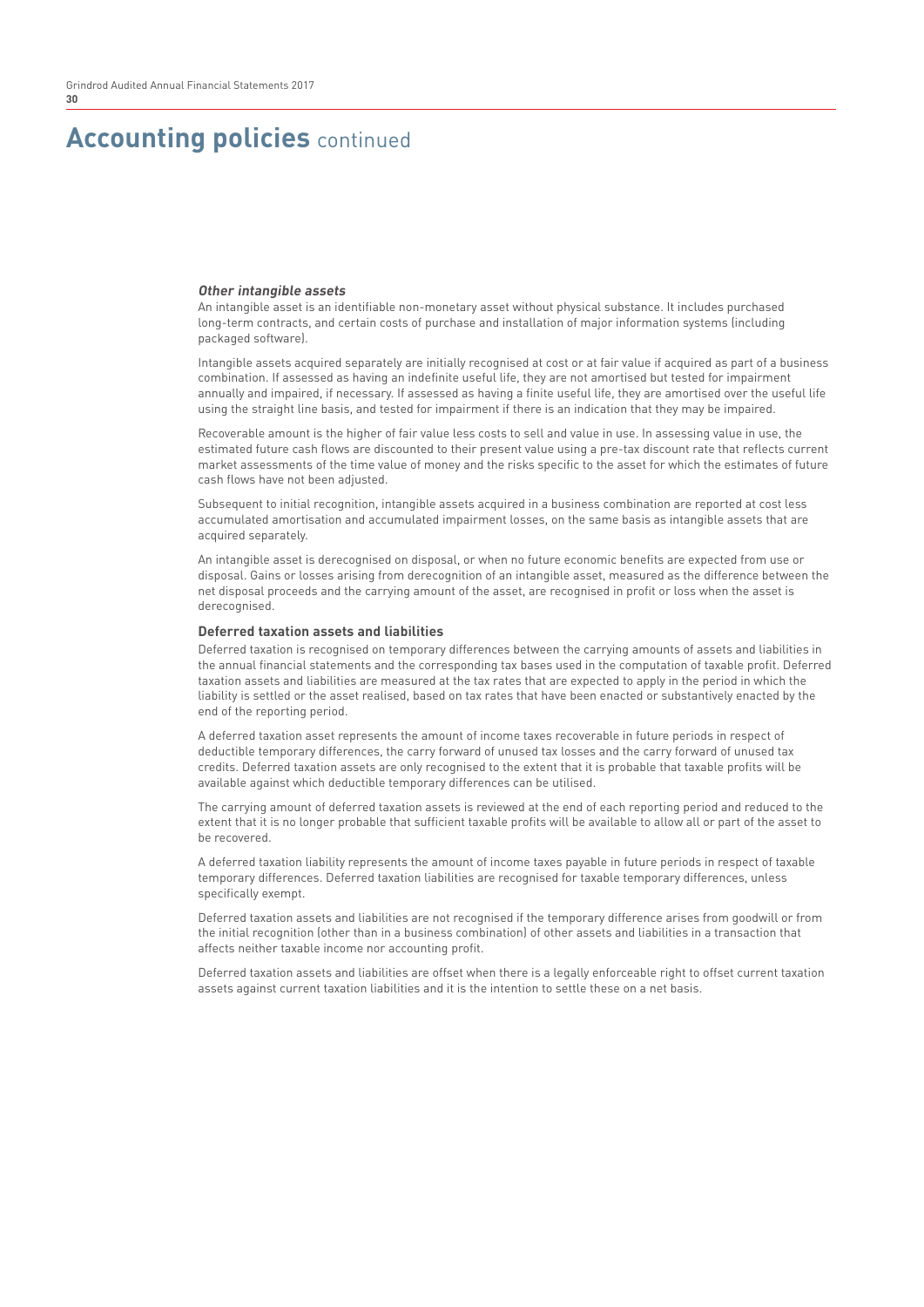# Accounting policies continued

***Other intangible assets***

An intangible asset is an identifiable non-monetary asset without physical substance. It includes purchased long-term contracts, and certain costs of purchase and installation of major information systems (including packaged software).

Intangible assets acquired separately are initially recognised at cost or at fair value if acquired as part of a business combination. If assessed as having an indefinite useful life, they are not amortised but tested for impairment annually and impaired, if necessary. If assessed as having a finite useful life, they are amortised over the useful life using the straight line basis, and tested for impairment if there is an indication that they may be impaired.

Recoverable amount is the higher of fair value less costs to sell and value in use. In assessing value in use, the estimated future cash flows are discounted to their present value using a pre-tax discount rate that reflects current market assessments of the time value of money and the risks specific to the asset for which the estimates of future cash flows have not been adjusted.

Subsequent to initial recognition, intangible assets acquired in a business combination are reported at cost less accumulated amortisation and accumulated impairment losses, on the same basis as intangible assets that are acquired separately.

An intangible asset is derecognised on disposal, or when no future economic benefits are expected from use or disposal. Gains or losses arising from derecognition of an intangible asset, measured as the difference between the net disposal proceeds and the carrying amount of the asset, are recognised in profit or loss when the asset is derecognised.

**Deferred taxation assets and liabilities**

Deferred taxation is recognised on temporary differences between the carrying amounts of assets and liabilities in the annual financial statements and the corresponding tax bases used in the computation of taxable profit. Deferred taxation assets and liabilities are measured at the tax rates that are expected to apply in the period in which the liability is settled or the asset realised, based on tax rates that have been enacted or substantively enacted by the end of the reporting period.

A deferred taxation asset represents the amount of income taxes recoverable in future periods in respect of deductible temporary differences, the carry forward of unused tax losses and the carry forward of unused tax credits. Deferred taxation assets are only recognised to the extent that it is probable that taxable profits will be available against which deductible temporary differences can be utilised.

The carrying amount of deferred taxation assets is reviewed at the end of each reporting period and reduced to the extent that it is no longer probable that sufficient taxable profits will be available to allow all or part of the asset to be recovered.

A deferred taxation liability represents the amount of income taxes payable in future periods in respect of taxable temporary differences. Deferred taxation liabilities are recognised for taxable temporary differences, unless specifically exempt.

Deferred taxation assets and liabilities are not recognised if the temporary difference arises from goodwill or from the initial recognition (other than in a business combination) of other assets and liabilities in a transaction that affects neither taxable income nor accounting profit.

Deferred taxation assets and liabilities are offset when there is a legally enforceable right to offset current taxation assets against current taxation liabilities and it is the intention to settle these on a net basis.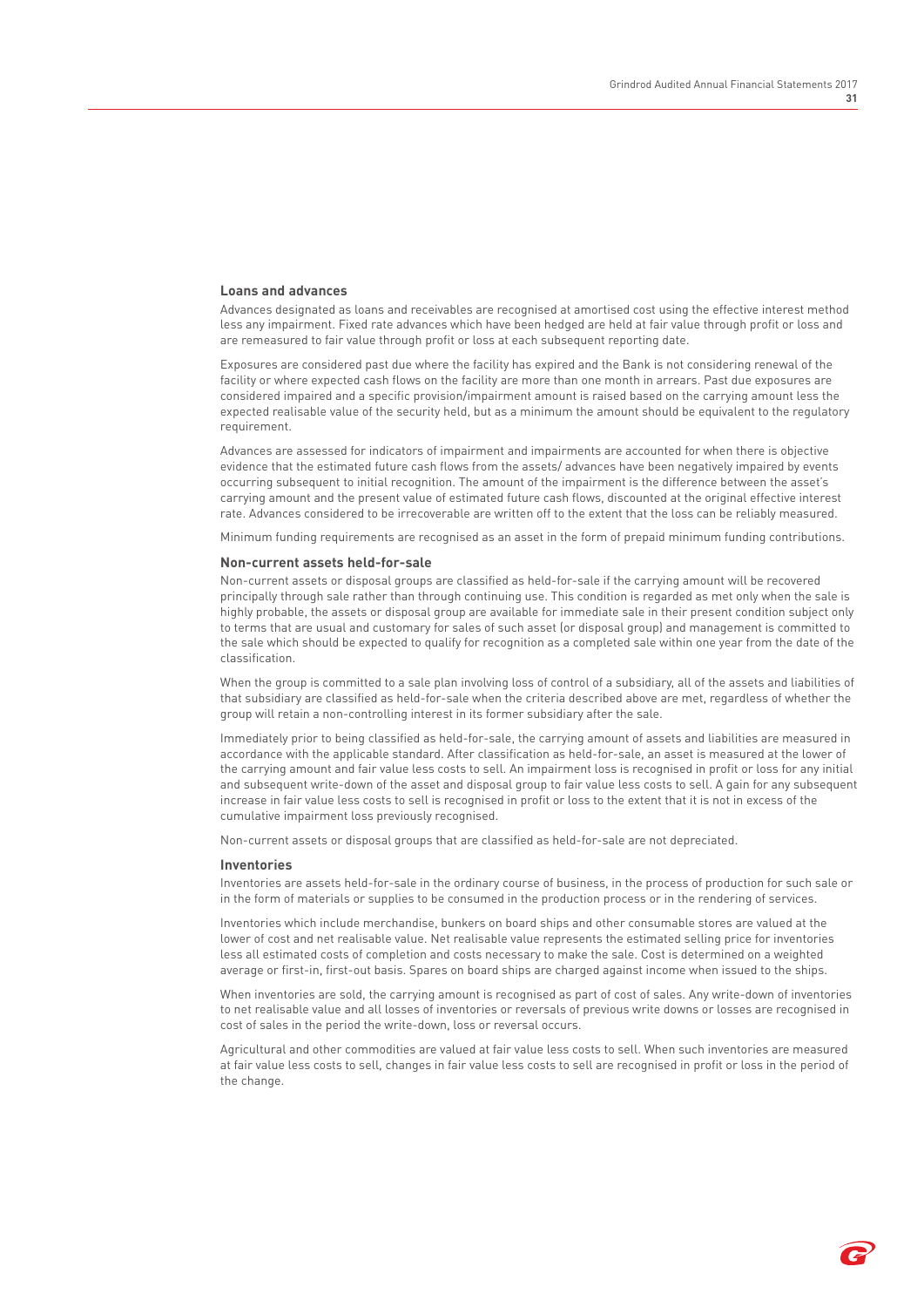### Loans and advances

Advances designated as loans and receivables are recognised at amortised cost using the effective interest method less any impairment. Fixed rate advances which have been hedged are held at fair value through profit or loss and are remeasured to fair value through profit or loss at each subsequent reporting date.

Exposures are considered past due where the facility has expired and the Bank is not considering renewal of the facility or where expected cash flows on the facility are more than one month in arrears. Past due exposures are considered impaired and a specific provision/impairment amount is raised based on the carrying amount less the expected realisable value of the security held, but as a minimum the amount should be equivalent to the regulatory requirement.

Advances are assessed for indicators of impairment and impairments are accounted for when there is objective evidence that the estimated future cash flows from the assets/ advances have been negatively impaired by events occurring subsequent to initial recognition. The amount of the impairment is the difference between the asset's carrying amount and the present value of estimated future cash flows, discounted at the original effective interest rate. Advances considered to be irrecoverable are written off to the extent that the loss can be reliably measured.

Minimum funding requirements are recognised as an asset in the form of prepaid minimum funding contributions.

### Non-current assets held-for-sale

Non-current assets or disposal groups are classified as held-for-sale if the carrying amount will be recovered principally through sale rather than through continuing use. This condition is regarded as met only when the sale is highly probable, the assets or disposal group are available for immediate sale in their present condition subject only to terms that are usual and customary for sales of such asset (or disposal group) and management is committed to the sale which should be expected to qualify for recognition as a completed sale within one year from the date of the classification.

When the group is committed to a sale plan involving loss of control of a subsidiary, all of the assets and liabilities of that subsidiary are classified as held-for-sale when the criteria described above are met, regardless of whether the group will retain a non-controlling interest in its former subsidiary after the sale.

Immediately prior to being classified as held-for-sale, the carrying amount of assets and liabilities are measured in accordance with the applicable standard. After classification as held-for-sale, an asset is measured at the lower of the carrying amount and fair value less costs to sell. An impairment loss is recognised in profit or loss for any initial and subsequent write-down of the asset and disposal group to fair value less costs to sell. A gain for any subsequent increase in fair value less costs to sell is recognised in profit or loss to the extent that it is not in excess of the cumulative impairment loss previously recognised.

Non-current assets or disposal groups that are classified as held-for-sale are not depreciated.

### Inventories

Inventories are assets held-for-sale in the ordinary course of business, in the process of production for such sale or in the form of materials or supplies to be consumed in the production process or in the rendering of services.

Inventories which include merchandise, bunkers on board ships and other consumable stores are valued at the lower of cost and net realisable value. Net realisable value represents the estimated selling price for inventories less all estimated costs of completion and costs necessary to make the sale. Cost is determined on a weighted average or first-in, first-out basis. Spares on board ships are charged against income when issued to the ships.

When inventories are sold, the carrying amount is recognised as part of cost of sales. Any write-down of inventories to net realisable value and all losses of inventories or reversals of previous write downs or losses are recognised in cost of sales in the period the write-down, loss or reversal occurs.

Agricultural and other commodities are valued at fair value less costs to sell. When such inventories are measured at fair value less costs to sell, changes in fair value less costs to sell are recognised in profit or loss in the period of the change.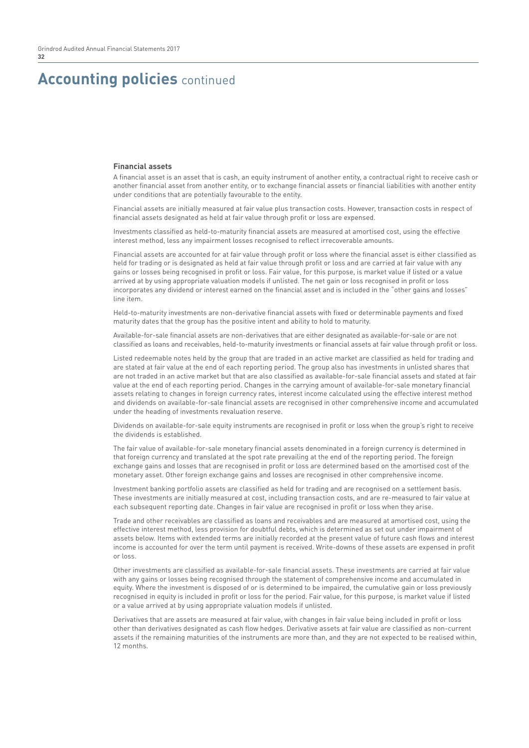# Accounting policies continued

### Financial assets

A financial asset is an asset that is cash, an equity instrument of another entity, a contractual right to receive cash or another financial asset from another entity, or to exchange financial assets or financial liabilities with another entity under conditions that are potentially favourable to the entity.

Financial assets are initially measured at fair value plus transaction costs. However, transaction costs in respect of financial assets designated as held at fair value through profit or loss are expensed.

Investments classified as held-to-maturity financial assets are measured at amortised cost, using the effective interest method, less any impairment losses recognised to reflect irrecoverable amounts.

Financial assets are accounted for at fair value through profit or loss where the financial asset is either classified as held for trading or is designated as held at fair value through profit or loss and are carried at fair value with any gains or losses being recognised in profit or loss. Fair value, for this purpose, is market value if listed or a value arrived at by using appropriate valuation models if unlisted. The net gain or loss recognised in profit or loss incorporates any dividend or interest earned on the financial asset and is included in the "other gains and losses" line item.

Held-to-maturity investments are non-derivative financial assets with fixed or determinable payments and fixed maturity dates that the group has the positive intent and ability to hold to maturity.

Available-for-sale financial assets are non-derivatives that are either designated as available-for-sale or are not classified as loans and receivables, held-to-maturity investments or financial assets at fair value through profit or loss.

Listed redeemable notes held by the group that are traded in an active market are classified as held for trading and are stated at fair value at the end of each reporting period. The group also has investments in unlisted shares that are not traded in an active market but that are also classified as available-for-sale financial assets and stated at fair value at the end of each reporting period. Changes in the carrying amount of available-for-sale monetary financial assets relating to changes in foreign currency rates, interest income calculated using the effective interest method and dividends on available-for-sale financial assets are recognised in other comprehensive income and accumulated under the heading of investments revaluation reserve.

Dividends on available-for-sale equity instruments are recognised in profit or loss when the group's right to receive the dividends is established.

The fair value of available-for-sale monetary financial assets denominated in a foreign currency is determined in that foreign currency and translated at the spot rate prevailing at the end of the reporting period. The foreign exchange gains and losses that are recognised in profit or loss are determined based on the amortised cost of the monetary asset. Other foreign exchange gains and losses are recognised in other comprehensive income.

Investment banking portfolio assets are classified as held for trading and are recognised on a settlement basis. These investments are initially measured at cost, including transaction costs, and are re-measured to fair value at each subsequent reporting date. Changes in fair value are recognised in profit or loss when they arise.

Trade and other receivables are classified as loans and receivables and are measured at amortised cost, using the effective interest method, less provision for doubtful debts, which is determined as set out under impairment of assets below. Items with extended terms are initially recorded at the present value of future cash flows and interest income is accounted for over the term until payment is received. Write-downs of these assets are expensed in profit or loss.

Other investments are classified as available-for-sale financial assets. These investments are carried at fair value with any gains or losses being recognised through the statement of comprehensive income and accumulated in equity. Where the investment is disposed of or is determined to be impaired, the cumulative gain or loss previously recognised in equity is included in profit or loss for the period. Fair value, for this purpose, is market value if listed or a value arrived at by using appropriate valuation models if unlisted.

Derivatives that are assets are measured at fair value, with changes in fair value being included in profit or loss other than derivatives designated as cash flow hedges. Derivative assets at fair value are classified as non-current assets if the remaining maturities of the instruments are more than, and they are not expected to be realised within, 12 months.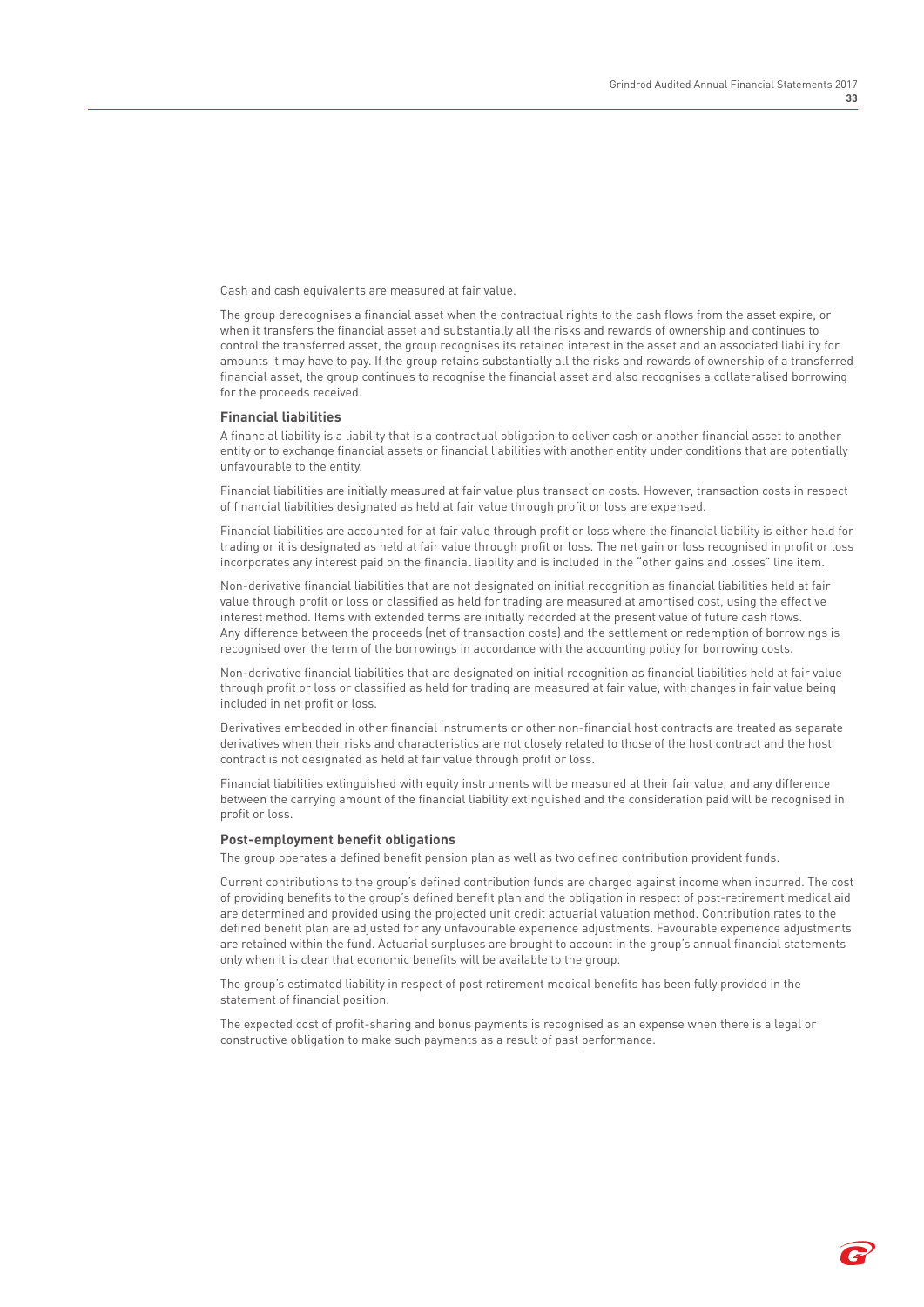Cash and cash equivalents are measured at fair value.

The group derecognises a financial asset when the contractual rights to the cash flows from the asset expire, or when it transfers the financial asset and substantially all the risks and rewards of ownership and continues to control the transferred asset, the group recognises its retained interest in the asset and an associated liability for amounts it may have to pay. If the group retains substantially all the risks and rewards of ownership of a transferred financial asset, the group continues to recognise the financial asset and also recognises a collateralised borrowing for the proceeds received.

### Financial liabilities

A financial liability is a liability that is a contractual obligation to deliver cash or another financial asset to another entity or to exchange financial assets or financial liabilities with another entity under conditions that are potentially unfavourable to the entity.

Financial liabilities are initially measured at fair value plus transaction costs. However, transaction costs in respect of financial liabilities designated as held at fair value through profit or loss are expensed.

Financial liabilities are accounted for at fair value through profit or loss where the financial liability is either held for trading or it is designated as held at fair value through profit or loss. The net gain or loss recognised in profit or loss incorporates any interest paid on the financial liability and is included in the "other gains and losses" line item.

Non-derivative financial liabilities that are not designated on initial recognition as financial liabilities held at fair value through profit or loss or classified as held for trading are measured at amortised cost, using the effective interest method. Items with extended terms are initially recorded at the present value of future cash flows. Any difference between the proceeds (net of transaction costs) and the settlement or redemption of borrowings is recognised over the term of the borrowings in accordance with the accounting policy for borrowing costs.

Non-derivative financial liabilities that are designated on initial recognition as financial liabilities held at fair value through profit or loss or classified as held for trading are measured at fair value, with changes in fair value being included in net profit or loss.

Derivatives embedded in other financial instruments or other non-financial host contracts are treated as separate derivatives when their risks and characteristics are not closely related to those of the host contract and the host contract is not designated as held at fair value through profit or loss.

Financial liabilities extinguished with equity instruments will be measured at their fair value, and any difference between the carrying amount of the financial liability extinguished and the consideration paid will be recognised in profit or loss.

### Post-employment benefit obligations

The group operates a defined benefit pension plan as well as two defined contribution provident funds.

Current contributions to the group's defined contribution funds are charged against income when incurred. The cost of providing benefits to the group's defined benefit plan and the obligation in respect of post-retirement medical aid are determined and provided using the projected unit credit actuarial valuation method. Contribution rates to the defined benefit plan are adjusted for any unfavourable experience adjustments. Favourable experience adjustments are retained within the fund. Actuarial surpluses are brought to account in the group's annual financial statements only when it is clear that economic benefits will be available to the group.

The group's estimated liability in respect of post retirement medical benefits has been fully provided in the statement of financial position.

The expected cost of profit-sharing and bonus payments is recognised as an expense when there is a legal or constructive obligation to make such payments as a result of past performance.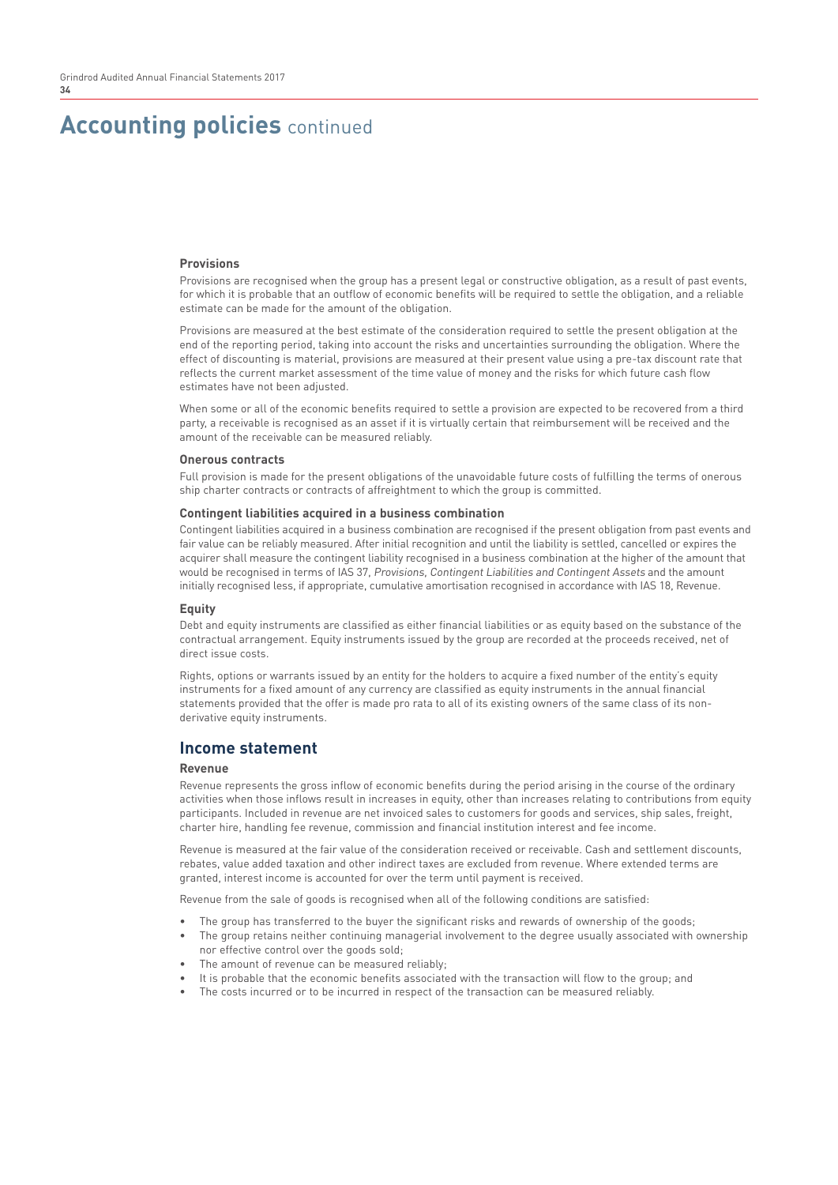# Accounting policies continued

### Provisions

Provisions are recognised when the group has a present legal or constructive obligation, as a result of past events, for which it is probable that an outflow of economic benefits will be required to settle the obligation, and a reliable estimate can be made for the amount of the obligation.

Provisions are measured at the best estimate of the consideration required to settle the present obligation at the end of the reporting period, taking into account the risks and uncertainties surrounding the obligation. Where the effect of discounting is material, provisions are measured at their present value using a pre-tax discount rate that reflects the current market assessment of the time value of money and the risks for which future cash flow estimates have not been adjusted.

When some or all of the economic benefits required to settle a provision are expected to be recovered from a third party, a receivable is recognised as an asset if it is virtually certain that reimbursement will be received and the amount of the receivable can be measured reliably.

### Onerous contracts

Full provision is made for the present obligations of the unavoidable future costs of fulfilling the terms of onerous ship charter contracts or contracts of affreightment to which the group is committed.

### Contingent liabilities acquired in a business combination

Contingent liabilities acquired in a business combination are recognised if the present obligation from past events and fair value can be reliably measured. After initial recognition and until the liability is settled, cancelled or expires the acquirer shall measure the contingent liability recognised in a business combination at the higher of the amount that would be recognised in terms of IAS 37, *Provisions, Contingent Liabilities and Contingent Assets* and the amount initially recognised less, if appropriate, cumulative amortisation recognised in accordance with IAS 18, Revenue.

### Equity

Debt and equity instruments are classified as either financial liabilities or as equity based on the substance of the contractual arrangement. Equity instruments issued by the group are recorded at the proceeds received, net of direct issue costs.

Rights, options or warrants issued by an entity for the holders to acquire a fixed number of the entity's equity instruments for a fixed amount of any currency are classified as equity instruments in the annual financial statements provided that the offer is made pro rata to all of its existing owners of the same class of its non-derivative equity instruments.

## Income statement

### Revenue

Revenue represents the gross inflow of economic benefits during the period arising in the course of the ordinary activities when those inflows result in increases in equity, other than increases relating to contributions from equity participants. Included in revenue are net invoiced sales to customers for goods and services, ship sales, freight, charter hire, handling fee revenue, commission and financial institution interest and fee income.

Revenue is measured at the fair value of the consideration received or receivable. Cash and settlement discounts, rebates, value added taxation and other indirect taxes are excluded from revenue. Where extended terms are granted, interest income is accounted for over the term until payment is received.

Revenue from the sale of goods is recognised when all of the following conditions are satisfied:

- The group has transferred to the buyer the significant risks and rewards of ownership of the goods;
- The group retains neither continuing managerial involvement to the degree usually associated with ownership nor effective control over the goods sold;
- The amount of revenue can be measured reliably;
- It is probable that the economic benefits associated with the transaction will flow to the group; and
- The costs incurred or to be incurred in respect of the transaction can be measured reliably.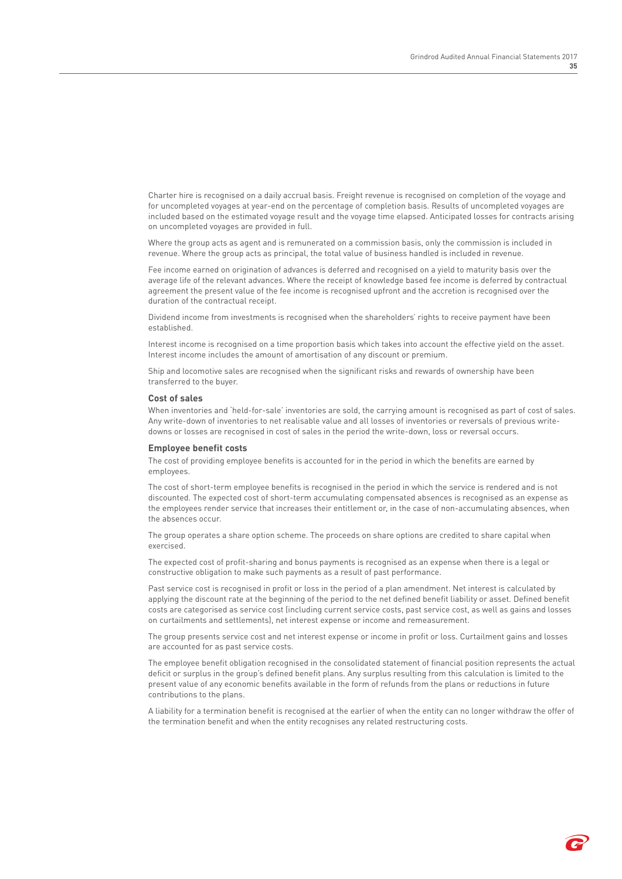Charter hire is recognised on a daily accrual basis. Freight revenue is recognised on completion of the voyage and for uncompleted voyages at year-end on the percentage of completion basis. Results of uncompleted voyages are included based on the estimated voyage result and the voyage time elapsed. Anticipated losses for contracts arising on uncompleted voyages are provided in full.

Where the group acts as agent and is remunerated on a commission basis, only the commission is included in revenue. Where the group acts as principal, the total value of business handled is included in revenue.

Fee income earned on origination of advances is deferred and recognised on a yield to maturity basis over the average life of the relevant advances. Where the receipt of knowledge based fee income is deferred by contractual agreement the present value of the fee income is recognised upfront and the accretion is recognised over the duration of the contractual receipt.

Dividend income from investments is recognised when the shareholders' rights to receive payment have been established.

Interest income is recognised on a time proportion basis which takes into account the effective yield on the asset. Interest income includes the amount of amortisation of any discount or premium.

Ship and locomotive sales are recognised when the significant risks and rewards of ownership have been transferred to the buyer.

### Cost of sales

When inventories and 'held-for-sale' inventories are sold, the carrying amount is recognised as part of cost of sales. Any write-down of inventories to net realisable value and all losses of inventories or reversals of previous write-downs or losses are recognised in cost of sales in the period the write-down, loss or reversal occurs.

### Employee benefit costs

The cost of providing employee benefits is accounted for in the period in which the benefits are earned by employees.

The cost of short-term employee benefits is recognised in the period in which the service is rendered and is not discounted. The expected cost of short-term accumulating compensated absences is recognised as an expense as the employees render service that increases their entitlement or, in the case of non-accumulating absences, when the absences occur.

The group operates a share option scheme. The proceeds on share options are credited to share capital when exercised.

The expected cost of profit-sharing and bonus payments is recognised as an expense when there is a legal or constructive obligation to make such payments as a result of past performance.

Past service cost is recognised in profit or loss in the period of a plan amendment. Net interest is calculated by applying the discount rate at the beginning of the period to the net defined benefit liability or asset. Defined benefit costs are categorised as service cost (including current service costs, past service cost, as well as gains and losses on curtailments and settlements), net interest expense or income and remeasurement.

The group presents service cost and net interest expense or income in profit or loss. Curtailment gains and losses are accounted for as past service costs.

The employee benefit obligation recognised in the consolidated statement of financial position represents the actual deficit or surplus in the group's defined benefit plans. Any surplus resulting from this calculation is limited to the present value of any economic benefits available in the form of refunds from the plans or reductions in future contributions to the plans.

A liability for a termination benefit is recognised at the earlier of when the entity can no longer withdraw the offer of the termination benefit and when the entity recognises any related restructuring costs.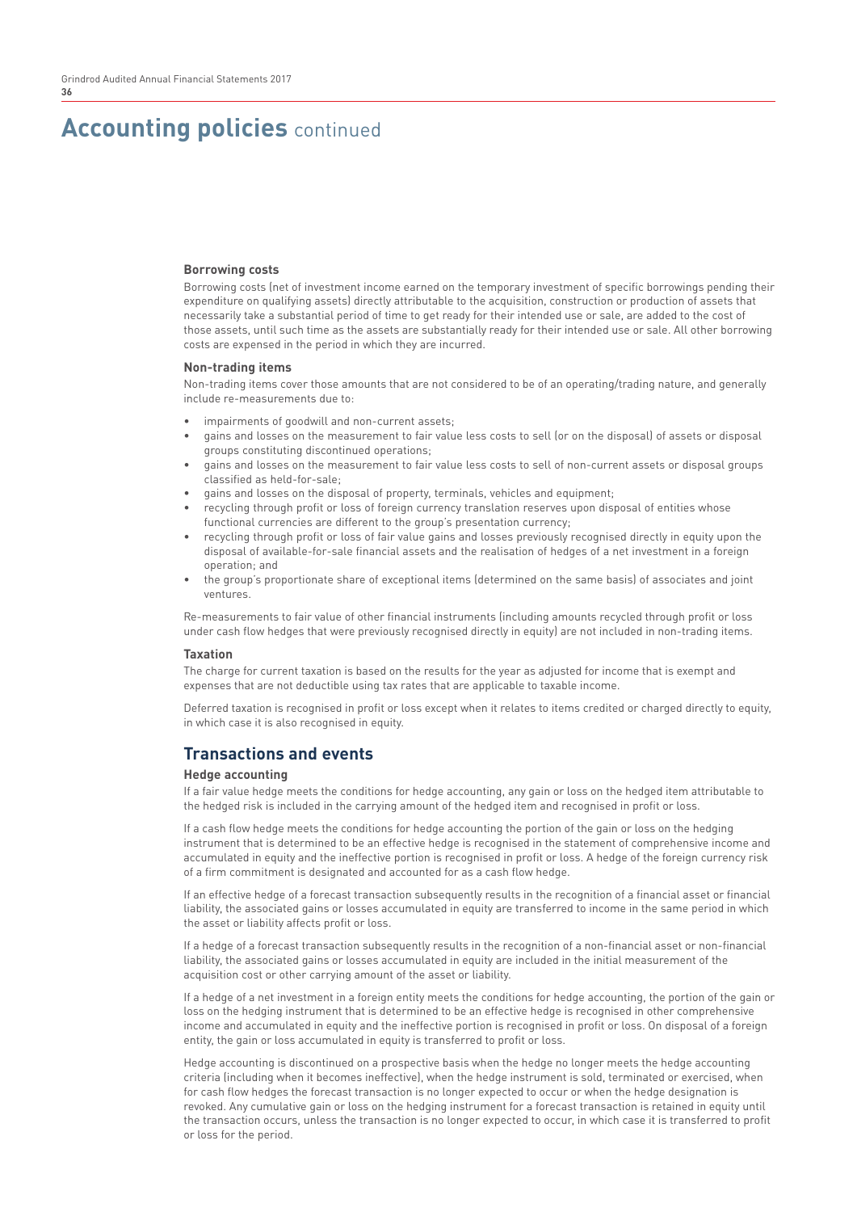# Accounting policies continued

### Borrowing costs

Borrowing costs (net of investment income earned on the temporary investment of specific borrowings pending their expenditure on qualifying assets) directly attributable to the acquisition, construction or production of assets that necessarily take a substantial period of time to get ready for their intended use or sale, are added to the cost of those assets, until such time as the assets are substantially ready for their intended use or sale. All other borrowing costs are expensed in the period in which they are incurred.

### Non-trading items

Non-trading items cover those amounts that are not considered to be of an operating/trading nature, and generally include re-measurements due to:

- impairments of goodwill and non-current assets;
- gains and losses on the measurement to fair value less costs to sell (or on the disposal) of assets or disposal groups constituting discontinued operations;
- gains and losses on the measurement to fair value less costs to sell of non-current assets or disposal groups classified as held-for-sale;
- gains and losses on the disposal of property, terminals, vehicles and equipment;
- recycling through profit or loss of foreign currency translation reserves upon disposal of entities whose functional currencies are different to the group's presentation currency;
- recycling through profit or loss of fair value gains and losses previously recognised directly in equity upon the disposal of available-for-sale financial assets and the realisation of hedges of a net investment in a foreign operation; and
- the group's proportionate share of exceptional items (determined on the same basis) of associates and joint ventures.

Re-measurements to fair value of other financial instruments (including amounts recycled through profit or loss under cash flow hedges that were previously recognised directly in equity) are not included in non-trading items.

### Taxation

The charge for current taxation is based on the results for the year as adjusted for income that is exempt and expenses that are not deductible using tax rates that are applicable to taxable income.

Deferred taxation is recognised in profit or loss except when it relates to items credited or charged directly to equity, in which case it is also recognised in equity.

## Transactions and events

### Hedge accounting

If a fair value hedge meets the conditions for hedge accounting, any gain or loss on the hedged item attributable to the hedged risk is included in the carrying amount of the hedged item and recognised in profit or loss.

If a cash flow hedge meets the conditions for hedge accounting the portion of the gain or loss on the hedging instrument that is determined to be an effective hedge is recognised in the statement of comprehensive income and accumulated in equity and the ineffective portion is recognised in profit or loss. A hedge of the foreign currency risk of a firm commitment is designated and accounted for as a cash flow hedge.

If an effective hedge of a forecast transaction subsequently results in the recognition of a financial asset or financial liability, the associated gains or losses accumulated in equity are transferred to income in the same period in which the asset or liability affects profit or loss.

If a hedge of a forecast transaction subsequently results in the recognition of a non-financial asset or non-financial liability, the associated gains or losses accumulated in equity are included in the initial measurement of the acquisition cost or other carrying amount of the asset or liability.

If a hedge of a net investment in a foreign entity meets the conditions for hedge accounting, the portion of the gain or loss on the hedging instrument that is determined to be an effective hedge is recognised in other comprehensive income and accumulated in equity and the ineffective portion is recognised in profit or loss. On disposal of a foreign entity, the gain or loss accumulated in equity is transferred to profit or loss.

Hedge accounting is discontinued on a prospective basis when the hedge no longer meets the hedge accounting criteria (including when it becomes ineffective), when the hedge instrument is sold, terminated or exercised, when for cash flow hedges the forecast transaction is no longer expected to occur or when the hedge designation is revoked. Any cumulative gain or loss on the hedging instrument for a forecast transaction is retained in equity until the transaction occurs, unless the transaction is no longer expected to occur, in which case it is transferred to profit or loss for the period.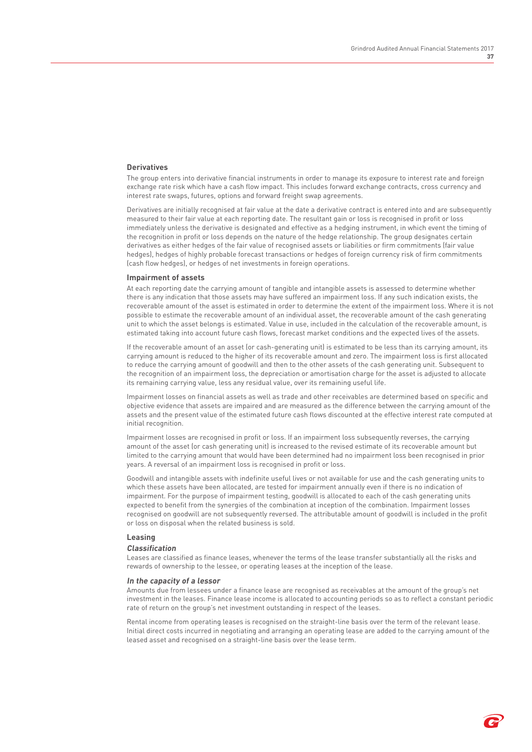### Derivatives

The group enters into derivative financial instruments in order to manage its exposure to interest rate and foreign exchange rate risk which have a cash flow impact. This includes forward exchange contracts, cross currency and interest rate swaps, futures, options and forward freight swap agreements.

Derivatives are initially recognised at fair value at the date a derivative contract is entered into and are subsequently measured to their fair value at each reporting date. The resultant gain or loss is recognised in profit or loss immediately unless the derivative is designated and effective as a hedging instrument, in which event the timing of the recognition in profit or loss depends on the nature of the hedge relationship. The group designates certain derivatives as either hedges of the fair value of recognised assets or liabilities or firm commitments (fair value hedges), hedges of highly probable forecast transactions or hedges of foreign currency risk of firm commitments (cash flow hedges), or hedges of net investments in foreign operations.

### Impairment of assets

At each reporting date the carrying amount of tangible and intangible assets is assessed to determine whether there is any indication that those assets may have suffered an impairment loss. If any such indication exists, the recoverable amount of the asset is estimated in order to determine the extent of the impairment loss. Where it is not possible to estimate the recoverable amount of an individual asset, the recoverable amount of the cash generating unit to which the asset belongs is estimated. Value in use, included in the calculation of the recoverable amount, is estimated taking into account future cash flows, forecast market conditions and the expected lives of the assets.

If the recoverable amount of an asset (or cash-generating unit) is estimated to be less than its carrying amount, its carrying amount is reduced to the higher of its recoverable amount and zero. The impairment loss is first allocated to reduce the carrying amount of goodwill and then to the other assets of the cash generating unit. Subsequent to the recognition of an impairment loss, the depreciation or amortisation charge for the asset is adjusted to allocate its remaining carrying value, less any residual value, over its remaining useful life.

Impairment losses on financial assets as well as trade and other receivables are determined based on specific and objective evidence that assets are impaired and are measured as the difference between the carrying amount of the assets and the present value of the estimated future cash flows discounted at the effective interest rate computed at initial recognition.

Impairment losses are recognised in profit or loss. If an impairment loss subsequently reverses, the carrying amount of the asset (or cash generating unit) is increased to the revised estimate of its recoverable amount but limited to the carrying amount that would have been determined had no impairment loss been recognised in prior years. A reversal of an impairment loss is recognised in profit or loss.

Goodwill and intangible assets with indefinite useful lives or not available for use and the cash generating units to which these assets have been allocated, are tested for impairment annually even if there is no indication of impairment. For the purpose of impairment testing, goodwill is allocated to each of the cash generating units expected to benefit from the synergies of the combination at inception of the combination. Impairment losses recognised on goodwill are not subsequently reversed. The attributable amount of goodwill is included in the profit or loss on disposal when the related business is sold.

### Leasing

#### *Classification*

Leases are classified as finance leases, whenever the terms of the lease transfer substantially all the risks and rewards of ownership to the lessee, or operating leases at the inception of the lease.

#### *In the capacity of a lessor*

Amounts due from lessees under a finance lease are recognised as receivables at the amount of the group's net investment in the leases. Finance lease income is allocated to accounting periods so as to reflect a constant periodic rate of return on the group's net investment outstanding in respect of the leases.

Rental income from operating leases is recognised on the straight-line basis over the term of the relevant lease. Initial direct costs incurred in negotiating and arranging an operating lease are added to the carrying amount of the leased asset and recognised on a straight-line basis over the lease term.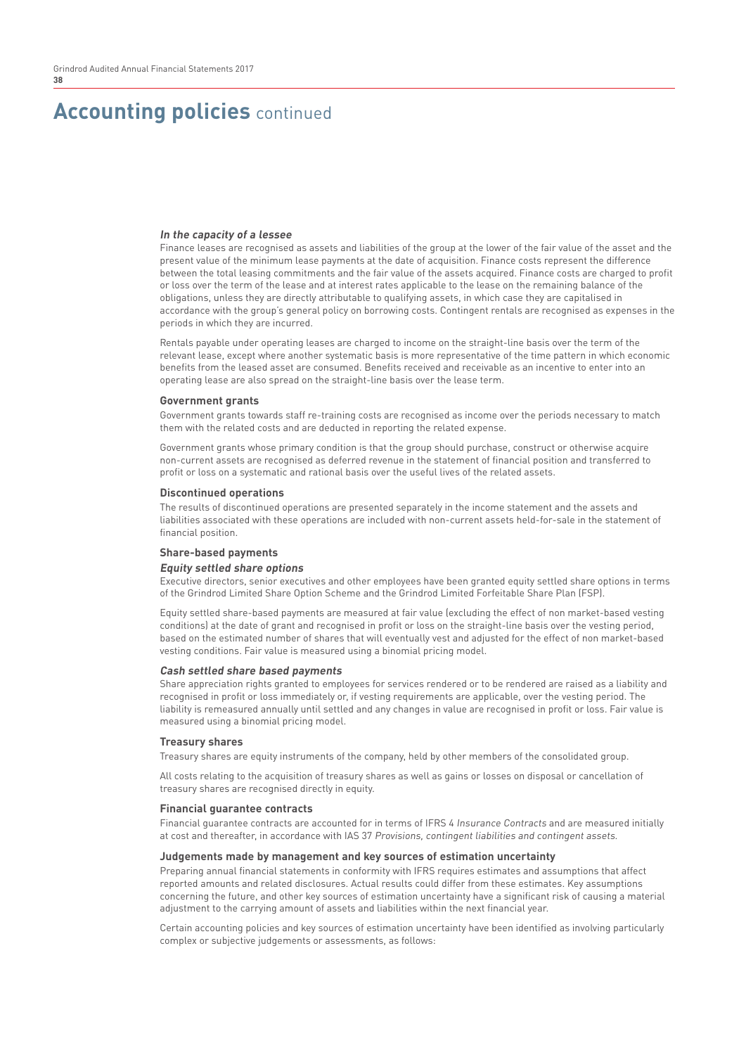# Accounting policies continued

***In the capacity of a lessee***

Finance leases are recognised as assets and liabilities of the group at the lower of the fair value of the asset and the present value of the minimum lease payments at the date of acquisition. Finance costs represent the difference between the total leasing commitments and the fair value of the assets acquired. Finance costs are charged to profit or loss over the term of the lease and at interest rates applicable to the lease on the remaining balance of the obligations, unless they are directly attributable to qualifying assets, in which case they are capitalised in accordance with the group's general policy on borrowing costs. Contingent rentals are recognised as expenses in the periods in which they are incurred.

Rentals payable under operating leases are charged to income on the straight-line basis over the term of the relevant lease, except where another systematic basis is more representative of the time pattern in which economic benefits from the leased asset are consumed. Benefits received and receivable as an incentive to enter into an operating lease are also spread on the straight-line basis over the lease term.

**Government grants**

Government grants towards staff re-training costs are recognised as income over the periods necessary to match them with the related costs and are deducted in reporting the related expense.

Government grants whose primary condition is that the group should purchase, construct or otherwise acquire non-current assets are recognised as deferred revenue in the statement of financial position and transferred to profit or loss on a systematic and rational basis over the useful lives of the related assets.

**Discontinued operations**

The results of discontinued operations are presented separately in the income statement and the assets and liabilities associated with these operations are included with non-current assets held-for-sale in the statement of financial position.

**Share-based payments**

***Equity settled share options***

Executive directors, senior executives and other employees have been granted equity settled share options in terms of the Grindrod Limited Share Option Scheme and the Grindrod Limited Forfeitable Share Plan (FSP).

Equity settled share-based payments are measured at fair value (excluding the effect of non market-based vesting conditions) at the date of grant and recognised in profit or loss on the straight-line basis over the vesting period, based on the estimated number of shares that will eventually vest and adjusted for the effect of non market-based vesting conditions. Fair value is measured using a binomial pricing model.

***Cash settled share based payments***

Share appreciation rights granted to employees for services rendered or to be rendered are raised as a liability and recognised in profit or loss immediately or, if vesting requirements are applicable, over the vesting period. The liability is remeasured annually until settled and any changes in value are recognised in profit or loss. Fair value is measured using a binomial pricing model.

**Treasury shares**

Treasury shares are equity instruments of the company, held by other members of the consolidated group.

All costs relating to the acquisition of treasury shares as well as gains or losses on disposal or cancellation of treasury shares are recognised directly in equity.

**Financial guarantee contracts**

Financial guarantee contracts are accounted for in terms of IFRS 4 *Insurance Contracts* and are measured initially at cost and thereafter, in accordance with IAS 37 *Provisions, contingent liabilities and contingent assets.*

**Judgements made by management and key sources of estimation uncertainty**

Preparing annual financial statements in conformity with IFRS requires estimates and assumptions that affect reported amounts and related disclosures. Actual results could differ from these estimates. Key assumptions concerning the future, and other key sources of estimation uncertainty have a significant risk of causing a material adjustment to the carrying amount of assets and liabilities within the next financial year.

Certain accounting policies and key sources of estimation uncertainty have been identified as involving particularly complex or subjective judgements or assessments, as follows: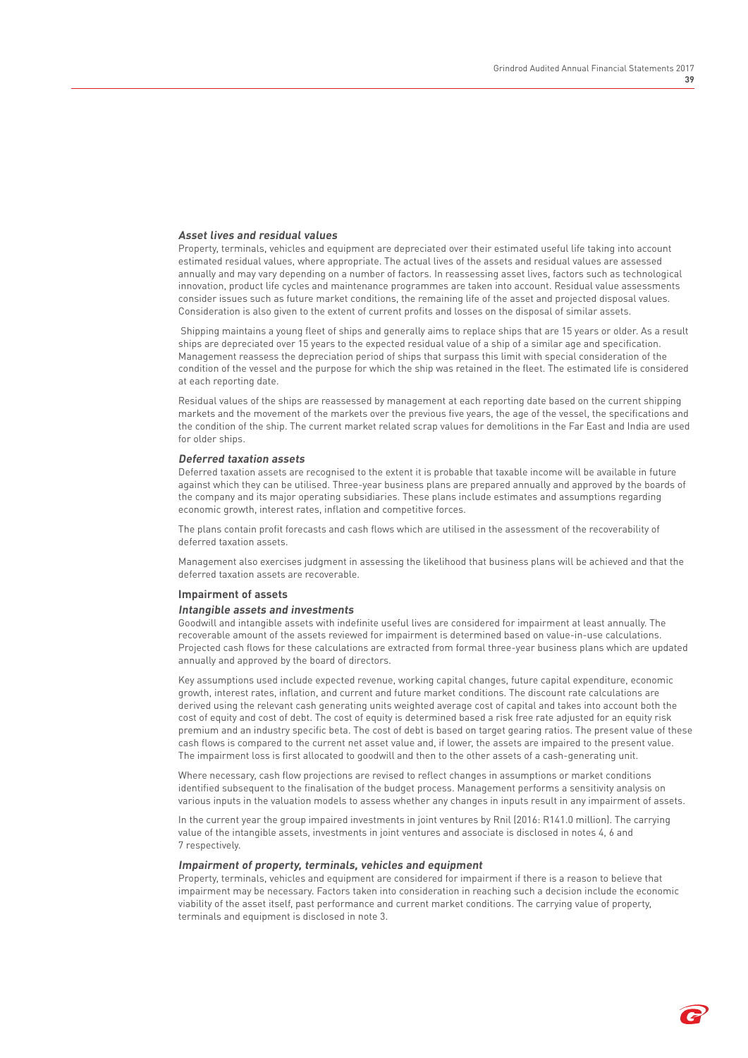### *Asset lives and residual values*

Property, terminals, vehicles and equipment are depreciated over their estimated useful life taking into account estimated residual values, where appropriate. The actual lives of the assets and residual values are assessed annually and may vary depending on a number of factors. In reassessing asset lives, factors such as technological innovation, product life cycles and maintenance programmes are taken into account. Residual value assessments consider issues such as future market conditions, the remaining life of the asset and projected disposal values. Consideration is also given to the extent of current profits and losses on the disposal of similar assets.

Shipping maintains a young fleet of ships and generally aims to replace ships that are 15 years or older. As a result ships are depreciated over 15 years to the expected residual value of a ship of a similar age and specification. Management reassess the depreciation period of ships that surpass this limit with special consideration of the condition of the vessel and the purpose for which the ship was retained in the fleet. The estimated life is considered at each reporting date.

Residual values of the ships are reassessed by management at each reporting date based on the current shipping markets and the movement of the markets over the previous five years, the age of the vessel, the specifications and the condition of the ship. The current market related scrap values for demolitions in the Far East and India are used for older ships.

### *Deferred taxation assets*

Deferred taxation assets are recognised to the extent it is probable that taxable income will be available in future against which they can be utilised. Three-year business plans are prepared annually and approved by the boards of the company and its major operating subsidiaries. These plans include estimates and assumptions regarding economic growth, interest rates, inflation and competitive forces.

The plans contain profit forecasts and cash flows which are utilised in the assessment of the recoverability of deferred taxation assets.

Management also exercises judgment in assessing the likelihood that business plans will be achieved and that the deferred taxation assets are recoverable.

### Impairment of assets

### *Intangible assets and investments*

Goodwill and intangible assets with indefinite useful lives are considered for impairment at least annually. The recoverable amount of the assets reviewed for impairment is determined based on value-in-use calculations. Projected cash flows for these calculations are extracted from formal three-year business plans which are updated annually and approved by the board of directors.

Key assumptions used include expected revenue, working capital changes, future capital expenditure, economic growth, interest rates, inflation, and current and future market conditions. The discount rate calculations are derived using the relevant cash generating units weighted average cost of capital and takes into account both the cost of equity and cost of debt. The cost of equity is determined based a risk free rate adjusted for an equity risk premium and an industry specific beta. The cost of debt is based on target gearing ratios. The present value of these cash flows is compared to the current net asset value and, if lower, the assets are impaired to the present value. The impairment loss is first allocated to goodwill and then to the other assets of a cash-generating unit.

Where necessary, cash flow projections are revised to reflect changes in assumptions or market conditions identified subsequent to the finalisation of the budget process. Management performs a sensitivity analysis on various inputs in the valuation models to assess whether any changes in inputs result in any impairment of assets.

In the current year the group impaired investments in joint ventures by Rnil (2016: R141.0 million). The carrying value of the intangible assets, investments in joint ventures and associate is disclosed in notes 4, 6 and 7 respectively.

### *Impairment of property, terminals, vehicles and equipment*

Property, terminals, vehicles and equipment are considered for impairment if there is a reason to believe that impairment may be necessary. Factors taken into consideration in reaching such a decision include the economic viability of the asset itself, past performance and current market conditions. The carrying value of property, terminals and equipment is disclosed in note 3.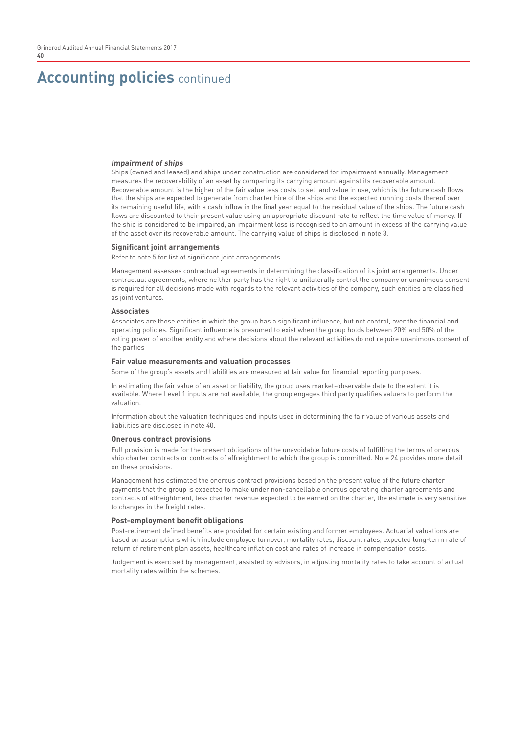# Accounting policies continued

***Impairment of ships***

Ships (owned and leased) and ships under construction are considered for impairment annually. Management measures the recoverability of an asset by comparing its carrying amount against its recoverable amount. Recoverable amount is the higher of the fair value less costs to sell and value in use, which is the future cash flows that the ships are expected to generate from charter hire of the ships and the expected running costs thereof over its remaining useful life, with a cash inflow in the final year equal to the residual value of the ships. The future cash flows are discounted to their present value using an appropriate discount rate to reflect the time value of money. If the ship is considered to be impaired, an impairment loss is recognised to an amount in excess of the carrying value of the asset over its recoverable amount. The carrying value of ships is disclosed in note 3.

**Significant joint arrangements**

Refer to note 5 for list of significant joint arrangements.

Management assesses contractual agreements in determining the classification of its joint arrangements. Under contractual agreements, where neither party has the right to unilaterally control the company or unanimous consent is required for all decisions made with regards to the relevant activities of the company, such entities are classified as joint ventures.

**Associates**

Associates are those entities in which the group has a significant influence, but not control, over the financial and operating policies. Significant influence is presumed to exist when the group holds between 20% and 50% of the voting power of another entity and where decisions about the relevant activities do not require unanimous consent of the parties

**Fair value measurements and valuation processes**

Some of the group's assets and liabilities are measured at fair value for financial reporting purposes.

In estimating the fair value of an asset or liability, the group uses market-observable date to the extent it is available. Where Level 1 inputs are not available, the group engages third party qualifies valuers to perform the valuation.

Information about the valuation techniques and inputs used in determining the fair value of various assets and liabilities are disclosed in note 40.

**Onerous contract provisions**

Full provision is made for the present obligations of the unavoidable future costs of fulfilling the terms of onerous ship charter contracts or contracts of affreightment to which the group is committed. Note 24 provides more detail on these provisions.

Management has estimated the onerous contract provisions based on the present value of the future charter payments that the group is expected to make under non-cancellable onerous operating charter agreements and contracts of affreightment, less charter revenue expected to be earned on the charter, the estimate is very sensitive to changes in the freight rates.

**Post-employment benefit obligations**

Post-retirement defined benefits are provided for certain existing and former employees. Actuarial valuations are based on assumptions which include employee turnover, mortality rates, discount rates, expected long-term rate of return of retirement plan assets, healthcare inflation cost and rates of increase in compensation costs.

Judgement is exercised by management, assisted by advisors, in adjusting mortality rates to take account of actual mortality rates within the schemes.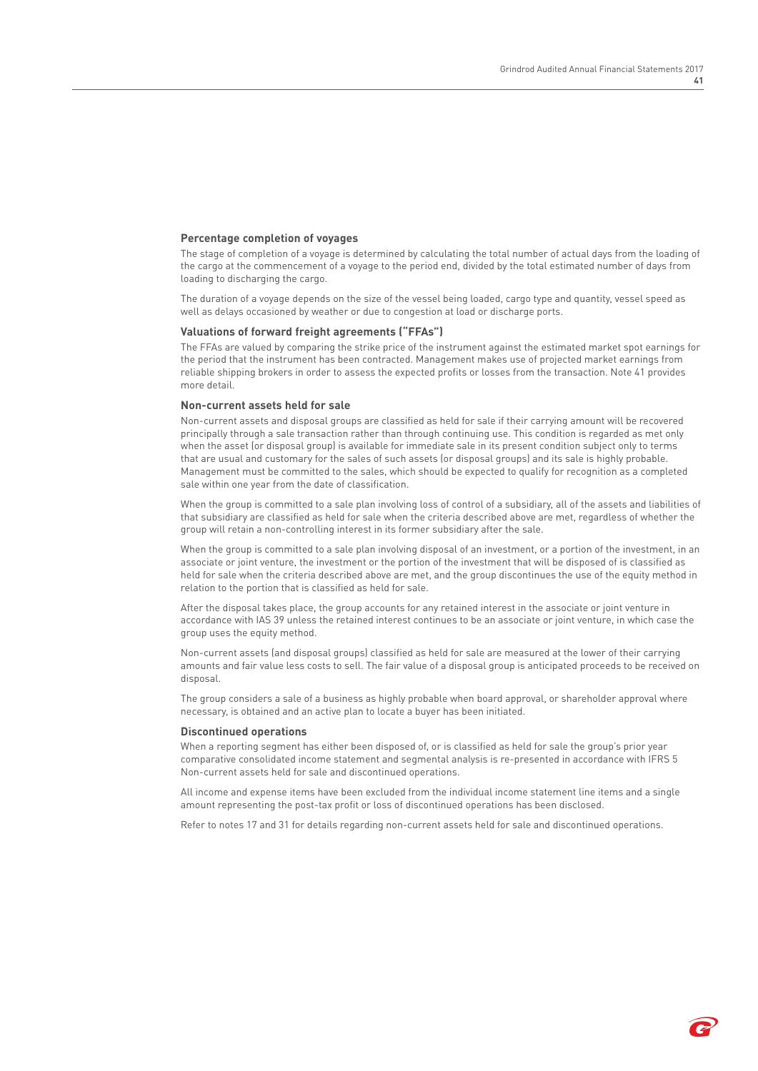### Percentage completion of voyages

The stage of completion of a voyage is determined by calculating the total number of actual days from the loading of the cargo at the commencement of a voyage to the period end, divided by the total estimated number of days from loading to discharging the cargo.

The duration of a voyage depends on the size of the vessel being loaded, cargo type and quantity, vessel speed as well as delays occasioned by weather or due to congestion at load or discharge ports.

### Valuations of forward freight agreements ("FFAs")

The FFAs are valued by comparing the strike price of the instrument against the estimated market spot earnings for the period that the instrument has been contracted. Management makes use of projected market earnings from reliable shipping brokers in order to assess the expected profits or losses from the transaction. Note 41 provides more detail.

### Non-current assets held for sale

Non-current assets and disposal groups are classified as held for sale if their carrying amount will be recovered principally through a sale transaction rather than through continuing use. This condition is regarded as met only when the asset (or disposal group) is available for immediate sale in its present condition subject only to terms that are usual and customary for the sales of such assets (or disposal groups) and its sale is highly probable. Management must be committed to the sales, which should be expected to qualify for recognition as a completed sale within one year from the date of classification.

When the group is committed to a sale plan involving loss of control of a subsidiary, all of the assets and liabilities of that subsidiary are classified as held for sale when the criteria described above are met, regardless of whether the group will retain a non-controlling interest in its former subsidiary after the sale.

When the group is committed to a sale plan involving disposal of an investment, or a portion of the investment, in an associate or joint venture, the investment or the portion of the investment that will be disposed of is classified as held for sale when the criteria described above are met, and the group discontinues the use of the equity method in relation to the portion that is classified as held for sale.

After the disposal takes place, the group accounts for any retained interest in the associate or joint venture in accordance with IAS 39 unless the retained interest continues to be an associate or joint venture, in which case the group uses the equity method.

Non-current assets (and disposal groups) classified as held for sale are measured at the lower of their carrying amounts and fair value less costs to sell. The fair value of a disposal group is anticipated proceeds to be received on disposal.

The group considers a sale of a business as highly probable when board approval, or shareholder approval where necessary, is obtained and an active plan to locate a buyer has been initiated.

### Discontinued operations

When a reporting segment has either been disposed of, or is classified as held for sale the group's prior year comparative consolidated income statement and segmental analysis is re-presented in accordance with IFRS 5 Non-current assets held for sale and discontinued operations.

All income and expense items have been excluded from the individual income statement line items and a single amount representing the post-tax profit or loss of discontinued operations has been disclosed.

Refer to notes 17 and 31 for details regarding non-current assets held for sale and discontinued operations.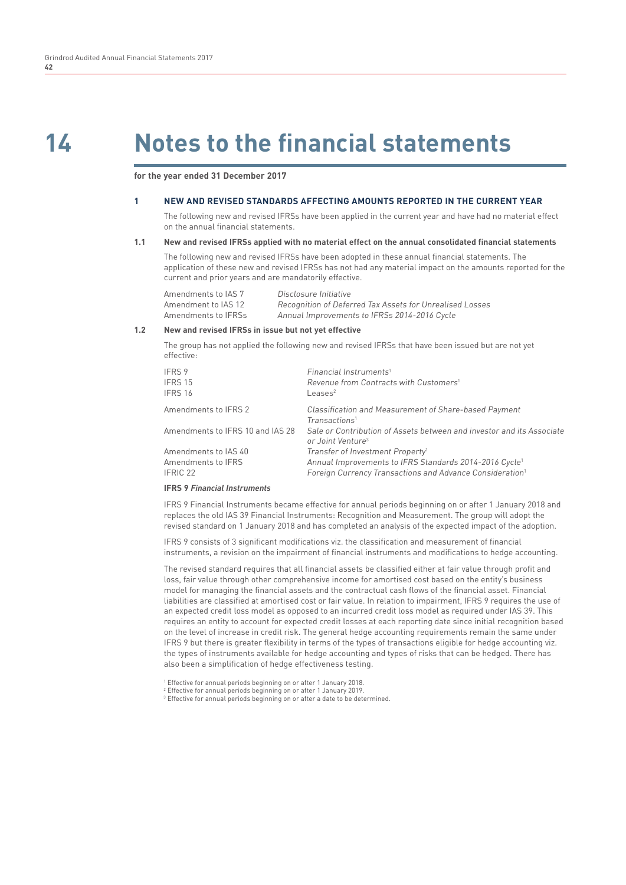# 14 Notes to the financial statements

**for the year ended 31 December 2017**

## 1 NEW AND REVISED STANDARDS AFFECTING AMOUNTS REPORTED IN THE CURRENT YEAR

The following new and revised IFRSs have been applied in the current year and have had no material effect on the annual financial statements.

### 1.1 New and revised IFRSs applied with no material effect on the annual consolidated financial statements

The following new and revised IFRSs have been adopted in these annual financial statements. The application of these new and revised IFRSs has not had any material impact on the amounts reported for the current and prior years and are mandatorily effective.

| | |
|---|---|
| Amendments to IAS 7 | *Disclosure Initiative* |
| Amendment to IAS 12 | *Recognition of Deferred Tax Assets for Unrealised Losses* |
| Amendments to IFRSs | *Annual Improvements to IFRSs 2014-2016 Cycle* |

### 1.2 New and revised IFRSs in issue but not yet effective

The group has not applied the following new and revised IFRSs that have been issued but are not yet effective:

| | |
|---|---|
| IFRS 9 | *Financial Instruments*[1] |
| IFRS 15 | *Revenue from Contracts with Customers*[1] |
| IFRS 16 | *Leases*[2] |
| Amendments to IFRS 2 | *Classification and Measurement of Share-based Payment Transactions*[1] |
| Amendments to IFRS 10 and IAS 28 | *Sale or Contribution of Assets between and investor and its Associate or Joint Venture*[3] |
| Amendments to IAS 40 | *Transfer of Investment Property*[1] |
| Amendments to IFRS | *Annual Improvements to IFRS Standards 2014-2016 Cycle*[1] |
| IFRIC 22 | *Foreign Currency Transactions and Advance Consideration*[1] |

**IFRS 9 *Financial Instruments***

IFRS 9 Financial Instruments became effective for annual periods beginning on or after 1 January 2018 and replaces the old IAS 39 Financial Instruments: Recognition and Measurement. The group will adopt the revised standard on 1 January 2018 and has completed an analysis of the expected impact of the adoption.

IFRS 9 consists of 3 significant modifications viz. the classification and measurement of financial instruments, a revision on the impairment of financial instruments and modifications to hedge accounting.

The revised standard requires that all financial assets be classified either at fair value through profit and loss, fair value through other comprehensive income for amortised cost based on the entity's business model for managing the financial assets and the contractual cash flows of the financial asset. Financial liabilities are classified at amortised cost or fair value. In relation to impairment, IFRS 9 requires the use of an expected credit loss model as opposed to an incurred credit loss model as required under IAS 39. This requires an entity to account for expected credit losses at each reporting date since initial recognition based on the level of increase in credit risk. The general hedge accounting requirements remain the same under IFRS 9 but there is greater flexibility in terms of the types of transactions eligible for hedge accounting viz. the types of instruments available for hedge accounting and types of risks that can be hedged. There has also been a simplification of hedge effectiveness testing.

[1] Effective for annual periods beginning on or after 1 January 2018.
[2] Effective for annual periods beginning on or after 1 January 2019.
[3] Effective for annual periods beginning on or after a date to be determined.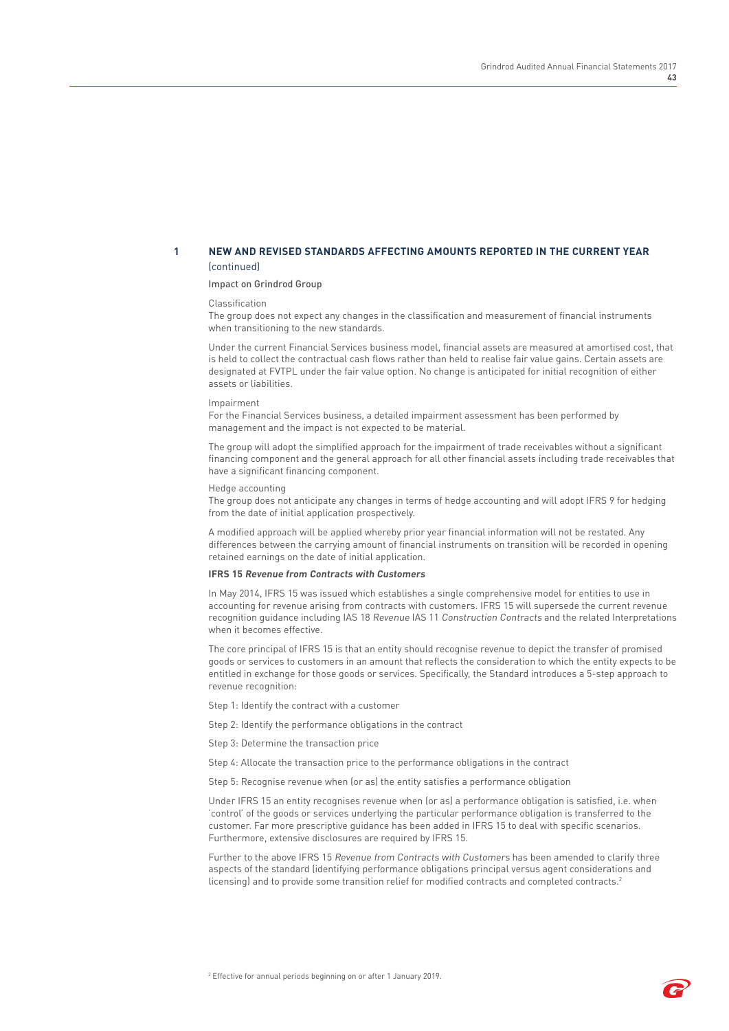## 1 NEW AND REVISED STANDARDS AFFECTING AMOUNTS REPORTED IN THE CURRENT YEAR (continued)

Impact on Grindrod Group

Classification

The group does not expect any changes in the classification and measurement of financial instruments when transitioning to the new standards.

Under the current Financial Services business model, financial assets are measured at amortised cost, that is held to collect the contractual cash flows rather than held to realise fair value gains. Certain assets are designated at FVTPL under the fair value option. No change is anticipated for initial recognition of either assets or liabilities.

Impairment

For the Financial Services business, a detailed impairment assessment has been performed by management and the impact is not expected to be material.

The group will adopt the simplified approach for the impairment of trade receivables without a significant financing component and the general approach for all other financial assets including trade receivables that have a significant financing component.

Hedge accounting

The group does not anticipate any changes in terms of hedge accounting and will adopt IFRS 9 for hedging from the date of initial application prospectively.

A modified approach will be applied whereby prior year financial information will not be restated. Any differences between the carrying amount of financial instruments on transition will be recorded in opening retained earnings on the date of initial application.

**IFRS 15 *Revenue from Contracts with Customers***

In May 2014, IFRS 15 was issued which establishes a single comprehensive model for entities to use in accounting for revenue arising from contracts with customers. IFRS 15 will supersede the current revenue recognition guidance including IAS 18 *Revenue* IAS 11 *Construction Contracts* and the related Interpretations when it becomes effective.

The core principal of IFRS 15 is that an entity should recognise revenue to depict the transfer of promised goods or services to customers in an amount that reflects the consideration to which the entity expects to be entitled in exchange for those goods or services. Specifically, the Standard introduces a 5-step approach to revenue recognition:

Step 1: Identify the contract with a customer

Step 2: Identify the performance obligations in the contract

Step 3: Determine the transaction price

Step 4: Allocate the transaction price to the performance obligations in the contract

Step 5: Recognise revenue when (or as) the entity satisfies a performance obligation

Under IFRS 15 an entity recognises revenue when (or as) a performance obligation is satisfied, i.e. when 'control' of the goods or services underlying the particular performance obligation is transferred to the customer. Far more prescriptive guidance has been added in IFRS 15 to deal with specific scenarios. Furthermore, extensive disclosures are required by IFRS 15.

Further to the above IFRS 15 *Revenue from Contracts with Customers* has been amended to clarify three aspects of the standard (identifying performance obligations principal versus agent considerations and licensing) and to provide some transition relief for modified contracts and completed contracts.[2]

[2] Effective for annual periods beginning on or after 1 January 2019.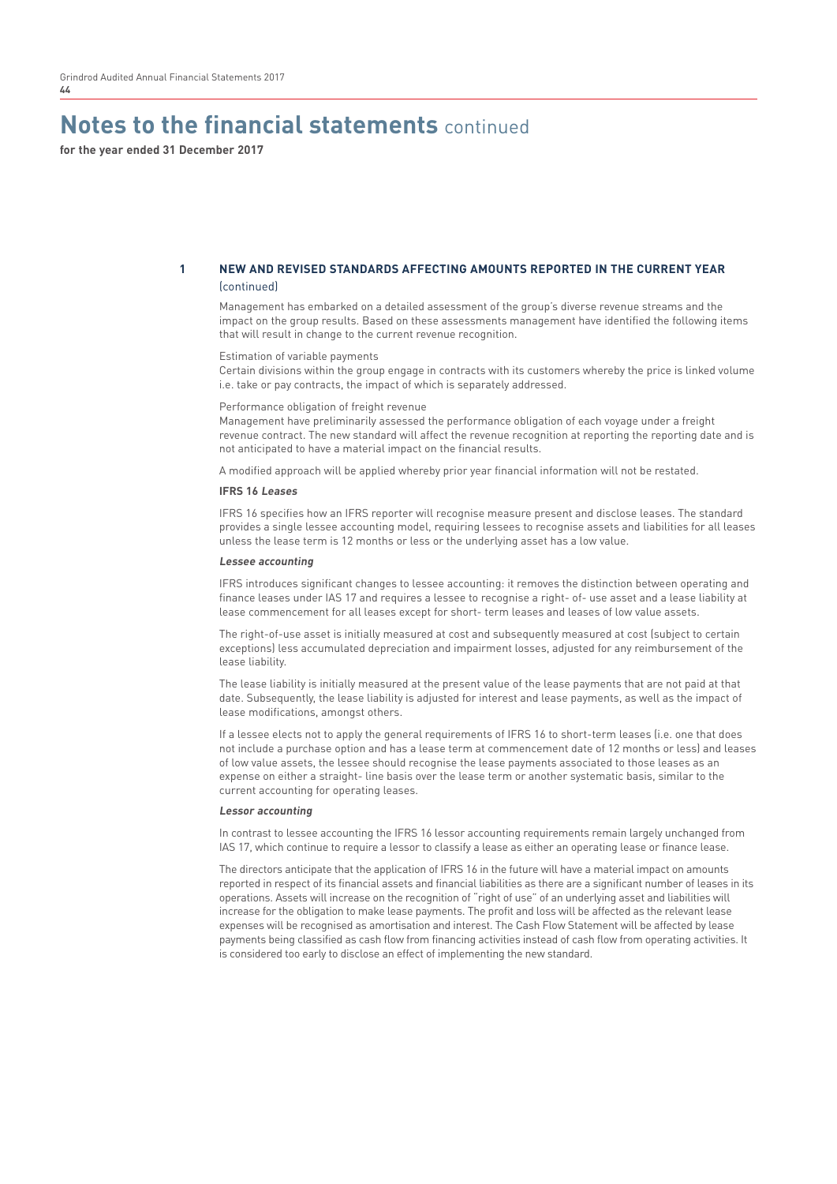# Notes to the financial statements continued

**for the year ended 31 December 2017**

## 1 NEW AND REVISED STANDARDS AFFECTING AMOUNTS REPORTED IN THE CURRENT YEAR (continued)

Management has embarked on a detailed assessment of the group's diverse revenue streams and the impact on the group results. Based on these assessments management have identified the following items that will result in change to the current revenue recognition.

Estimation of variable payments
Certain divisions within the group engage in contracts with its customers whereby the price is linked volume i.e. take or pay contracts, the impact of which is separately addressed.

Performance obligation of freight revenue
Management have preliminarily assessed the performance obligation of each voyage under a freight revenue contract. The new standard will affect the revenue recognition at reporting the reporting date and is not anticipated to have a material impact on the financial results.

A modified approach will be applied whereby prior year financial information will not be restated.

**IFRS 16 *Leases***

IFRS 16 specifies how an IFRS reporter will recognise measure present and disclose leases. The standard provides a single lessee accounting model, requiring lessees to recognise assets and liabilities for all leases unless the lease term is 12 months or less or the underlying asset has a low value.

***Lessee accounting***

IFRS introduces significant changes to lessee accounting: it removes the distinction between operating and finance leases under IAS 17 and requires a lessee to recognise a right- of- use asset and a lease liability at lease commencement for all leases except for short- term leases and leases of low value assets.

The right-of-use asset is initially measured at cost and subsequently measured at cost (subject to certain exceptions) less accumulated depreciation and impairment losses, adjusted for any reimbursement of the lease liability.

The lease liability is initially measured at the present value of the lease payments that are not paid at that date. Subsequently, the lease liability is adjusted for interest and lease payments, as well as the impact of lease modifications, amongst others.

If a lessee elects not to apply the general requirements of IFRS 16 to short-term leases (i.e. one that does not include a purchase option and has a lease term at commencement date of 12 months or less) and leases of low value assets, the lessee should recognise the lease payments associated to those leases as an expense on either a straight- line basis over the lease term or another systematic basis, similar to the current accounting for operating leases.

***Lessor accounting***

In contrast to lessee accounting the IFRS 16 lessor accounting requirements remain largely unchanged from IAS 17, which continue to require a lessor to classify a lease as either an operating lease or finance lease.

The directors anticipate that the application of IFRS 16 in the future will have a material impact on amounts reported in respect of its financial assets and financial liabilities as there are a significant number of leases in its operations. Assets will increase on the recognition of "right of use" of an underlying asset and liabilities will increase for the obligation to make lease payments. The profit and loss will be affected as the relevant lease expenses will be recognised as amortisation and interest. The Cash Flow Statement will be affected by lease payments being classified as cash flow from financing activities instead of cash flow from operating activities. It is considered too early to disclose an effect of implementing the new standard.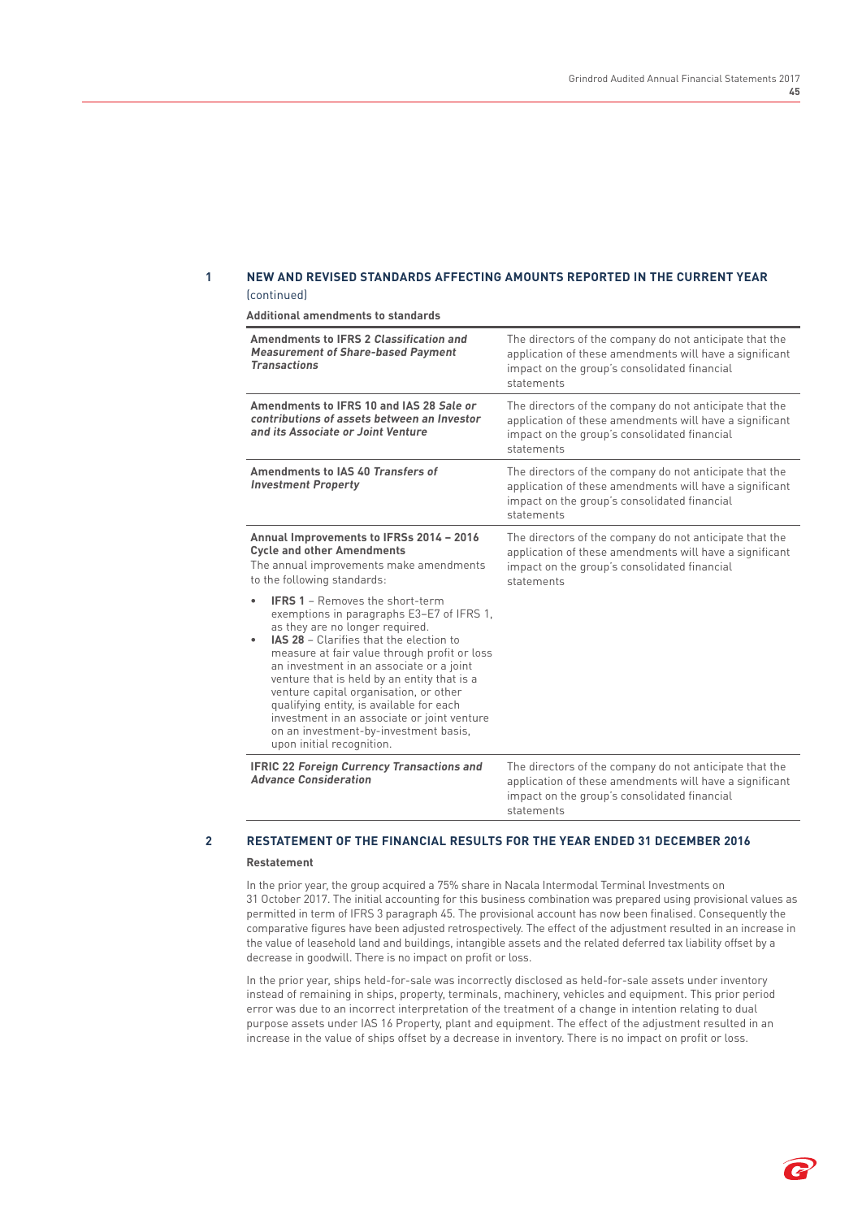## 1 NEW AND REVISED STANDARDS AFFECTING AMOUNTS REPORTED IN THE CURRENT YEAR (continued)

**Additional amendments to standards**

| | |
|---|---|
| **Amendments to IFRS 2** ***Classification and Measurement of Share-based Payment Transactions*** | The directors of the company do not anticipate that the application of these amendments will have a significant impact on the group's consolidated financial statements |
| **Amendments to IFRS 10 and IAS 28** ***Sale or contributions of assets between an Investor and its Associate or Joint Venture*** | The directors of the company do not anticipate that the application of these amendments will have a significant impact on the group's consolidated financial statements |
| **Amendments to IAS 40** ***Transfers of Investment Property*** | The directors of the company do not anticipate that the application of these amendments will have a significant impact on the group's consolidated financial statements |
| **Annual Improvements to IFRSs 2014 – 2016 Cycle and other Amendments**<br>The annual improvements make amendments to the following standards:<br>• **IFRS 1** – Removes the short-term exemptions in paragraphs E3–E7 of IFRS 1, as they are no longer required.<br>• **IAS 28** – Clarifies that the election to measure at fair value through profit or loss an investment in an associate or a joint venture that is held by an entity that is a venture capital organisation, or other qualifying entity, is available for each investment in an associate or joint venture on an investment-by-investment basis, upon initial recognition. | The directors of the company do not anticipate that the application of these amendments will have a significant impact on the group's consolidated financial statements |
| **IFRIC 22** ***Foreign Currency Transactions and Advance Consideration*** | The directors of the company do not anticipate that the application of these amendments will have a significant impact on the group's consolidated financial statements |

## 2 RESTATEMENT OF THE FINANCIAL RESULTS FOR THE YEAR ENDED 31 DECEMBER 2016

**Restatement**

In the prior year, the group acquired a 75% share in Nacala Intermodal Terminal Investments on 31 October 2017. The initial accounting for this business combination was prepared using provisional values as permitted in term of IFRS 3 paragraph 45. The provisional account has now been finalised. Consequently the comparative figures have been adjusted retrospectively. The effect of the adjustment resulted in an increase in the value of leasehold land and buildings, intangible assets and the related deferred tax liability offset by a decrease in goodwill. There is no impact on profit or loss.

In the prior year, ships held-for-sale was incorrectly disclosed as held-for-sale assets under inventory instead of remaining in ships, property, terminals, machinery, vehicles and equipment. This prior period error was due to an incorrect interpretation of the treatment of a change in intention relating to dual purpose assets under IAS 16 Property, plant and equipment. The effect of the adjustment resulted in an increase in the value of ships offset by a decrease in inventory. There is no impact on profit or loss.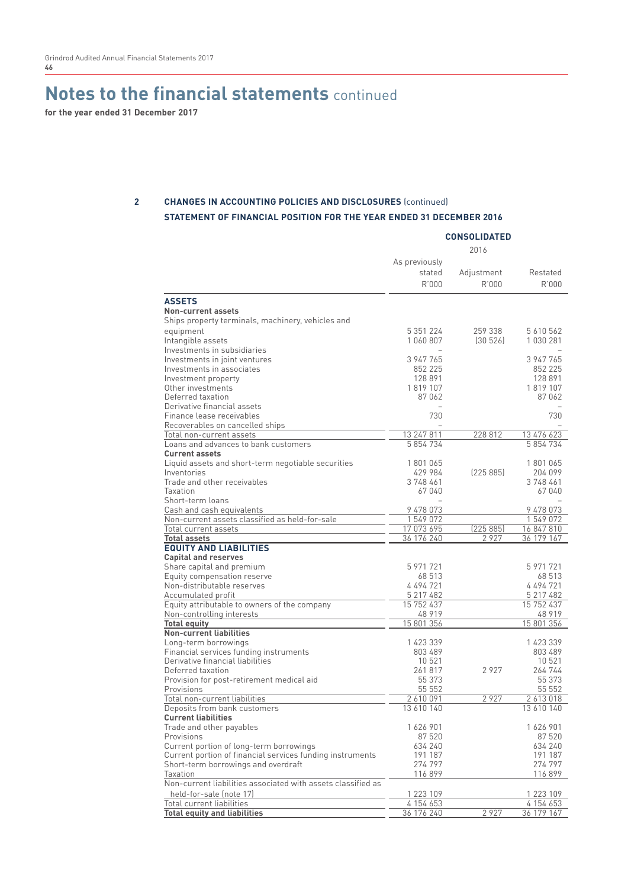# Notes to the financial statements continued

**for the year ended 31 December 2017**

## 2 CHANGES IN ACCOUNTING POLICIES AND DISCLOSURES (continued)

### STATEMENT OF FINANCIAL POSITION FOR THE YEAR ENDED 31 DECEMBER 2016

| | CONSOLIDATED | | |
|---|---|---|---|
| | 2016 | | |
| | As previously stated R'000 | Adjustment R'000 | Restated R'000 |
| **ASSETS** | | | |
| **Non-current assets** | | | |
| Ships property terminals, machinery, vehicles and equipment | 5 351 224 | 259 338 | 5 610 562 |
| Intangible assets | 1 060 807 | (30 526) | 1 030 281 |
| Investments in subsidiaries | – | | – |
| Investments in joint ventures | 3 947 765 | | 3 947 765 |
| Investments in associates | 852 225 | | 852 225 |
| Investment property | 128 891 | | 128 891 |
| Other investments | 1 819 107 | | 1 819 107 |
| Deferred taxation | 87 062 | | 87 062 |
| Derivative financial assets | – | | – |
| Finance lease receivables | 730 | | 730 |
| Recoverables on cancelled ships | – | | – |
| Total non-current assets | 13 247 811 | 228 812 | 13 476 623 |
| Loans and advances to bank customers | 5 854 734 | | 5 854 734 |
| **Current assets** | | | |
| Liquid assets and short-term negotiable securities | 1 801 065 | | 1 801 065 |
| Inventories | 429 984 | (225 885) | 204 099 |
| Trade and other receivables | 3 748 461 | | 3 748 461 |
| Taxation | 67 040 | | 67 040 |
| Short-term loans | – | | – |
| Cash and cash equivalents | 9 478 073 | | 9 478 073 |
| Non-current assets classified as held-for-sale | 1 549 072 | | 1 549 072 |
| Total current assets | 17 073 695 | (225 885) | 16 847 810 |
| **Total assets** | 36 176 240 | 2 927 | 36 179 167 |
| **EQUITY AND LIABILITIES** | | | |
| **Capital and reserves** | | | |
| Share capital and premium | 5 971 721 | | 5 971 721 |
| Equity compensation reserve | 68 513 | | 68 513 |
| Non-distributable reserves | 4 494 721 | | 4 494 721 |
| Accumulated profit | 5 217 482 | | 5 217 482 |
| Equity attributable to owners of the company | 15 752 437 | | 15 752 437 |
| Non-controlling interests | 48 919 | | 48 919 |
| **Total equity** | 15 801 356 | | 15 801 356 |
| **Non-current liabilities** | | | |
| Long-term borrowings | 1 423 339 | | 1 423 339 |
| Financial services funding instruments | 803 489 | | 803 489 |
| Derivative financial liabilities | 10 521 | | 10 521 |
| Deferred taxation | 261 817 | 2 927 | 264 744 |
| Provision for post-retirement medical aid | 55 373 | | 55 373 |
| Provisions | 55 552 | | 55 552 |
| Total non-current liabilities | 2 610 091 | 2 927 | 2 613 018 |
| Deposits from bank customers | 13 610 140 | | 13 610 140 |
| **Current liabilities** | | | |
| Trade and other payables | 1 626 901 | | 1 626 901 |
| Provisions | 87 520 | | 87 520 |
| Current portion of long-term borrowings | 634 240 | | 634 240 |
| Current portion of financial services funding instruments | 191 187 | | 191 187 |
| Short-term borrowings and overdraft | 274 797 | | 274 797 |
| Taxation | 116 899 | | 116 899 |
| Non-current liabilities associated with assets classified as held-for-sale (note 17) | 1 223 109 | | 1 223 109 |
| Total current liabilities | 4 154 653 | | 4 154 653 |
| **Total equity and liabilities** | 36 176 240 | 2 927 | 36 179 167 |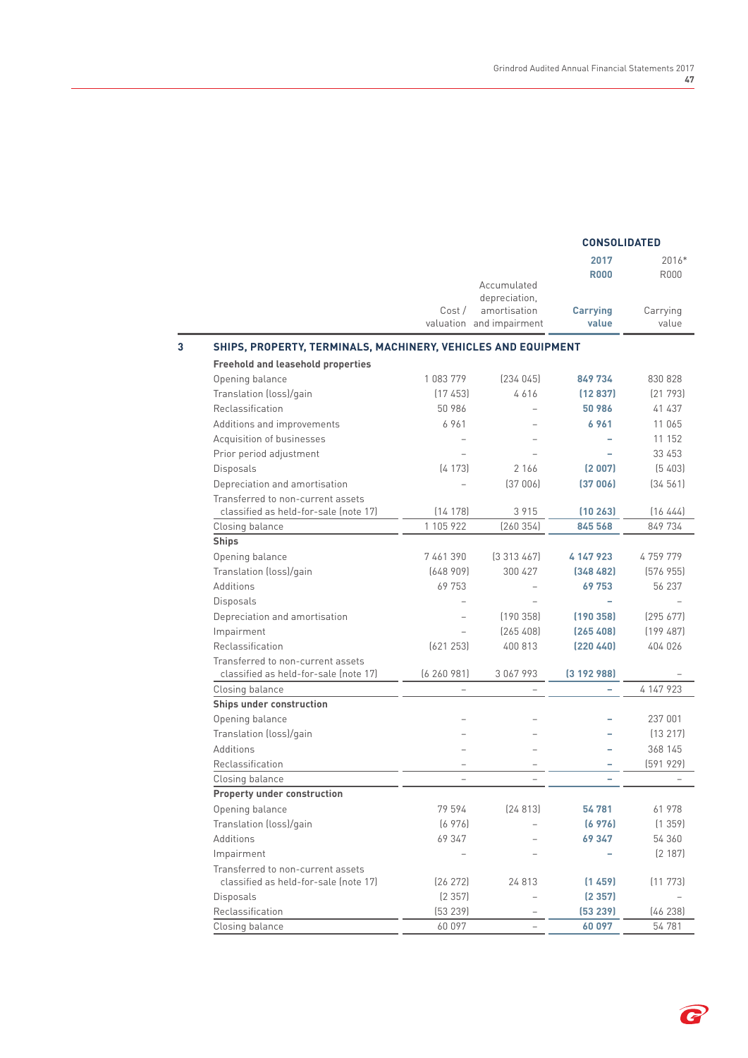| | Cost / valuation | Accumulated depreciation, amortisation and impairment | CONSOLIDATED 2017 R000 Carrying value | 2016* R000 Carrying value |
|---|---|---|---|---|
| **3 SHIPS, PROPERTY, TERMINALS, MACHINERY, VEHICLES AND EQUIPMENT** | | | | |
| **Freehold and leasehold properties** | | | | |
| Opening balance | 1 083 779 | (234 045) | **849 734** | 830 828 |
| Translation (loss)/gain | (17 453) | 4 616 | **(12 837)** | (21 793) |
| Reclassification | 50 986 | – | **50 986** | 41 437 |
| Additions and improvements | 6 961 | – | **6 961** | 11 065 |
| Acquisition of businesses | – | – | **–** | 11 152 |
| Prior period adjustment | – | – | **–** | 33 453 |
| Disposals | (4 173) | 2 166 | **(2 007)** | (5 403) |
| Depreciation and amortisation | – | (37 006) | **(37 006)** | (34 561) |
| Transferred to non-current assets classified as held-for-sale (note 17) | (14 178) | 3 915 | **(10 263)** | (16 444) |
| Closing balance | 1 105 922 | (260 354) | **845 568** | 849 734 |
| **Ships** | | | | |
| Opening balance | 7 461 390 | (3 313 467) | **4 147 923** | 4 759 779 |
| Translation (loss)/gain | (648 909) | 300 427 | **(348 482)** | (576 955) |
| Additions | 69 753 | – | **69 753** | 56 237 |
| Disposals | – | – | **–** | – |
| Depreciation and amortisation | – | (190 358) | **(190 358)** | (295 677) |
| Impairment | – | (265 408) | **(265 408)** | (199 487) |
| Reclassification | (621 253) | 400 813 | **(220 440)** | 404 026 |
| Transferred to non-current assets classified as held-for-sale (note 17) | (6 260 981) | 3 067 993 | **(3 192 988)** | – |
| Closing balance | – | – | **–** | 4 147 923 |
| **Ships under construction** | | | | |
| Opening balance | – | – | **–** | 237 001 |
| Translation (loss)/gain | – | – | **–** | (13 217) |
| Additions | – | – | **–** | 368 145 |
| Reclassification | – | – | **–** | (591 929) |
| Closing balance | – | – | **–** | – |
| **Property under construction** | | | | |
| Opening balance | 79 594 | (24 813) | **54 781** | 61 978 |
| Translation (loss)/gain | (6 976) | – | **(6 976)** | (1 359) |
| Additions | 69 347 | – | **69 347** | 54 360 |
| Impairment | – | – | **–** | (2 187) |
| Transferred to non-current assets classified as held-for-sale (note 17) | (26 272) | 24 813 | **(1 459)** | (11 773) |
| Disposals | (2 357) | – | **(2 357)** | – |
| Reclassification | (53 239) | – | **(53 239)** | (46 238) |
| Closing balance | 60 097 | – | **60 097** | 54 781 |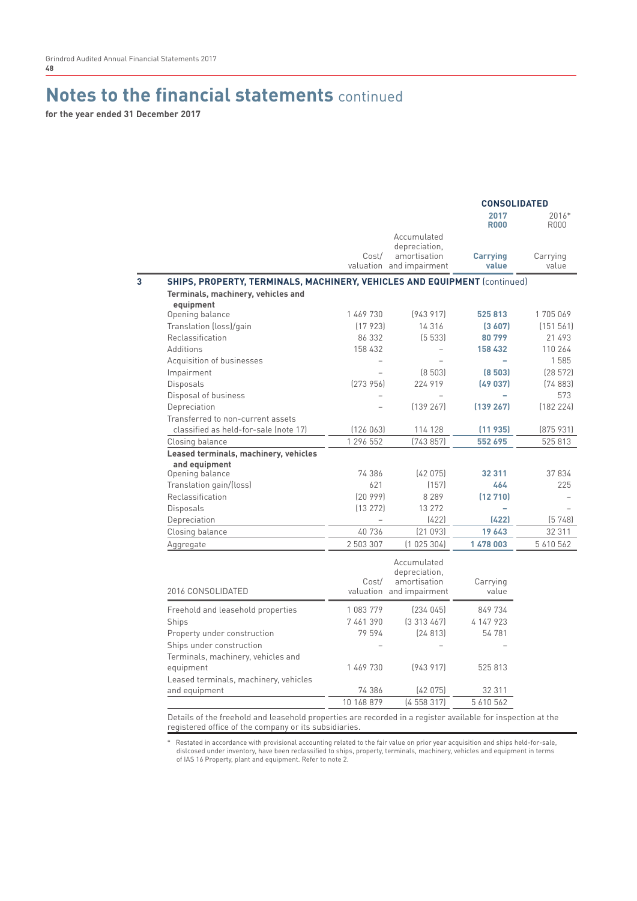# Notes to the financial statements continued

**for the year ended 31 December 2017**

| | | | CONSOLIDATED | |
|---|---|---|---|---|
| | | | **2017 R000** | 2016* R000 |
| | Cost/ valuation | Accumulated depreciation, amortisation and impairment | **Carrying value** | Carrying value |
| **3 SHIPS, PROPERTY, TERMINALS, MACHINERY, VEHICLES AND EQUIPMENT** (continued) | | | | |
| **Terminals, machinery, vehicles and equipment** | | | | |
| Opening balance | 1 469 730 | (943 917) | **525 813** | 1 705 069 |
| Translation (loss)/gain | (17 923) | 14 316 | **(3 607)** | (151 561) |
| Reclassification | 86 332 | (5 533) | **80 799** | 21 493 |
| Additions | 158 432 | – | **158 432** | 110 264 |
| Acquisition of businesses | – | – | **–** | 1 585 |
| Impairment | – | (8 503) | **(8 503)** | (28 572) |
| Disposals | (273 956) | 224 919 | **(49 037)** | (74 883) |
| Disposal of business | – | – | **–** | 573 |
| Depreciation | – | (139 267) | **(139 267)** | (182 224) |
| Transferred to non-current assets classified as held-for-sale (note 17) | (126 063) | 114 128 | **(11 935)** | (875 931) |
| Closing balance | 1 296 552 | (743 857) | **552 695** | 525 813 |
| **Leased terminals, machinery, vehicles and equipment** | | | | |
| Opening balance | 74 386 | (42 075) | **32 311** | 37 834 |
| Translation gain/(loss) | 621 | (157) | **464** | 225 |
| Reclassification | (20 999) | 8 289 | **(12 710)** | – |
| Disposals | (13 272) | 13 272 | **–** | – |
| Depreciation | – | (422) | **(422)** | (5 748) |
| Closing balance | 40 736 | (21 093) | **19 643** | 32 311 |
| Aggregate | 2 503 307 | (1 025 304) | **1 478 003** | 5 610 562 |

| 2016 CONSOLIDATED | Cost/ valuation | Accumulated depreciation, amortisation and impairment | Carrying value |
|---|---|---|---|
| Freehold and leasehold properties | 1 083 779 | (234 045) | 849 734 |
| Ships | 7 461 390 | (3 313 467) | 4 147 923 |
| Property under construction | 79 594 | (24 813) | 54 781 |
| Ships under construction | – | – | – |
| Terminals, machinery, vehicles and equipment | 1 469 730 | (943 917) | 525 813 |
| Leased terminals, machinery, vehicles and equipment | 74 386 | (42 075) | 32 311 |
| | 10 168 879 | (4 558 317) | 5 610 562 |

Details of the freehold and leasehold properties are recorded in a register available for inspection at the registered office of the company or its subsidiaries.

\* Restated in accordance with provisional accounting related to the fair value on prior year acquisition and ships held-for-sale, dislcosed under inventory, have been reclassified to ships, property, terminals, machinery, vehicles and equipment in terms of IAS 16 Property, plant and equipment. Refer to note 2.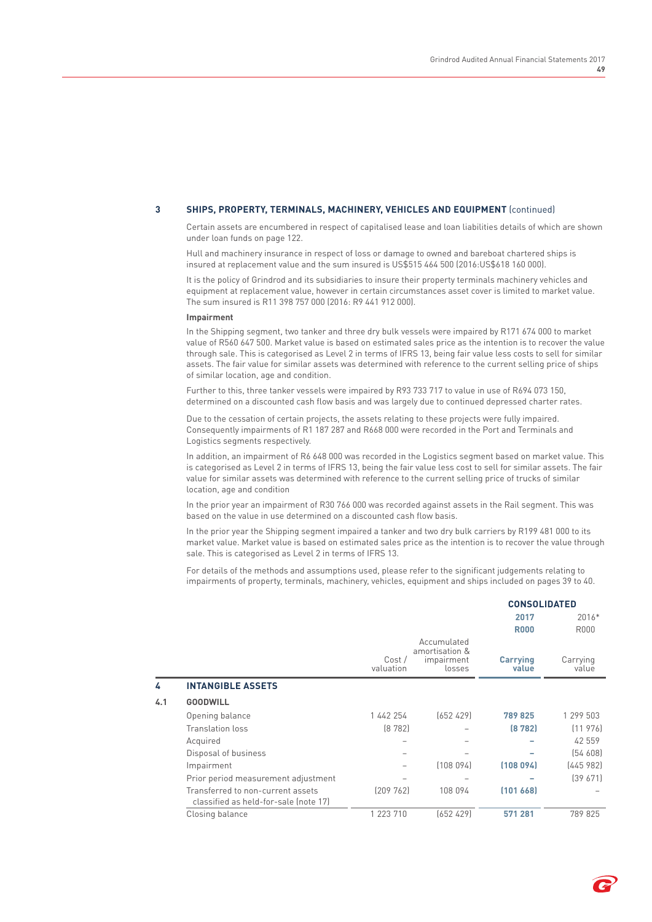## 3 SHIPS, PROPERTY, TERMINALS, MACHINERY, VEHICLES AND EQUIPMENT (continued)

Certain assets are encumbered in respect of capitalised lease and loan liabilities details of which are shown under loan funds on page 122.

Hull and machinery insurance in respect of loss or damage to owned and bareboat chartered ships is insured at replacement value and the sum insured is US$515 464 500 (2016:US$618 160 000).

It is the policy of Grindrod and its subsidiaries to insure their property terminals machinery vehicles and equipment at replacement value, however in certain circumstances asset cover is limited to market value. The sum insured is R11 398 757 000 (2016: R9 441 912 000).

**Impairment**

In the Shipping segment, two tanker and three dry bulk vessels were impaired by R171 674 000 to market value of R560 647 500. Market value is based on estimated sales price as the intention is to recover the value through sale. This is categorised as Level 2 in terms of IFRS 13, being fair value less costs to sell for similar assets. The fair value for similar assets was determined with reference to the current selling price of ships of similar location, age and condition.

Further to this, three tanker vessels were impaired by R93 733 717 to value in use of R694 073 150, determined on a discounted cash flow basis and was largely due to continued depressed charter rates.

Due to the cessation of certain projects, the assets relating to these projects were fully impaired. Consequently impairments of R1 187 287 and R668 000 were recorded in the Port and Terminals and Logistics segments respectively.

In addition, an impairment of R6 648 000 was recorded in the Logistics segment based on market value. This is categorised as Level 2 in terms of IFRS 13, being the fair value less cost to sell for similar assets. The fair value for similar assets was determined with reference to the current selling price of trucks of similar location, age and condition

In the prior year an impairment of R30 766 000 was recorded against assets in the Rail segment. This was based on the value in use determined on a discounted cash flow basis.

In the prior year the Shipping segment impaired a tanker and two dry bulk carriers by R199 481 000 to its market value. Market value is based on estimated sales price as the intention is to recover the value through sale. This is categorised as Level 2 in terms of IFRS 13.

For details of the methods and assumptions used, please refer to the significant judgements relating to impairments of property, terminals, machinery, vehicles, equipment and ships included on pages 39 to 40.

## 4 INTANGIBLE ASSETS

### 4.1 GOODWILL

| | | | **CONSOLIDATED** | |
|---|---|---|---|---|
| | | | **2017** | 2016* |
| | | | **R000** | R000 |
| | Cost / valuation | Accumulated amortisation & impairment losses | **Carrying value** | Carrying value |
| Opening balance | 1 442 254 | (652 429) | **789 825** | 1 299 503 |
| Translation loss | (8 782) | – | **(8 782)** | (11 976) |
| Acquired | – | – | **–** | 42 559 |
| Disposal of business | – | – | **–** | (54 608) |
| Impairment | – | (108 094) | **(108 094)** | (445 982) |
| Prior period measurement adjustment | – | – | **–** | (39 671) |
| Transferred to non-current assets classified as held-for-sale (note 17) | (209 762) | 108 094 | **(101 668)** | – |
| Closing balance | 1 223 710 | (652 429) | **571 281** | 789 825 |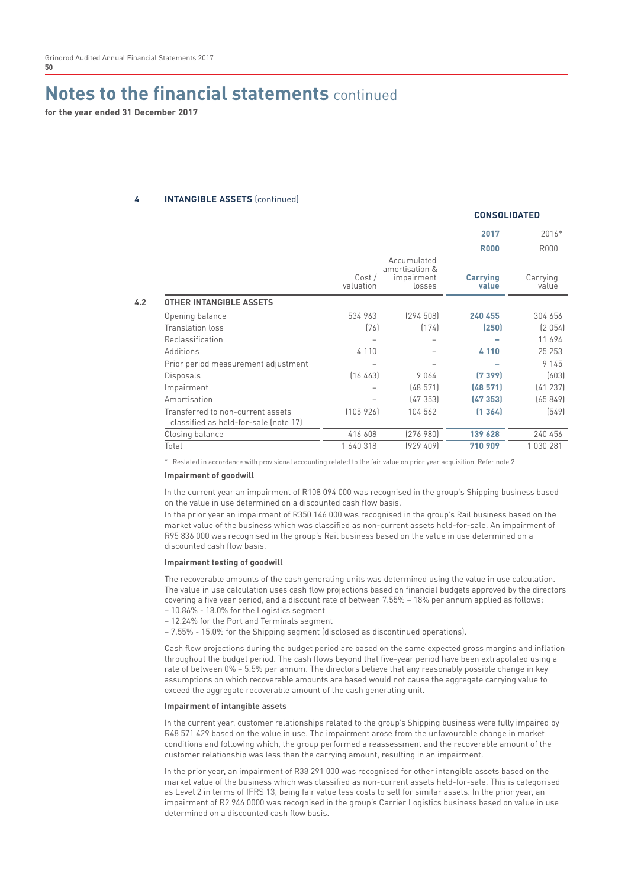# Notes to the financial statements continued

**for the year ended 31 December 2017**

## 4 INTANGIBLE ASSETS (continued)

| | | | CONSOLIDATED | |
|---|---|---|---|---|
| | | | **2017** | 2016* |
| | | | **R000** | R000 |
| | Cost / valuation | Accumulated amortisation & impairment losses | **Carrying value** | Carrying value |
| **4.2 OTHER INTANGIBLE ASSETS** | | | | |
| Opening balance | 534 963 | (294 508) | **240 455** | 304 656 |
| Translation loss | (76) | (174) | **(250)** | (2 054) |
| Reclassification | – | – | **–** | 11 694 |
| Additions | 4 110 | – | **4 110** | 25 253 |
| Prior period measurement adjustment | – | – | **–** | 9 145 |
| Disposals | (16 463) | 9 064 | **(7 399)** | (603) |
| Impairment | – | (48 571) | **(48 571)** | (41 237) |
| Amortisation | – | (47 353) | **(47 353)** | (65 849) |
| Transferred to non-current assets classified as held-for-sale (note 17) | (105 926) | 104 562 | **(1 364)** | (549) |
| Closing balance | 416 608 | (276 980) | **139 628** | 240 456 |
| Total | 1 640 318 | (929 409) | **710 909** | 1 030 281 |

\* Restated in accordance with provisional accounting related to the fair value on prior year acquisition. Refer note 2

**Impairment of goodwill**

In the current year an impairment of R108 094 000 was recognised in the group's Shipping business based on the value in use determined on a discounted cash flow basis.

In the prior year an impairment of R350 146 000 was recognised in the group's Rail business based on the market value of the business which was classified as non-current assets held-for-sale. An impairment of R95 836 000 was recognised in the group's Rail business based on the value in use determined on a discounted cash flow basis.

**Impairment testing of goodwill**

The recoverable amounts of the cash generating units was determined using the value in use calculation. The value in use calculation uses cash flow projections based on financial budgets approved by the directors covering a five year period, and a discount rate of between 7.55% – 18% per annum applied as follows:

- 10.86% - 18.0% for the Logistics segment
- 12.24% for the Port and Terminals segment
- 7.55% - 15.0% for the Shipping segment (disclosed as discontinued operations).

Cash flow projections during the budget period are based on the same expected gross margins and inflation throughout the budget period. The cash flows beyond that five-year period have been extrapolated using a rate of between 0% – 5.5% per annum. The directors believe that any reasonably possible change in key assumptions on which recoverable amounts are based would not cause the aggregate carrying value to exceed the aggregate recoverable amount of the cash generating unit.

**Impairment of intangible assets**

In the current year, customer relationships related to the group's Shipping business were fully impaired by R48 571 429 based on the value in use. The impairment arose from the unfavourable change in market conditions and following which, the group performed a reassessment and the recoverable amount of the customer relationship was less than the carrying amount, resulting in an impairment.

In the prior year, an impairment of R38 291 000 was recognised for other intangible assets based on the market value of the business which was classified as non-current assets held-for-sale. This is categorised as Level 2 in terms of IFRS 13, being fair value less costs to sell for similar assets. In the prior year, an impairment of R2 946 0000 was recognised in the group's Carrier Logistics business based on value in use determined on a discounted cash flow basis.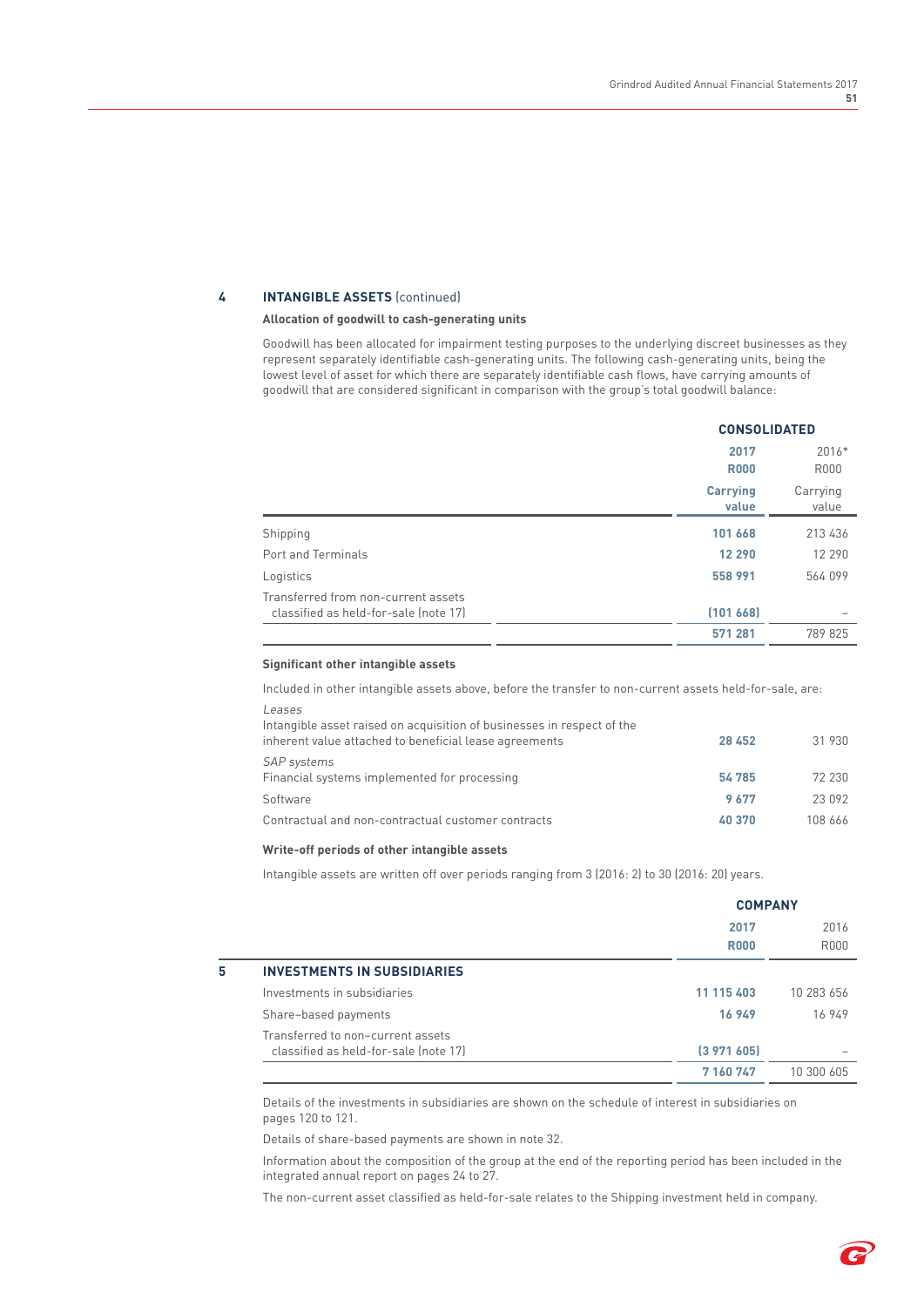## 4 INTANGIBLE ASSETS (continued)

**Allocation of goodwill to cash-generating units**

Goodwill has been allocated for impairment testing purposes to the underlying discreet businesses as they represent separately identifiable cash-generating units. The following cash-generating units, being the lowest level of asset for which there are separately identifiable cash flows, have carrying amounts of goodwill that are considered significant in comparison with the group's total goodwill balance:

| | CONSOLIDATED | |
|---|---|---|
| | **2017 R000** | 2016* R000 |
| | **Carrying value** | Carrying value |
| Shipping | **101 668** | 213 436 |
| Port and Terminals | **12 290** | 12 290 |
| Logistics | **558 991** | 564 099 |
| Transferred from non-current assets classified as held-for-sale (note 17) | **(101 668)** | – |
| | **571 281** | 789 825 |

**Significant other intangible assets**

Included in other intangible assets above, before the transfer to non-current assets held-for-sale, are:

| | 2017 R000 | 2016* R000 |
|---|---|---|
| *Leases* | | |
| Intangible asset raised on acquisition of businesses in respect of the inherent value attached to beneficial lease agreements | **28 452** | 31 930 |
| *SAP systems* | | |
| Financial systems implemented for processing | **54 785** | 72 230 |
| Software | **9 677** | 23 092 |
| Contractual and non-contractual customer contracts | **40 370** | 108 666 |

**Write-off periods of other intangible assets**

Intangible assets are written off over periods ranging from 3 (2016: 2) to 30 (2016: 20) years.

## 5 INVESTMENTS IN SUBSIDIARIES

| | COMPANY | |
|---|---|---|
| | **2017 R000** | 2016 R000 |
| Investments in subsidiaries | **11 115 403** | 10 283 656 |
| Share-based payments | **16 949** | 16 949 |
| Transferred to non-current assets classified as held-for-sale (note 17) | **(3 971 605)** | – |
| | **7 160 747** | 10 300 605 |

Details of the investments in subsidiaries are shown on the schedule of interest in subsidiaries on pages 120 to 121.

Details of share-based payments are shown in note 32.

Information about the composition of the group at the end of the reporting period has been included in the integrated annual report on pages 24 to 27.

The non-current asset classified as held-for-sale relates to the Shipping investment held in company.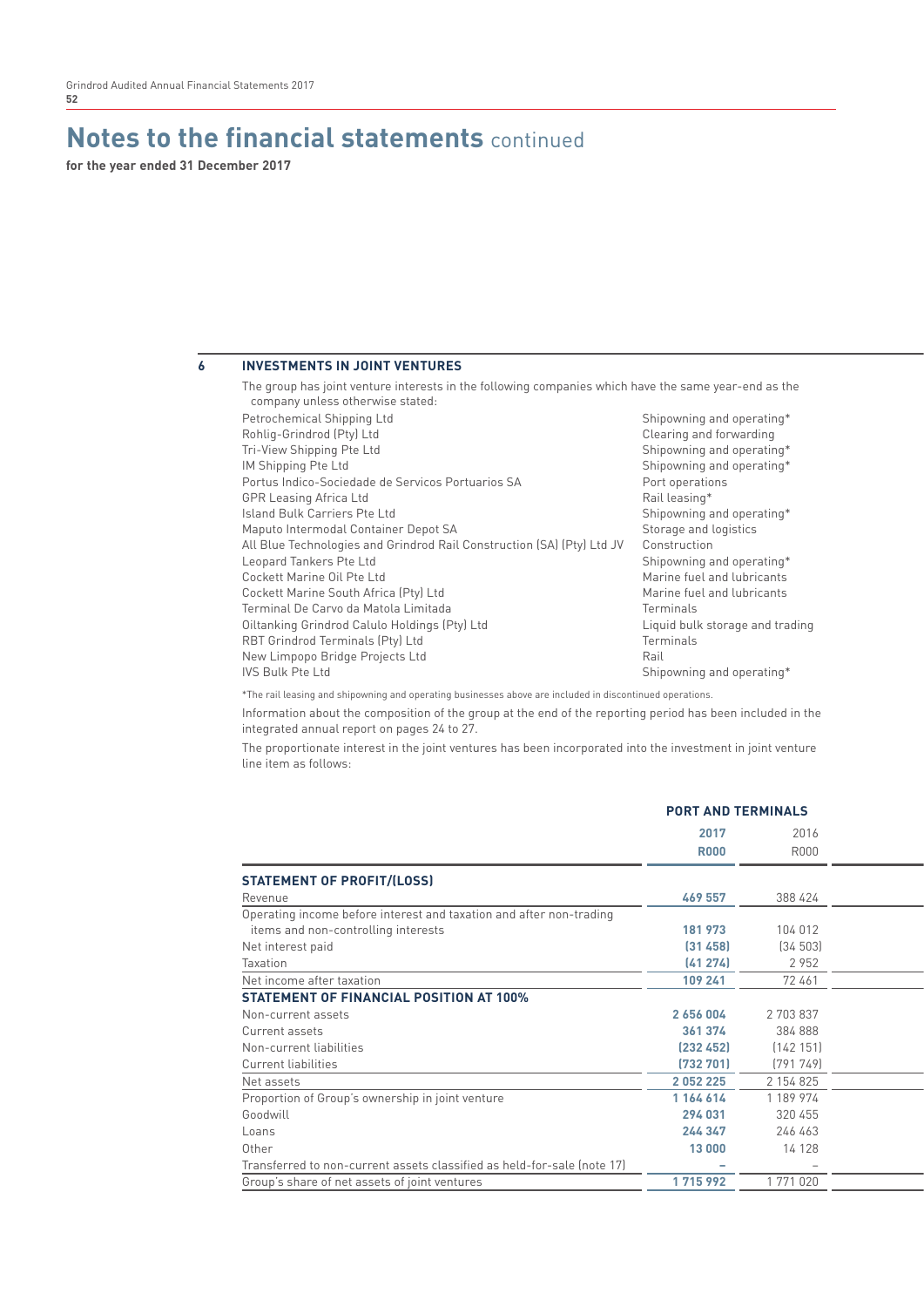# Notes to the financial statements continued

**for the year ended 31 December 2017**

## 6 INVESTMENTS IN JOINT VENTURES

The group has joint venture interests in the following companies which have the same year-end as the company unless otherwise stated:

| Company | Activity |
|---|---|
| Petrochemical Shipping Ltd | Shipowning and operating* |
| Rohlig-Grindrod (Pty) Ltd | Clearing and forwarding |
| Tri-View Shipping Pte Ltd | Shipowning and operating* |
| IM Shipping Pte Ltd | Shipowning and operating* |
| Portus Indico-Sociedade de Servicos Portuarios SA | Port operations |
| GPR Leasing Africa Ltd | Rail leasing* |
| Island Bulk Carriers Pte Ltd | Shipowning and operating* |
| Maputo Intermodal Container Depot SA | Storage and logistics |
| All Blue Technologies and Grindrod Rail Construction (SA) (Pty) Ltd JV | Construction |
| Leopard Tankers Pte Ltd | Shipowning and operating* |
| Cockett Marine Oil Pte Ltd | Marine fuel and lubricants |
| Cockett Marine South Africa (Pty) Ltd | Marine fuel and lubricants |
| Terminal De Carvo da Matola Limitada | Terminals |
| Oiltanking Grindrod Calulo Holdings (Pty) Ltd | Liquid bulk storage and trading |
| RBT Grindrod Terminals (Pty) Ltd | Terminals |
| New Limpopo Bridge Projects Ltd | Rail |
| IVS Bulk Pte Ltd | Shipowning and operating* |

*The rail leasing and shipowning and operating businesses above are included in discontinued operations.

Information about the composition of the group at the end of the reporting period has been included in the integrated annual report on pages 24 to 27.

The proportionate interest in the joint ventures has been incorporated into the investment in joint venture line item as follows:

| | **PORT AND TERMINALS** | |
|---|---|---|
| | **2017** | 2016 |
| | **R000** | R000 |
| **STATEMENT OF PROFIT/(LOSS)** | | |
| Revenue | **469 557** | 388 424 |
| Operating income before interest and taxation and after non-trading items and non-controlling interests | **181 973** | 104 012 |
| Net interest paid | **(31 458)** | (34 503) |
| Taxation | **(41 274)** | 2 952 |
| Net income after taxation | **109 241** | 72 461 |
| **STATEMENT OF FINANCIAL POSITION AT 100%** | | |
| Non-current assets | **2 656 004** | 2 703 837 |
| Current assets | **361 374** | 384 888 |
| Non-current liabilities | **(232 452)** | (142 151) |
| Current liabilities | **(732 701)** | (791 749) |
| Net assets | **2 052 225** | 2 154 825 |
| Proportion of Group's ownership in joint venture | **1 164 614** | 1 189 974 |
| Goodwill | **294 031** | 320 455 |
| Loans | **244 347** | 246 463 |
| Other | **13 000** | 14 128 |
| Transferred to non-current assets classified as held-for-sale (note 17) | **–** | – |
| Group's share of net assets of joint ventures | **1 715 992** | 1 771 020 |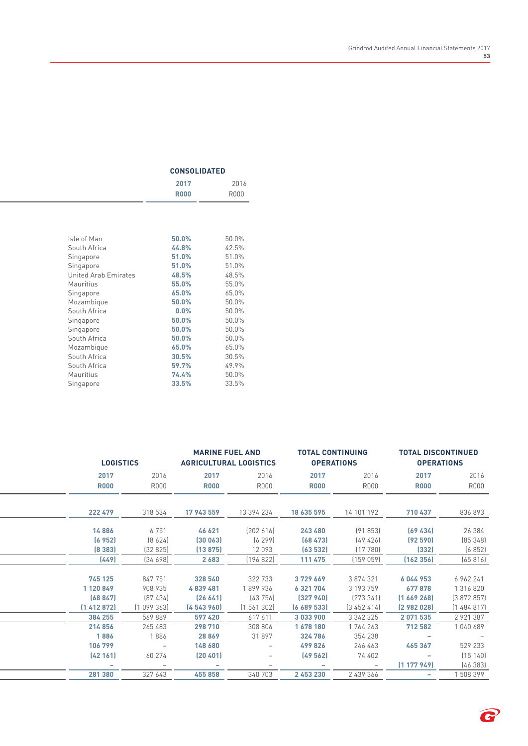| | CONSOLIDATED | |
|---|---|---|
| | **2017** | 2016 |
| | **R000** | R000 |
| Isle of Man | **50.0%** | 50.0% |
| South Africa | **44.8%** | 42.5% |
| Singapore | **51.0%** | 51.0% |
| Singapore | **51.0%** | 51.0% |
| United Arab Emirates | **48.5%** | 48.5% |
| Mauritius | **55.0%** | 55.0% |
| Singapore | **65.0%** | 65.0% |
| Mozambique | **50.0%** | 50.0% |
| South Africa | **0.0%** | 50.0% |
| Singapore | **50.0%** | 50.0% |
| Singapore | **50.0%** | 50.0% |
| South Africa | **50.0%** | 50.0% |
| Mozambique | **65.0%** | 65.0% |
| South Africa | **30.5%** | 30.5% |
| South Africa | **59.7%** | 49.9% |
| Mauritius | **74.4%** | 50.0% |
| Singapore | **33.5%** | 33.5% |

| LOGISTICS | | MARINE FUEL AND AGRICULTURAL LOGISTICS | | TOTAL CONTINUING OPERATIONS | | TOTAL DISCONTINUED OPERATIONS | |
|---|---|---|---|---|---|---|---|
| **2017** | 2016 | **2017** | 2016 | **2017** | 2016 | **2017** | 2016 |
| **R000** | R000 | **R000** | R000 | **R000** | R000 | **R000** | R000 |
| **222 479** | 318 534 | **17 943 559** | 13 394 234 | **18 635 595** | 14 101 192 | **710 437** | 836 893 |
| **14 886** | 6 751 | **46 621** | (202 616) | **243 480** | (91 853) | **(69 434)** | 26 384 |
| **(6 952)** | (8 624) | **(30 063)** | (6 299) | **(68 473)** | (49 426) | **(92 590)** | (85 348) |
| **(8 383)** | (32 825) | **(13 875)** | 12 093 | **(63 532)** | (17 780) | **(332)** | (6 852) |
| **(449)** | (34 698) | **2 683** | (196 822) | **111 475** | (159 059) | **(162 356)** | (65 816) |
| **745 125** | 847 751 | **328 540** | 322 733 | **3 729 669** | 3 874 321 | **6 044 953** | 6 962 241 |
| **1 120 849** | 908 935 | **4 839 481** | 1 899 936 | **6 321 704** | 3 193 759 | **677 878** | 1 316 820 |
| **(68 847)** | (87 434) | **(26 641)** | (43 756) | **(327 940)** | (273 341) | **(1 669 268)** | (3 872 857) |
| **(1 412 872)** | (1 099 363) | **(4 543 960)** | (1 561 302) | **(6 689 533)** | (3 452 414) | **(2 982 028)** | (1 484 817) |
| **384 255** | 569 889 | **597 420** | 617 611 | **3 033 900** | 3 342 325 | **2 071 535** | 2 921 387 |
| **214 856** | 265 483 | **298 710** | 308 806 | **1 678 180** | 1 764 263 | **712 582** | 1 040 689 |
| **1 886** | 1 886 | **28 869** | 31 897 | **324 786** | 354 238 | **–** | – |
| **106 799** | – | **148 680** | – | **499 826** | 246 463 | **465 367** | 529 233 |
| **(42 161)** | 60 274 | **(20 401)** | – | **(49 562)** | 74 402 | **–** | (15 140) |
| **–** | – | **–** | – | **–** | – | **(1 177 949)** | (46 383) |
| **281 380** | 327 643 | **455 858** | 340 703 | **2 453 230** | 2 439 366 | **–** | 1 508 399 |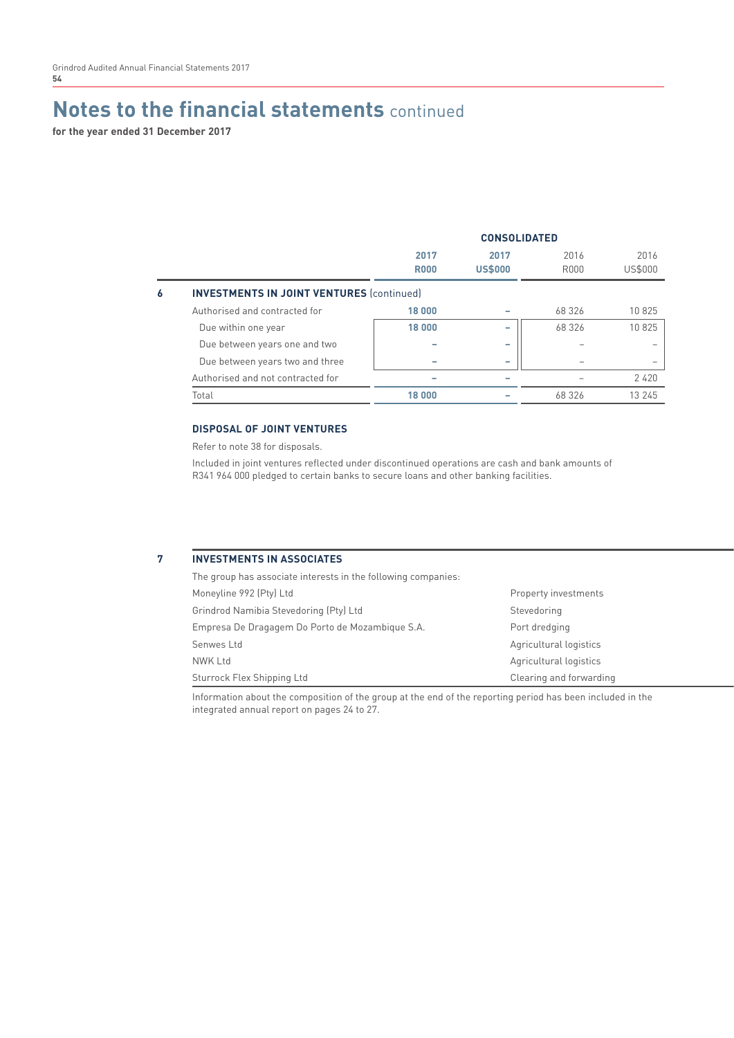# Notes to the financial statements continued

**for the year ended 31 December 2017**

| | CONSOLIDATED | | | |
|---|---|---|---|---|
| | **2017 R000** | **2017 US$000** | 2016 R000 | 2016 US$000 |
| **6 INVESTMENTS IN JOINT VENTURES** (continued) | | | | |
| Authorised and contracted for | **18 000** | **–** | 68 326 | 10 825 |
| Due within one year | **18 000** | **–** | 68 326 | 10 825 |
| Due between years one and two | **–** | **–** | – | – |
| Due between years two and three | **–** | **–** | – | – |
| Authorised and not contracted for | **–** | **–** | – | 2 420 |
| Total | **18 000** | **–** | 68 326 | 13 245 |

### DISPOSAL OF JOINT VENTURES

Refer to note 38 for disposals.

Included in joint ventures reflected under discontinued operations are cash and bank amounts of R341 964 000 pledged to certain banks to secure loans and other banking facilities.

## 7 INVESTMENTS IN ASSOCIATES

The group has associate interests in the following companies:

| | |
|---|---|
| Moneyline 992 (Pty) Ltd | Property investments |
| Grindrod Namibia Stevedoring (Pty) Ltd | Stevedoring |
| Empresa De Dragagem Do Porto de Mozambique S.A. | Port dredging |
| Senwes Ltd | Agricultural logistics |
| NWK Ltd | Agricultural logistics |
| Sturrock Flex Shipping Ltd | Clearing and forwarding |

Information about the composition of the group at the end of the reporting period has been included in the integrated annual report on pages 24 to 27.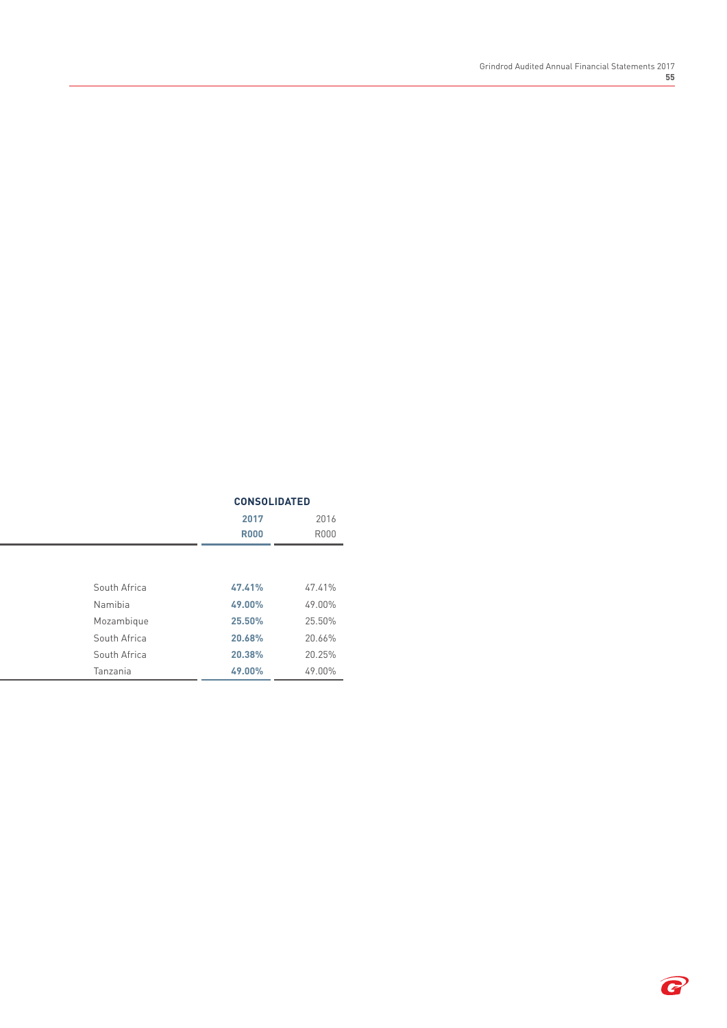| | CONSOLIDATED | |
|---|---|---|
| | **2017** | 2016 |
| | **R000** | R000 |
| South Africa | **47.41%** | 47.41% |
| Namibia | **49.00%** | 49.00% |
| Mozambique | **25.50%** | 25.50% |
| South Africa | **20.68%** | 20.66% |
| South Africa | **20.38%** | 20.25% |
| Tanzania | **49.00%** | 49.00% |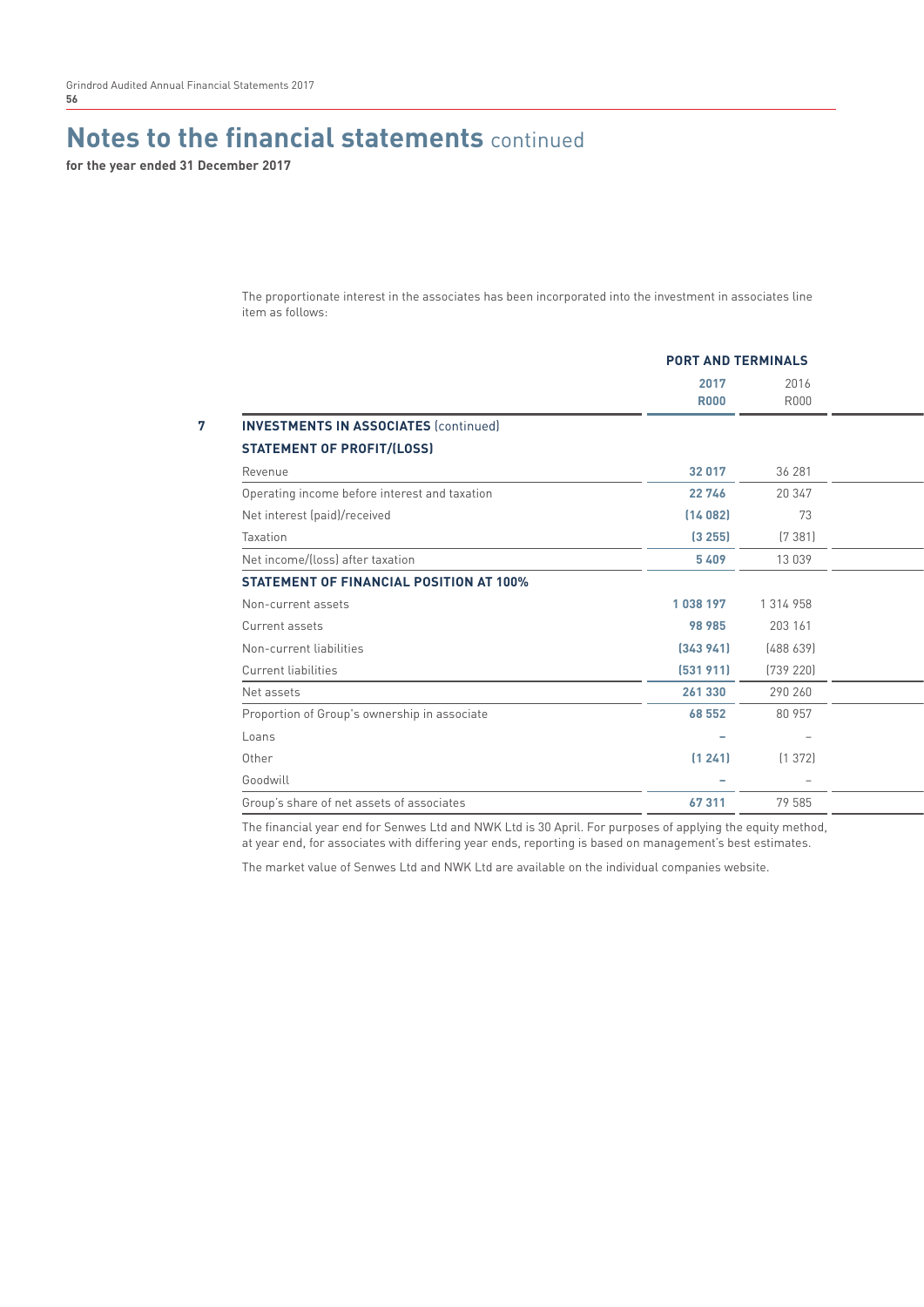# Notes to the financial statements continued

**for the year ended 31 December 2017**

The proportionate interest in the associates has been incorporated into the investment in associates line item as follows:

| | | PORT AND TERMINALS | |
|---|---|---|---|
| | | **2017** | 2016 |
| | | **R000** | R000 |
| **7** | **INVESTMENTS IN ASSOCIATES** (continued) | | |
| | **STATEMENT OF PROFIT/(LOSS)** | | |
| | Revenue | **32 017** | 36 281 |
| | Operating income before interest and taxation | **22 746** | 20 347 |
| | Net interest (paid)/received | **(14 082)** | 73 |
| | Taxation | **(3 255)** | (7 381) |
| | Net income/(loss) after taxation | **5 409** | 13 039 |
| | **STATEMENT OF FINANCIAL POSITION AT 100%** | | |
| | Non-current assets | **1 038 197** | 1 314 958 |
| | Current assets | **98 985** | 203 161 |
| | Non-current liabilities | **(343 941)** | (488 639) |
| | Current liabilities | **(531 911)** | (739 220) |
| | Net assets | **261 330** | 290 260 |
| | Proportion of Group's ownership in associate | **68 552** | 80 957 |
| | Loans | **–** | – |
| | Other | **(1 241)** | (1 372) |
| | Goodwill | **–** | – |
| | Group's share of net assets of associates | **67 311** | 79 585 |

The financial year end for Senwes Ltd and NWK Ltd is 30 April. For purposes of applying the equity method, at year end, for associates with differing year ends, reporting is based on management's best estimates.

The market value of Senwes Ltd and NWK Ltd are available on the individual companies website.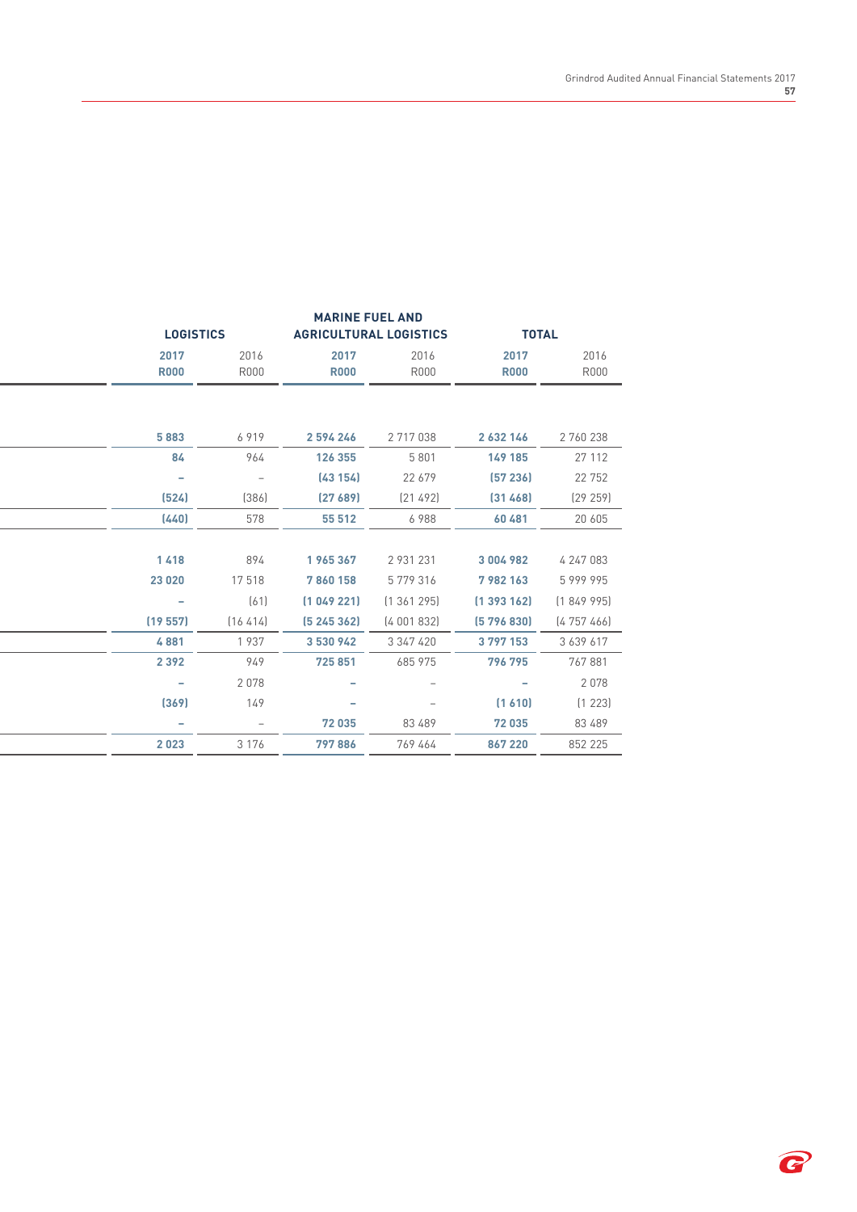| LOGISTICS | | MARINE FUEL AND AGRICULTURAL LOGISTICS | | TOTAL | |
|---|---|---|---|---|---|
| 2017 R000 | 2016 R000 | 2017 R000 | 2016 R000 | 2017 R000 | 2016 R000 |
| | | | | | |
| 5 883 | 6 919 | 2 594 246 | 2 717 038 | 2 632 146 | 2 760 238 |
| 84 | 964 | 126 355 | 5 801 | 149 185 | 27 112 |
| – | – | (43 154) | 22 679 | (57 236) | 22 752 |
| (524) | (386) | (27 689) | (21 492) | (31 468) | (29 259) |
| (440) | 578 | 55 512 | 6 988 | 60 481 | 20 605 |
| | | | | | |
| 1 418 | 894 | 1 965 367 | 2 931 231 | 3 004 982 | 4 247 083 |
| 23 020 | 17 518 | 7 860 158 | 5 779 316 | 7 982 163 | 5 999 995 |
| – | (61) | (1 049 221) | (1 361 295) | (1 393 162) | (1 849 995) |
| (19 557) | (16 414) | (5 245 362) | (4 001 832) | (5 796 830) | (4 757 466) |
| 4 881 | 1 937 | 3 530 942 | 3 347 420 | 3 797 153 | 3 639 617 |
| 2 392 | 949 | 725 851 | 685 975 | 796 795 | 767 881 |
| – | 2 078 | – | – | – | 2 078 |
| (369) | 149 | – | – | (1 610) | (1 223) |
| – | – | 72 035 | 83 489 | 72 035 | 83 489 |
| 2 023 | 3 176 | 797 886 | 769 464 | 867 220 | 852 225 |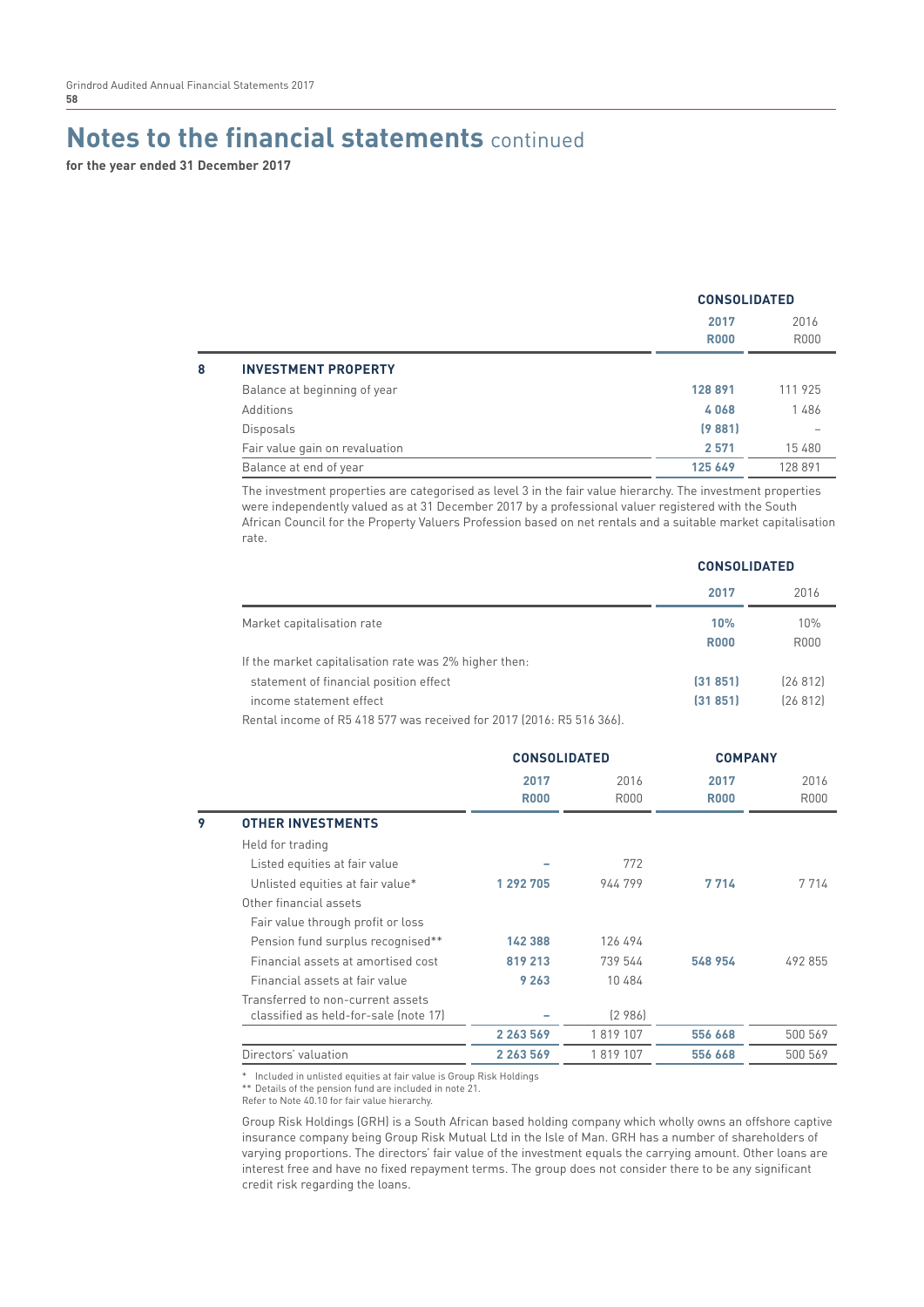# Notes to the financial statements continued

**for the year ended 31 December 2017**

| | | CONSOLIDATED | |
|---|---|---|---|
| | | **2017** | 2016 |
| | | **R000** | R000 |
| **8** | **INVESTMENT PROPERTY** | | |
| | Balance at beginning of year | **128 891** | 111 925 |
| | Additions | **4 068** | 1 486 |
| | Disposals | **(9 881)** | – |
| | Fair value gain on revaluation | **2 571** | 15 480 |
| | Balance at end of year | **125 649** | 128 891 |

The investment properties are categorised as level 3 in the fair value hierarchy. The investment properties were independently valued as at 31 December 2017 by a professional valuer registered with the South African Council for the Property Valuers Profession based on net rentals and a suitable market capitalisation rate.

| | CONSOLIDATED | |
|---|---|---|
| | **2017** | 2016 |
| Market capitalisation rate | **10%** | 10% |
| | **R000** | R000 |
| If the market capitalisation rate was 2% higher then: | | |
| statement of financial position effect | **(31 851)** | (26 812) |
| income statement effect | **(31 851)** | (26 812) |

Rental income of R5 418 577 was received for 2017 (2016: R5 516 366).

| | | CONSOLIDATED | | COMPANY | |
|---|---|---|---|---|---|
| | | **2017** | 2016 | **2017** | 2016 |
| | | **R000** | R000 | **R000** | R000 |
| **9** | **OTHER INVESTMENTS** | | | | |
| | Held for trading | | | | |
| | Listed equities at fair value | **–** | 772 | | |
| | Unlisted equities at fair value* | **1 292 705** | 944 799 | **7 714** | 7 714 |
| | Other financial assets | | | | |
| | Fair value through profit or loss | | | | |
| | Pension fund surplus recognised** | **142 388** | 126 494 | | |
| | Financial assets at amortised cost | **819 213** | 739 544 | **548 954** | 492 855 |
| | Financial assets at fair value | **9 263** | 10 484 | | |
| | Transferred to non-current assets classified as held-for-sale (note 17) | **–** | (2 986) | | |
| | | **2 263 569** | 1 819 107 | **556 668** | 500 569 |
| | Directors' valuation | **2 263 569** | 1 819 107 | **556 668** | 500 569 |

\* Included in unlisted equities at fair value is Group Risk Holdings
\** Details of the pension fund are included in note 21.
Refer to Note 40.10 for fair value hierarchy.

Group Risk Holdings (GRH) is a South African based holding company which wholly owns an offshore captive insurance company being Group Risk Mutual Ltd in the Isle of Man. GRH has a number of shareholders of varying proportions. The directors' fair value of the investment equals the carrying amount. Other loans are interest free and have no fixed repayment terms. The group does not consider there to be any significant credit risk regarding the loans.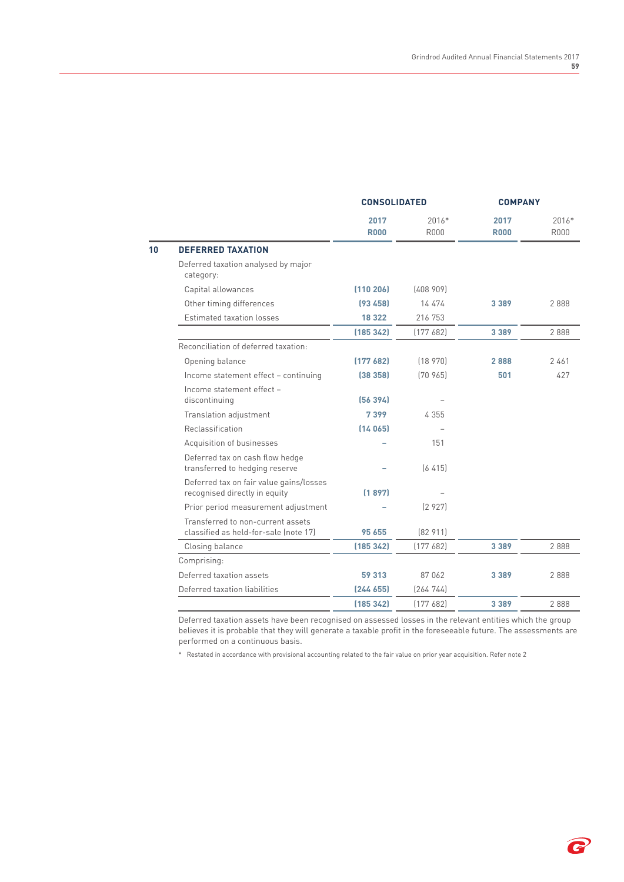| | | CONSOLIDATED | | COMPANY | |
|---|---|---|---|---|---|
| | | 2017 R000 | 2016* R000 | 2017 R000 | 2016* R000 |
| **10** | **DEFERRED TAXATION** | | | | |
| | Deferred taxation analysed by major category: | | | | |
| | Capital allowances | (110 206) | (408 909) | | |
| | Other timing differences | (93 458) | 14 474 | 3 389 | 2 888 |
| | Estimated taxation losses | 18 322 | 216 753 | | |
| | | (185 342) | (177 682) | 3 389 | 2 888 |
| | Reconciliation of deferred taxation: | | | | |
| | Opening balance | (177 682) | (18 970) | 2 888 | 2 461 |
| | Income statement effect – continuing | (38 358) | (70 965) | 501 | 427 |
| | Income statement effect – discontinuing | (56 394) | – | | |
| | Translation adjustment | 7 399 | 4 355 | | |
| | Reclassification | (14 065) | – | | |
| | Acquisition of businesses | – | 151 | | |
| | Deferred tax on cash flow hedge transferred to hedging reserve | – | (6 415) | | |
| | Deferred tax on fair value gains/losses recognised directly in equity | (1 897) | – | | |
| | Prior period measurement adjustment | – | (2 927) | | |
| | Transferred to non-current assets classified as held-for-sale (note 17) | 95 655 | (82 911) | | |
| | Closing balance | (185 342) | (177 682) | 3 389 | 2 888 |
| | Comprising: | | | | |
| | Deferred taxation assets | 59 313 | 87 062 | 3 389 | 2 888 |
| | Deferred taxation liabilities | (244 655) | (264 744) | | |
| | | (185 342) | (177 682) | 3 389 | 2 888 |

Deferred taxation assets have been recognised on assessed losses in the relevant entities which the group believes it is probable that they will generate a taxable profit in the foreseeable future. The assessments are performed on a continuous basis.

\* Restated in accordance with provisional accounting related to the fair value on prior year acquisition. Refer note 2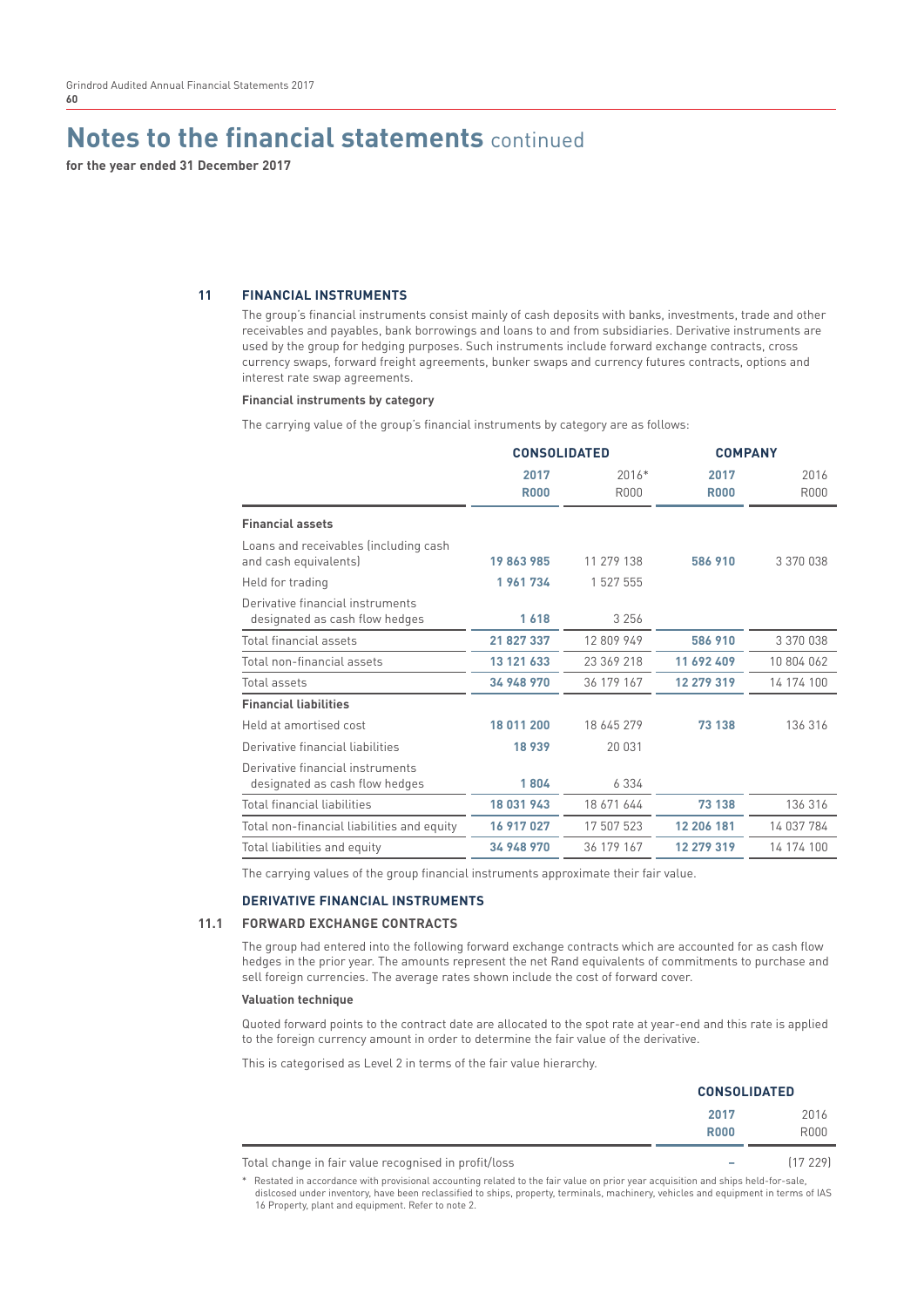# Notes to the financial statements continued

**for the year ended 31 December 2017**

## 11 FINANCIAL INSTRUMENTS

The group's financial instruments consist mainly of cash deposits with banks, investments, trade and other receivables and payables, bank borrowings and loans to and from subsidiaries. Derivative instruments are used by the group for hedging purposes. Such instruments include forward exchange contracts, cross currency swaps, forward freight agreements, bunker swaps and currency futures contracts, options and interest rate swap agreements.

**Financial instruments by category**

The carrying value of the group's financial instruments by category are as follows:

| | CONSOLIDATED | | COMPANY | |
|---|---|---|---|---|
| | **2017 R000** | 2016* R000 | **2017 R000** | 2016 R000 |
| **Financial assets** | | | | |
| Loans and receivables (including cash and cash equivalents) | **19 863 985** | 11 279 138 | **586 910** | 3 370 038 |
| Held for trading | **1 961 734** | 1 527 555 | | |
| Derivative financial instruments designated as cash flow hedges | **1 618** | 3 256 | | |
| Total financial assets | **21 827 337** | 12 809 949 | **586 910** | 3 370 038 |
| Total non-financial assets | **13 121 633** | 23 369 218 | **11 692 409** | 10 804 062 |
| Total assets | **34 948 970** | 36 179 167 | **12 279 319** | 14 174 100 |
| **Financial liabilities** | | | | |
| Held at amortised cost | **18 011 200** | 18 645 279 | **73 138** | 136 316 |
| Derivative financial liabilities | **18 939** | 20 031 | | |
| Derivative financial instruments designated as cash flow hedges | **1 804** | 6 334 | | |
| Total financial liabilities | **18 031 943** | 18 671 644 | **73 138** | 136 316 |
| Total non-financial liabilities and equity | **16 917 027** | 17 507 523 | **12 206 181** | 14 037 784 |
| Total liabilities and equity | **34 948 970** | 36 179 167 | **12 279 319** | 14 174 100 |

The carrying values of the group financial instruments approximate their fair value.

### DERIVATIVE FINANCIAL INSTRUMENTS

### 11.1 FORWARD EXCHANGE CONTRACTS

The group had entered into the following forward exchange contracts which are accounted for as cash flow hedges in the prior year. The amounts represent the net Rand equivalents of commitments to purchase and sell foreign currencies. The average rates shown include the cost of forward cover.

**Valuation technique**

Quoted forward points to the contract date are allocated to the spot rate at year-end and this rate is applied to the foreign currency amount in order to determine the fair value of the derivative.

This is categorised as Level 2 in terms of the fair value hierarchy.

| | CONSOLIDATED | |
|---|---|---|
| | **2017 R000** | 2016 R000 |
| Total change in fair value recognised in profit/loss | **–** | (17 229) |

\* Restated in accordance with provisional accounting related to the fair value on prior year acquisition and ships held-for-sale, dislcosed under inventory, have been reclassified to ships, property, terminals, machinery, vehicles and equipment in terms of IAS 16 Property, plant and equipment. Refer to note 2.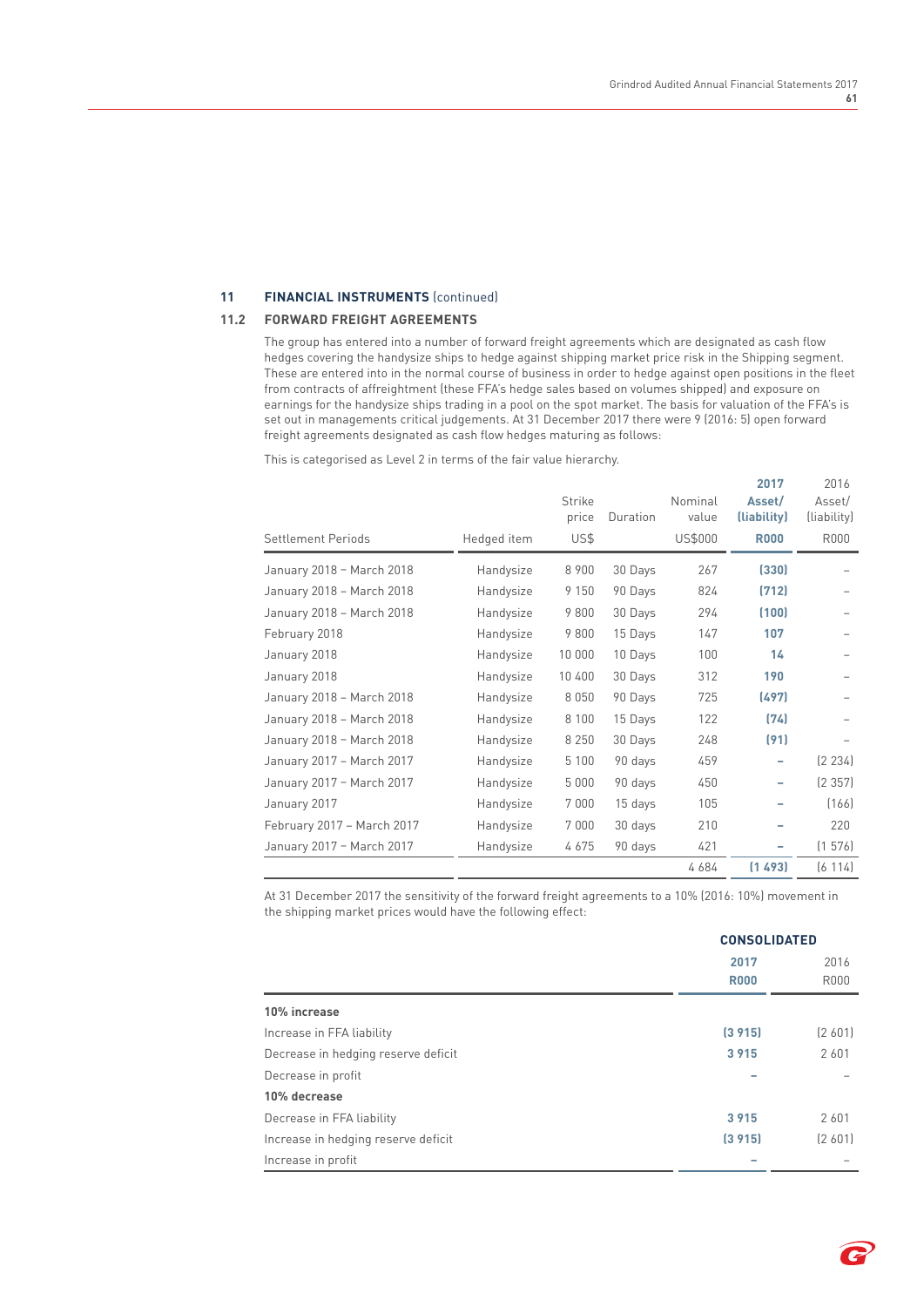## 11 FINANCIAL INSTRUMENTS (continued)

### 11.2 FORWARD FREIGHT AGREEMENTS

The group has entered into a number of forward freight agreements which are designated as cash flow hedges covering the handysize ships to hedge against shipping market price risk in the Shipping segment. These are entered into in the normal course of business in order to hedge against open positions in the fleet from contracts of affreightment (these FFA's hedge sales based on volumes shipped) and exposure on earnings for the handysize ships trading in a pool on the spot market. The basis for valuation of the FFA's is set out in managements critical judgements. At 31 December 2017 there were 9 (2016: 5) open forward freight agreements designated as cash flow hedges maturing as follows:

This is categorised as Level 2 in terms of the fair value hierarchy.

| Settlement Periods | Hedged item | Strike price US$ | Duration | Nominal value US$000 | **2017 Asset/ (liability) R000** | 2016 Asset/ (liability) R000 |
|---|---|---|---|---|---|---|
| January 2018 – March 2018 | Handysize | 8 900 | 30 Days | 267 | **(330)** | – |
| January 2018 – March 2018 | Handysize | 9 150 | 90 Days | 824 | **(712)** | – |
| January 2018 – March 2018 | Handysize | 9 800 | 30 Days | 294 | **(100)** | – |
| February 2018 | Handysize | 9 800 | 15 Days | 147 | **107** | – |
| January 2018 | Handysize | 10 000 | 10 Days | 100 | **14** | – |
| January 2018 | Handysize | 10 400 | 30 Days | 312 | **190** | – |
| January 2018 – March 2018 | Handysize | 8 050 | 90 Days | 725 | **(497)** | – |
| January 2018 – March 2018 | Handysize | 8 100 | 15 Days | 122 | **(74)** | – |
| January 2018 – March 2018 | Handysize | 8 250 | 30 Days | 248 | **(91)** | – |
| January 2017 – March 2017 | Handysize | 5 100 | 90 days | 459 | **–** | (2 234) |
| January 2017 – March 2017 | Handysize | 5 000 | 90 days | 450 | **–** | (2 357) |
| January 2017 | Handysize | 7 000 | 15 days | 105 | **–** | (166) |
| February 2017 – March 2017 | Handysize | 7 000 | 30 days | 210 | **–** | 220 |
| January 2017 – March 2017 | Handysize | 4 675 | 90 days | 421 | **–** | (1 576) |
| | | | | 4 684 | **(1 493)** | (6 114) |

At 31 December 2017 the sensitivity of the forward freight agreements to a 10% (2016: 10%) movement in the shipping market prices would have the following effect:

| | **CONSOLIDATED** | |
|---|---|---|
| | **2017 R000** | 2016 R000 |
| **10% increase** | | |
| Increase in FFA liability | **(3 915)** | (2 601) |
| Decrease in hedging reserve deficit | **3 915** | 2 601 |
| Decrease in profit | **–** | – |
| **10% decrease** | | |
| Decrease in FFA liability | **3 915** | 2 601 |
| Increase in hedging reserve deficit | **(3 915)** | (2 601) |
| Increase in profit | **–** | – |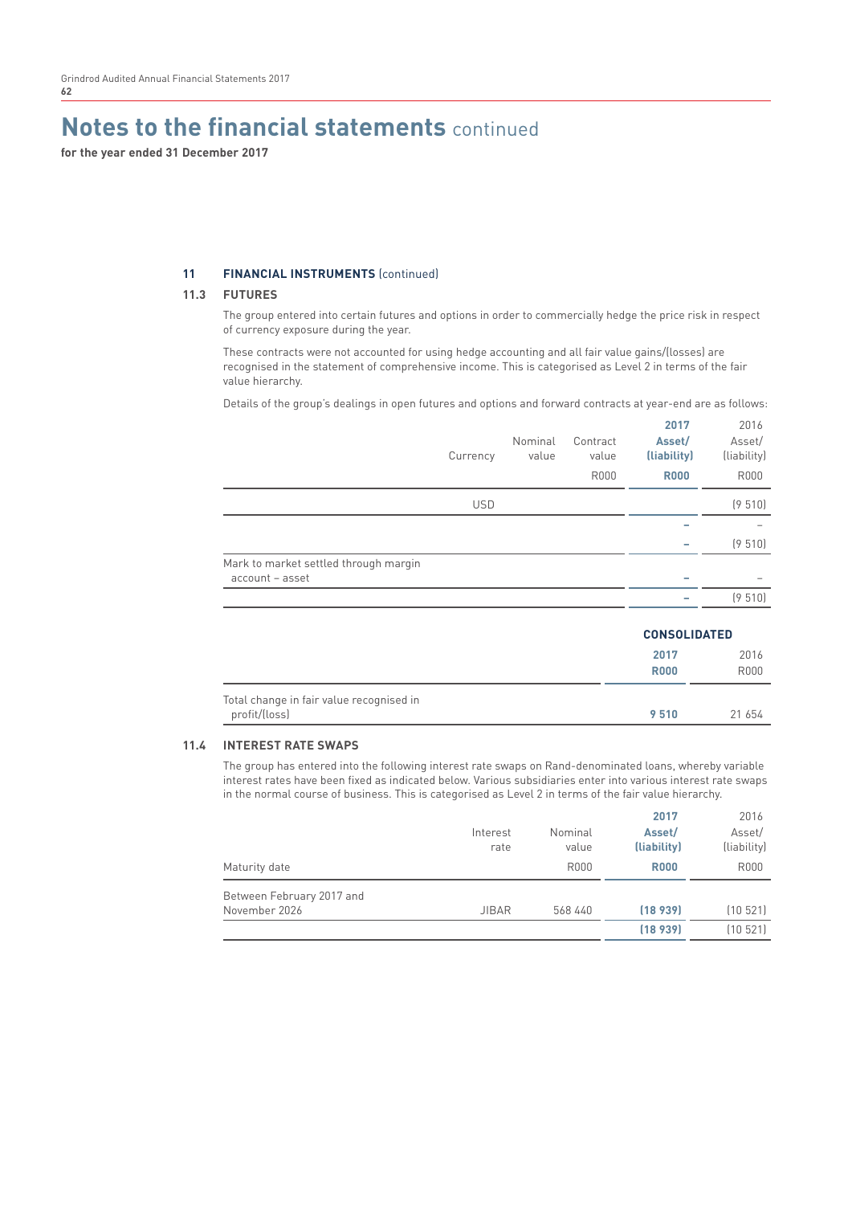# Notes to the financial statements continued

**for the year ended 31 December 2017**

## 11 FINANCIAL INSTRUMENTS (continued)

### 11.3 FUTURES

The group entered into certain futures and options in order to commercially hedge the price risk in respect of currency exposure during the year.

These contracts were not accounted for using hedge accounting and all fair value gains/(losses) are recognised in the statement of comprehensive income. This is categorised as Level 2 in terms of the fair value hierarchy.

Details of the group's dealings in open futures and options and forward contracts at year-end are as follows:

| | Currency | Nominal value | Contract value | **2017 Asset/ (liability)** | 2016 Asset/ (liability) |
|---|---|---|---|---|---|
| | | | R000 | **R000** | R000 |
| | USD | | | | (9 510) |
| | | | | **–** | – |
| | | | | **–** | (9 510) |
| Mark to market settled through margin account – asset | | | | **–** | – |
| | | | | **–** | (9 510) |

| | **CONSOLIDATED** | |
|---|---|---|
| | **2017 R000** | 2016 R000 |
| Total change in fair value recognised in profit/(loss) | **9 510** | 21 654 |

### 11.4 INTEREST RATE SWAPS

The group has entered into the following interest rate swaps on Rand-denominated loans, whereby variable interest rates have been fixed as indicated below. Various subsidiaries enter into various interest rate swaps in the normal course of business. This is categorised as Level 2 in terms of the fair value hierarchy.

| Maturity date | Interest rate | Nominal value | **2017 Asset/ (liability)** | 2016 Asset/ (liability) |
|---|---|---|---|---|
| | | R000 | **R000** | R000 |
| Between February 2017 and November 2026 | JIBAR | 568 440 | **(18 939)** | (10 521) |
| | | | **(18 939)** | (10 521) |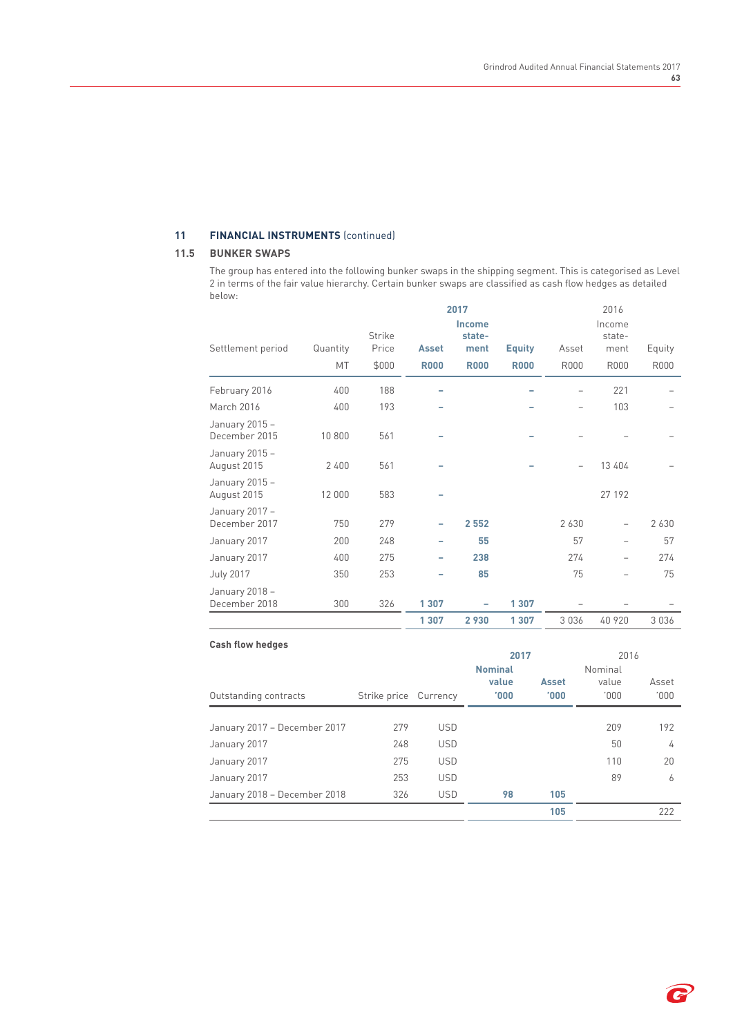## 11 FINANCIAL INSTRUMENTS (continued)

### 11.5 BUNKER SWAPS

The group has entered into the following bunker swaps in the shipping segment. This is categorised as Level 2 in terms of the fair value hierarchy. Certain bunker swaps are classified as cash flow hedges as detailed below:

| Settlement period | Quantity MT | Strike Price $000 | 2017 Asset R000 | 2017 Income statement R000 | 2017 Equity R000 | 2016 Asset R000 | 2016 Income statement R000 | 2016 Equity R000 |
|---|---|---|---|---|---|---|---|---|
| February 2016 | 400 | 188 | – | | – | – | 221 | – |
| March 2016 | 400 | 193 | – | | – | – | 103 | – |
| January 2015 – December 2015 | 10 800 | 561 | – | | – | – | – | – |
| January 2015 – August 2015 | 2 400 | 561 | – | | – | – | 13 404 | – |
| January 2015 – August 2015 | 12 000 | 583 | – | | | | 27 192 | |
| January 2017 – December 2017 | 750 | 279 | – | 2 552 | | 2 630 | – | 2 630 |
| January 2017 | 200 | 248 | – | 55 | | 57 | – | 57 |
| January 2017 | 400 | 275 | – | 238 | | 274 | – | 274 |
| July 2017 | 350 | 253 | – | 85 | | 75 | – | 75 |
| January 2018 – December 2018 | 300 | 326 | 1 307 | – | 1 307 | – | – | – |
| | | | 1 307 | 2 930 | 1 307 | 3 036 | 40 920 | 3 036 |

**Cash flow hedges**

| Outstanding contracts | Strike price | Currency | 2017 Nominal value '000 | 2017 Asset '000 | 2016 Nominal value '000 | 2016 Asset '000 |
|---|---|---|---|---|---|---|
| January 2017 – December 2017 | 279 | USD | | | 209 | 192 |
| January 2017 | 248 | USD | | | 50 | 4 |
| January 2017 | 275 | USD | | | 110 | 20 |
| January 2017 | 253 | USD | | | 89 | 6 |
| January 2018 – December 2018 | 326 | USD | 98 | 105 | | |
| | | | | 105 | | 222 |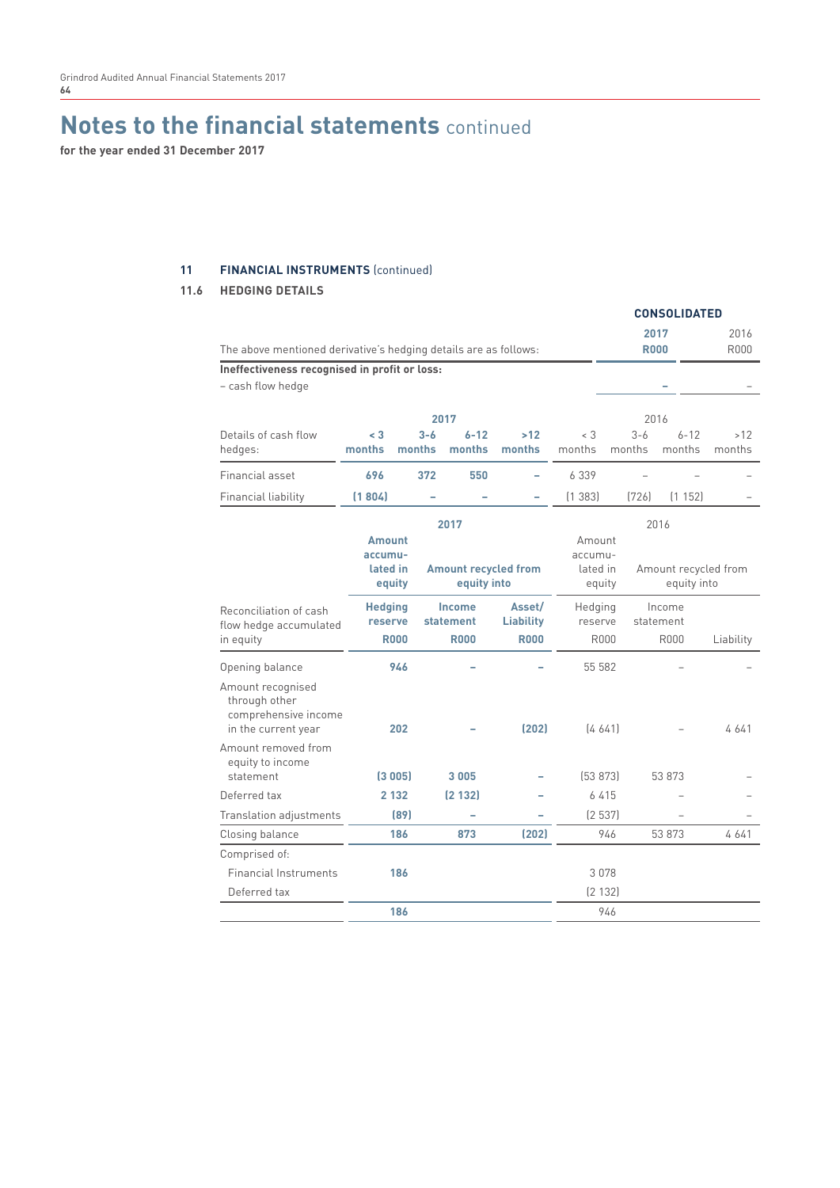# Notes to the financial statements continued

**for the year ended 31 December 2017**

## 11 FINANCIAL INSTRUMENTS (continued)

### 11.6 HEDGING DETAILS

| | CONSOLIDATED | |
|---|---|---|
| The above mentioned derivative's hedging details are as follows: | **2017 R000** | 2016 R000 |
| **Ineffectiveness recognised in profit or loss:** | | |
| – cash flow hedge | – | – |

| | 2017 | | | | 2016 | | | |
|---|---|---|---|---|---|---|---|---|
| Details of cash flow hedges: | **< 3 months** | **3-6 months** | **6-12 months** | **>12 months** | < 3 months | 3-6 months | 6-12 months | >12 months |
| Financial asset | **696** | **372** | **550** | **–** | 6 339 | – | – | – |
| Financial liability | **(1 804)** | **–** | **–** | **–** | (1 383) | (726) | (1 152) | – |

| | 2017 | | | 2016 | | |
|---|---|---|---|---|---|---|
| | **Amount accumulated in equity** | **Amount recycled from equity into** | | Amount accumulated in equity | Amount recycled from equity into | |
| Reconciliation of cash flow hedge accumulated in equity | **Hedging reserve R000** | **Income statement R000** | **Asset/ Liability R000** | Hedging reserve R000 | Income statement R000 | Liability |
| Opening balance | **946** | **–** | **–** | 55 582 | – | – |
| Amount recognised through other comprehensive income in the current year | **202** | **–** | **(202)** | (4 641) | – | 4 641 |
| Amount removed from equity to income statement | **(3 005)** | **3 005** | **–** | (53 873) | 53 873 | – |
| Deferred tax | **2 132** | **(2 132)** | **–** | 6 415 | – | – |
| Translation adjustments | **(89)** | **–** | **–** | (2 537) | – | – |
| Closing balance | **186** | **873** | **(202)** | 946 | 53 873 | 4 641 |
| Comprised of: | | | | | | |
| Financial Instruments | **186** | | | 3 078 | | |
| Deferred tax | | | | (2 132) | | |
| | **186** | | | 946 | | |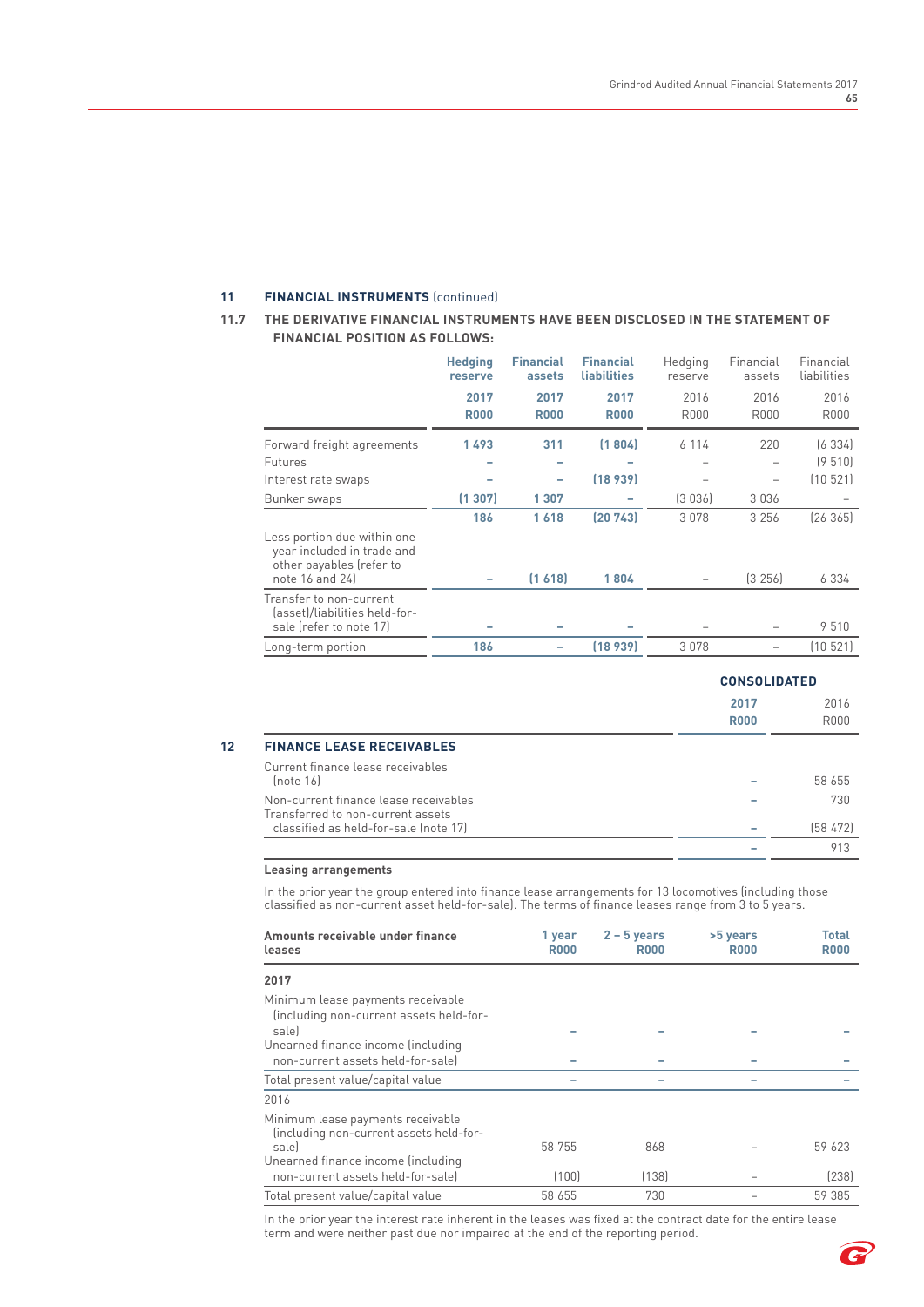## 11 FINANCIAL INSTRUMENTS (continued)

### 11.7 THE DERIVATIVE FINANCIAL INSTRUMENTS HAVE BEEN DISCLOSED IN THE STATEMENT OF FINANCIAL POSITION AS FOLLOWS:

| | **Hedging reserve 2017 R000** | **Financial assets 2017 R000** | **Financial liabilities 2017 R000** | Hedging reserve 2016 R000 | Financial assets 2016 R000 | Financial liabilities 2016 R000 |
|---|---|---|---|---|---|---|
| Forward freight agreements | **1 493** | **311** | **(1 804)** | 6 114 | 220 | (6 334) |
| Futures | **–** | **–** | **–** | – | – | (9 510) |
| Interest rate swaps | **–** | **–** | **(18 939)** | – | – | (10 521) |
| Bunker swaps | **(1 307)** | **1 307** | **–** | (3 036) | 3 036 | – |
| | **186** | **1 618** | **(20 743)** | 3 078 | 3 256 | (26 365) |
| Less portion due within one year included in trade and other payables (refer to note 16 and 24) | **–** | **(1 618)** | **1 804** | – | (3 256) | 6 334 |
| Transfer to non-current (asset)/liabilities held-for-sale (refer to note 17) | **–** | **–** | **–** | – | – | 9 510 |
| Long-term portion | **186** | **–** | **(18 939)** | 3 078 | – | (10 521) |

## 12 FINANCE LEASE RECEIVABLES

| | **CONSOLIDATED 2017 R000** | CONSOLIDATED 2016 R000 |
|---|---|---|
| Current finance lease receivables (note 16) | **–** | 58 655 |
| Non-current finance lease receivables | **–** | 730 |
| Transferred to non-current assets classified as held-for-sale (note 17) | **–** | (58 472) |
| | **–** | 913 |

**Leasing arrangements**

In the prior year the group entered into finance lease arrangements for 13 locomotives (including those classified as non-current asset held-for-sale). The terms of finance leases range from 3 to 5 years.

| **Amounts receivable under finance leases** | **1 year R000** | **2 – 5 years R000** | **>5 years R000** | **Total R000** |
|---|---|---|---|---|
| **2017** | | | | |
| Minimum lease payments receivable (including non-current assets held-for-sale) | **–** | **–** | **–** | **–** |
| Unearned finance income (including non-current assets held-for-sale) | **–** | **–** | **–** | **–** |
| Total present value/capital value | **–** | **–** | **–** | **–** |
| 2016 | | | | |
| Minimum lease payments receivable (including non-current assets held-for-sale) | 58 755 | 868 | – | 59 623 |
| Unearned finance income (including non-current assets held-for-sale) | (100) | (138) | – | (238) |
| Total present value/capital value | 58 655 | 730 | – | 59 385 |

In the prior year the interest rate inherent in the leases was fixed at the contract date for the entire lease term and were neither past due nor impaired at the end of the reporting period.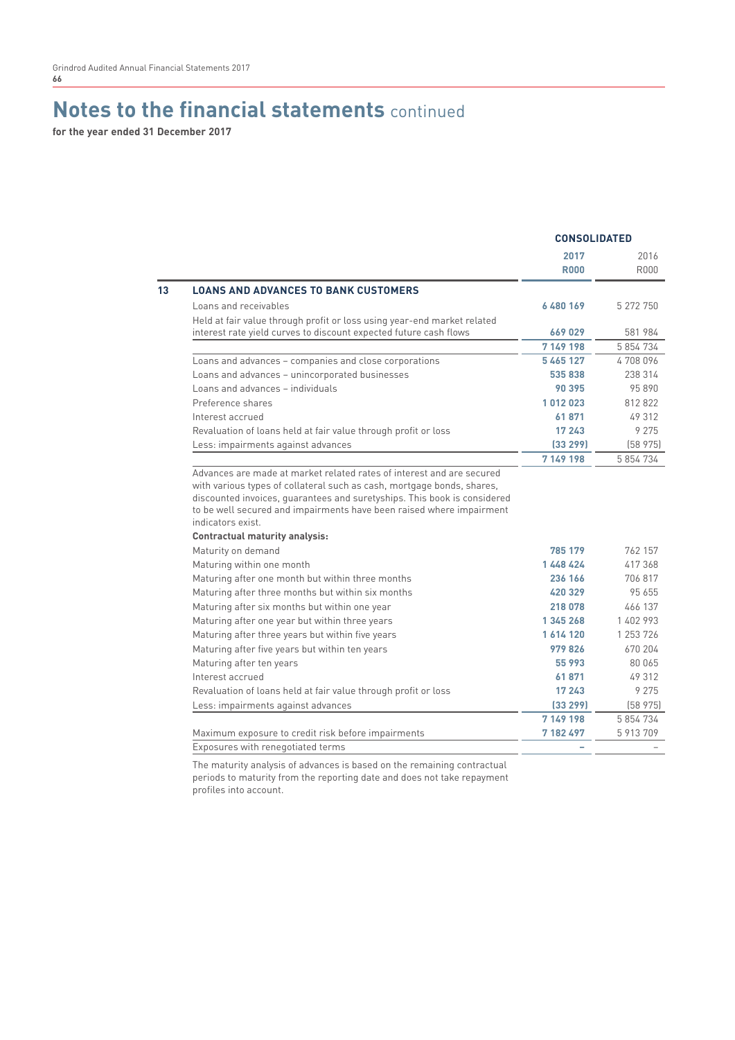# Notes to the financial statements continued

**for the year ended 31 December 2017**

| | | CONSOLIDATED | |
|---|---|---|---|
| | | **2017** | 2016 |
| | | **R000** | R000 |
| **13** | **LOANS AND ADVANCES TO BANK CUSTOMERS** | | |
| | Loans and receivables | **6 480 169** | 5 272 750 |
| | Held at fair value through profit or loss using year-end market related interest rate yield curves to discount expected future cash flows | **669 029** | 581 984 |
| | | **7 149 198** | 5 854 734 |
| | Loans and advances – companies and close corporations | **5 465 127** | 4 708 096 |
| | Loans and advances – unincorporated businesses | **535 838** | 238 314 |
| | Loans and advances – individuals | **90 395** | 95 890 |
| | Preference shares | **1 012 023** | 812 822 |
| | Interest accrued | **61 871** | 49 312 |
| | Revaluation of loans held at fair value through profit or loss | **17 243** | 9 275 |
| | Less: impairments against advances | **(33 299)** | (58 975) |
| | | **7 149 198** | 5 854 734 |
| | Advances are made at market related rates of interest and are secured with various types of collateral such as cash, mortgage bonds, shares, discounted invoices, guarantees and suretyships. This book is considered to be well secured and impairments have been raised where impairment indicators exist. | | |
| | **Contractual maturity analysis:** | | |
| | Maturity on demand | **785 179** | 762 157 |
| | Maturing within one month | **1 448 424** | 417 368 |
| | Maturing after one month but within three months | **236 166** | 706 817 |
| | Maturing after three months but within six months | **420 329** | 95 655 |
| | Maturing after six months but within one year | **218 078** | 466 137 |
| | Maturing after one year but within three years | **1 345 268** | 1 402 993 |
| | Maturing after three years but within five years | **1 614 120** | 1 253 726 |
| | Maturing after five years but within ten years | **979 826** | 670 204 |
| | Maturing after ten years | **55 993** | 80 065 |
| | Interest accrued | **61 871** | 49 312 |
| | Revaluation of loans held at fair value through profit or loss | **17 243** | 9 275 |
| | Less: impairments against advances | **(33 299)** | (58 975) |
| | | **7 149 198** | 5 854 734 |
| | Maximum exposure to credit risk before impairments | **7 182 497** | 5 913 709 |
| | Exposures with renegotiated terms | **–** | – |

The maturity analysis of advances is based on the remaining contractual periods to maturity from the reporting date and does not take repayment profiles into account.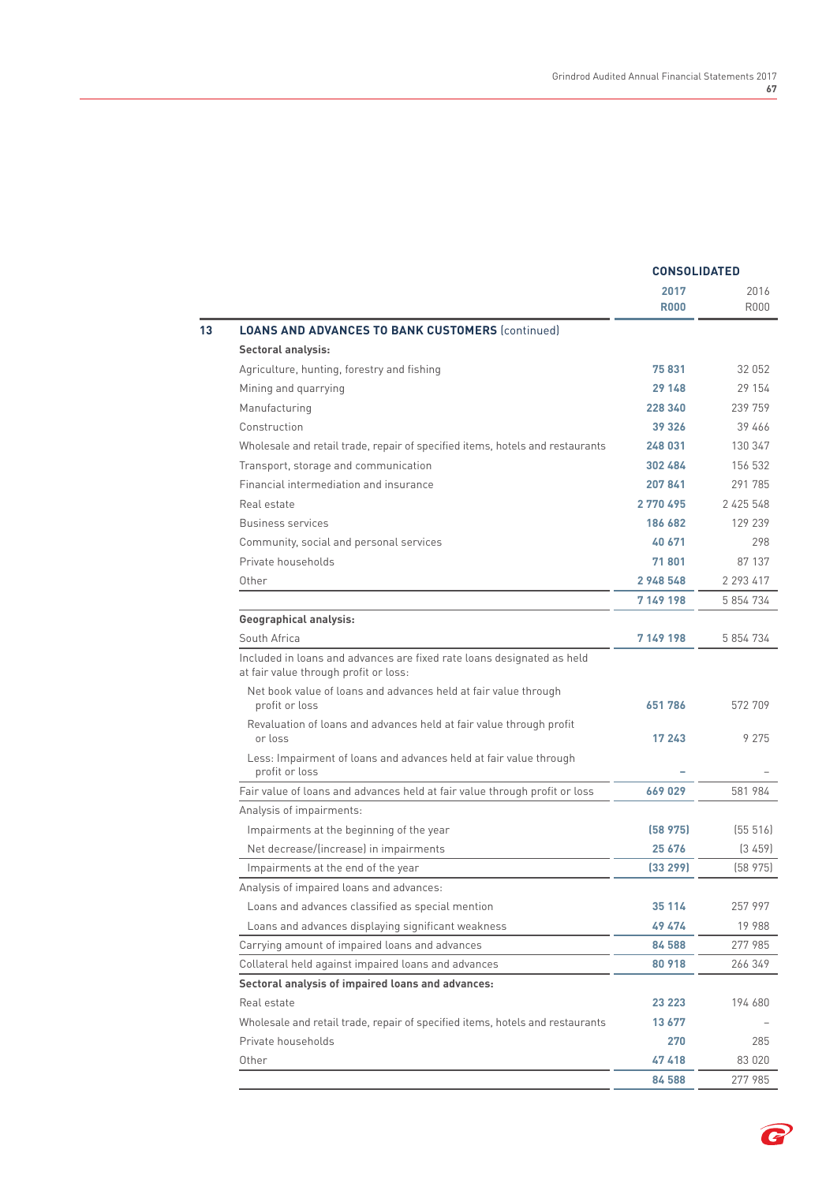| | | CONSOLIDATED | |
|---|---|---|---|
| | | 2017 R000 | 2016 R000 |
| **13** | **LOANS AND ADVANCES TO BANK CUSTOMERS** (continued) | | |
| | **Sectoral analysis:** | | |
| | Agriculture, hunting, forestry and fishing | **75 831** | 32 052 |
| | Mining and quarrying | **29 148** | 29 154 |
| | Manufacturing | **228 340** | 239 759 |
| | Construction | **39 326** | 39 466 |
| | Wholesale and retail trade, repair of specified items, hotels and restaurants | **248 031** | 130 347 |
| | Transport, storage and communication | **302 484** | 156 532 |
| | Financial intermediation and insurance | **207 841** | 291 785 |
| | Real estate | **2 770 495** | 2 425 548 |
| | Business services | **186 682** | 129 239 |
| | Community, social and personal services | **40 671** | 298 |
| | Private households | **71 801** | 87 137 |
| | Other | **2 948 548** | 2 293 417 |
| | | **7 149 198** | 5 854 734 |
| | **Geographical analysis:** | | |
| | South Africa | **7 149 198** | 5 854 734 |
| | Included in loans and advances are fixed rate loans designated as held at fair value through profit or loss: | | |
| | Net book value of loans and advances held at fair value through profit or loss | **651 786** | 572 709 |
| | Revaluation of loans and advances held at fair value through profit or loss | **17 243** | 9 275 |
| | Less: Impairment of loans and advances held at fair value through profit or loss | **–** | – |
| | Fair value of loans and advances held at fair value through profit or loss | **669 029** | 581 984 |
| | Analysis of impairments: | | |
| | Impairments at the beginning of the year | **(58 975)** | (55 516) |
| | Net decrease/(increase) in impairments | **25 676** | (3 459) |
| | Impairments at the end of the year | **(33 299)** | (58 975) |
| | Analysis of impaired loans and advances: | | |
| | Loans and advances classified as special mention | **35 114** | 257 997 |
| | Loans and advances displaying significant weakness | **49 474** | 19 988 |
| | Carrying amount of impaired loans and advances | **84 588** | 277 985 |
| | Collateral held against impaired loans and advances | **80 918** | 266 349 |
| | **Sectoral analysis of impaired loans and advances:** | | |
| | Real estate | **23 223** | 194 680 |
| | Wholesale and retail trade, repair of specified items, hotels and restaurants | **13 677** | – |
| | Private households | **270** | 285 |
| | Other | **47 418** | 83 020 |
| | | **84 588** | 277 985 |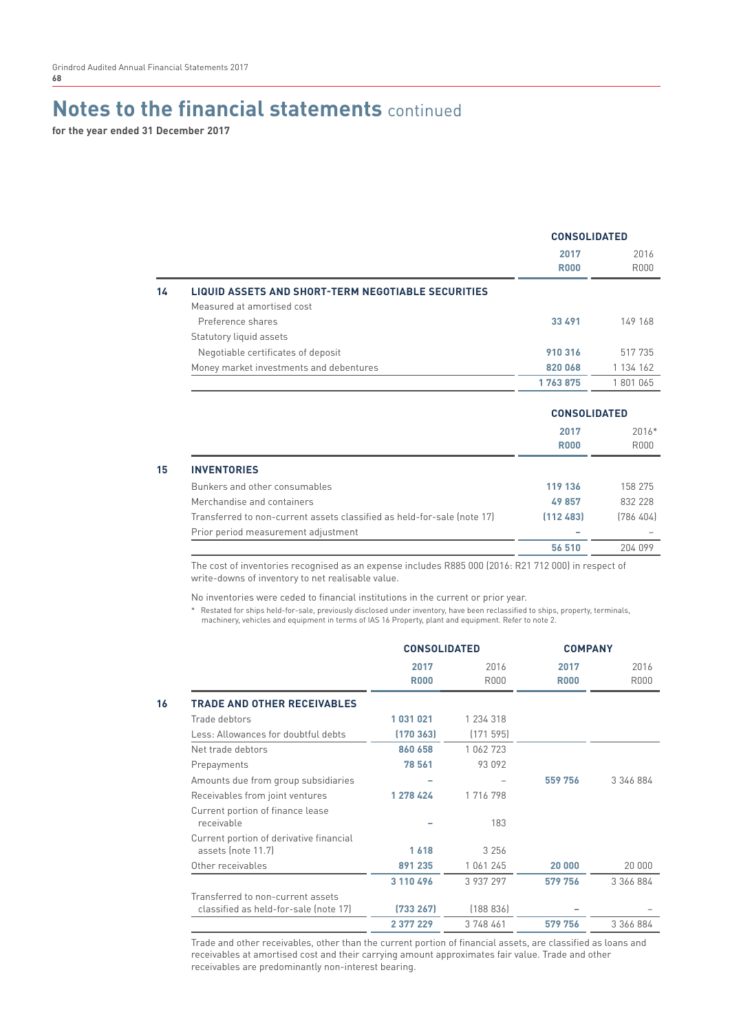# Notes to the financial statements continued

**for the year ended 31 December 2017**

| | | CONSOLIDATED | |
|---|---|---|---|
| | | **2017** | 2016 |
| | | **R000** | R000 |
| **14** | **LIQUID ASSETS AND SHORT-TERM NEGOTIABLE SECURITIES** | | |
| | Measured at amortised cost | | |
| | Preference shares | **33 491** | 149 168 |
| | Statutory liquid assets | | |
| | Negotiable certificates of deposit | **910 316** | 517 735 |
| | Money market investments and debentures | **820 068** | 1 134 162 |
| | | **1 763 875** | 1 801 065 |

| | | CONSOLIDATED | |
|---|---|---|---|
| | | **2017** | 2016* |
| | | **R000** | R000 |
| **15** | **INVENTORIES** | | |
| | Bunkers and other consumables | **119 136** | 158 275 |
| | Merchandise and containers | **49 857** | 832 228 |
| | Transferred to non-current assets classified as held-for-sale (note 17) | **(112 483)** | (786 404) |
| | Prior period measurement adjustment | **–** | – |
| | | **56 510** | 204 099 |

The cost of inventories recognised as an expense includes R885 000 (2016: R21 712 000) in respect of write-downs of inventory to net realisable value.

No inventories were ceded to financial institutions in the current or prior year.

\* Restated for ships held-for-sale, previously disclosed under inventory, have been reclassified to ships, property, terminals, machinery, vehicles and equipment in terms of IAS 16 Property, plant and equipment. Refer to note 2.

| | | CONSOLIDATED | | COMPANY | |
|---|---|---|---|---|---|
| | | **2017** | 2016 | **2017** | 2016 |
| | | **R000** | R000 | **R000** | R000 |
| **16** | **TRADE AND OTHER RECEIVABLES** | | | | |
| | Trade debtors | **1 031 021** | 1 234 318 | | |
| | Less: Allowances for doubtful debts | **(170 363)** | (171 595) | | |
| | Net trade debtors | **860 658** | 1 062 723 | | |
| | Prepayments | **78 561** | 93 092 | | |
| | Amounts due from group subsidiaries | **–** | – | **559 756** | 3 346 884 |
| | Receivables from joint ventures | **1 278 424** | 1 716 798 | | |
| | Current portion of finance lease receivable | **–** | 183 | | |
| | Current portion of derivative financial assets (note 11.7) | **1 618** | 3 256 | | |
| | Other receivables | **891 235** | 1 061 245 | **20 000** | 20 000 |
| | | **3 110 496** | 3 937 297 | **579 756** | 3 366 884 |
| | Transferred to non-current assets classified as held-for-sale (note 17) | **(733 267)** | (188 836) | **–** | – |
| | | **2 377 229** | 3 748 461 | **579 756** | 3 366 884 |

Trade and other receivables, other than the current portion of financial assets, are classified as loans and receivables at amortised cost and their carrying amount approximates fair value. Trade and other receivables are predominantly non-interest bearing.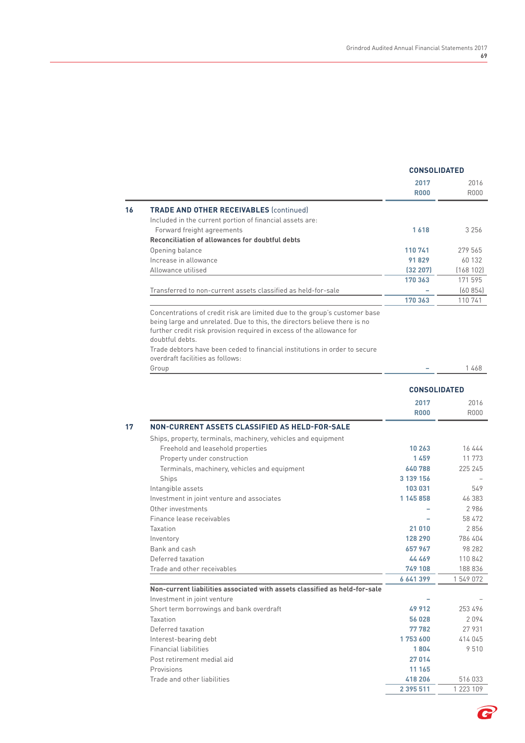| | | CONSOLIDATED | |
|---|---|---|---|
| | | **2017** | 2016 |
| | | **R000** | R000 |
| **16** | **TRADE AND OTHER RECEIVABLES** (continued) | | |
| | Included in the current portion of financial assets are: | | |
| | Forward freight agreements | **1 618** | 3 256 |
| | **Reconciliation of allowances for doubtful debts** | | |
| | Opening balance | **110 741** | 279 565 |
| | Increase in allowance | **91 829** | 60 132 |
| | Allowance utilised | **(32 207)** | (168 102) |
| | | **170 363** | 171 595 |
| | Transferred to non-current assets classified as held-for-sale | **–** | (60 854) |
| | | **170 363** | 110 741 |

Concentrations of credit risk are limited due to the group's customer base being large and unrelated. Due to this, the directors believe there is no further credit risk provision required in excess of the allowance for doubtful debts.

Trade debtors have been ceded to financial institutions in order to secure overdraft facilities as follows:

| | CONSOLIDATED | |
|---|---|---|
| | **2017** | 2016 |
| | **R000** | R000 |
| Group | **–** | 1 468 |

| | | CONSOLIDATED | |
|---|---|---|---|
| | | **2017** | 2016 |
| | | **R000** | R000 |
| **17** | **NON-CURRENT ASSETS CLASSIFIED AS HELD-FOR-SALE** | | |
| | Ships, property, terminals, machinery, vehicles and equipment | | |
| | Freehold and leasehold properties | **10 263** | 16 444 |
| | Property under construction | **1 459** | 11 773 |
| | Terminals, machinery, vehicles and equipment | **640 788** | 225 245 |
| | Ships | **3 139 156** | – |
| | Intangible assets | **103 031** | 549 |
| | Investment in joint venture and associates | **1 145 858** | 46 383 |
| | Other investments | **–** | 2 986 |
| | Finance lease receivables | **–** | 58 472 |
| | Taxation | **21 010** | 2 856 |
| | Inventory | **128 290** | 786 404 |
| | Bank and cash | **657 967** | 98 282 |
| | Deferred taxation | **44 469** | 110 842 |
| | Trade and other receivables | **749 108** | 188 836 |
| | | **6 641 399** | 1 549 072 |
| | **Non-current liabilities associated with assets classified as held-for-sale** | | |
| | Investment in joint venture | **–** | – |
| | Short term borrowings and bank overdraft | **49 912** | 253 496 |
| | Taxation | **56 028** | 2 094 |
| | Deferred taxation | **77 782** | 27 931 |
| | Interest-bearing debt | **1 753 600** | 414 045 |
| | Financial liabilities | **1 804** | 9 510 |
| | Post retirement medial aid | **27 014** | |
| | Provisions | **11 165** | |
| | Trade and other liabilities | **418 206** | 516 033 |
| | | **2 395 511** | 1 223 109 |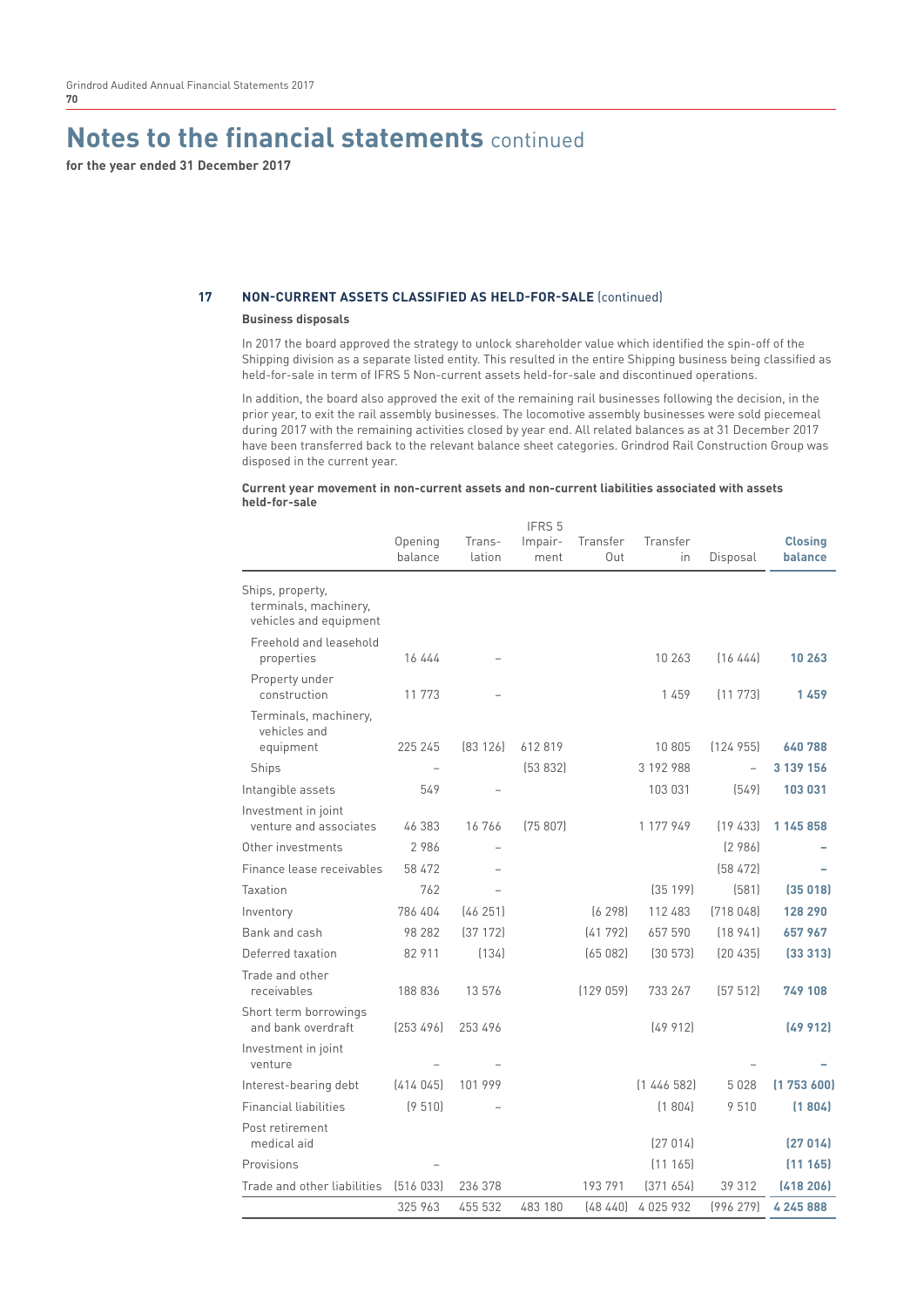# Notes to the financial statements continued

**for the year ended 31 December 2017**

## 17 NON-CURRENT ASSETS CLASSIFIED AS HELD-FOR-SALE (continued)

### Business disposals

In 2017 the board approved the strategy to unlock shareholder value which identified the spin-off of the Shipping division as a separate listed entity. This resulted in the entire Shipping business being classified as held-for-sale in term of IFRS 5 Non-current assets held-for-sale and discontinued operations.

In addition, the board also approved the exit of the remaining rail businesses following the decision, in the prior year, to exit the rail assembly businesses. The locomotive assembly businesses were sold piecemeal during 2017 with the remaining activities closed by year end. All related balances as at 31 December 2017 have been transferred back to the relevant balance sheet categories. Grindrod Rail Construction Group was disposed in the current year.

**Current year movement in non-current assets and non-current liabilities associated with assets held-for-sale**

| | Opening balance | Translation | IFRS 5 Impairment | Transfer Out | Transfer in | Disposal | Closing balance |
|---|---|---|---|---|---|---|---|
| Ships, property, terminals, machinery, vehicles and equipment | | | | | | | |
| Freehold and leasehold properties | 16 444 | – | | | 10 263 | (16 444) | **10 263** |
| Property under construction | 11 773 | – | | | 1 459 | (11 773) | **1 459** |
| Terminals, machinery, vehicles and equipment | 225 245 | (83 126) | 612 819 | | 10 805 | (124 955) | **640 788** |
| Ships | – | | (53 832) | | 3 192 988 | – | **3 139 156** |
| Intangible assets | 549 | – | | | 103 031 | (549) | **103 031** |
| Investment in joint venture and associates | 46 383 | 16 766 | (75 807) | | 1 177 949 | (19 433) | **1 145 858** |
| Other investments | 2 986 | – | | | | (2 986) | **–** |
| Finance lease receivables | 58 472 | – | | | | (58 472) | **–** |
| Taxation | 762 | – | | | (35 199) | (581) | **(35 018)** |
| Inventory | 786 404 | (46 251) | | (6 298) | 112 483 | (718 048) | **128 290** |
| Bank and cash | 98 282 | (37 172) | | (41 792) | 657 590 | (18 941) | **657 967** |
| Deferred taxation | 82 911 | (134) | | (65 082) | (30 573) | (20 435) | **(33 313)** |
| Trade and other receivables | 188 836 | 13 576 | | (129 059) | 733 267 | (57 512) | **749 108** |
| Short term borrowings and bank overdraft | (253 496) | 253 496 | | | (49 912) | | **(49 912)** |
| Investment in joint venture | – | – | | | | – | **–** |
| Interest-bearing debt | (414 045) | 101 999 | | | (1 446 582) | 5 028 | **(1 753 600)** |
| Financial liabilities | (9 510) | – | | | (1 804) | 9 510 | **(1 804)** |
| Post retirement medical aid | | | | | (27 014) | | **(27 014)** |
| Provisions | – | | | | (11 165) | | **(11 165)** |
| Trade and other liabilities | (516 033) | 236 378 | | 193 791 | (371 654) | 39 312 | **(418 206)** |
| | 325 963 | 455 532 | 483 180 | (48 440) | 4 025 932 | (996 279) | **4 245 888** |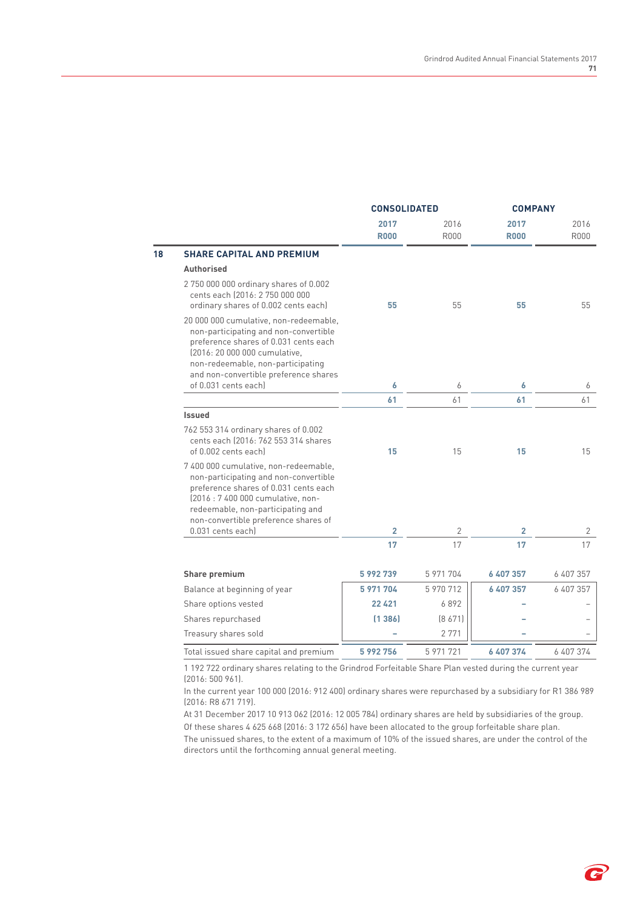| | CONSOLIDATED | | COMPANY | |
|---|---|---|---|---|
| | **2017 R000** | 2016 R000 | **2017 R000** | 2016 R000 |
| **18 SHARE CAPITAL AND PREMIUM** | | | | |
| **Authorised** | | | | |
| 2 750 000 000 ordinary shares of 0.002 cents each (2016: 2 750 000 000 ordinary shares of 0.002 cents each) | **55** | 55 | **55** | 55 |
| 20 000 000 cumulative, non-redeemable, non-participating and non-convertible preference shares of 0.031 cents each (2016: 20 000 000 cumulative, non-redeemable, non-participating and non-convertible preference shares of 0.031 cents each) | **6** | 6 | **6** | 6 |
| | **61** | 61 | **61** | 61 |
| **Issued** | | | | |
| 762 553 314 ordinary shares of 0.002 cents each (2016: 762 553 314 shares of 0.002 cents each) | **15** | 15 | **15** | 15 |
| 7 400 000 cumulative, non-redeemable, non-participating and non-convertible preference shares of 0.031 cents each (2016 : 7 400 000 cumulative, non-redeemable, non-participating and non-convertible preference shares of 0.031 cents each) | **2** | 2 | **2** | 2 |
| | **17** | 17 | **17** | 17 |
| **Share premium** | **5 992 739** | 5 971 704 | **6 407 357** | 6 407 357 |
| Balance at beginning of year | **5 971 704** | 5 970 712 | **6 407 357** | 6 407 357 |
| Share options vested | **22 421** | 6 892 | **–** | – |
| Shares repurchased | **(1 386)** | (8 671) | **–** | – |
| Treasury shares sold | **–** | 2 771 | **–** | – |
| Total issued share capital and premium | **5 992 756** | 5 971 721 | **6 407 374** | 6 407 374 |

1 192 722 ordinary shares relating to the Grindrod Forfeitable Share Plan vested during the current year (2016: 500 961).

In the current year 100 000 (2016: 912 400) ordinary shares were repurchased by a subsidiary for R1 386 989 (2016: R8 671 719).

At 31 December 2017 10 913 062 (2016: 12 005 784) ordinary shares are held by subsidiaries of the group.

Of these shares 4 625 668 (2016: 3 172 656) have been allocated to the group forfeitable share plan.

The unissued shares, to the extent of a maximum of 10% of the issued shares, are under the control of the directors until the forthcoming annual general meeting.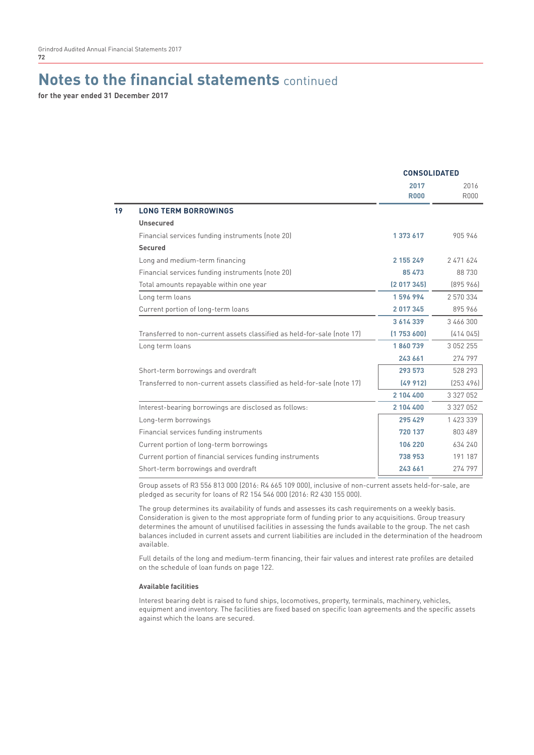# Notes to the financial statements continued

**for the year ended 31 December 2017**

| | | CONSOLIDATED | |
|---|---|---|---|
| | | **2017** | 2016 |
| | | **R000** | R000 |
| **19** | **LONG TERM BORROWINGS** | | |
| | **Unsecured** | | |
| | Financial services funding instruments (note 20) | **1 373 617** | 905 946 |
| | **Secured** | | |
| | Long and medium-term financing | **2 155 249** | 2 471 624 |
| | Financial services funding instruments (note 20) | **85 473** | 88 730 |
| | Total amounts repayable within one year | **(2 017 345)** | (895 966) |
| | Long term loans | **1 596 994** | 2 570 334 |
| | Current portion of long-term loans | **2 017 345** | 895 966 |
| | | **3 614 339** | 3 466 300 |
| | Transferred to non-current assets classified as held-for-sale (note 17) | **(1 753 600)** | (414 045) |
| | Long term loans | **1 860 739** | 3 052 255 |
| | | **243 661** | 274 797 |
| | Short-term borrowings and overdraft | **293 573** | 528 293 |
| | Transferred to non-current assets classified as held-for-sale (note 17) | **(49 912)** | (253 496) |
| | | **2 104 400** | 3 327 052 |
| | Interest-bearing borrowings are disclosed as follows: | **2 104 400** | 3 327 052 |
| | Long-term borrowings | **295 429** | 1 423 339 |
| | Financial services funding instruments | **720 137** | 803 489 |
| | Current portion of long-term borrowings | **106 220** | 634 240 |
| | Current portion of financial services funding instruments | **738 953** | 191 187 |
| | Short-term borrowings and overdraft | **243 661** | 274 797 |

Group assets of R3 556 813 000 (2016: R4 665 109 000), inclusive of non-current assets held-for-sale, are pledged as security for loans of R2 154 546 000 (2016: R2 430 155 000).

The group determines its availability of funds and assesses its cash requirements on a weekly basis. Consideration is given to the most appropriate form of funding prior to any acquisitions. Group treasury determines the amount of unutilised facilities in assessing the funds available to the group. The net cash balances included in current assets and current liabilities are included in the determination of the headroom available.

Full details of the long and medium-term financing, their fair values and interest rate profiles are detailed on the schedule of loan funds on page 122.

**Available facilities**

Interest bearing debt is raised to fund ships, locomotives, property, terminals, machinery, vehicles, equipment and inventory. The facilities are fixed based on specific loan agreements and the specific assets against which the loans are secured.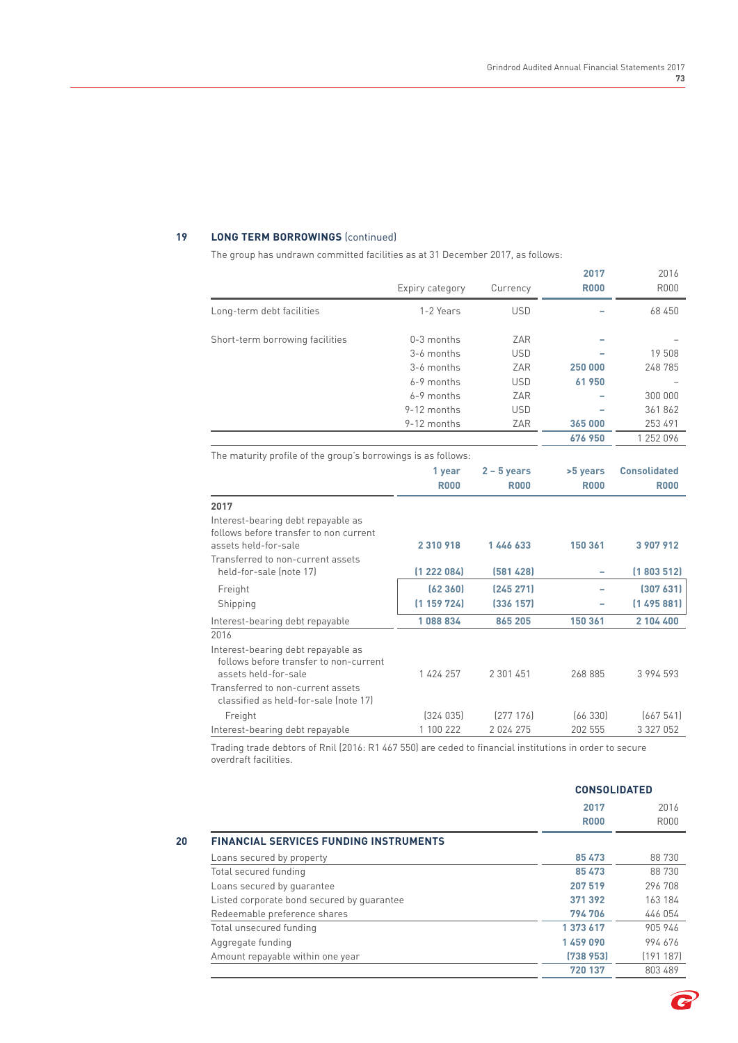## 19 LONG TERM BORROWINGS (continued)

The group has undrawn committed facilities as at 31 December 2017, as follows:

| | Expiry category | Currency | 2017 R000 | 2016 R000 |
|---|---|---|---|---|
| Long-term debt facilities | 1-2 Years | USD | – | 68 450 |
| Short-term borrowing facilities | 0-3 months | ZAR | – | – |
| | 3-6 months | USD | – | 19 508 |
| | 3-6 months | ZAR | 250 000 | 248 785 |
| | 6-9 months | USD | 61 950 | – |
| | 6-9 months | ZAR | – | 300 000 |
| | 9-12 months | USD | – | 361 862 |
| | 9-12 months | ZAR | 365 000 | 253 491 |
| | | | 676 950 | 1 252 096 |

The maturity profile of the group's borrowings is as follows:

| | 1 year R000 | 2 – 5 years R000 | >5 years R000 | Consolidated R000 |
|---|---|---|---|---|
| **2017** | | | | |
| Interest-bearing debt repayable as follows before transfer to non current assets held-for-sale | 2 310 918 | 1 446 633 | 150 361 | 3 907 912 |
| Transferred to non-current assets held-for-sale (note 17) | (1 222 084) | (581 428) | – | (1 803 512) |
| Freight | (62 360) | (245 271) | – | (307 631) |
| Shipping | (1 159 724) | (336 157) | – | (1 495 881) |
| Interest-bearing debt repayable | 1 088 834 | 865 205 | 150 361 | 2 104 400 |
| 2016 | | | | |
| Interest-bearing debt repayable as follows before transfer to non-current assets held-for-sale | 1 424 257 | 2 301 451 | 268 885 | 3 994 593 |
| Transferred to non-current assets classified as held-for-sale (note 17) | | | | |
| Freight | (324 035) | (277 176) | (66 330) | (667 541) |
| Interest-bearing debt repayable | 1 100 222 | 2 024 275 | 202 555 | 3 327 052 |

Trading trade debtors of Rnil (2016: R1 467 550) are ceded to financial institutions in order to secure overdraft facilities.

## 20 FINANCIAL SERVICES FUNDING INSTRUMENTS

| | CONSOLIDATED 2017 R000 | CONSOLIDATED 2016 R000 |
|---|---|---|
| Loans secured by property | 85 473 | 88 730 |
| Total secured funding | 85 473 | 88 730 |
| Loans secured by guarantee | 207 519 | 296 708 |
| Listed corporate bond secured by guarantee | 371 392 | 163 184 |
| Redeemable preference shares | 794 706 | 446 054 |
| Total unsecured funding | 1 373 617 | 905 946 |
| Aggregate funding | 1 459 090 | 994 676 |
| Amount repayable within one year | (738 953) | (191 187) |
| | 720 137 | 803 489 |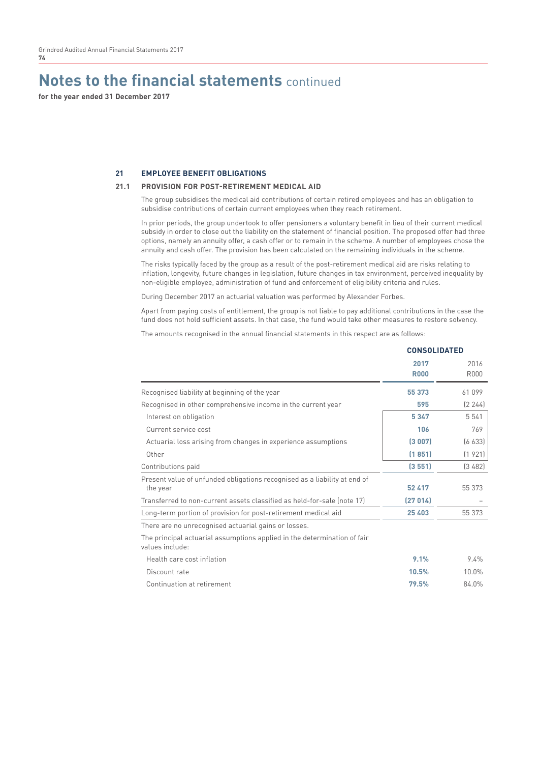# Notes to the financial statements continued

**for the year ended 31 December 2017**

## 21 EMPLOYEE BENEFIT OBLIGATIONS

### 21.1 PROVISION FOR POST-RETIREMENT MEDICAL AID

The group subsidises the medical aid contributions of certain retired employees and has an obligation to subsidise contributions of certain current employees when they reach retirement.

In prior periods, the group undertook to offer pensioners a voluntary benefit in lieu of their current medical subsidy in order to close out the liability on the statement of financial position. The proposed offer had three options, namely an annuity offer, a cash offer or to remain in the scheme. A number of employees chose the annuity and cash offer. The provision has been calculated on the remaining individuals in the scheme.

The risks typically faced by the group as a result of the post-retirement medical aid are risks relating to inflation, longevity, future changes in legislation, future changes in tax environment, perceived inequality by non-eligible employee, administration of fund and enforcement of eligibility criteria and rules.

During December 2017 an actuarial valuation was performed by Alexander Forbes.

Apart from paying costs of entitlement, the group is not liable to pay additional contributions in the case the fund does not hold sufficient assets. In that case, the fund would take other measures to restore solvency.

The amounts recognised in the annual financial statements in this respect are as follows:

| | CONSOLIDATED | |
|---|---|---|
| | **2017 R000** | 2016 R000 |
| Recognised liability at beginning of the year | **55 373** | 61 099 |
| Recognised in other comprehensive income in the current year | **595** | (2 244) |
| Interest on obligation | **5 347** | 5 541 |
| Current service cost | **106** | 769 |
| Actuarial loss arising from changes in experience assumptions | **(3 007)** | (6 633) |
| Other | **(1 851)** | (1 921) |
| Contributions paid | **(3 551)** | (3 482) |
| Present value of unfunded obligations recognised as a liability at end of the year | **52 417** | 55 373 |
| Transferred to non-current assets classified as held-for-sale (note 17) | **(27 014)** | – |
| Long-term portion of provision for post-retirement medical aid | **25 403** | 55 373 |
| There are no unrecognised actuarial gains or losses. | | |
| The principal actuarial assumptions applied in the determination of fair values include: | | |
| Health care cost inflation | **9.1%** | 9.4% |
| Discount rate | **10.5%** | 10.0% |
| Continuation at retirement | **79.5%** | 84.0% |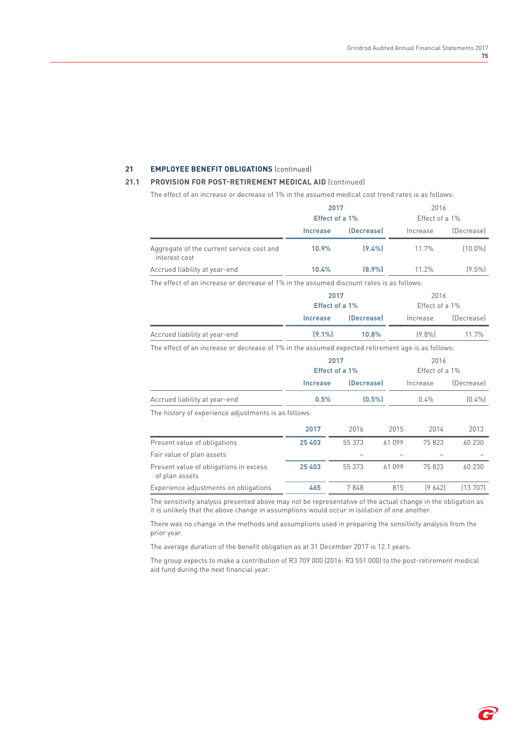## 21 EMPLOYEE BENEFIT OBLIGATIONS (continued)

### 21.1 PROVISION FOR POST-RETIREMENT MEDICAL AID (continued)

The effect of an increase or decrease of 1% in the assumed medical cost trend rates is as follows:

| | **2017** | | 2016 | |
|---|---|---|---|---|
| | **Effect of a 1%** | | Effect of a 1% | |
| | **Increase** | **(Decrease)** | Increase | (Decrease) |
| Aggregate of the current service cost and interest cost | **10.9%** | **(9.4%)** | 11.7% | (10.0%) |
| Accrued liability at year-end | **10.4%** | **(8.9%)** | 11.2% | (9.5%) |

The effect of an increase or decrease of 1% in the assumed discount rates is as follows:

| | **2017** | | 2016 | |
|---|---|---|---|---|
| | **Effect of a 1%** | | Effect of a 1% | |
| | **Increase** | **(Decrease)** | Increase | (Decrease) |
| Accrued liability at year-end | **(9.1%)** | **10.8%** | (9.8%) | 11.7% |

The effect of an increase or decrease of 1% in the assumed expected retirement age is as follows:

| | **2017** | | 2016 | |
|---|---|---|---|---|
| | **Effect of a 1%** | | Effect of a 1% | |
| | **Increase** | **(Decrease)** | Increase | (Decrease) |
| Accrued liability at year-end | **0.5%** | **(0.5%)** | 0.4% | (0.4%) |

The history of experience adjustments is as follows:

| | **2017** | 2016 | 2015 | 2014 | 2013 |
|---|---|---|---|---|---|
| Present value of obligations | **25 403** | 55 373 | 61 099 | 75 823 | 60 230 |
| Fair value of plan assets | | – | – | – | – |
| Present value of obligations in excess of plan assets | **25 403** | 55 373 | 61 099 | 75 823 | 60 230 |
| Experience adjustments on obligations | **465** | 7 848 | 815 | (9 642) | (13 707) |

The sensitivity analysis presented above may not be representative of the actual change in the obligation as it is unlikely that the above change in assumptions would occur in isolation of one another.

There was no change in the methods and assumptions used in preparing the sensitivity analysis from the prior year.

The average duration of the benefit obligation as at 31 December 2017 is 12.1 years.

The group expects to make a contribution of R3 709 000 (2016: R3 551 000) to the post-retirement medical aid fund during the next financial year.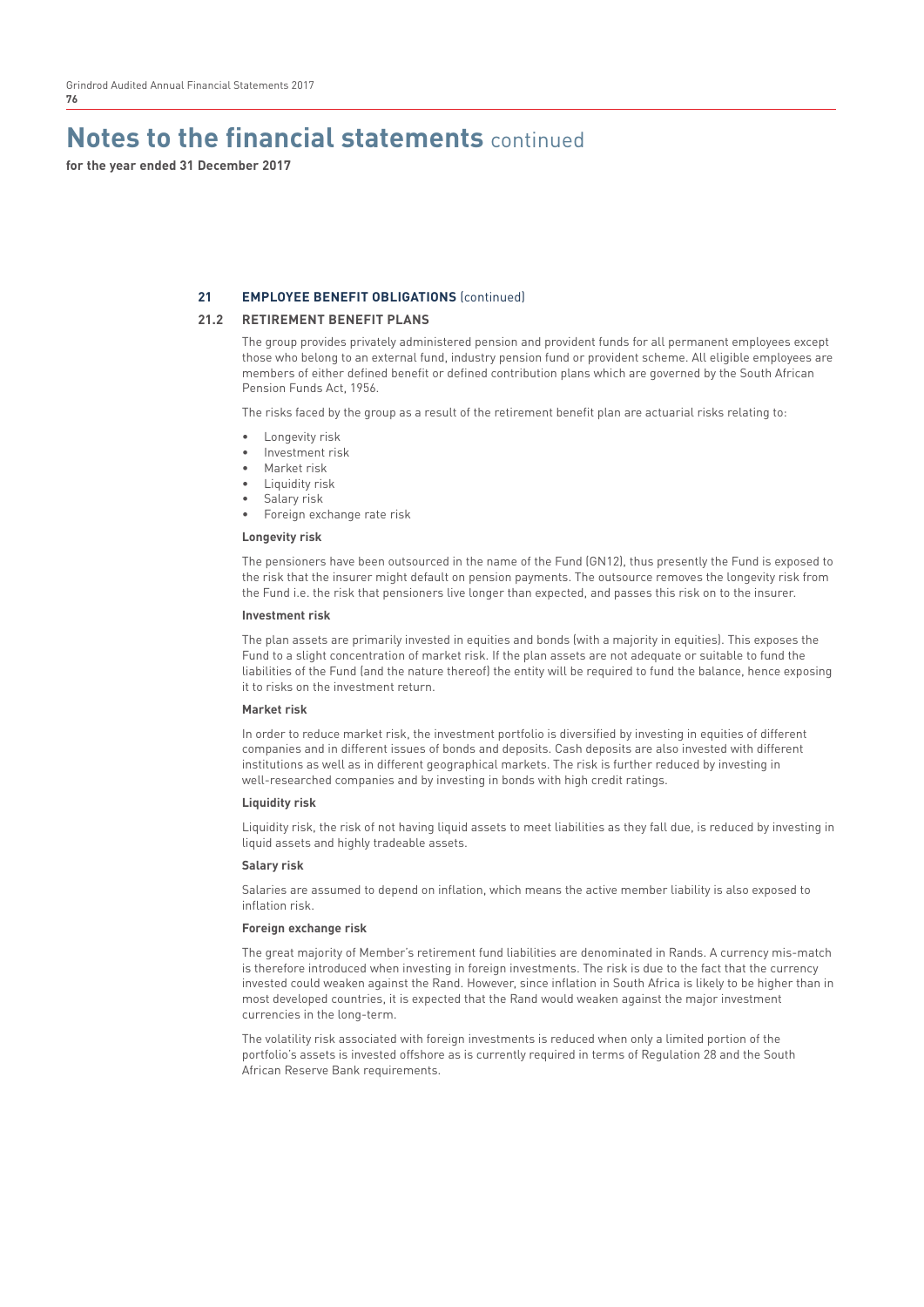# Notes to the financial statements continued

**for the year ended 31 December 2017**

## 21 EMPLOYEE BENEFIT OBLIGATIONS (continued)

### 21.2 RETIREMENT BENEFIT PLANS

The group provides privately administered pension and provident funds for all permanent employees except those who belong to an external fund, industry pension fund or provident scheme. All eligible employees are members of either defined benefit or defined contribution plans which are governed by the South African Pension Funds Act, 1956.

The risks faced by the group as a result of the retirement benefit plan are actuarial risks relating to:

- Longevity risk
- Investment risk
- Market risk
- Liquidity risk
- Salary risk
- Foreign exchange rate risk

**Longevity risk**

The pensioners have been outsourced in the name of the Fund (GN12), thus presently the Fund is exposed to the risk that the insurer might default on pension payments. The outsource removes the longevity risk from the Fund i.e. the risk that pensioners live longer than expected, and passes this risk on to the insurer.

**Investment risk**

The plan assets are primarily invested in equities and bonds (with a majority in equities). This exposes the Fund to a slight concentration of market risk. If the plan assets are not adequate or suitable to fund the liabilities of the Fund (and the nature thereof) the entity will be required to fund the balance, hence exposing it to risks on the investment return.

**Market risk**

In order to reduce market risk, the investment portfolio is diversified by investing in equities of different companies and in different issues of bonds and deposits. Cash deposits are also invested with different institutions as well as in different geographical markets. The risk is further reduced by investing in well-researched companies and by investing in bonds with high credit ratings.

**Liquidity risk**

Liquidity risk, the risk of not having liquid assets to meet liabilities as they fall due, is reduced by investing in liquid assets and highly tradeable assets.

**Salary risk**

Salaries are assumed to depend on inflation, which means the active member liability is also exposed to inflation risk.

**Foreign exchange risk**

The great majority of Member's retirement fund liabilities are denominated in Rands. A currency mis-match is therefore introduced when investing in foreign investments. The risk is due to the fact that the currency invested could weaken against the Rand. However, since inflation in South Africa is likely to be higher than in most developed countries, it is expected that the Rand would weaken against the major investment currencies in the long-term.

The volatility risk associated with foreign investments is reduced when only a limited portion of the portfolio's assets is invested offshore as is currently required in terms of Regulation 28 and the South African Reserve Bank requirements.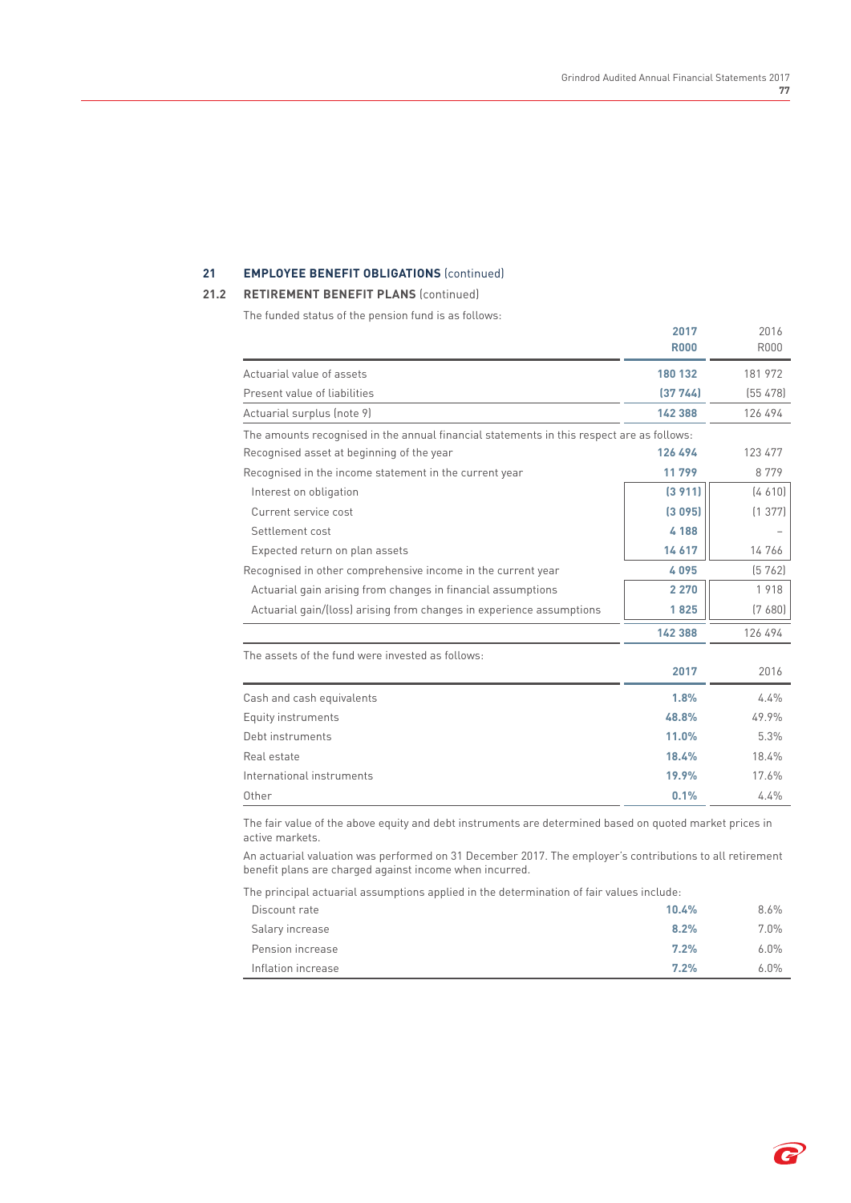## 21 EMPLOYEE BENEFIT OBLIGATIONS (continued)

### 21.2 RETIREMENT BENEFIT PLANS (continued)

The funded status of the pension fund is as follows:

| | 2017 R000 | 2016 R000 |
|---|---|---|
| Actuarial value of assets | 180 132 | 181 972 |
| Present value of liabilities | (37 744) | (55 478) |
| Actuarial surplus (note 9) | 142 388 | 126 494 |
| The amounts recognised in the annual financial statements in this respect are as follows: | | |
| Recognised asset at beginning of the year | 126 494 | 123 477 |
| Recognised in the income statement in the current year | 11 799 | 8 779 |
| Interest on obligation | (3 911) | (4 610) |
| Current service cost | (3 095) | (1 377) |
| Settlement cost | 4 188 | – |
| Expected return on plan assets | 14 617 | 14 766 |
| Recognised in other comprehensive income in the current year | 4 095 | (5 762) |
| Actuarial gain arising from changes in financial assumptions | 2 270 | 1 918 |
| Actuarial gain/(loss) arising from changes in experience assumptions | 1 825 | (7 680) |
| | 142 388 | 126 494 |

The assets of the fund were invested as follows:

| | 2017 | 2016 |
|---|---|---|
| Cash and cash equivalents | 1.8% | 4.4% |
| Equity instruments | 48.8% | 49.9% |
| Debt instruments | 11.0% | 5.3% |
| Real estate | 18.4% | 18.4% |
| International instruments | 19.9% | 17.6% |
| Other | 0.1% | 4.4% |

The fair value of the above equity and debt instruments are determined based on quoted market prices in active markets.

An actuarial valuation was performed on 31 December 2017. The employer's contributions to all retirement benefit plans are charged against income when incurred.

The principal actuarial assumptions applied in the determination of fair values include:

| | 2017 | 2016 |
|---|---|---|
| Discount rate | 10.4% | 8.6% |
| Salary increase | 8.2% | 7.0% |
| Pension increase | 7.2% | 6.0% |
| Inflation increase | 7.2% | 6.0% |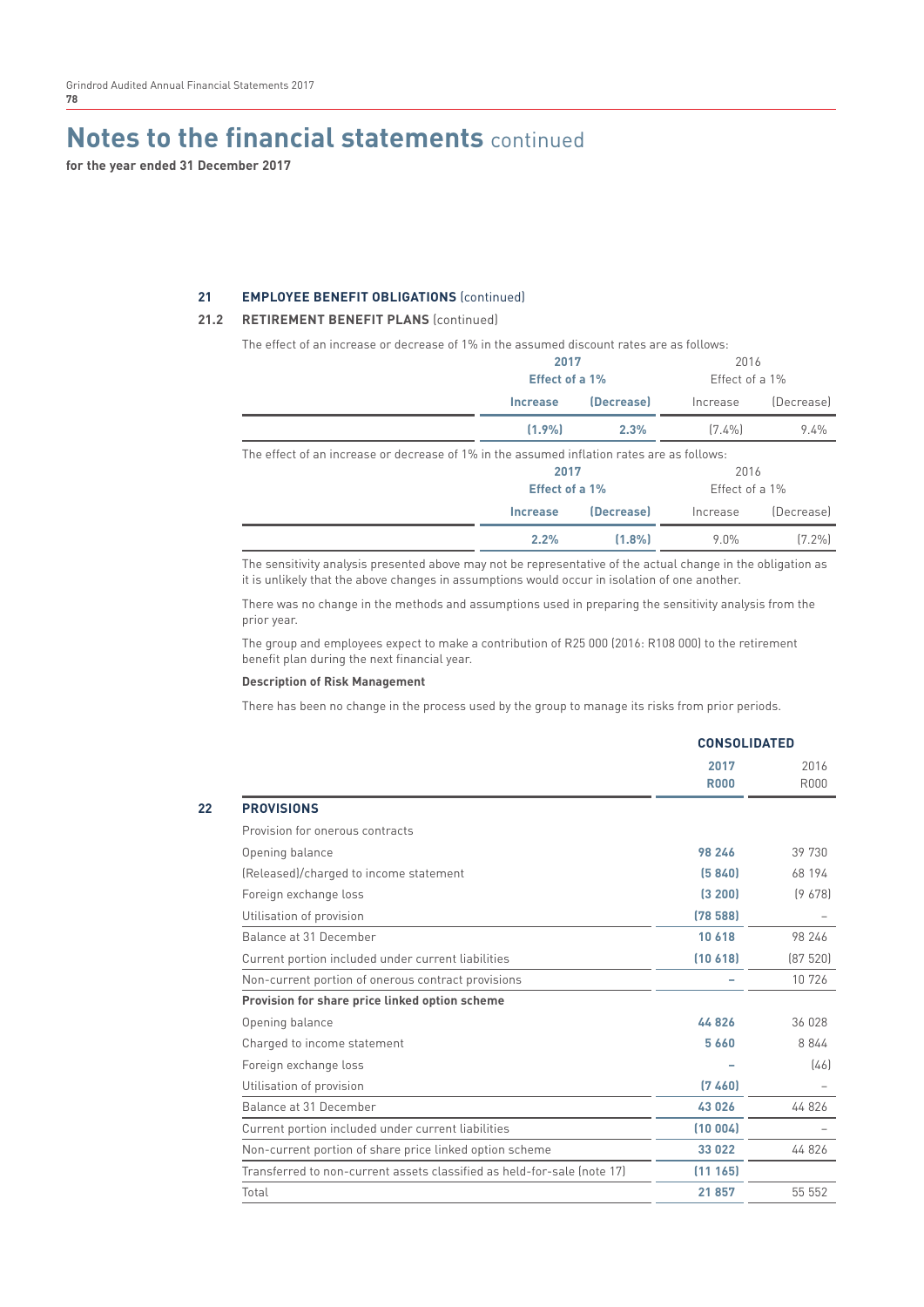# Notes to the financial statements continued

**for the year ended 31 December 2017**

## 21 EMPLOYEE BENEFIT OBLIGATIONS (continued)

### 21.2 RETIREMENT BENEFIT PLANS (continued)

The effect of an increase or decrease of 1% in the assumed discount rates are as follows:

| | 2017 Effect of a 1% | | 2016 Effect of a 1% | |
|---|---|---|---|---|
| | **Increase** | **(Decrease)** | Increase | (Decrease) |
| | **(1.9%)** | **2.3%** | (7.4%) | 9.4% |

The effect of an increase or decrease of 1% in the assumed inflation rates are as follows:

| | 2017 Effect of a 1% | | 2016 Effect of a 1% | |
|---|---|---|---|---|
| | **Increase** | **(Decrease)** | Increase | (Decrease) |
| | **2.2%** | **(1.8%)** | 9.0% | (7.2%) |

The sensitivity analysis presented above may not be representative of the actual change in the obligation as it is unlikely that the above changes in assumptions would occur in isolation of one another.

There was no change in the methods and assumptions used in preparing the sensitivity analysis from the prior year.

The group and employees expect to make a contribution of R25 000 (2016: R108 000) to the retirement benefit plan during the next financial year.

**Description of Risk Management**

There has been no change in the process used by the group to manage its risks from prior periods.

## 22 PROVISIONS

| | CONSOLIDATED 2017 R000 | CONSOLIDATED 2016 R000 |
|---|---|---|
| **22 PROVISIONS** | | |
| Provision for onerous contracts | | |
| Opening balance | **98 246** | 39 730 |
| (Released)/charged to income statement | **(5 840)** | 68 194 |
| Foreign exchange loss | **(3 200)** | (9 678) |
| Utilisation of provision | **(78 588)** | – |
| Balance at 31 December | **10 618** | 98 246 |
| Current portion included under current liabilities | **(10 618)** | (87 520) |
| Non-current portion of onerous contract provisions | **–** | 10 726 |
| **Provision for share price linked option scheme** | | |
| Opening balance | **44 826** | 36 028 |
| Charged to income statement | **5 660** | 8 844 |
| Foreign exchange loss | **–** | (46) |
| Utilisation of provision | **(7 460)** | – |
| Balance at 31 December | **43 026** | 44 826 |
| Current portion included under current liabilities | **(10 004)** | – |
| Non-current portion of share price linked option scheme | **33 022** | 44 826 |
| Transferred to non-current assets classified as held-for-sale (note 17) | **(11 165)** | |
| Total | **21 857** | 55 552 |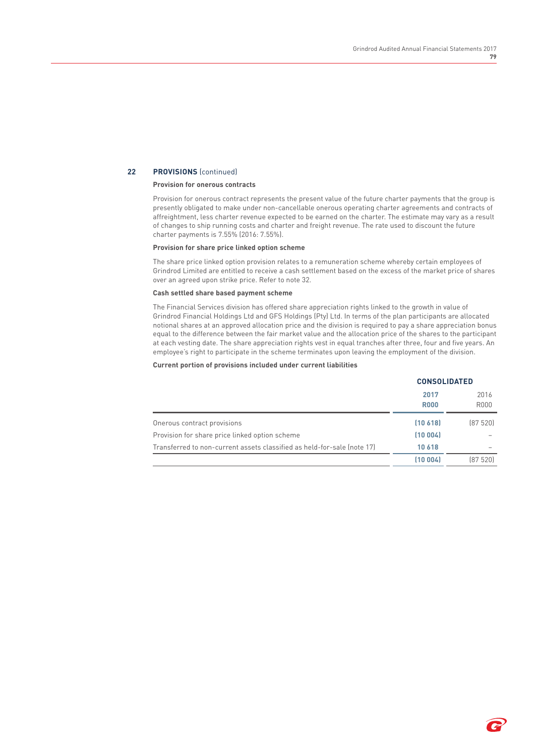## 22 PROVISIONS (continued)

### Provision for onerous contracts

Provision for onerous contract represents the present value of the future charter payments that the group is presently obligated to make under non-cancellable onerous operating charter agreements and contracts of affreightment, less charter revenue expected to be earned on the charter. The estimate may vary as a result of changes to ship running costs and charter and freight revenue. The rate used to discount the future charter payments is 7.55% (2016: 7.55%).

### Provision for share price linked option scheme

The share price linked option provision relates to a remuneration scheme whereby certain employees of Grindrod Limited are entitled to receive a cash settlement based on the excess of the market price of shares over an agreed upon strike price. Refer to note 32.

### Cash settled share based payment scheme

The Financial Services division has offered share appreciation rights linked to the growth in value of Grindrod Financial Holdings Ltd and GFS Holdings (Pty) Ltd. In terms of the plan participants are allocated notional shares at an approved allocation price and the division is required to pay a share appreciation bonus equal to the difference between the fair market value and the allocation price of the shares to the participant at each vesting date. The share appreciation rights vest in equal tranches after three, four and five years. An employee's right to participate in the scheme terminates upon leaving the employment of the division.

### Current portion of provisions included under current liabilities

| | CONSOLIDATED | |
|---|---|---|
| | **2017 R000** | 2016 R000 |
| Onerous contract provisions | **(10 618)** | (87 520) |
| Provision for share price linked option scheme | **(10 004)** | – |
| Transferred to non-current assets classified as held-for-sale (note 17) | **10 618** | – |
| | **(10 004)** | (87 520) |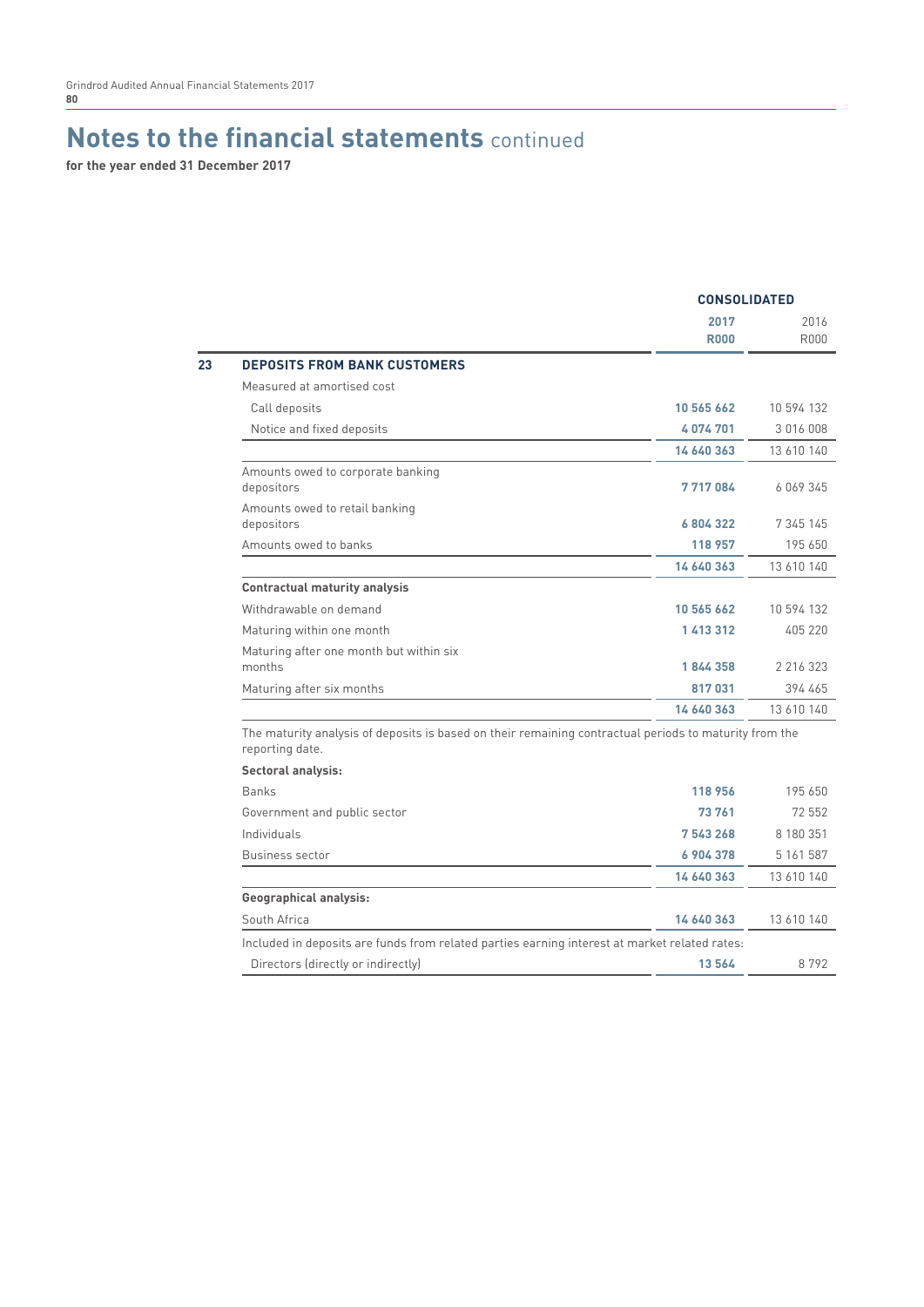# Notes to the financial statements continued

**for the year ended 31 December 2017**

| | | CONSOLIDATED | |
|---|---|---|---|
| | | **2017** | 2016 |
| | | **R000** | R000 |
| **23** | **DEPOSITS FROM BANK CUSTOMERS** | | |
| | Measured at amortised cost | | |
| | Call deposits | **10 565 662** | 10 594 132 |
| | Notice and fixed deposits | **4 074 701** | 3 016 008 |
| | | **14 640 363** | 13 610 140 |
| | Amounts owed to corporate banking depositors | **7 717 084** | 6 069 345 |
| | Amounts owed to retail banking depositors | **6 804 322** | 7 345 145 |
| | Amounts owed to banks | **118 957** | 195 650 |
| | | **14 640 363** | 13 610 140 |
| | **Contractual maturity analysis** | | |
| | Withdrawable on demand | **10 565 662** | 10 594 132 |
| | Maturing within one month | **1 413 312** | 405 220 |
| | Maturing after one month but within six months | **1 844 358** | 2 216 323 |
| | Maturing after six months | **817 031** | 394 465 |
| | | **14 640 363** | 13 610 140 |
| | The maturity analysis of deposits is based on their remaining contractual periods to maturity from the reporting date. | | |
| | **Sectoral analysis:** | | |
| | Banks | **118 956** | 195 650 |
| | Government and public sector | **73 761** | 72 552 |
| | Individuals | **7 543 268** | 8 180 351 |
| | Business sector | **6 904 378** | 5 161 587 |
| | | **14 640 363** | 13 610 140 |
| | **Geographical analysis:** | | |
| | South Africa | **14 640 363** | 13 610 140 |
| | Included in deposits are funds from related parties earning interest at market related rates: | | |
| | Directors (directly or indirectly) | **13 564** | 8 792 |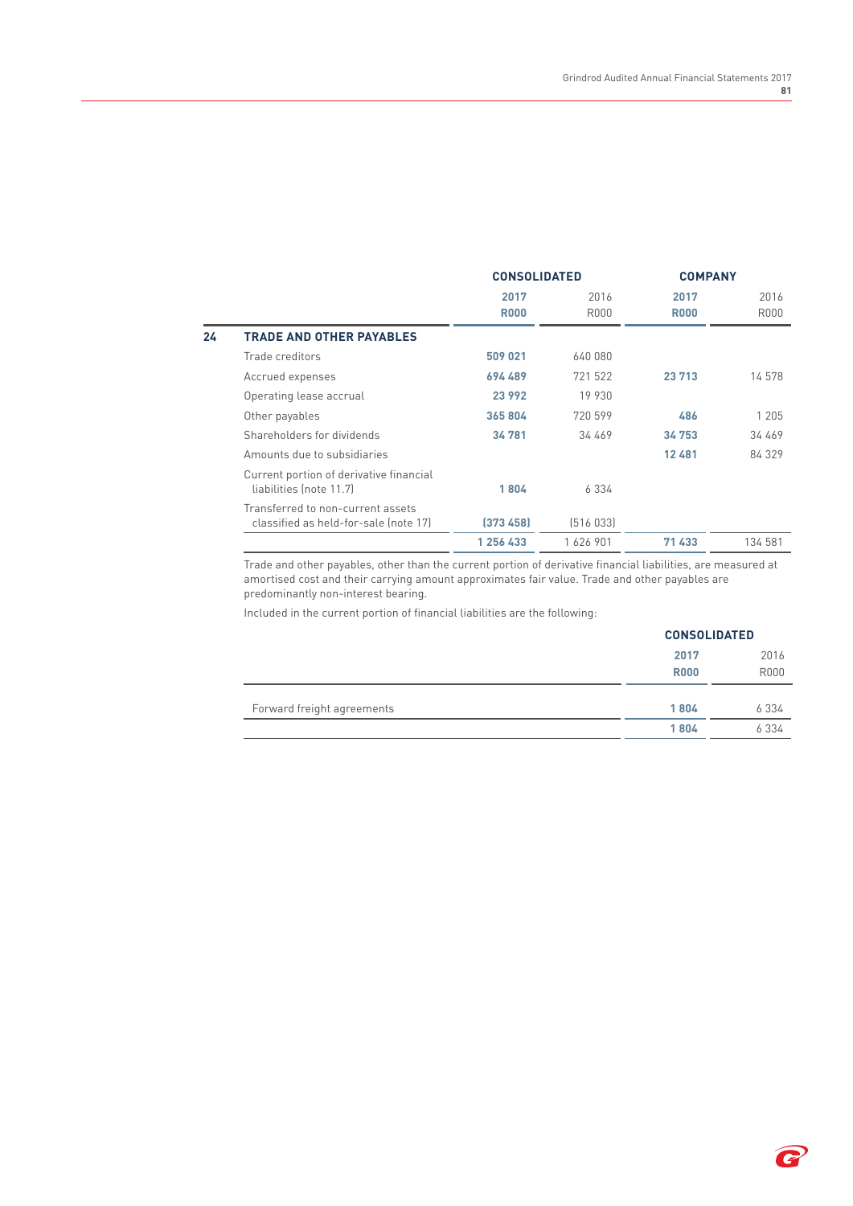| | | CONSOLIDATED | | COMPANY | |
|---|---|---|---|---|---|
| | | **2017** | 2016 | **2017** | 2016 |
| | | **R000** | R000 | **R000** | R000 |
| **24** | **TRADE AND OTHER PAYABLES** | | | | |
| | Trade creditors | **509 021** | 640 080 | | |
| | Accrued expenses | **694 489** | 721 522 | **23 713** | 14 578 |
| | Operating lease accrual | **23 992** | 19 930 | | |
| | Other payables | **365 804** | 720 599 | **486** | 1 205 |
| | Shareholders for dividends | **34 781** | 34 469 | **34 753** | 34 469 |
| | Amounts due to subsidiaries | | | **12 481** | 84 329 |
| | Current portion of derivative financial liabilities (note 11.7) | **1 804** | 6 334 | | |
| | Transferred to non-current assets classified as held-for-sale (note 17) | **(373 458)** | (516 033) | | |
| | | **1 256 433** | 1 626 901 | **71 433** | 134 581 |

Trade and other payables, other than the current portion of derivative financial liabilities, are measured at amortised cost and their carrying amount approximates fair value. Trade and other payables are predominantly non-interest bearing.

Included in the current portion of financial liabilities are the following:

| | CONSOLIDATED | |
|---|---|---|
| | **2017** | 2016 |
| | **R000** | R000 |
| Forward freight agreements | **1 804** | 6 334 |
| | **1 804** | 6 334 |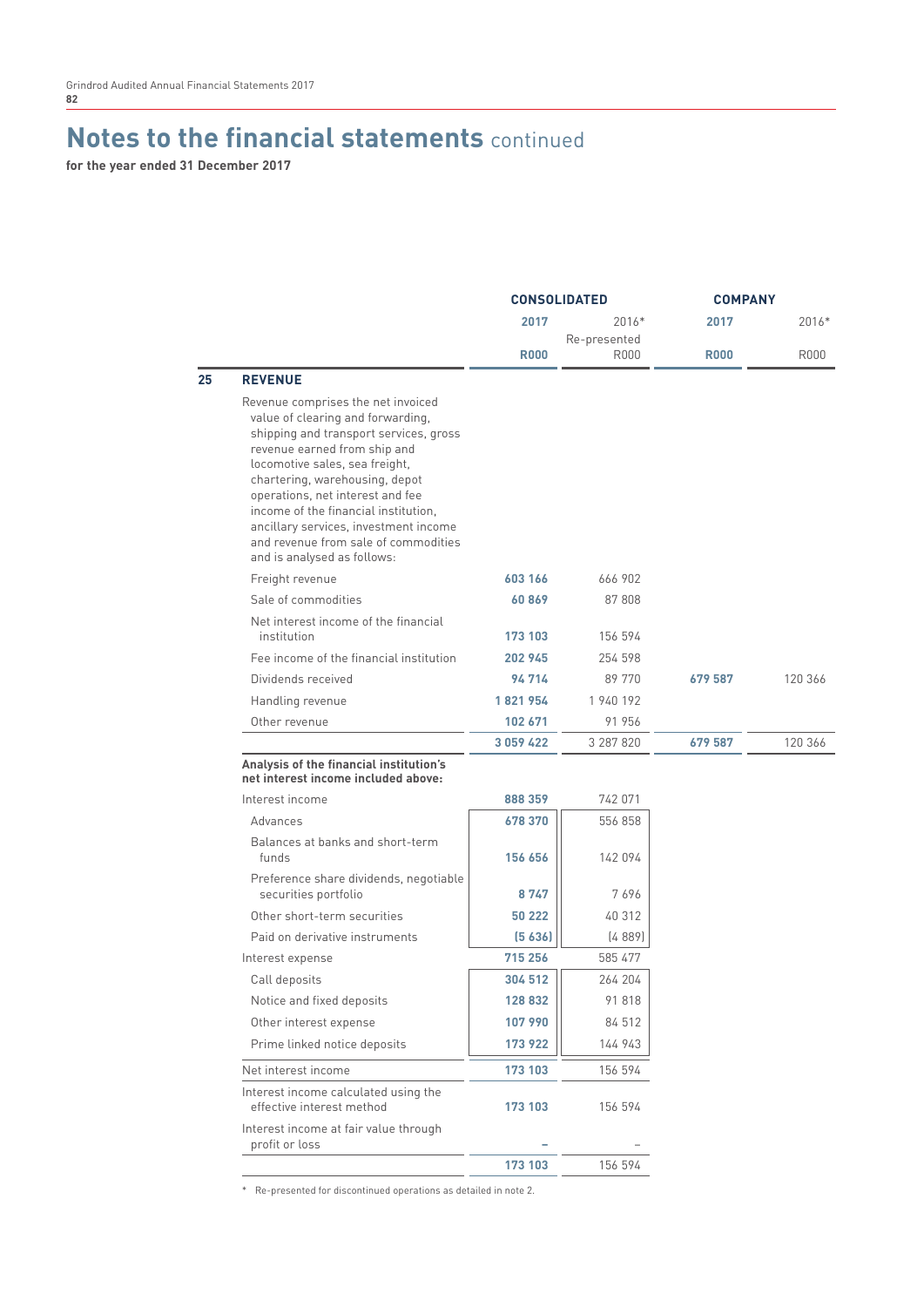# Notes to the financial statements continued

**for the year ended 31 December 2017**

| | | CONSOLIDATED | | COMPANY | |
|---|---|---|---|---|---|
| | | **2017** | 2016* Re-presented | **2017** | 2016* |
| | | **R000** | R000 | **R000** | R000 |
| **25** | **REVENUE** | | | | |
| | Revenue comprises the net invoiced value of clearing and forwarding, shipping and transport services, gross revenue earned from ship and locomotive sales, sea freight, chartering, warehousing, depot operations, net interest and fee income of the financial institution, ancillary services, investment income and revenue from sale of commodities and is analysed as follows: | | | | |
| | Freight revenue | **603 166** | 666 902 | | |
| | Sale of commodities | **60 869** | 87 808 | | |
| | Net interest income of the financial institution | **173 103** | 156 594 | | |
| | Fee income of the financial institution | **202 945** | 254 598 | | |
| | Dividends received | **94 714** | 89 770 | **679 587** | 120 366 |
| | Handling revenue | **1 821 954** | 1 940 192 | | |
| | Other revenue | **102 671** | 91 956 | | |
| | | **3 059 422** | 3 287 820 | **679 587** | 120 366 |
| | **Analysis of the financial institution's net interest income included above:** | | | | |
| | Interest income | **888 359** | 742 071 | | |
| | Advances | **678 370** | 556 858 | | |
| | Balances at banks and short-term funds | **156 656** | 142 094 | | |
| | Preference share dividends, negotiable securities portfolio | **8 747** | 7 696 | | |
| | Other short-term securities | **50 222** | 40 312 | | |
| | Paid on derivative instruments | **(5 636)** | (4 889) | | |
| | Interest expense | **715 256** | 585 477 | | |
| | Call deposits | **304 512** | 264 204 | | |
| | Notice and fixed deposits | **128 832** | 91 818 | | |
| | Other interest expense | **107 990** | 84 512 | | |
| | Prime linked notice deposits | **173 922** | 144 943 | | |
| | Net interest income | **173 103** | 156 594 | | |
| | Interest income calculated using the effective interest method | **173 103** | 156 594 | | |
| | Interest income at fair value through profit or loss | **–** | – | | |
| | | **173 103** | 156 594 | | |

\* Re-presented for discontinued operations as detailed in note 2.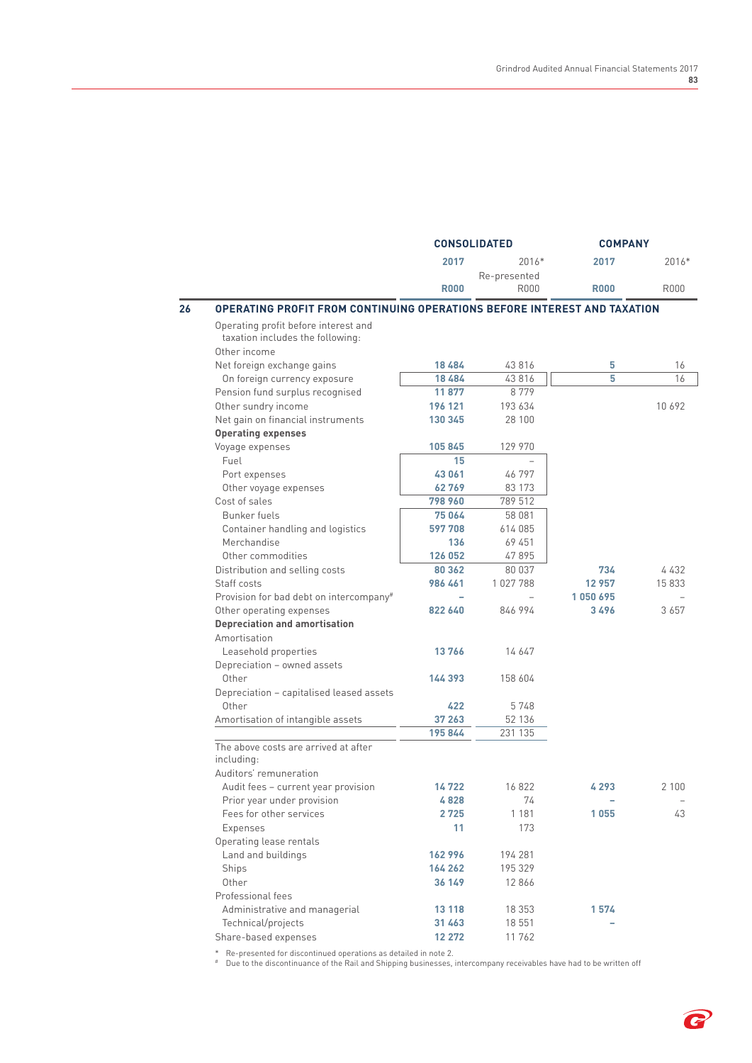## 26 OPERATING PROFIT FROM CONTINUING OPERATIONS BEFORE INTEREST AND TAXATION

| | CONSOLIDATED 2017 R000 | CONSOLIDATED 2016* Re-presented R000 | COMPANY 2017 R000 | COMPANY 2016* R000 |
|---|---|---|---|---|
| Operating profit before interest and taxation includes the following: | | | | |
| Other income | | | | |
| Net foreign exchange gains | **18 484** | 43 816 | **5** | 16 |
| On foreign currency exposure | **18 484** | 43 816 | **5** | 16 |
| Pension fund surplus recognised | **11 877** | 8 779 | | |
| Other sundry income | **196 121** | 193 634 | | 10 692 |
| Net gain on financial instruments | **130 345** | 28 100 | | |
| **Operating expenses** | | | | |
| Voyage expenses | **105 845** | 129 970 | | |
| Fuel | **15** | – | | |
| Port expenses | **43 061** | 46 797 | | |
| Other voyage expenses | **62 769** | 83 173 | | |
| Cost of sales | **798 960** | 789 512 | | |
| Bunker fuels | **75 064** | 58 081 | | |
| Container handling and logistics | **597 708** | 614 085 | | |
| Merchandise | **136** | 69 451 | | |
| Other commodities | **126 052** | 47 895 | | |
| Distribution and selling costs | **80 362** | 80 037 | **734** | 4 432 |
| Staff costs | **986 461** | 1 027 788 | **12 957** | 15 833 |
| Provision for bad debt on intercompany# | **–** | – | **1 050 695** | – |
| Other operating expenses | **822 640** | 846 994 | **3 496** | 3 657 |
| **Depreciation and amortisation** | | | | |
| Amortisation | | | | |
| Leasehold properties | **13 766** | 14 647 | | |
| Depreciation – owned assets | | | | |
| Other | **144 393** | 158 604 | | |
| Depreciation – capitalised leased assets | | | | |
| Other | **422** | 5 748 | | |
| Amortisation of intangible assets | **37 263** | 52 136 | | |
| | **195 844** | 231 135 | | |
| The above costs are arrived at after including: | | | | |
| Auditors' remuneration | | | | |
| Audit fees – current year provision | **14 722** | 16 822 | **4 293** | 2 100 |
| Prior year under provision | **4 828** | 74 | **–** | – |
| Fees for other services | **2 725** | 1 181 | **1 055** | 43 |
| Expenses | **11** | 173 | | |
| Operating lease rentals | | | | |
| Land and buildings | **162 996** | 194 281 | | |
| Ships | **164 262** | 195 329 | | |
| Other | **36 149** | 12 866 | | |
| Professional fees | | | | |
| Administrative and managerial | **13 118** | 18 353 | **1 574** | |
| Technical/projects | **31 463** | 18 551 | **–** | |
| Share-based expenses | **12 272** | 11 762 | | |

\* Re-presented for discontinued operations as detailed in note 2.

\# Due to the discontinuance of the Rail and Shipping businesses, intercompany receivables have had to be written off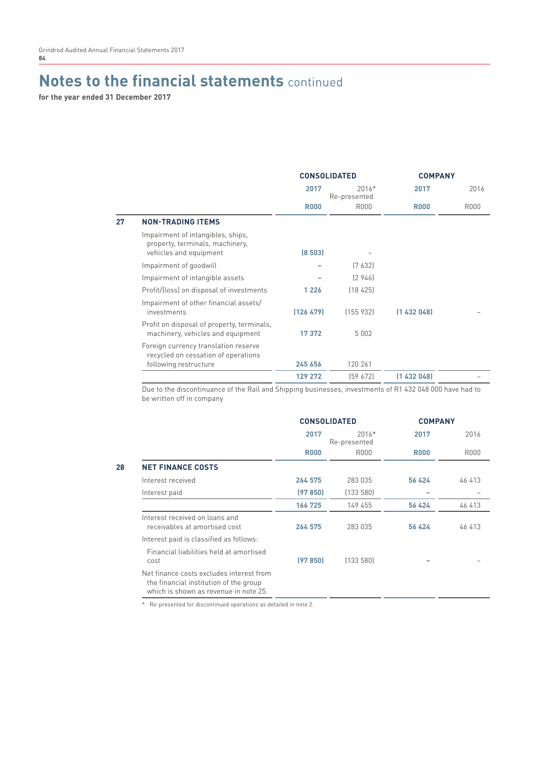# Notes to the financial statements continued

**for the year ended 31 December 2017**

| | | CONSOLIDATED | | COMPANY | |
|---|---|---|---|---|---|
| | | **2017** | 2016* Re-presented | **2017** | 2016 |
| | | **R000** | R000 | **R000** | R000 |
| **27** | **NON-TRADING ITEMS** | | | | |
| | Impairment of intangibles, ships, property, terminals, machinery, vehicles and equipment | **(8 503)** | – | | |
| | Impairment of goodwill | **–** | (7 632) | | |
| | Impairment of intangible assets | **–** | (2 946) | | |
| | Profit/(loss) on disposal of investments | **1 226** | (18 425) | | |
| | Impairment of other financial assets/investments | **(126 479)** | (155 932) | **(1 432 048)** | – |
| | Profit on disposal of property, terminals, machinery, vehicles and equipment | **17 372** | 5 002 | | |
| | Foreign currency translation reserve recycled on cessation of operations following restructure | **245 656** | 120 261 | | |
| | | **129 272** | (59 672) | **(1 432 048)** | – |

Due to the discontinuance of the Rail and Shipping businesses, investments of R1 432 048 000 have had to be written off in company

| | | CONSOLIDATED | | COMPANY | |
|---|---|---|---|---|---|
| | | **2017** | 2016* Re-presented | **2017** | 2016 |
| | | **R000** | R000 | **R000** | R000 |
| **28** | **NET FINANCE COSTS** | | | | |
| | Interest received | **264 575** | 283 035 | **56 424** | 46 413 |
| | Interest paid | **(97 850)** | (133 580) | **–** | – |
| | | **166 725** | 149 455 | **56 424** | 46 413 |
| | Interest received on loans and receivables at amortised cost | **264 575** | 283 035 | **56 424** | 46 413 |
| | Interest paid is classified as follows: | | | | |
| | Financial liabilities held at amortised cost | **(97 850)** | (133 580) | **–** | – |
| | Net finance costs excludes interest from the financial institution of the group which is shown as revenue in note 25. | | | | |

\* Re-presented for discontinued operations as detailed in note 2.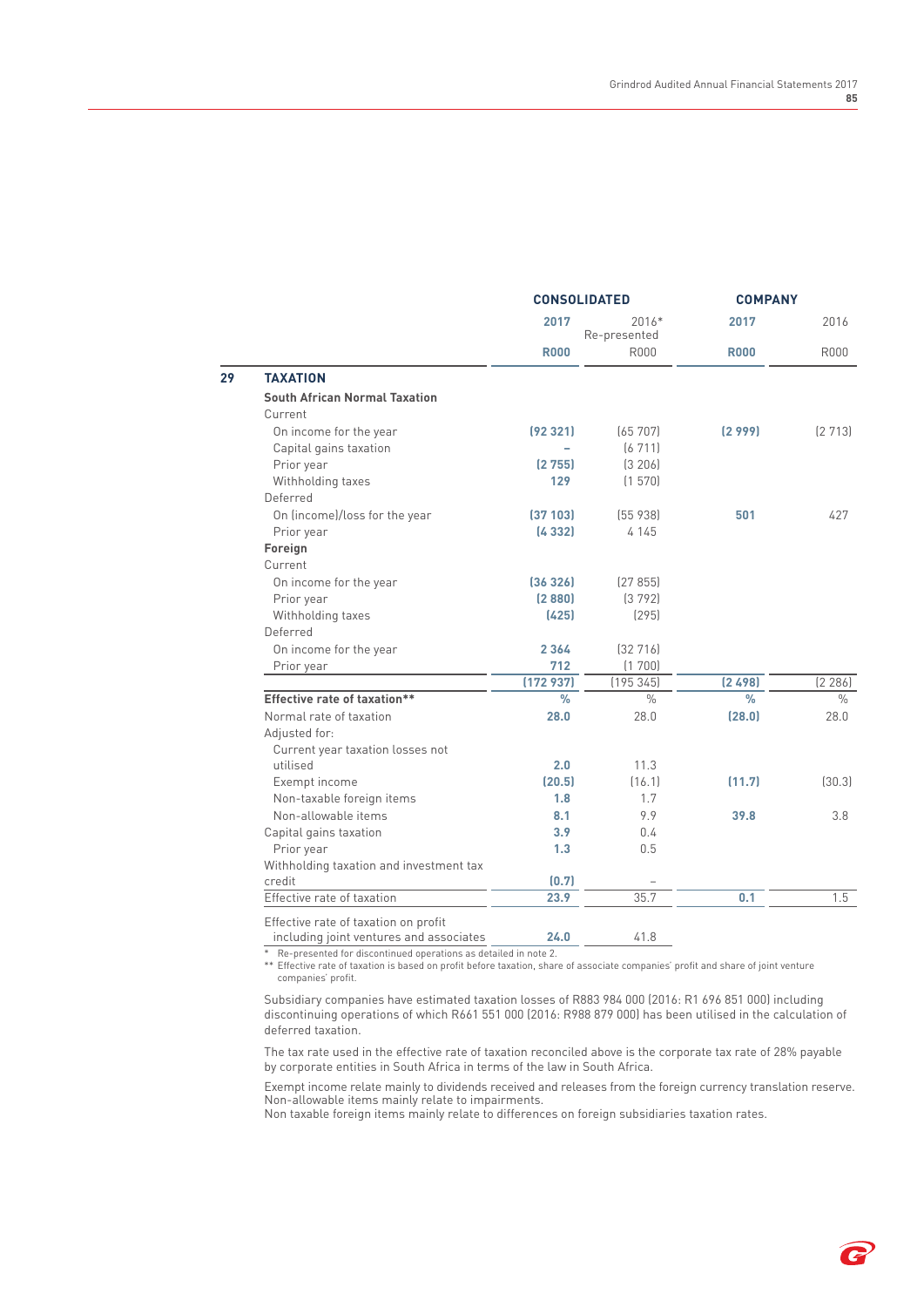| | | CONSOLIDATED | | COMPANY | |
|---|---|---|---|---|---|
| | | **2017** | 2016* Re-presented | **2017** | 2016 |
| | | **R000** | R000 | **R000** | R000 |
| **29** | **TAXATION** | | | | |
| | **South African Normal Taxation** | | | | |
| | Current | | | | |
| | On income for the year | **(92 321)** | (65 707) | **(2 999)** | (2 713) |
| | Capital gains taxation | **–** | (6 711) | | |
| | Prior year | **(2 755)** | (3 206) | | |
| | Withholding taxes | **129** | (1 570) | | |
| | Deferred | | | | |
| | On (income)/loss for the year | **(37 103)** | (55 938) | **501** | 427 |
| | Prior year | **(4 332)** | 4 145 | | |
| | **Foreign** | | | | |
| | Current | | | | |
| | On income for the year | **(36 326)** | (27 855) | | |
| | Prior year | **(2 880)** | (3 792) | | |
| | Withholding taxes | **(425)** | (295) | | |
| | Deferred | | | | |
| | On income for the year | **2 364** | (32 716) | | |
| | Prior year | **712** | (1 700) | | |
| | | **(172 937)** | (195 345) | **(2 498)** | (2 286) |
| | **Effective rate of taxation**** | **%** | % | **%** | % |
| | Normal rate of taxation | **28.0** | 28.0 | **(28.0)** | 28.0 |
| | Adjusted for: | | | | |
| | Current year taxation losses not utilised | **2.0** | 11.3 | | |
| | Exempt income | **(20.5)** | (16.1) | **(11.7)** | (30.3) |
| | Non-taxable foreign items | **1.8** | 1.7 | | |
| | Non-allowable items | **8.1** | 9.9 | **39.8** | 3.8 |
| | Capital gains taxation | **3.9** | 0.4 | | |
| | Prior year | **1.3** | 0.5 | | |
| | Withholding taxation and investment tax credit | **(0.7)** | – | | |
| | Effective rate of taxation | **23.9** | 35.7 | **0.1** | 1.5 |
| | Effective rate of taxation on profit including joint ventures and associates | **24.0** | 41.8 | | |

\* Re-presented for discontinued operations as detailed in note 2.

** Effective rate of taxation is based on profit before taxation, share of associate companies' profit and share of joint venture companies' profit.

Subsidiary companies have estimated taxation losses of R883 984 000 (2016: R1 696 851 000) including discontinuing operations of which R661 551 000 (2016: R988 879 000) has been utilised in the calculation of deferred taxation.

The tax rate used in the effective rate of taxation reconciled above is the corporate tax rate of 28% payable by corporate entities in South Africa in terms of the law in South Africa.

Exempt income relate mainly to dividends received and releases from the foreign currency translation reserve.
Non-allowable items mainly relate to impairments.
Non taxable foreign items mainly relate to differences on foreign subsidiaries taxation rates.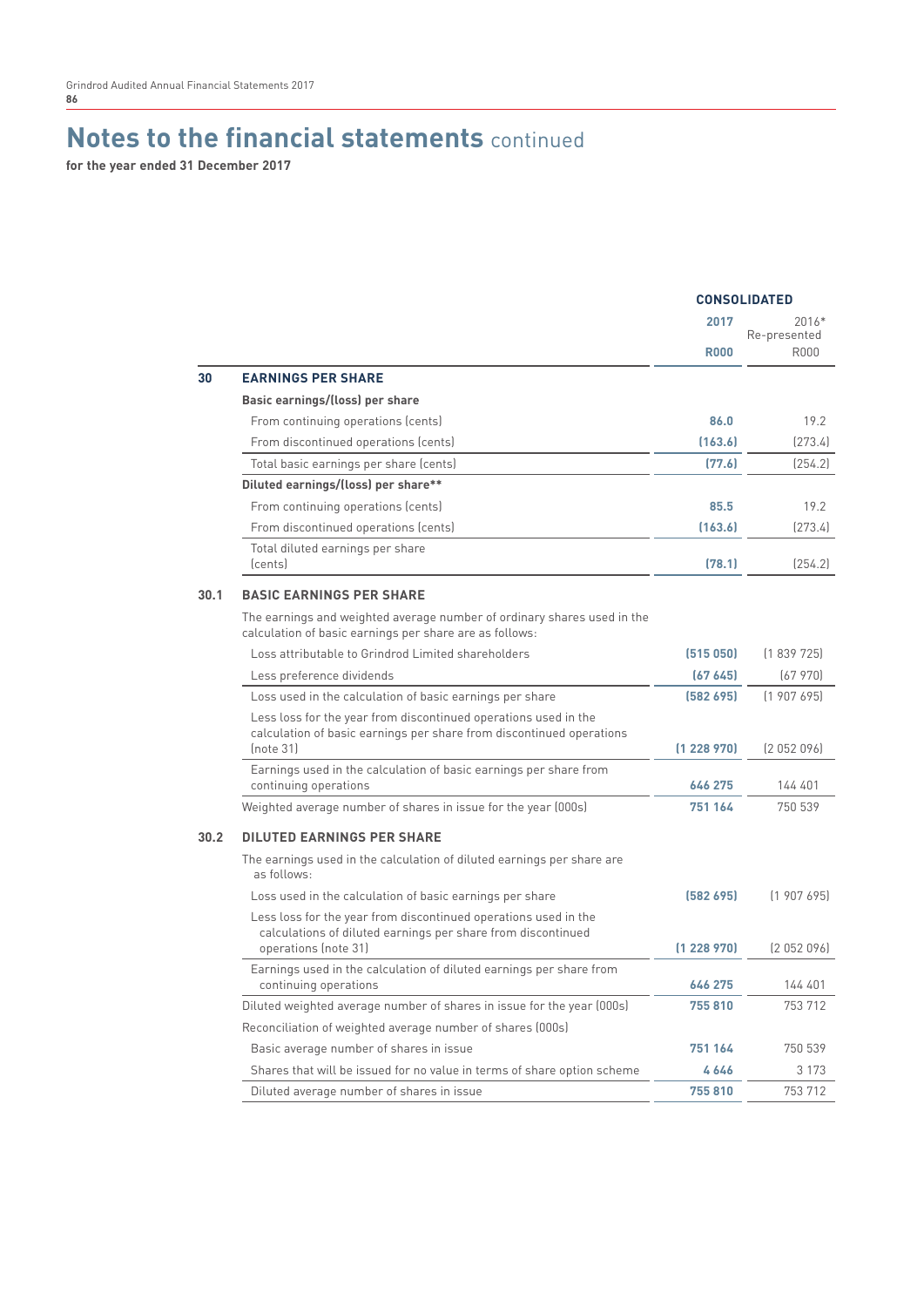# Notes to the financial statements continued

**for the year ended 31 December 2017**

| | | CONSOLIDATED | |
|---|---|---|---|
| | | **2017** | 2016* Re-presented |
| | | **R000** | R000 |
| **30** | **EARNINGS PER SHARE** | | |
| | **Basic earnings/(loss) per share** | | |
| | From continuing operations (cents) | **86.0** | 19.2 |
| | From discontinued operations (cents) | **(163.6)** | (273.4) |
| | Total basic earnings per share (cents) | **(77.6)** | (254.2) |
| | **Diluted earnings/(loss) per share**** | | |
| | From continuing operations (cents) | **85.5** | 19.2 |
| | From discontinued operations (cents) | **(163.6)** | (273.4) |
| | Total diluted earnings per share (cents) | **(78.1)** | (254.2) |
| **30.1** | **BASIC EARNINGS PER SHARE** | | |
| | The earnings and weighted average number of ordinary shares used in the calculation of basic earnings per share are as follows: | | |
| | Loss attributable to Grindrod Limited shareholders | **(515 050)** | (1 839 725) |
| | Less preference dividends | **(67 645)** | (67 970) |
| | Loss used in the calculation of basic earnings per share | **(582 695)** | (1 907 695) |
| | Less loss for the year from discontinued operations used in the calculation of basic earnings per share from discontinued operations (note 31) | **(1 228 970)** | (2 052 096) |
| | Earnings used in the calculation of basic earnings per share from continuing operations | **646 275** | 144 401 |
| | Weighted average number of shares in issue for the year (000s) | **751 164** | 750 539 |
| **30.2** | **DILUTED EARNINGS PER SHARE** | | |
| | The earnings used in the calculation of diluted earnings per share are as follows: | | |
| | Loss used in the calculation of basic earnings per share | **(582 695)** | (1 907 695) |
| | Less loss for the year from discontinued operations used in the calculations of diluted earnings per share from discontinued operations (note 31) | **(1 228 970)** | (2 052 096) |
| | Earnings used in the calculation of diluted earnings per share from continuing operations | **646 275** | 144 401 |
| | Diluted weighted average number of shares in issue for the year (000s) | **755 810** | 753 712 |
| | Reconciliation of weighted average number of shares (000s) | | |
| | Basic average number of shares in issue | **751 164** | 750 539 |
| | Shares that will be issued for no value in terms of share option scheme | **4 646** | 3 173 |
| | Diluted average number of shares in issue | **755 810** | 753 712 |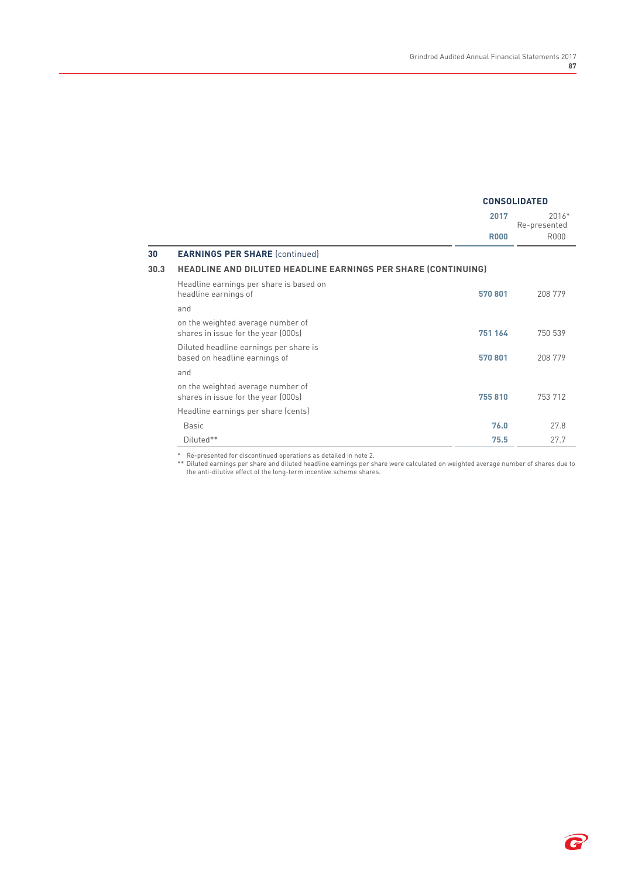| | CONSOLIDATED | |
|---|---|---|
| | **2017** | 2016* Re-presented |
| | **R000** | R000 |
| **30 EARNINGS PER SHARE** (continued) | | |
| **30.3 HEADLINE AND DILUTED HEADLINE EARNINGS PER SHARE (CONTINUING)** | | |
| Headline earnings per share is based on headline earnings of | **570 801** | 208 779 |
| and | | |
| on the weighted average number of shares in issue for the year (000s) | **751 164** | 750 539 |
| Diluted headline earnings per share is based on headline earnings of | **570 801** | 208 779 |
| and | | |
| on the weighted average number of shares in issue for the year (000s) | **755 810** | 753 712 |
| Headline earnings per share (cents) | | |
| Basic | **76.0** | 27.8 |
| Diluted** | **75.5** | 27.7 |

\* Re-presented for discontinued operations as detailed in note 2.

** Diluted earnings per share and diluted headline earnings per share were calculated on weighted average number of shares due to the anti-dilutive effect of the long-term incentive scheme shares.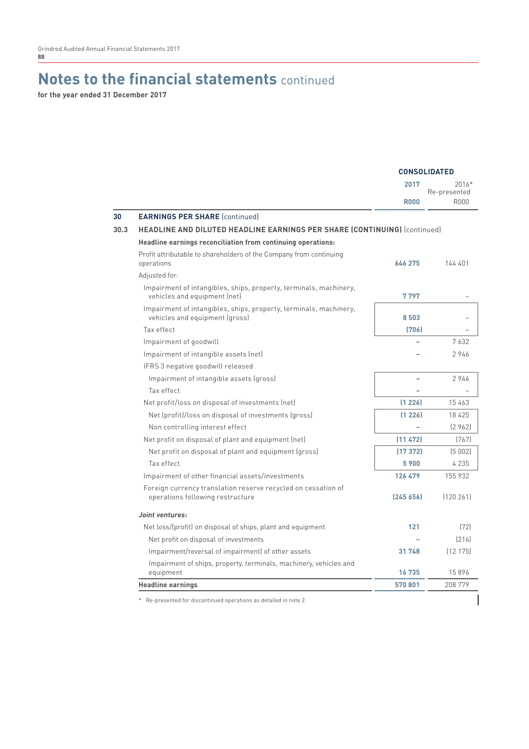# Notes to the financial statements continued

**for the year ended 31 December 2017**

| | | CONSOLIDATED | |
|---|---|---|---|
| | | **2017** | 2016* Re-presented |
| | | **R000** | R000 |
| **30** | **EARNINGS PER SHARE** (continued) | | |
| **30.3** | **HEADLINE AND DILUTED HEADLINE EARNINGS PER SHARE (CONTINUING)** (continued) | | |
| | **Headline earnings reconciliation from continuing operations:** | | |
| | Profit attributable to shareholders of the Company from continuing operations | **646 275** | 144 401 |
| | Adjusted for: | | |
| | Impairment of intangibles, ships, property, terminals, machinery, vehicles and equipment (net) | **7 797** | – |
| | Impairment of intangibles, ships, property, terminals, machinery, vehicles and equipment (gross) | **8 503** | – |
| | Tax effect | **(706)** | – |
| | Impairment of goodwill | **–** | 7 632 |
| | Impairment of intangible assets (net) | **–** | 2 946 |
| | IFRS 3 negative goodwill released | | |
| | Impairment of intangible assets (gross) | **–** | 2 946 |
| | Tax effect | **–** | – |
| | Net profit/loss on disposal of investments (net) | **(1 226)** | 15 463 |
| | Net (profit)/loss on disposal of investments (gross) | **(1 226)** | 18 425 |
| | Non controlling interest effect | **–** | (2 962) |
| | Net profit on disposal of plant and equipment (net) | **(11 472)** | (767) |
| | Net profit on disposal of plant and equipment (gross) | **(17 372)** | (5 002) |
| | Tax effect | **5 900** | 4 235 |
| | Impairment of other financial assets/investments | **126 479** | 155 932 |
| | Foreign currency translation reserve recycled on cessation of operations following restructure | **(245 656)** | (120 261) |
| | ***Joint ventures:*** | | |
| | Net loss/(profit) on disposal of ships, plant and equipment | **121** | (72) |
| | Net profit on disposal of investments | **–** | (216) |
| | Impairment/reversal of impairment) of other assets | **31 748** | (12 175) |
| | Impairment of ships, property, terminals, machinery, vehicles and equipment | **16 735** | 15 896 |
| | **Headline earnings** | **570 801** | 208 779 |

\* Re-presented for discontinued operations as detailed in note 2.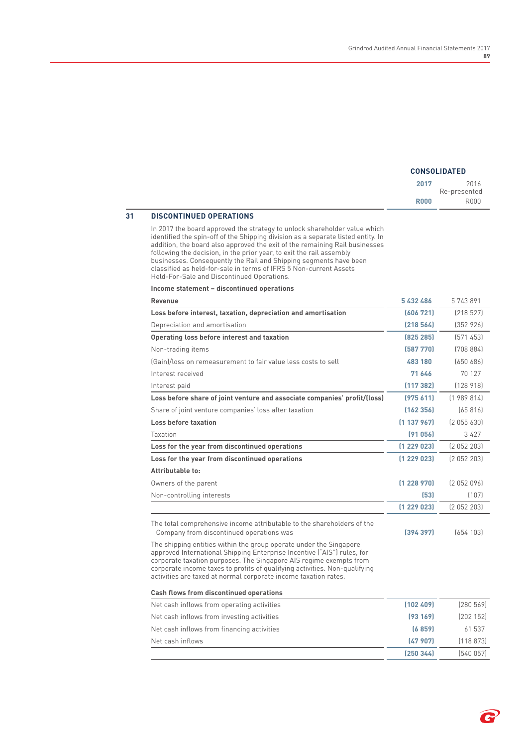| | CONSOLIDATED | |
|---|---|---|
| | **2017** | 2016 Re-presented |
| | **R000** | R000 |

## 31 DISCONTINUED OPERATIONS

In 2017 the board approved the strategy to unlock shareholder value which identified the spin-off of the Shipping division as a separate listed entity. In addition, the board also approved the exit of the remaining Rail businesses following the decision, in the prior year, to exit the rail assembly businesses. Consequently the Rail and Shipping segments have been classified as held-for-sale in terms of IFRS 5 Non-current Assets Held-For-Sale and Discontinued Operations.

**Income statement – discontinued operations**

| | 2017 R000 | 2016 Re-presented R000 |
|---|---|---|
| **Revenue** | **5 432 486** | 5 743 891 |
| **Loss before interest, taxation, depreciation and amortisation** | **(606 721)** | (218 527) |
| Depreciation and amortisation | **(218 564)** | (352 926) |
| **Operating loss before interest and taxation** | **(825 285)** | (571 453) |
| Non-trading items | **(587 770)** | (708 884) |
| (Gain)/loss on remeasurement to fair value less costs to sell | **483 180** | (650 686) |
| Interest received | **71 646** | 70 127 |
| Interest paid | **(117 382)** | (128 918) |
| **Loss before share of joint venture and associate companies' profit/(loss)** | **(975 611)** | (1 989 814) |
| Share of joint venture companies' loss after taxation | **(162 356)** | (65 816) |
| **Loss before taxation** | **(1 137 967)** | (2 055 630) |
| Taxation | **(91 056)** | 3 427 |
| **Loss for the year from discontinued operations** | **(1 229 023)** | (2 052 203) |
| **Loss for the year from discontinued operations** | **(1 229 023)** | (2 052 203) |
| **Attributable to:** | | |
| Owners of the parent | **(1 228 970)** | (2 052 096) |
| Non-controlling interests | **(53)** | (107) |
| | **(1 229 023)** | (2 052 203) |
| The total comprehensive income attributable to the shareholders of the Company from discontinued operations was | **(394 397)** | (654 103) |

The shipping entities within the group operate under the Singapore approved International Shipping Enterprise Incentive ("AIS") rules, for corporate taxation purposes. The Singapore AIS regime exempts from corporate income taxes to profits of qualifying activities. Non-qualifying activities are taxed at normal corporate income taxation rates.

**Cash flows from discontinued operations**

| | 2017 R000 | 2016 Re-presented R000 |
|---|---|---|
| Net cash inflows from operating activities | **(102 409)** | (280 569) |
| Net cash inflows from investing activities | **(93 169)** | (202 152) |
| Net cash inflows from financing activities | **(6 859)** | 61 537 |
| Net cash inflows | **(47 907)** | (118 873) |
| | **(250 344)** | (540 057) |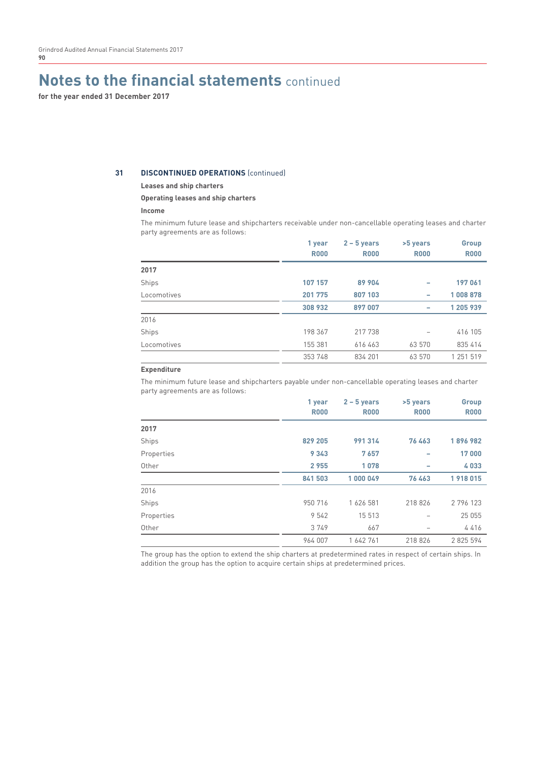# Notes to the financial statements continued

**for the year ended 31 December 2017**

## 31 DISCONTINUED OPERATIONS (continued)

**Leases and ship charters**

**Operating leases and ship charters**

**Income**

The minimum future lease and shipcharters receivable under non-cancellable operating leases and charter party agreements are as follows:

| | 1 year R000 | 2 – 5 years R000 | >5 years R000 | Group R000 |
|---|---|---|---|---|
| **2017** | | | | |
| Ships | **107 157** | **89 904** | **–** | **197 061** |
| Locomotives | **201 775** | **807 103** | **–** | **1 008 878** |
| | **308 932** | **897 007** | **–** | **1 205 939** |
| 2016 | | | | |
| Ships | 198 367 | 217 738 | – | 416 105 |
| Locomotives | 155 381 | 616 463 | 63 570 | 835 414 |
| | 353 748 | 834 201 | 63 570 | 1 251 519 |

**Expenditure**

The minimum future lease and shipcharters payable under non-cancellable operating leases and charter party agreements are as follows:

| | 1 year R000 | 2 – 5 years R000 | >5 years R000 | Group R000 |
|---|---|---|---|---|
| **2017** | | | | |
| Ships | **829 205** | **991 314** | **76 463** | **1 896 982** |
| Properties | **9 343** | **7 657** | **–** | **17 000** |
| Other | **2 955** | **1 078** | **–** | **4 033** |
| | **841 503** | **1 000 049** | **76 463** | **1 918 015** |
| 2016 | | | | |
| Ships | 950 716 | 1 626 581 | 218 826 | 2 796 123 |
| Properties | 9 542 | 15 513 | – | 25 055 |
| Other | 3 749 | 667 | – | 4 416 |
| | 964 007 | 1 642 761 | 218 826 | 2 825 594 |

The group has the option to extend the ship charters at predetermined rates in respect of certain ships. In addition the group has the option to acquire certain ships at predetermined prices.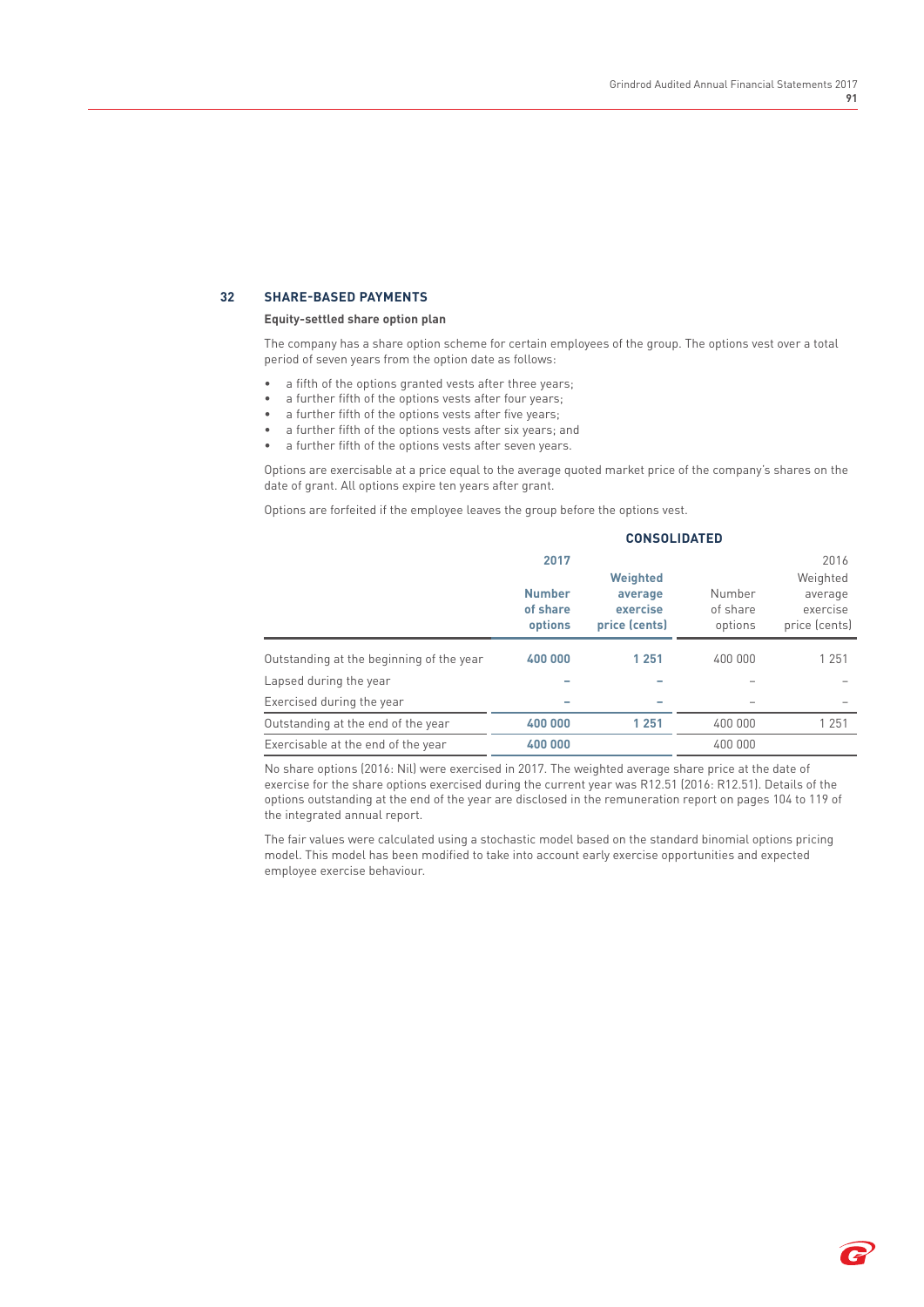## 32 SHARE-BASED PAYMENTS

**Equity-settled share option plan**

The company has a share option scheme for certain employees of the group. The options vest over a total period of seven years from the option date as follows:

- a fifth of the options granted vests after three years;
- a further fifth of the options vests after four years;
- a further fifth of the options vests after five years;
- a further fifth of the options vests after six years; and
- a further fifth of the options vests after seven years.

Options are exercisable at a price equal to the average quoted market price of the company's shares on the date of grant. All options expire ten years after grant.

Options are forfeited if the employee leaves the group before the options vest.

| | CONSOLIDATED | | | |
|---|---|---|---|---|
| | **2017** | | 2016 | |
| | **Number of share options** | **Weighted average exercise price (cents)** | Number of share options | Weighted average exercise price (cents) |
| Outstanding at the beginning of the year | **400 000** | **1 251** | 400 000 | 1 251 |
| Lapsed during the year | **–** | **–** | – | – |
| Exercised during the year | **–** | **–** | – | – |
| Outstanding at the end of the year | **400 000** | **1 251** | 400 000 | 1 251 |
| Exercisable at the end of the year | **400 000** | | 400 000 | |

No share options (2016: Nil) were exercised in 2017. The weighted average share price at the date of exercise for the share options exercised during the current year was R12.51 (2016: R12.51). Details of the options outstanding at the end of the year are disclosed in the remuneration report on pages 104 to 119 of the integrated annual report.

The fair values were calculated using a stochastic model based on the standard binomial options pricing model. This model has been modified to take into account early exercise opportunities and expected employee exercise behaviour.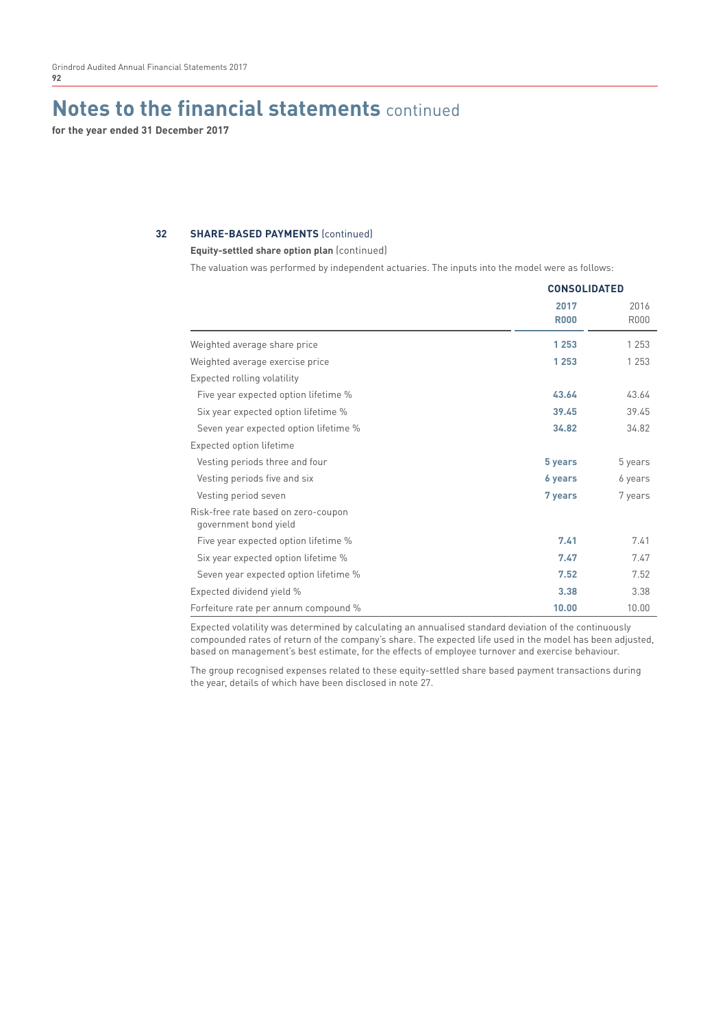# Notes to the financial statements continued

**for the year ended 31 December 2017**

## 32 SHARE-BASED PAYMENTS (continued)

**Equity-settled share option plan** (continued)

The valuation was performed by independent actuaries. The inputs into the model were as follows:

| | CONSOLIDATED | |
|---|---|---|
| | **2017** **R000** | 2016 R000 |
| Weighted average share price | **1 253** | 1 253 |
| Weighted average exercise price | **1 253** | 1 253 |
| Expected rolling volatility | | |
| Five year expected option lifetime % | **43.64** | 43.64 |
| Six year expected option lifetime % | **39.45** | 39.45 |
| Seven year expected option lifetime % | **34.82** | 34.82 |
| Expected option lifetime | | |
| Vesting periods three and four | **5 years** | 5 years |
| Vesting periods five and six | **6 years** | 6 years |
| Vesting period seven | **7 years** | 7 years |
| Risk-free rate based on zero-coupon government bond yield | | |
| Five year expected option lifetime % | **7.41** | 7.41 |
| Six year expected option lifetime % | **7.47** | 7.47 |
| Seven year expected option lifetime % | **7.52** | 7.52 |
| Expected dividend yield % | **3.38** | 3.38 |
| Forfeiture rate per annum compound % | **10.00** | 10.00 |

Expected volatility was determined by calculating an annualised standard deviation of the continuously compounded rates of return of the company's share. The expected life used in the model has been adjusted, based on management's best estimate, for the effects of employee turnover and exercise behaviour.

The group recognised expenses related to these equity-settled share based payment transactions during the year, details of which have been disclosed in note 27.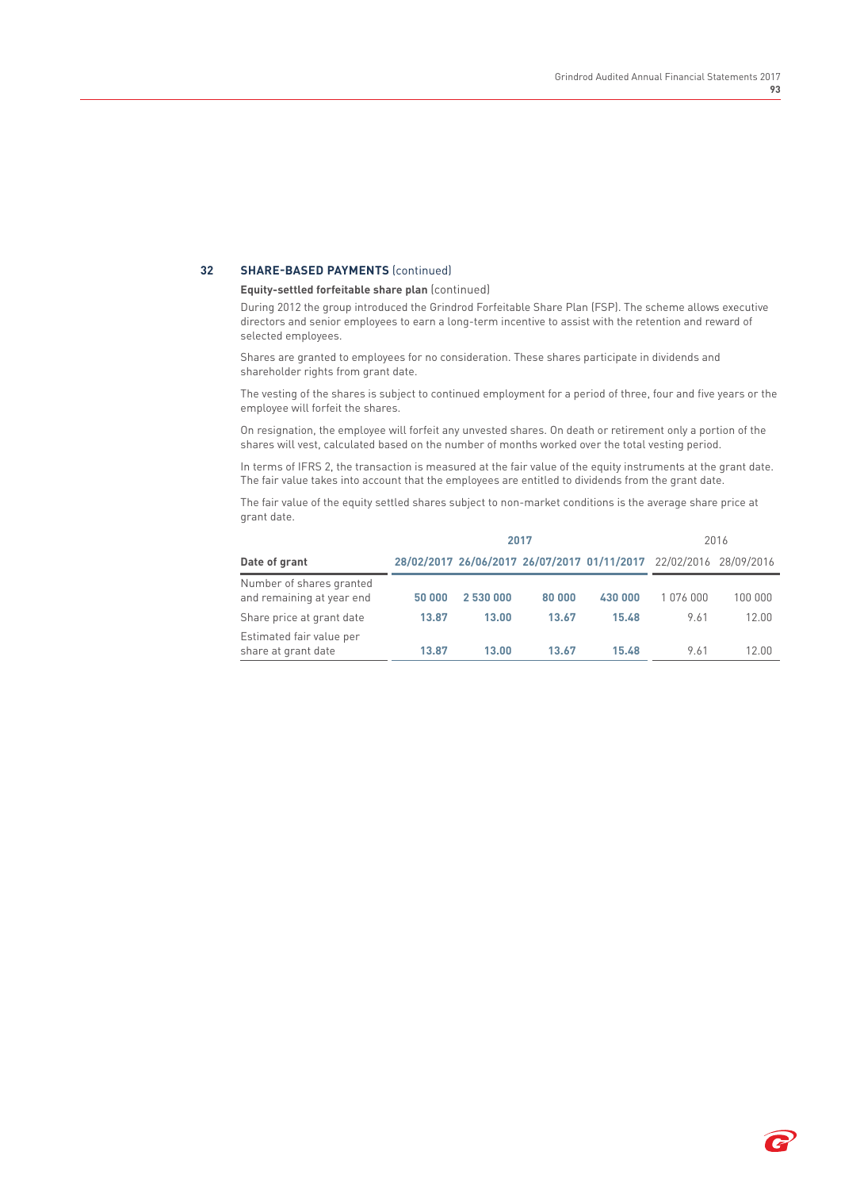## 32 SHARE-BASED PAYMENTS (continued)

**Equity-settled forfeitable share plan** (continued)

During 2012 the group introduced the Grindrod Forfeitable Share Plan (FSP). The scheme allows executive directors and senior employees to earn a long-term incentive to assist with the retention and reward of selected employees.

Shares are granted to employees for no consideration. These shares participate in dividends and shareholder rights from grant date.

The vesting of the shares is subject to continued employment for a period of three, four and five years or the employee will forfeit the shares.

On resignation, the employee will forfeit any unvested shares. On death or retirement only a portion of the shares will vest, calculated based on the number of months worked over the total vesting period.

In terms of IFRS 2, the transaction is measured at the fair value of the equity instruments at the grant date. The fair value takes into account that the employees are entitled to dividends from the grant date.

The fair value of the equity settled shares subject to non-market conditions is the average share price at grant date.

| | 2017 | | | | 2016 | |
|---|---|---|---|---|---|---|
| **Date of grant** | **28/02/2017** | **26/06/2017** | **26/07/2017** | **01/11/2017** | 22/02/2016 | 28/09/2016 |
| Number of shares granted and remaining at year end | **50 000** | **2 530 000** | **80 000** | **430 000** | 1 076 000 | 100 000 |
| Share price at grant date | **13.87** | **13.00** | **13.67** | **15.48** | 9.61 | 12.00 |
| Estimated fair value per share at grant date | **13.87** | **13.00** | **13.67** | **15.48** | 9.61 | 12.00 |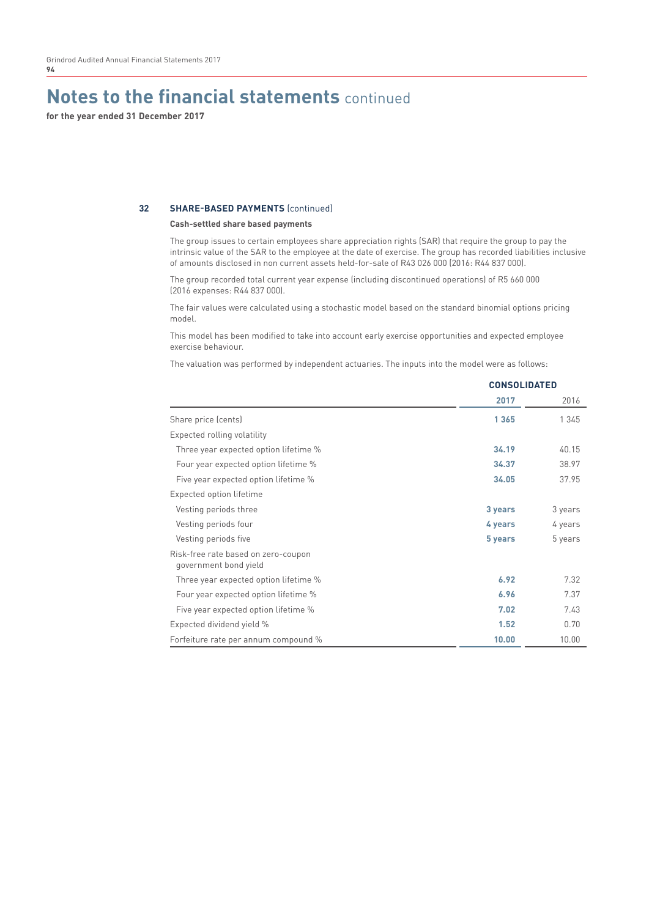# Notes to the financial statements continued

**for the year ended 31 December 2017**

## 32 SHARE-BASED PAYMENTS (continued)

### Cash-settled share based payments

The group issues to certain employees share appreciation rights (SAR) that require the group to pay the intrinsic value of the SAR to the employee at the date of exercise. The group has recorded liabilities inclusive of amounts disclosed in non current assets held-for-sale of R43 026 000 (2016: R44 837 000).

The group recorded total current year expense (including discontinued operations) of R5 660 000 (2016 expenses: R44 837 000).

The fair values were calculated using a stochastic model based on the standard binomial options pricing model.

This model has been modified to take into account early exercise opportunities and expected employee exercise behaviour.

The valuation was performed by independent actuaries. The inputs into the model were as follows:

| | CONSOLIDATED | |
|---|---|---|
| | **2017** | 2016 |
| Share price (cents) | **1 365** | 1 345 |
| Expected rolling volatility | | |
| Three year expected option lifetime % | **34.19** | 40.15 |
| Four year expected option lifetime % | **34.37** | 38.97 |
| Five year expected option lifetime % | **34.05** | 37.95 |
| Expected option lifetime | | |
| Vesting periods three | **3 years** | 3 years |
| Vesting periods four | **4 years** | 4 years |
| Vesting periods five | **5 years** | 5 years |
| Risk-free rate based on zero-coupon government bond yield | | |
| Three year expected option lifetime % | **6.92** | 7.32 |
| Four year expected option lifetime % | **6.96** | 7.37 |
| Five year expected option lifetime % | **7.02** | 7.43 |
| Expected dividend yield % | **1.52** | 0.70 |
| Forfeiture rate per annum compound % | **10.00** | 10.00 |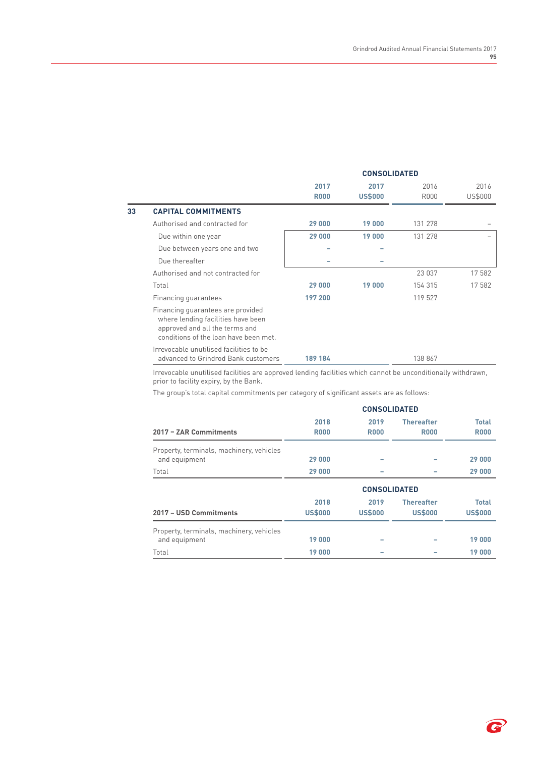| | CONSOLIDATED | | | |
|---|---|---|---|---|
| | **2017 R000** | **2017 US$000** | 2016 R000 | 2016 US$000 |
| **33 CAPITAL COMMITMENTS** | | | | |
| Authorised and contracted for | **29 000** | **19 000** | 131 278 | – |
| Due within one year | **29 000** | **19 000** | 131 278 | – |
| Due between years one and two | **–** | **–** | | |
| Due thereafter | **–** | **–** | | |
| Authorised and not contracted for | | | 23 037 | 17 582 |
| Total | **29 000** | **19 000** | 154 315 | 17 582 |
| Financing guarantees | **197 200** | | 119 527 | |
| Financing guarantees are provided where lending facilities have been approved and all the terms and conditions of the loan have been met. | | | | |
| Irrevocable unutilised facilities to be advanced to Grindrod Bank customers | **189 184** | | 138 867 | |

Irrevocable unutilised facilities are approved lending facilities which cannot be unconditionally withdrawn, prior to facility expiry, by the Bank.

The group's total capital commitments per category of significant assets are as follows:

| | CONSOLIDATED | | | |
|---|---|---|---|---|
| **2017 – ZAR Commitments** | **2018 R000** | **2019 R000** | **Thereafter R000** | **Total R000** |
| Property, terminals, machinery, vehicles and equipment | **29 000** | **–** | **–** | **29 000** |
| Total | **29 000** | **–** | **–** | **29 000** |

| | CONSOLIDATED | | | |
|---|---|---|---|---|
| **2017 – USD Commitments** | **2018 US$000** | **2019 US$000** | **Thereafter US$000** | **Total US$000** |
| Property, terminals, machinery, vehicles and equipment | **19 000** | **–** | **–** | **19 000** |
| Total | **19 000** | **–** | **–** | **19 000** |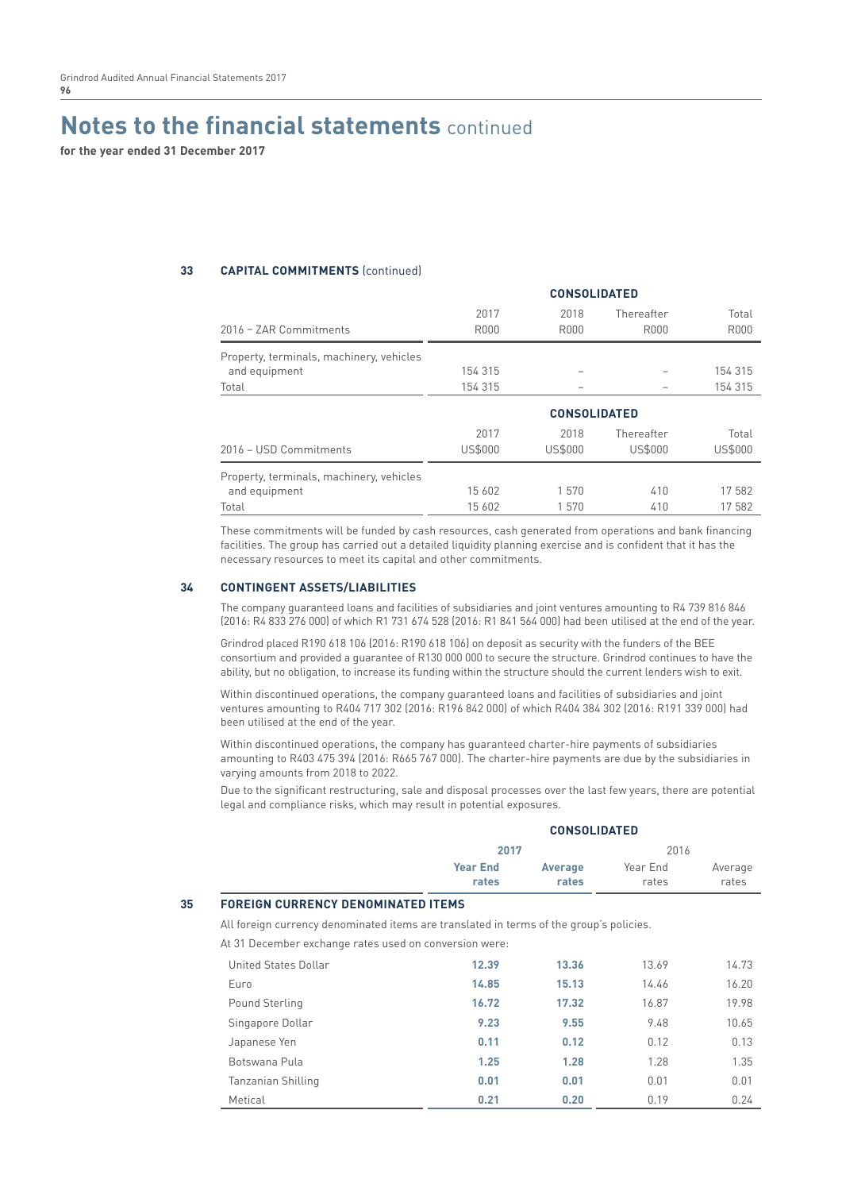# Notes to the financial statements continued

**for the year ended 31 December 2017**

**33 CAPITAL COMMITMENTS** (continued)

| | CONSOLIDATED | | | |
|---|---|---|---|---|
| 2016 – ZAR Commitments | 2017 R000 | 2018 R000 | Thereafter R000 | Total R000 |
| Property, terminals, machinery, vehicles and equipment | 154 315 | – | – | 154 315 |
| Total | 154 315 | – | – | 154 315 |

| | CONSOLIDATED | | | |
|---|---|---|---|---|
| 2016 – USD Commitments | 2017 US$000 | 2018 US$000 | Thereafter US$000 | Total US$000 |
| Property, terminals, machinery, vehicles and equipment | 15 602 | 1 570 | 410 | 17 582 |
| Total | 15 602 | 1 570 | 410 | 17 582 |

These commitments will be funded by cash resources, cash generated from operations and bank financing facilities. The group has carried out a detailed liquidity planning exercise and is confident that it has the necessary resources to meet its capital and other commitments.

**34 CONTINGENT ASSETS/LIABILITIES**

The company guaranteed loans and facilities of subsidiaries and joint ventures amounting to R4 739 816 846 (2016: R4 833 276 000) of which R1 731 674 528 (2016: R1 841 564 000) had been utilised at the end of the year.

Grindrod placed R190 618 106 (2016: R190 618 106) on deposit as security with the funders of the BEE consortium and provided a guarantee of R130 000 000 to secure the structure. Grindrod continues to have the ability, but no obligation, to increase its funding within the structure should the current lenders wish to exit.

Within discontinued operations, the company guaranteed loans and facilities of subsidiaries and joint ventures amounting to R404 717 302 (2016: R196 842 000) of which R404 384 302 (2016: R191 339 000) had been utilised at the end of the year.

Within discontinued operations, the company has guaranteed charter-hire payments of subsidiaries amounting to R403 475 394 (2016: R665 767 000). The charter-hire payments are due by the subsidiaries in varying amounts from 2018 to 2022.

Due to the significant restructuring, sale and disposal processes over the last few years, there are potential legal and compliance risks, which may result in potential exposures.

**35 FOREIGN CURRENCY DENOMINATED ITEMS**

All foreign currency denominated items are translated in terms of the group's policies.

At 31 December exchange rates used on conversion were:

| | CONSOLIDATED | | | |
|---|---|---|---|---|
| | **2017** | | 2016 | |
| | **Year End rates** | **Average rates** | Year End rates | Average rates |
| United States Dollar | **12.39** | **13.36** | 13.69 | 14.73 |
| Euro | **14.85** | **15.13** | 14.46 | 16.20 |
| Pound Sterling | **16.72** | **17.32** | 16.87 | 19.98 |
| Singapore Dollar | **9.23** | **9.55** | 9.48 | 10.65 |
| Japanese Yen | **0.11** | **0.12** | 0.12 | 0.13 |
| Botswana Pula | **1.25** | **1.28** | 1.28 | 1.35 |
| Tanzanian Shilling | **0.01** | **0.01** | 0.01 | 0.01 |
| Metical | **0.21** | **0.20** | 0.19 | 0.24 |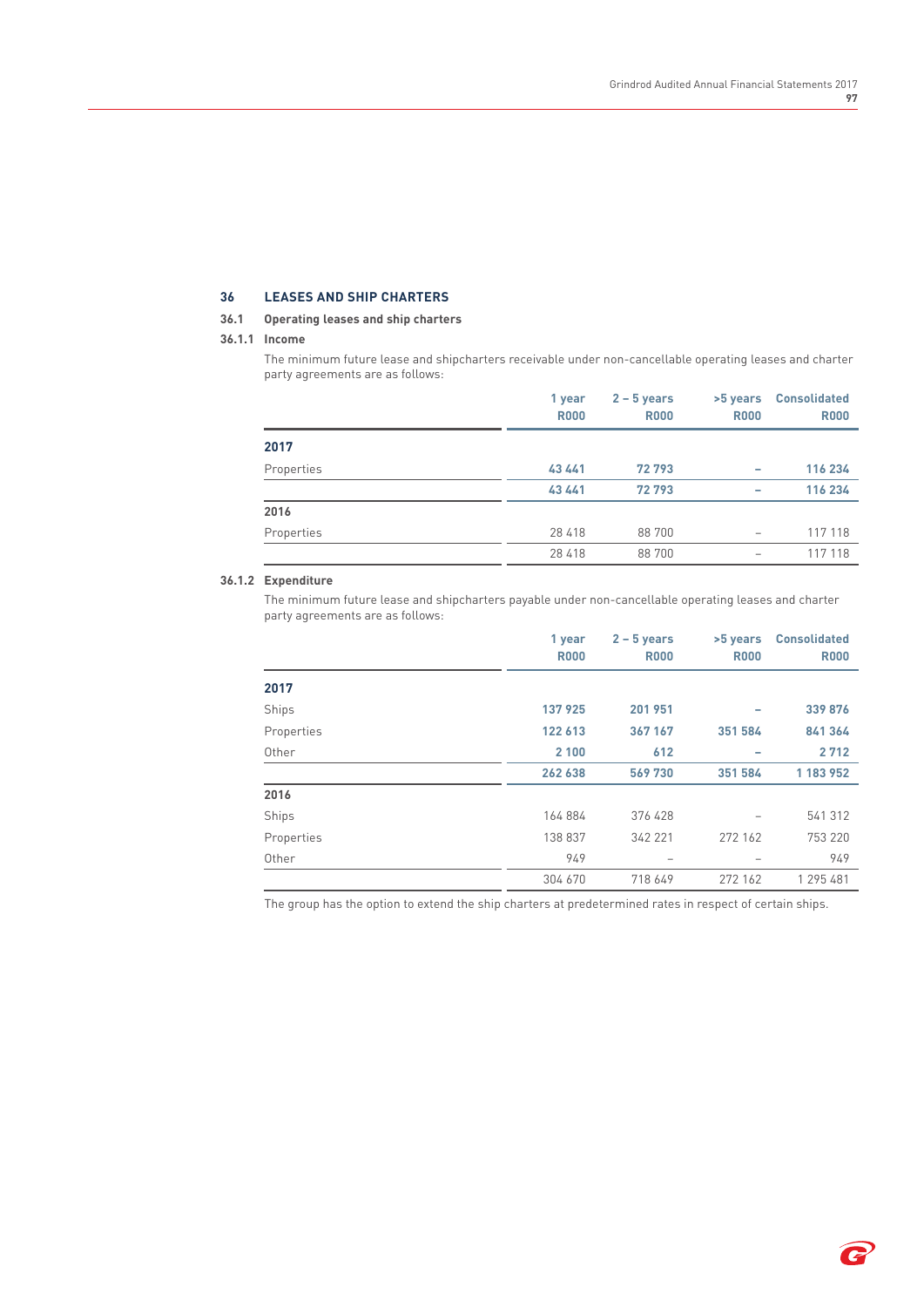## 36 LEASES AND SHIP CHARTERS

### 36.1 Operating leases and ship charters

#### 36.1.1 Income

The minimum future lease and shipcharters receivable under non-cancellable operating leases and charter party agreements are as follows:

| | 1 year R000 | 2 – 5 years R000 | >5 years R000 | Consolidated R000 |
|---|---|---|---|---|
| **2017** | | | | |
| Properties | **43 441** | **72 793** | **–** | **116 234** |
| | **43 441** | **72 793** | **–** | **116 234** |
| **2016** | | | | |
| Properties | 28 418 | 88 700 | – | 117 118 |
| | 28 418 | 88 700 | – | 117 118 |

#### 36.1.2 Expenditure

The minimum future lease and shipcharters payable under non-cancellable operating leases and charter party agreements are as follows:

| | 1 year R000 | 2 – 5 years R000 | >5 years R000 | Consolidated R000 |
|---|---|---|---|---|
| **2017** | | | | |
| Ships | **137 925** | **201 951** | **–** | **339 876** |
| Properties | **122 613** | **367 167** | **351 584** | **841 364** |
| Other | **2 100** | **612** | **–** | **2 712** |
| | **262 638** | **569 730** | **351 584** | **1 183 952** |
| **2016** | | | | |
| Ships | 164 884 | 376 428 | – | 541 312 |
| Properties | 138 837 | 342 221 | 272 162 | 753 220 |
| Other | 949 | – | – | 949 |
| | 304 670 | 718 649 | 272 162 | 1 295 481 |

The group has the option to extend the ship charters at predetermined rates in respect of certain ships.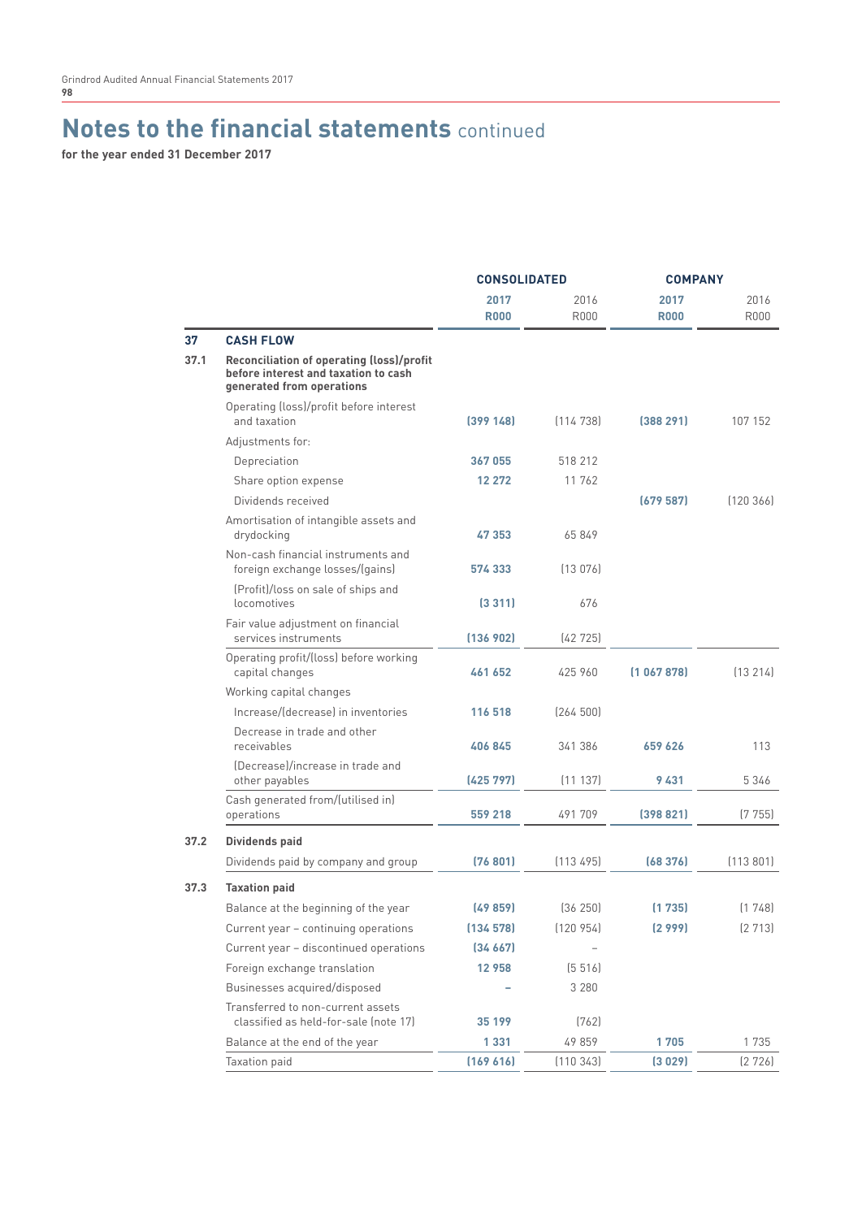# Notes to the financial statements continued

**for the year ended 31 December 2017**

| | | CONSOLIDATED | | COMPANY | |
|---|---|---|---|---|---|
| | | **2017** | 2016 | **2017** | 2016 |
| | | **R000** | R000 | **R000** | R000 |
| **37** | **CASH FLOW** | | | | |
| **37.1** | **Reconciliation of operating (loss)/profit before interest and taxation to cash generated from operations** | | | | |
| | Operating (loss)/profit before interest and taxation | **(399 148)** | (114 738) | **(388 291)** | 107 152 |
| | Adjustments for: | | | | |
| | Depreciation | **367 055** | 518 212 | | |
| | Share option expense | **12 272** | 11 762 | | |
| | Dividends received | | | **(679 587)** | (120 366) |
| | Amortisation of intangible assets and drydocking | **47 353** | 65 849 | | |
| | Non-cash financial instruments and foreign exchange losses/(gains) | **574 333** | (13 076) | | |
| | (Profit)/loss on sale of ships and locomotives | **(3 311)** | 676 | | |
| | Fair value adjustment on financial services instruments | **(136 902)** | (42 725) | | |
| | Operating profit/(loss) before working capital changes | **461 652** | 425 960 | **(1 067 878)** | (13 214) |
| | Working capital changes | | | | |
| | Increase/(decrease) in inventories | **116 518** | (264 500) | | |
| | Decrease in trade and other receivables | **406 845** | 341 386 | **659 626** | 113 |
| | (Decrease)/increase in trade and other payables | **(425 797)** | (11 137) | **9 431** | 5 346 |
| | Cash generated from/(utilised in) operations | **559 218** | 491 709 | **(398 821)** | (7 755) |
| **37.2** | **Dividends paid** | | | | |
| | Dividends paid by company and group | **(76 801)** | (113 495) | **(68 376)** | (113 801) |
| **37.3** | **Taxation paid** | | | | |
| | Balance at the beginning of the year | **(49 859)** | (36 250) | **(1 735)** | (1 748) |
| | Current year – continuing operations | **(134 578)** | (120 954) | **(2 999)** | (2 713) |
| | Current year – discontinued operations | **(34 667)** | – | | |
| | Foreign exchange translation | **12 958** | (5 516) | | |
| | Businesses acquired/disposed | **–** | 3 280 | | |
| | Transferred to non-current assets classified as held-for-sale (note 17) | **35 199** | (762) | | |
| | Balance at the end of the year | **1 331** | 49 859 | **1 705** | 1 735 |
| | Taxation paid | **(169 616)** | (110 343) | **(3 029)** | (2 726) |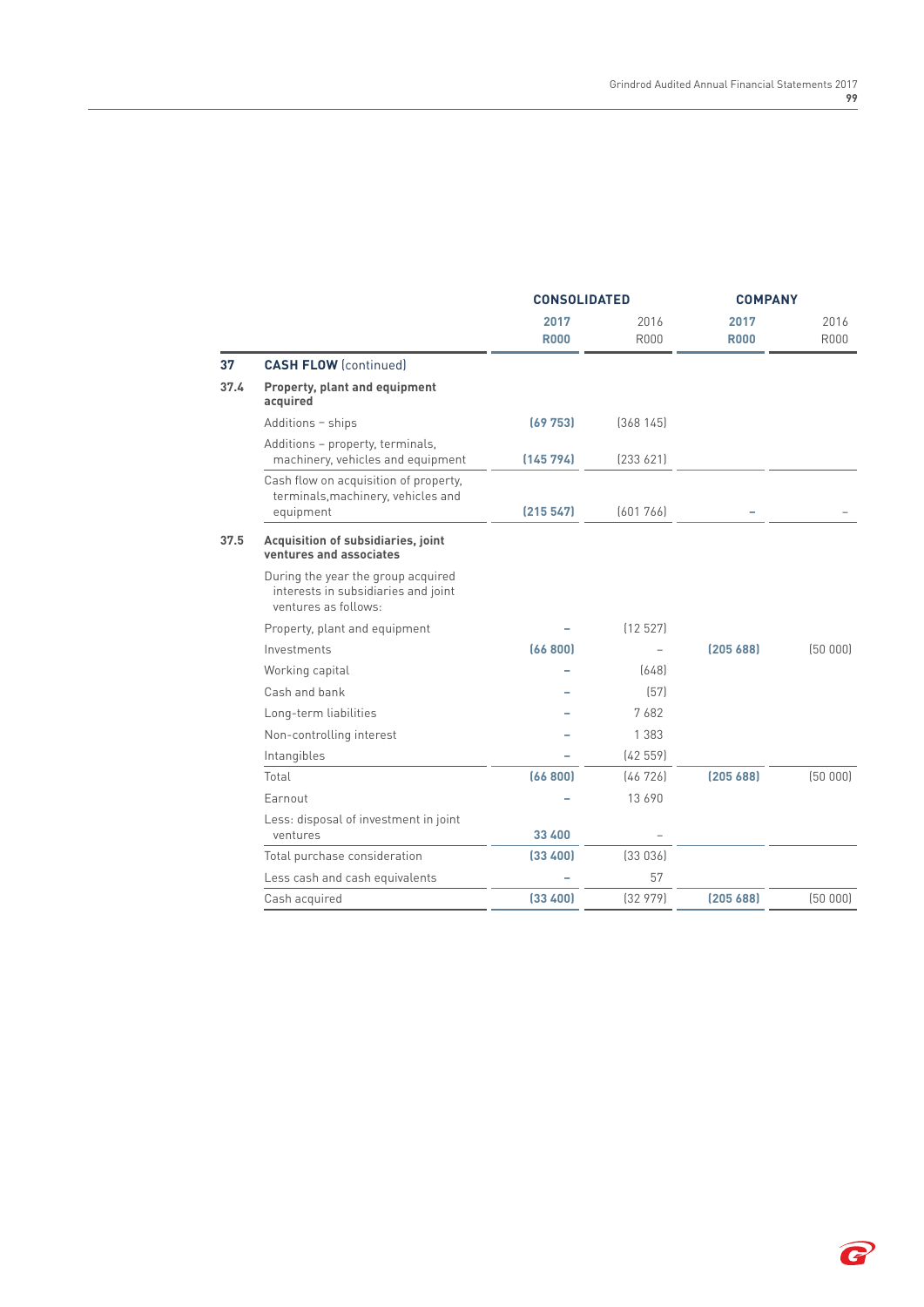| | | CONSOLIDATED | | COMPANY | |
|---|---|---|---|---|---|
| | | **2017** | 2016 | **2017** | 2016 |
| | | **R000** | R000 | **R000** | R000 |
| **37** | **CASH FLOW** (continued) | | | | |
| **37.4** | **Property, plant and equipment acquired** | | | | |
| | Additions – ships | **(69 753)** | (368 145) | | |
| | Additions – property, terminals, machinery, vehicles and equipment | **(145 794)** | (233 621) | | |
| | Cash flow on acquisition of property, terminals,machinery, vehicles and equipment | **(215 547)** | (601 766) | **–** | – |
| **37.5** | **Acquisition of subsidiaries, joint ventures and associates** | | | | |
| | During the year the group acquired interests in subsidiaries and joint ventures as follows: | | | | |
| | Property, plant and equipment | **–** | (12 527) | | |
| | Investments | **(66 800)** | – | **(205 688)** | (50 000) |
| | Working capital | **–** | (648) | | |
| | Cash and bank | **–** | (57) | | |
| | Long-term liabilities | **–** | 7 682 | | |
| | Non-controlling interest | **–** | 1 383 | | |
| | Intangibles | **–** | (42 559) | | |
| | Total | **(66 800)** | (46 726) | **(205 688)** | (50 000) |
| | Earnout | **–** | 13 690 | | |
| | Less: disposal of investment in joint ventures | **33 400** | – | | |
| | Total purchase consideration | **(33 400)** | (33 036) | | |
| | Less cash and cash equivalents | **–** | 57 | | |
| | Cash acquired | **(33 400)** | (32 979) | **(205 688)** | (50 000) |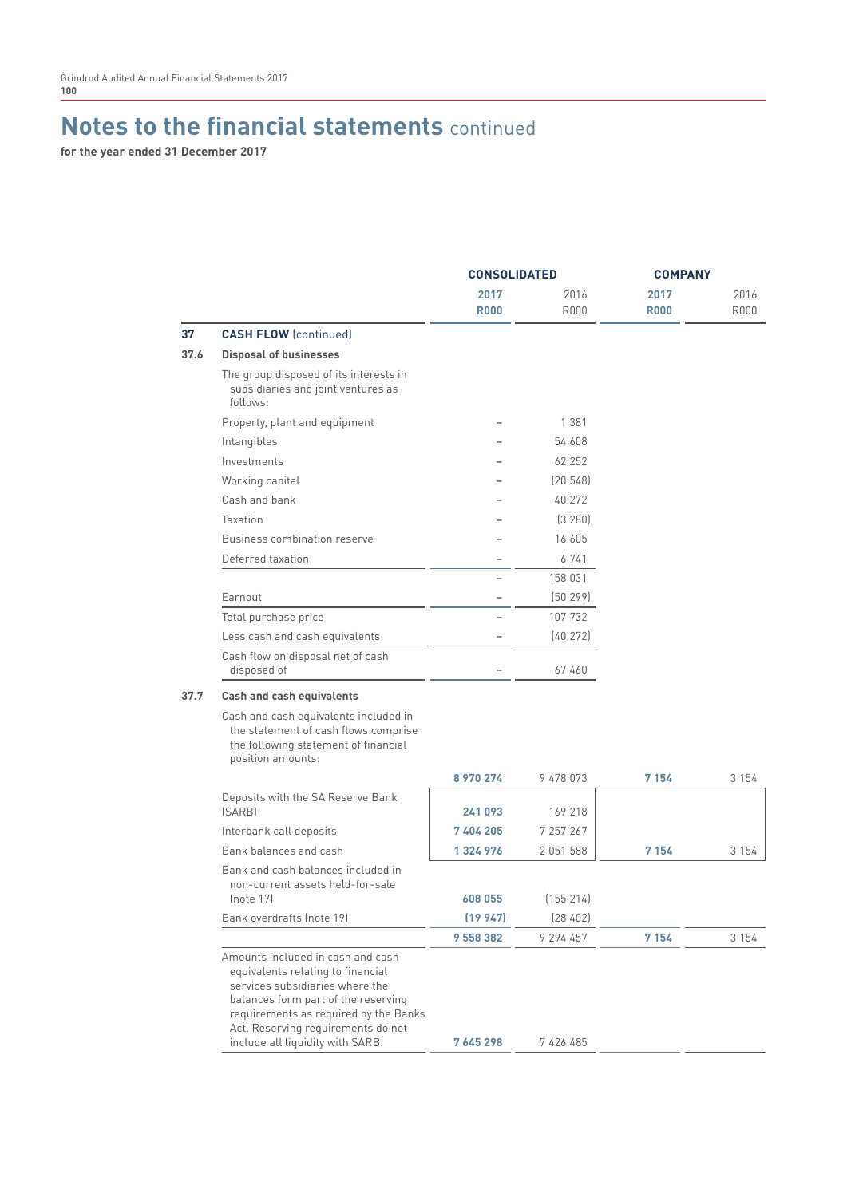# Notes to the financial statements continued

**for the year ended 31 December 2017**

| | | CONSOLIDATED | | COMPANY | |
|---|---|---|---|---|---|
| | | **2017 R000** | 2016 R000 | **2017 R000** | 2016 R000 |
| **37** | **CASH FLOW** (continued) | | | | |
| **37.6** | **Disposal of businesses** | | | | |
| | The group disposed of its interests in subsidiaries and joint ventures as follows: | | | | |
| | Property, plant and equipment | – | 1 381 | | |
| | Intangibles | – | 54 608 | | |
| | Investments | – | 62 252 | | |
| | Working capital | – | (20 548) | | |
| | Cash and bank | – | 40 272 | | |
| | Taxation | – | (3 280) | | |
| | Business combination reserve | – | 16 605 | | |
| | Deferred taxation | – | 6 741 | | |
| | | – | 158 031 | | |
| | Earnout | – | (50 299) | | |
| | Total purchase price | – | 107 732 | | |
| | Less cash and cash equivalents | – | (40 272) | | |
| | Cash flow on disposal net of cash disposed of | – | 67 460 | | |
| **37.7** | **Cash and cash equivalents** | | | | |
| | Cash and cash equivalents included in the statement of cash flows comprise the following statement of financial position amounts: | | | | |
| | | **8 970 274** | 9 478 073 | **7 154** | 3 154 |
| | Deposits with the SA Reserve Bank (SARB) | **241 093** | 169 218 | | |
| | Interbank call deposits | **7 404 205** | 7 257 267 | | |
| | Bank balances and cash | **1 324 976** | 2 051 588 | **7 154** | 3 154 |
| | Bank and cash balances included in non-current assets held-for-sale (note 17) | **608 055** | (155 214) | | |
| | Bank overdrafts (note 19) | **(19 947)** | (28 402) | | |
| | | **9 558 382** | 9 294 457 | **7 154** | 3 154 |
| | Amounts included in cash and cash equivalents relating to financial services subsidiaries where the balances form part of the reserving requirements as required by the Banks Act. Reserving requirements do not include all liquidity with SARB. | **7 645 298** | 7 426 485 | | |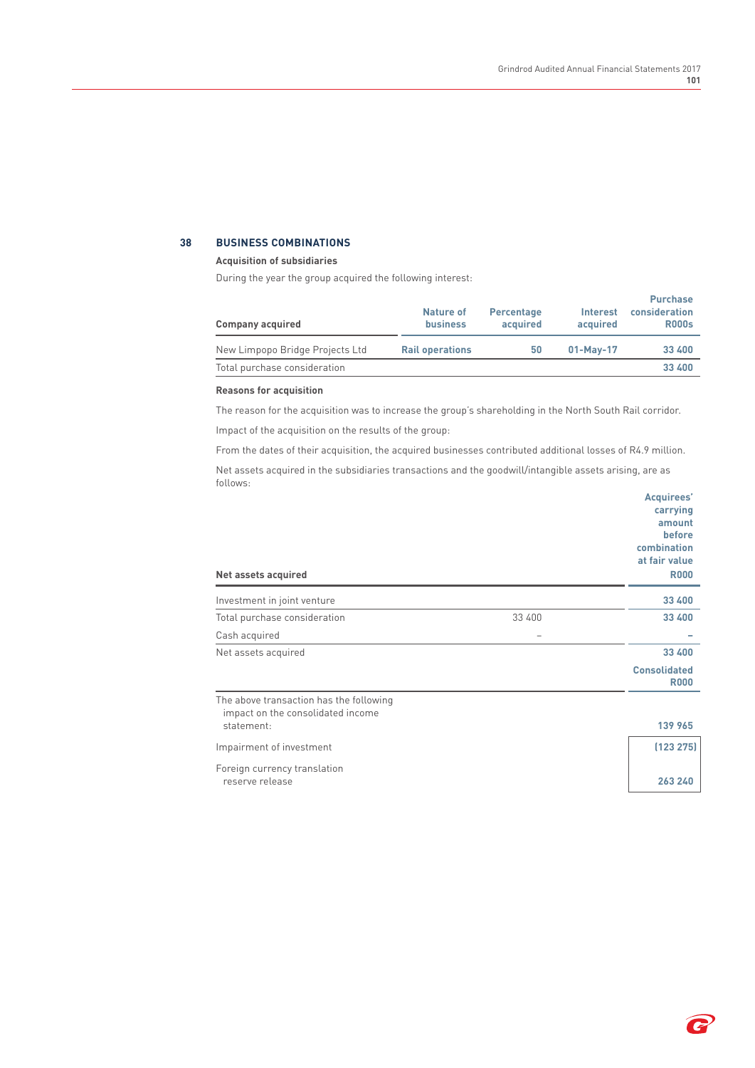## 38 BUSINESS COMBINATIONS

**Acquisition of subsidiaries**

During the year the group acquired the following interest:

| Company acquired | Nature of business | Percentage acquired | Interest acquired | Purchase consideration R000s |
|---|---|---|---|---|
| New Limpopo Bridge Projects Ltd | **Rail operations** | **50** | **01-May-17** | **33 400** |
| Total purchase consideration | | | | **33 400** |

**Reasons for acquisition**

The reason for the acquisition was to increase the group's shareholding in the North South Rail corridor.

Impact of the acquisition on the results of the group:

From the dates of their acquisition, the acquired businesses contributed additional losses of R4.9 million.

Net assets acquired in the subsidiaries transactions and the goodwill/intangible assets arising, are as follows:

| Net assets acquired | | Acquirees' carrying amount before combination at fair value R000 |
|---|---|---|
| Investment in joint venture | | **33 400** |
| Total purchase consideration | 33 400 | **33 400** |
| Cash acquired | – | **–** |
| Net assets acquired | | **33 400** |

| | Consolidated R000 |
|---|---|
| The above transaction has the following impact on the consolidated income statement: | **139 965** |
| Impairment of investment | **(123 275)** |
| Foreign currency translation reserve release | **263 240** |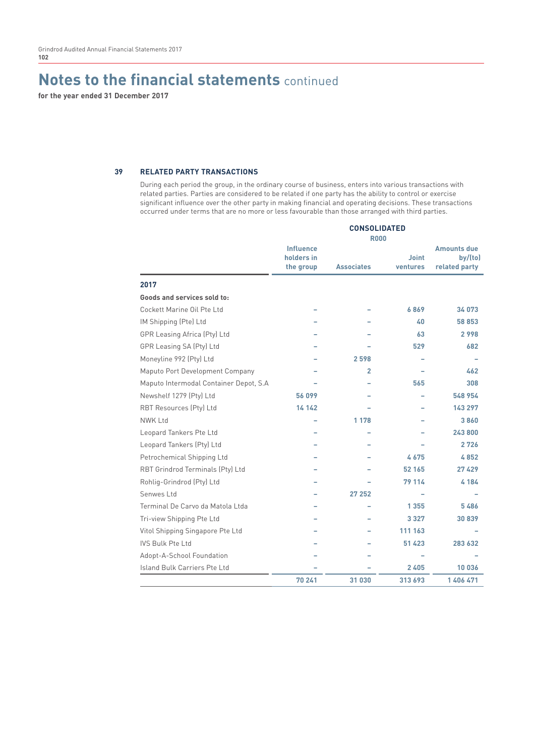# Notes to the financial statements continued

**for the year ended 31 December 2017**

## 39 RELATED PARTY TRANSACTIONS

During each period the group, in the ordinary course of business, enters into various transactions with related parties. Parties are considered to be related if one party has the ability to control or exercise significant influence over the other party in making financial and operating decisions. These transactions occurred under terms that are no more or less favourable than those arranged with third parties.

| | CONSOLIDATED R000 | | | |
|---|---|---|---|---|
| | Influence holders in the group | Associates | Joint ventures | Amounts due by/(to) related party |
| **2017** | | | | |
| **Goods and services sold to:** | | | | |
| Cockett Marine Oil Pte Ltd | – | – | 6 869 | 34 073 |
| IM Shipping (Pte) Ltd | – | – | 40 | 58 853 |
| GPR Leasing Africa (Pty) Ltd | – | – | 63 | 2 998 |
| GPR Leasing SA (Pty) Ltd | – | – | 529 | 682 |
| Moneyline 992 (Pty) Ltd | – | 2 598 | – | – |
| Maputo Port Development Company | – | 2 | – | 462 |
| Maputo Intermodal Container Depot, S.A | – | – | 565 | 308 |
| Newshelf 1279 (Pty) Ltd | 56 099 | – | – | 548 954 |
| RBT Resources (Pty) Ltd | 14 142 | – | – | 143 297 |
| NWK Ltd | – | 1 178 | – | 3 860 |
| Leopard Tankers Pte Ltd | – | – | – | 243 800 |
| Leopard Tankers (Pty) Ltd | – | – | – | 2 726 |
| Petrochemical Shipping Ltd | – | – | 4 675 | 4 852 |
| RBT Grindrod Terminals (Pty) Ltd | – | – | 52 165 | 27 429 |
| Rohlig-Grindrod (Pty) Ltd | – | – | 79 114 | 4 184 |
| Senwes Ltd | – | 27 252 | – | – |
| Terminal De Carvo da Matola Ltda | – | – | 1 355 | 5 486 |
| Tri-view Shipping Pte Ltd | – | – | 3 327 | 30 839 |
| Vitol Shipping Singapore Pte Ltd | – | – | 111 163 | – |
| IVS Bulk Pte Ltd | – | – | 51 423 | 283 632 |
| Adopt-A-School Foundation | – | – | – | – |
| Island Bulk Carriers Pte Ltd | – | – | 2 405 | 10 036 |
| | 70 241 | 31 030 | 313 693 | 1 406 471 |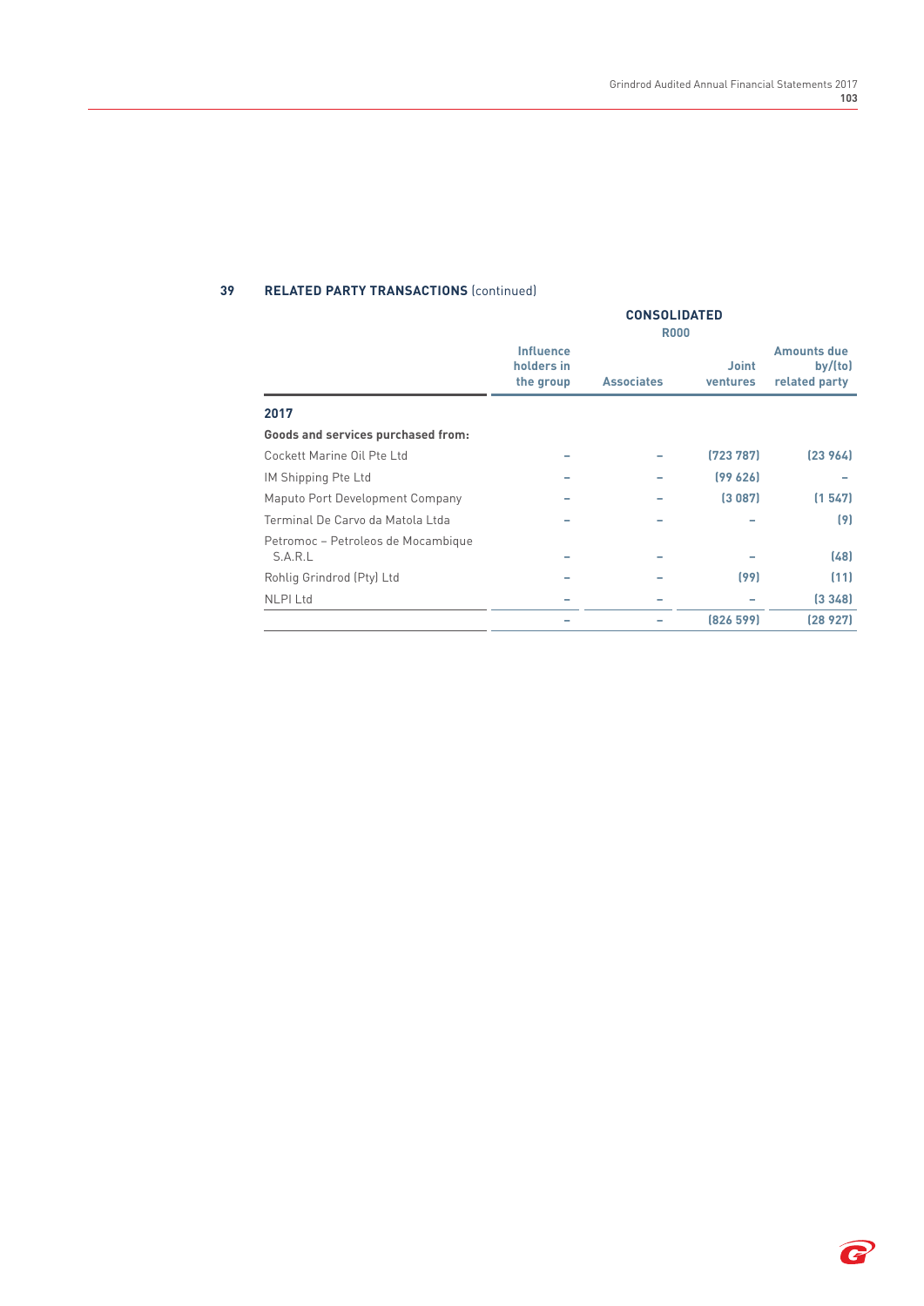## 39 RELATED PARTY TRANSACTIONS (continued)

| | CONSOLIDATED R000 | | | |
|---|---|---|---|---|
| | Influence holders in the group | Associates | Joint ventures | Amounts due by/(to) related party |
| **2017** | | | | |
| **Goods and services purchased from:** | | | | |
| Cockett Marine Oil Pte Ltd | – | – | (723 787) | (23 964) |
| IM Shipping Pte Ltd | – | – | (99 626) | – |
| Maputo Port Development Company | – | – | (3 087) | (1 547) |
| Terminal De Carvo da Matola Ltda | – | – | – | (9) |
| Petromoc – Petroleos de Mocambique S.A.R.L | – | – | – | (48) |
| Rohlig Grindrod (Pty) Ltd | – | – | (99) | (11) |
| NLPI Ltd | – | – | – | (3 348) |
| | – | – | (826 599) | (28 927) |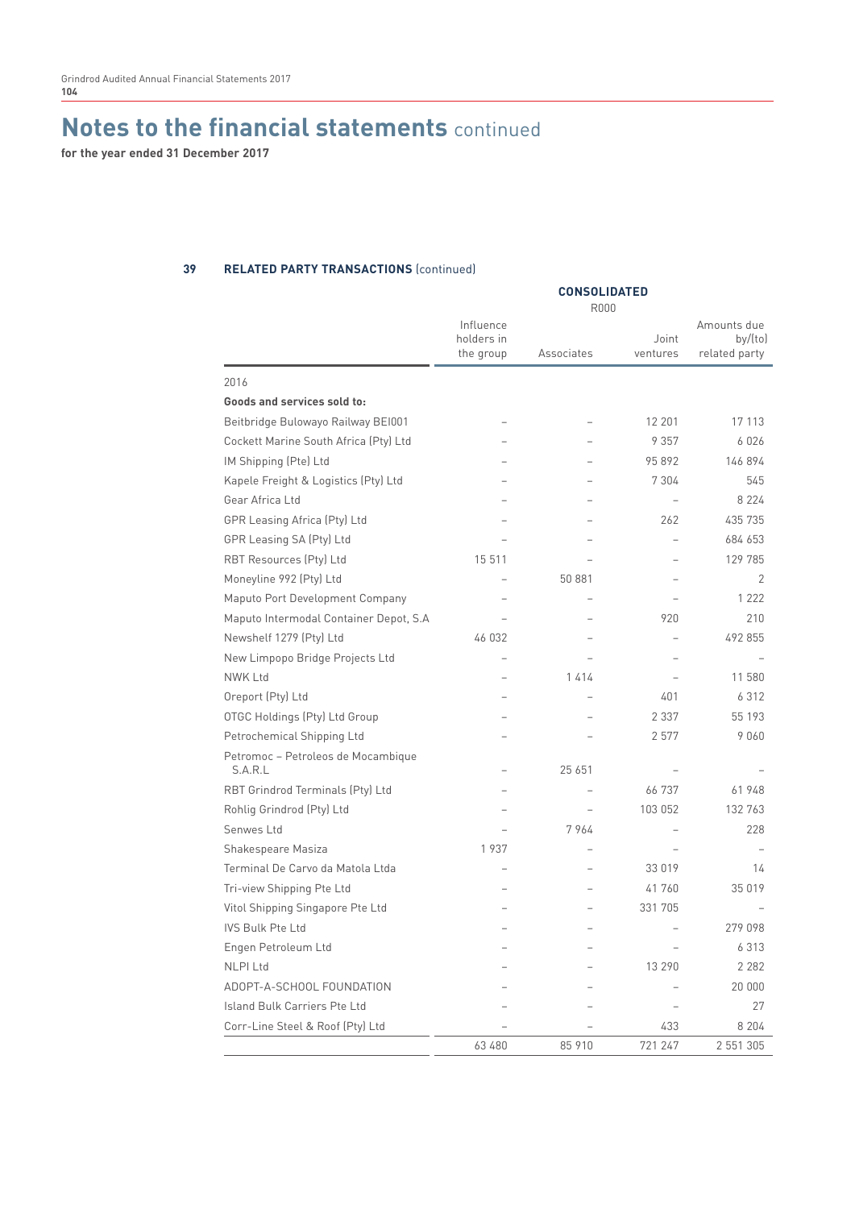# Notes to the financial statements continued

**for the year ended 31 December 2017**

## 39 RELATED PARTY TRANSACTIONS (continued)

| | CONSOLIDATED R000 | | | |
|---|---|---|---|---|
| | Influence holders in the group | Associates | Joint ventures | Amounts due by/(to) related party |
| 2016 | | | | |
| **Goods and services sold to:** | | | | |
| Beitbridge Bulowayo Railway BEI001 | – | – | 12 201 | 17 113 |
| Cockett Marine South Africa (Pty) Ltd | – | – | 9 357 | 6 026 |
| IM Shipping (Pte) Ltd | – | – | 95 892 | 146 894 |
| Kapele Freight & Logistics (Pty) Ltd | – | – | 7 304 | 545 |
| Gear Africa Ltd | – | – | – | 8 224 |
| GPR Leasing Africa (Pty) Ltd | – | – | 262 | 435 735 |
| GPR Leasing SA (Pty) Ltd | – | – | – | 684 653 |
| RBT Resources (Pty) Ltd | 15 511 | – | – | 129 785 |
| Moneyline 992 (Pty) Ltd | – | 50 881 | – | 2 |
| Maputo Port Development Company | – | – | – | 1 222 |
| Maputo Intermodal Container Depot, S.A | – | – | 920 | 210 |
| Newshelf 1279 (Pty) Ltd | 46 032 | – | – | 492 855 |
| New Limpopo Bridge Projects Ltd | – | – | – | – |
| NWK Ltd | – | 1 414 | – | 11 580 |
| Oreport (Pty) Ltd | – | – | 401 | 6 312 |
| OTGC Holdings (Pty) Ltd Group | – | – | 2 337 | 55 193 |
| Petrochemical Shipping Ltd | – | – | 2 577 | 9 060 |
| Petromoc – Petroleos de Mocambique S.A.R.L | – | 25 651 | – | – |
| RBT Grindrod Terminals (Pty) Ltd | – | – | 66 737 | 61 948 |
| Rohlig Grindrod (Pty) Ltd | – | – | 103 052 | 132 763 |
| Senwes Ltd | – | 7 964 | – | 228 |
| Shakespeare Masiza | 1 937 | – | – | – |
| Terminal De Carvo da Matola Ltda | – | – | 33 019 | 14 |
| Tri-view Shipping Pte Ltd | – | – | 41 760 | 35 019 |
| Vitol Shipping Singapore Pte Ltd | – | – | 331 705 | – |
| IVS Bulk Pte Ltd | – | – | – | 279 098 |
| Engen Petroleum Ltd | – | – | – | 6 313 |
| NLPI Ltd | – | – | 13 290 | 2 282 |
| ADOPT-A-SCHOOL FOUNDATION | – | – | – | 20 000 |
| Island Bulk Carriers Pte Ltd | – | – | – | 27 |
| Corr-Line Steel & Roof (Pty) Ltd | – | – | 433 | 8 204 |
| | 63 480 | 85 910 | 721 247 | 2 551 305 |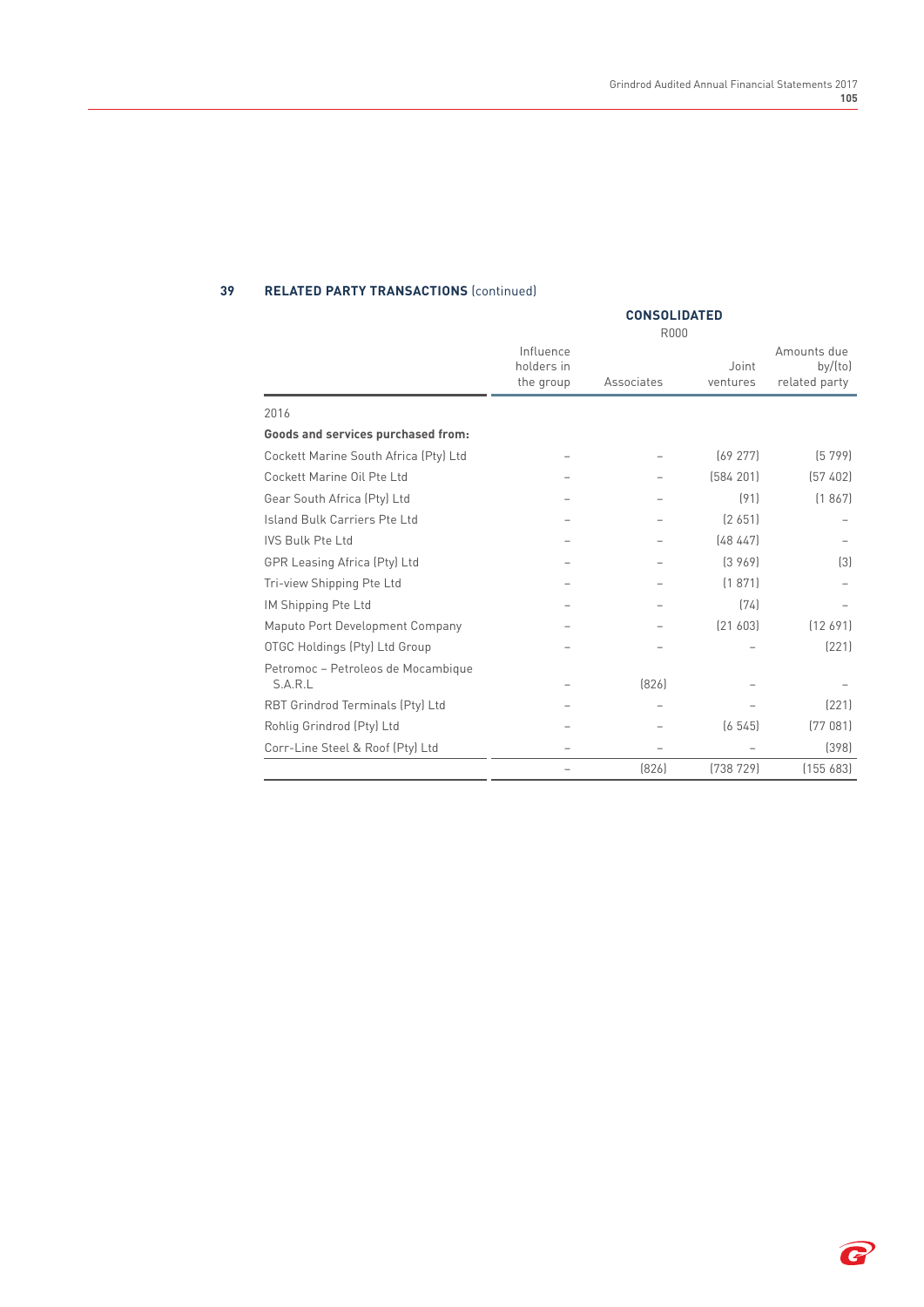## 39 RELATED PARTY TRANSACTIONS (continued)

| | CONSOLIDATED R000 | | | |
|---|---|---|---|---|
| | Influence holders in the group | Associates | Joint ventures | Amounts due by/(to) related party |
| **2016** | | | | |
| **Goods and services purchased from:** | | | | |
| Cockett Marine South Africa (Pty) Ltd | – | – | (69 277) | (5 799) |
| Cockett Marine Oil Pte Ltd | – | – | (584 201) | (57 402) |
| Gear South Africa (Pty) Ltd | – | – | (91) | (1 867) |
| Island Bulk Carriers Pte Ltd | – | – | (2 651) | – |
| IVS Bulk Pte Ltd | – | – | (48 447) | – |
| GPR Leasing Africa (Pty) Ltd | – | – | (3 969) | (3) |
| Tri-view Shipping Pte Ltd | – | – | (1 871) | – |
| IM Shipping Pte Ltd | – | – | (74) | – |
| Maputo Port Development Company | – | – | (21 603) | (12 691) |
| OTGC Holdings (Pty) Ltd Group | – | – | – | (221) |
| Petromoc – Petroleos de Mocambique S.A.R.L | – | (826) | – | – |
| RBT Grindrod Terminals (Pty) Ltd | – | – | – | (221) |
| Rohlig Grindrod (Pty) Ltd | – | – | (6 545) | (77 081) |
| Corr-Line Steel & Roof (Pty) Ltd | – | – | – | (398) |
| | – | (826) | (738 729) | (155 683) |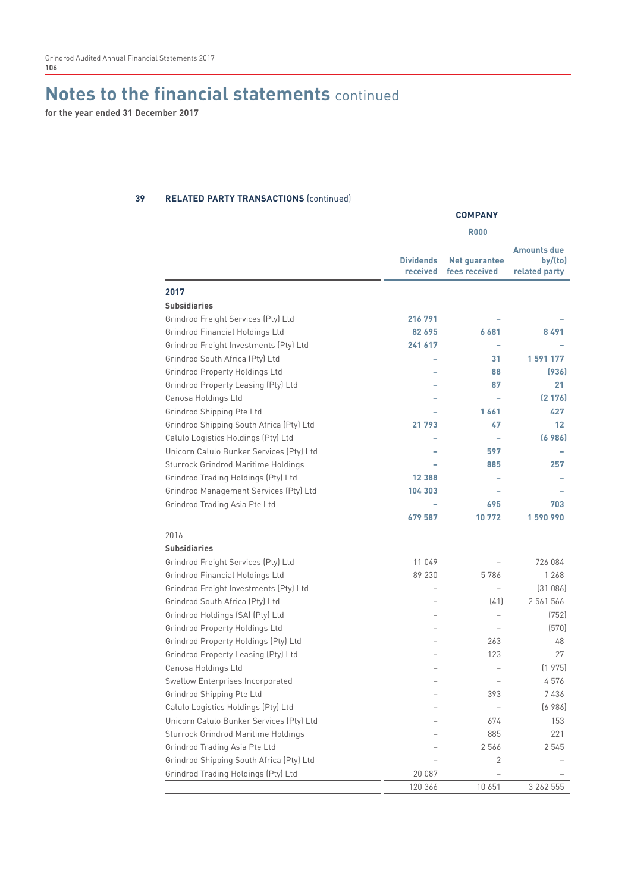# Notes to the financial statements continued

**for the year ended 31 December 2017**

## 39 RELATED PARTY TRANSACTIONS (continued)

| | COMPANY R000 | | |
|---|---|---|---|
| | **Dividends received** | **Net guarantee fees received** | **Amounts due by/(to) related party** |
| **2017** | | | |
| **Subsidiaries** | | | |
| Grindrod Freight Services (Pty) Ltd | **216 791** | **–** | **–** |
| Grindrod Financial Holdings Ltd | **82 695** | **6 681** | **8 491** |
| Grindrod Freight Investments (Pty) Ltd | **241 617** | **–** | **–** |
| Grindrod South Africa (Pty) Ltd | **–** | **31** | **1 591 177** |
| Grindrod Property Holdings Ltd | **–** | **88** | **(936)** |
| Grindrod Property Leasing (Pty) Ltd | **–** | **87** | **21** |
| Canosa Holdings Ltd | **–** | **–** | **(2 176)** |
| Grindrod Shipping Pte Ltd | **–** | **1 661** | **427** |
| Grindrod Shipping South Africa (Pty) Ltd | **21 793** | **47** | **12** |
| Calulo Logistics Holdings (Pty) Ltd | **–** | **–** | **(6 986)** |
| Unicorn Calulo Bunker Services (Pty) Ltd | **–** | **597** | **–** |
| Sturrock Grindrod Maritime Holdings | **–** | **885** | **257** |
| Grindrod Trading Holdings (Pty) Ltd | **12 388** | **–** | **–** |
| Grindrod Management Services (Pty) Ltd | **104 303** | **–** | **–** |
| Grindrod Trading Asia Pte Ltd | **–** | **695** | **703** |
| | **679 587** | **10 772** | **1 590 990** |
| 2016 | | | |
| **Subsidiaries** | | | |
| Grindrod Freight Services (Pty) Ltd | 11 049 | – | 726 084 |
| Grindrod Financial Holdings Ltd | 89 230 | 5 786 | 1 268 |
| Grindrod Freight Investments (Pty) Ltd | – | – | (31 086) |
| Grindrod South Africa (Pty) Ltd | – | (41) | 2 561 566 |
| Grindrod Holdings (SA) (Pty) Ltd | – | – | (752) |
| Grindrod Property Holdings Ltd | – | – | (570) |
| Grindrod Property Holdings (Pty) Ltd | – | 263 | 48 |
| Grindrod Property Leasing (Pty) Ltd | – | 123 | 27 |
| Canosa Holdings Ltd | – | – | (1 975) |
| Swallow Enterprises Incorporated | – | – | 4 576 |
| Grindrod Shipping Pte Ltd | – | 393 | 7 436 |
| Calulo Logistics Holdings (Pty) Ltd | – | – | (6 986) |
| Unicorn Calulo Bunker Services (Pty) Ltd | – | 674 | 153 |
| Sturrock Grindrod Maritime Holdings | – | 885 | 221 |
| Grindrod Trading Asia Pte Ltd | – | 2 566 | 2 545 |
| Grindrod Shipping South Africa (Pty) Ltd | – | 2 | – |
| Grindrod Trading Holdings (Pty) Ltd | 20 087 | – | – |
| | 120 366 | 10 651 | 3 262 555 |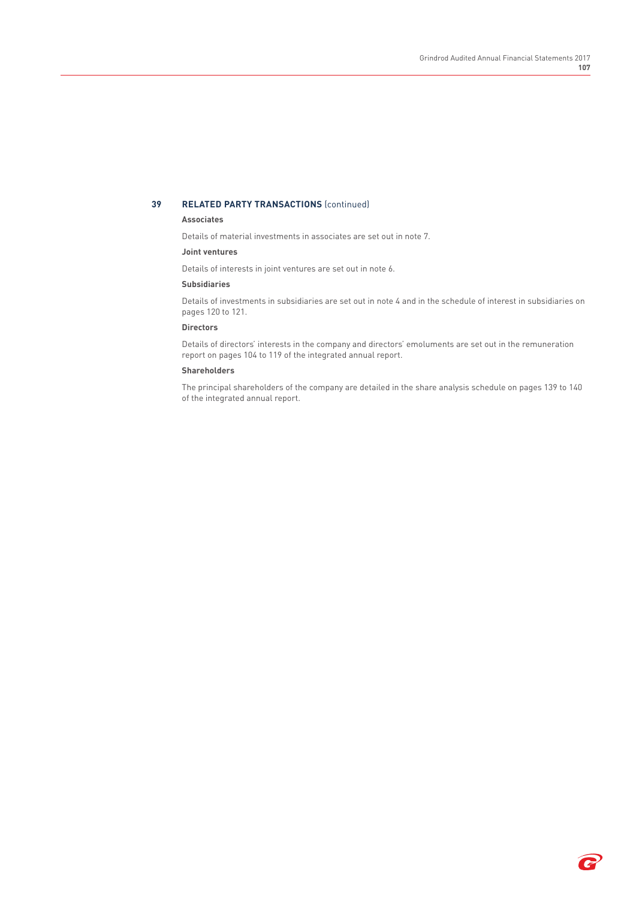## 39 RELATED PARTY TRANSACTIONS (continued)

**Associates**

Details of material investments in associates are set out in note 7.

**Joint ventures**

Details of interests in joint ventures are set out in note 6.

**Subsidiaries**

Details of investments in subsidiaries are set out in note 4 and in the schedule of interest in subsidiaries on pages 120 to 121.

**Directors**

Details of directors' interests in the company and directors' emoluments are set out in the remuneration report on pages 104 to 119 of the integrated annual report.

**Shareholders**

The principal shareholders of the company are detailed in the share analysis schedule on pages 139 to 140 of the integrated annual report.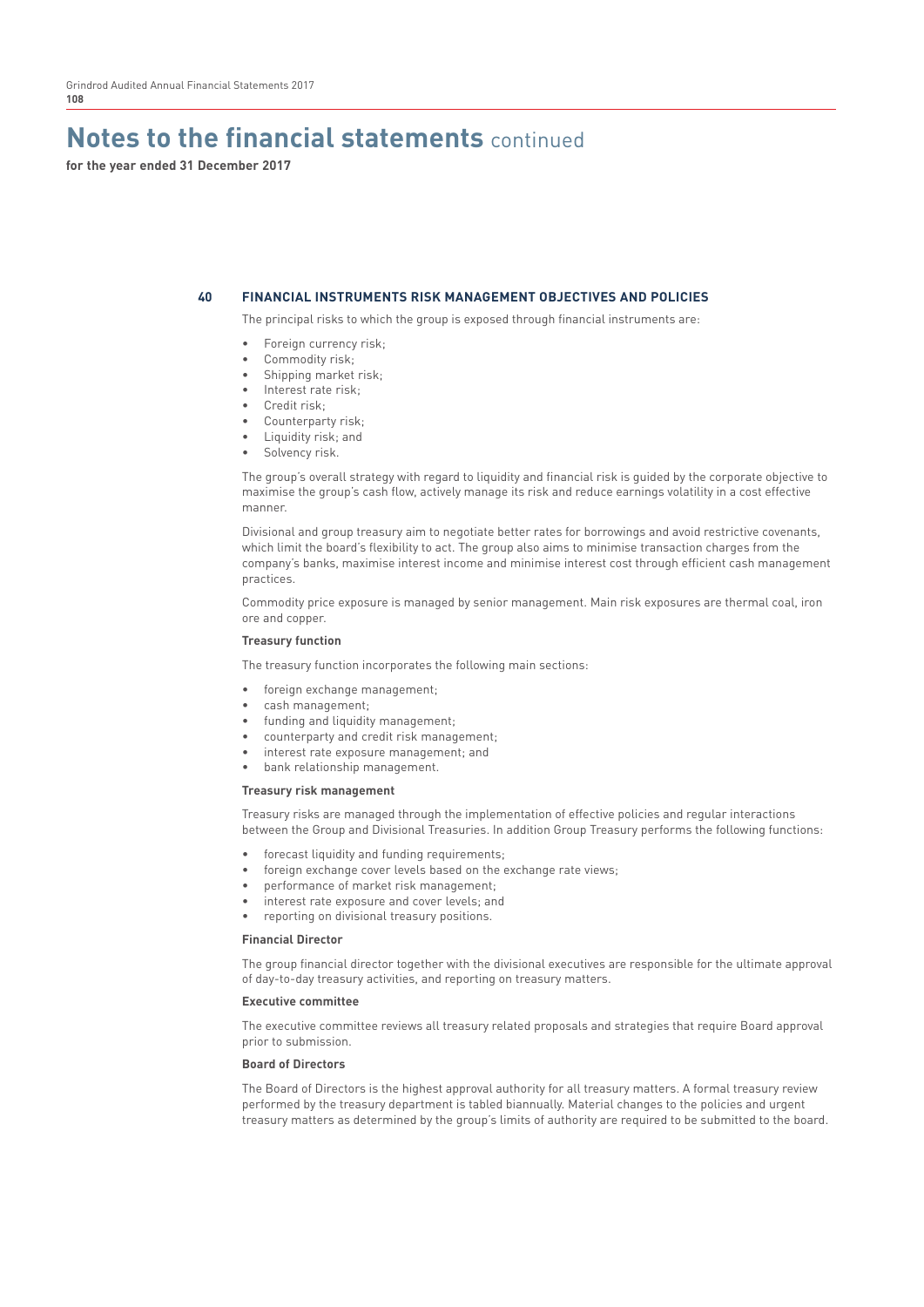# Notes to the financial statements continued

**for the year ended 31 December 2017**

## 40 FINANCIAL INSTRUMENTS RISK MANAGEMENT OBJECTIVES AND POLICIES

The principal risks to which the group is exposed through financial instruments are:

- Foreign currency risk;
- Commodity risk;
- Shipping market risk;
- Interest rate risk;
- Credit risk;
- Counterparty risk;
- Liquidity risk; and
- Solvency risk.

The group's overall strategy with regard to liquidity and financial risk is guided by the corporate objective to maximise the group's cash flow, actively manage its risk and reduce earnings volatility in a cost effective manner.

Divisional and group treasury aim to negotiate better rates for borrowings and avoid restrictive covenants, which limit the board's flexibility to act. The group also aims to minimise transaction charges from the company's banks, maximise interest income and minimise interest cost through efficient cash management practices.

Commodity price exposure is managed by senior management. Main risk exposures are thermal coal, iron ore and copper.

**Treasury function**

The treasury function incorporates the following main sections:

- foreign exchange management;
- cash management;
- funding and liquidity management;
- counterparty and credit risk management;
- interest rate exposure management; and
- bank relationship management.

**Treasury risk management**

Treasury risks are managed through the implementation of effective policies and regular interactions between the Group and Divisional Treasuries. In addition Group Treasury performs the following functions:

- forecast liquidity and funding requirements;
- foreign exchange cover levels based on the exchange rate views;
- performance of market risk management;
- interest rate exposure and cover levels; and
- reporting on divisional treasury positions.

**Financial Director**

The group financial director together with the divisional executives are responsible for the ultimate approval of day-to-day treasury activities, and reporting on treasury matters.

**Executive committee**

The executive committee reviews all treasury related proposals and strategies that require Board approval prior to submission.

**Board of Directors**

The Board of Directors is the highest approval authority for all treasury matters. A formal treasury review performed by the treasury department is tabled biannually. Material changes to the policies and urgent treasury matters as determined by the group's limits of authority are required to be submitted to the board.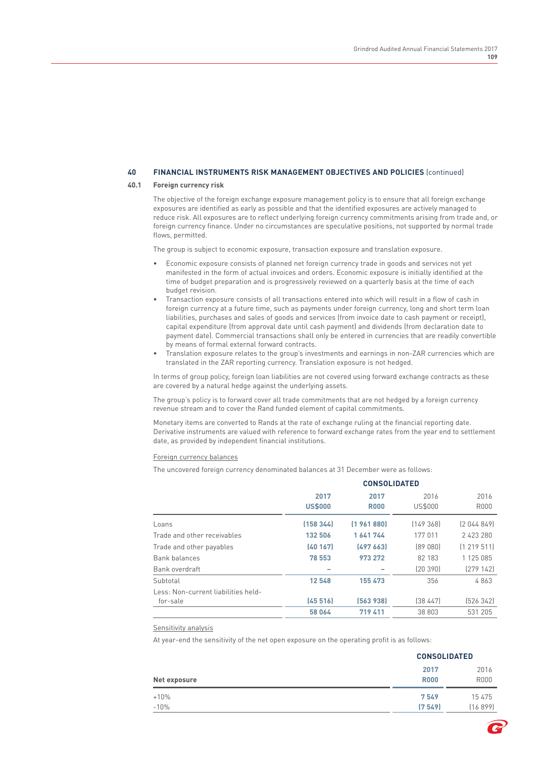## 40 FINANCIAL INSTRUMENTS RISK MANAGEMENT OBJECTIVES AND POLICIES (continued)

### 40.1 Foreign currency risk

The objective of the foreign exchange exposure management policy is to ensure that all foreign exchange exposures are identified as early as possible and that the identified exposures are actively managed to reduce risk. All exposures are to reflect underlying foreign currency commitments arising from trade and, or foreign currency finance. Under no circumstances are speculative positions, not supported by normal trade flows, permitted.

The group is subject to economic exposure, transaction exposure and translation exposure.

- Economic exposure consists of planned net foreign currency trade in goods and services not yet manifested in the form of actual invoices and orders. Economic exposure is initially identified at the time of budget preparation and is progressively reviewed on a quarterly basis at the time of each budget revision.
- Transaction exposure consists of all transactions entered into which will result in a flow of cash in foreign currency at a future time, such as payments under foreign currency, long and short term loan liabilities, purchases and sales of goods and services (from invoice date to cash payment or receipt), capital expenditure (from approval date until cash payment) and dividends (from declaration date to payment date). Commercial transactions shall only be entered in currencies that are readily convertible by means of formal external forward contracts.
- Translation exposure relates to the group's investments and earnings in non-ZAR currencies which are translated in the ZAR reporting currency. Translation exposure is not hedged.

In terms of group policy, foreign loan liabilities are not covered using forward exchange contracts as these are covered by a natural hedge against the underlying assets.

The group's policy is to forward cover all trade commitments that are not hedged by a foreign currency revenue stream and to cover the Rand funded element of capital commitments.

Monetary items are converted to Rands at the rate of exchange ruling at the financial reporting date. Derivative instruments are valued with reference to forward exchange rates from the year end to settlement date, as provided by independent financial institutions.

Foreign currency balances

The uncovered foreign currency denominated balances at 31 December were as follows:

| | CONSOLIDATED | | | |
|---|---|---|---|---|
| | **2017 US$000** | **2017 R000** | 2016 US$000 | 2016 R000 |
| Loans | **(158 344)** | **(1 961 880)** | (149 368) | (2 044 849) |
| Trade and other receivables | **132 506** | **1 641 744** | 177 011 | 2 423 280 |
| Trade and other payables | **(40 167)** | **(497 663)** | (89 080) | (1 219 511) |
| Bank balances | **78 553** | **973 272** | 82 183 | 1 125 085 |
| Bank overdraft | **–** | **–** | (20 390) | (279 142) |
| Subtotal | **12 548** | **155 473** | 356 | 4 863 |
| Less: Non-current liabilities held-for-sale | **(45 516)** | **(563 938)** | (38 447) | (526 342) |
| | **58 064** | **719 411** | 38 803 | 531 205 |

Sensitivity analysis

At year-end the sensitivity of the net open exposure on the operating profit is as follows:

| | CONSOLIDATED | |
|---|---|---|
| **Net exposure** | **2017 R000** | 2016 R000 |
| +10% | **7 549** | 15 475 |
| -10% | **(7 549)** | (16 899) |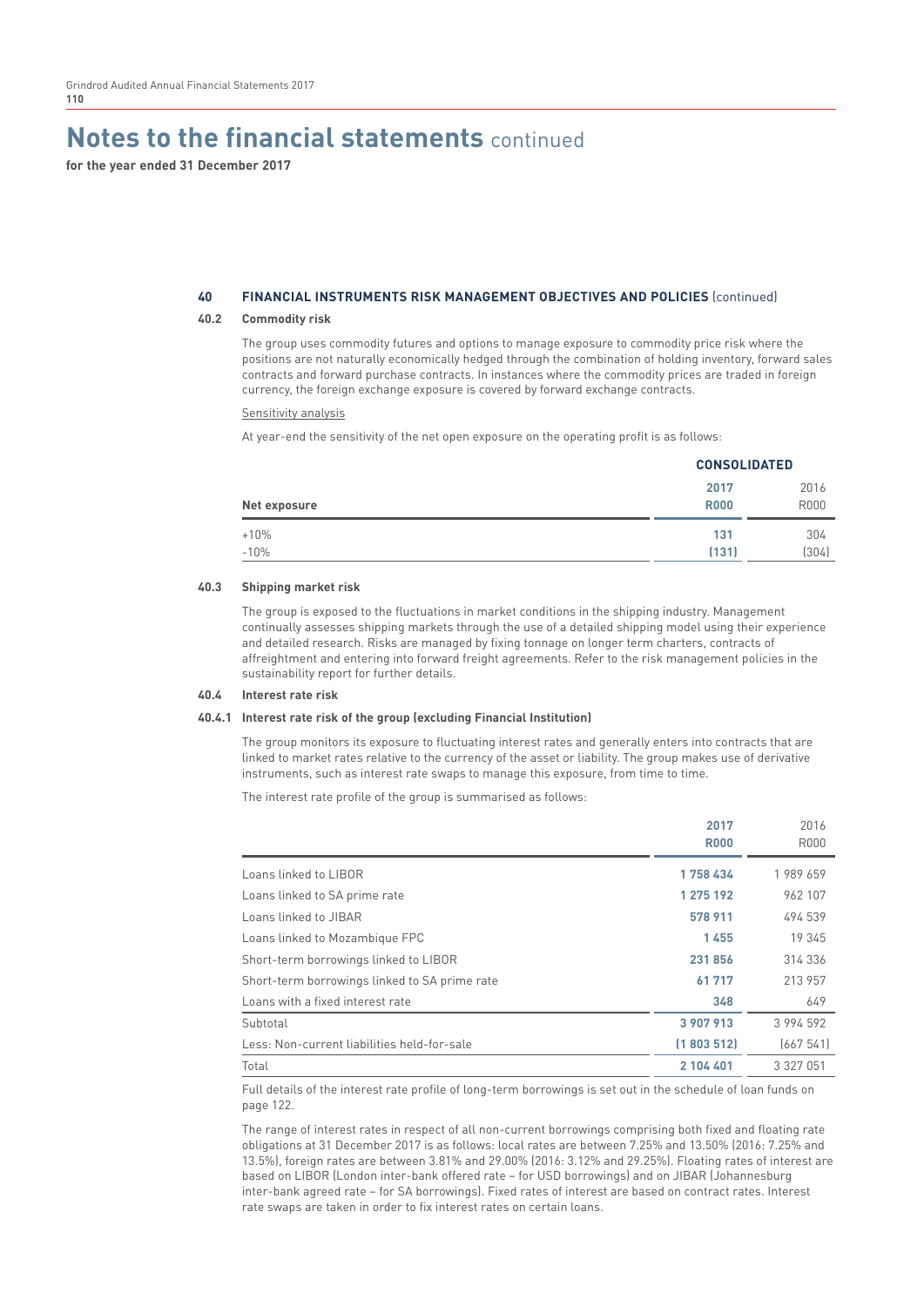# Notes to the financial statements continued

**for the year ended 31 December 2017**

## 40 FINANCIAL INSTRUMENTS RISK MANAGEMENT OBJECTIVES AND POLICIES (continued)

### 40.2 Commodity risk

The group uses commodity futures and options to manage exposure to commodity price risk where the positions are not naturally economically hedged through the combination of holding inventory, forward sales contracts and forward purchase contracts. In instances where the commodity prices are traded in foreign currency, the foreign exchange exposure is covered by forward exchange contracts.

Sensitivity analysis

At year-end the sensitivity of the net open exposure on the operating profit is as follows:

| | CONSOLIDATED | |
|---|---|---|
| **Net exposure** | **2017 R000** | 2016 R000 |
| +10% | **131** | 304 |
| -10% | **(131)** | (304) |

### 40.3 Shipping market risk

The group is exposed to the fluctuations in market conditions in the shipping industry. Management continually assesses shipping markets through the use of a detailed shipping model using their experience and detailed research. Risks are managed by fixing tonnage on longer term charters, contracts of affreightment and entering into forward freight agreements. Refer to the risk management policies in the sustainability report for further details.

### 40.4 Interest rate risk

#### 40.4.1 Interest rate risk of the group (excluding Financial Institution)

The group monitors its exposure to fluctuating interest rates and generally enters into contracts that are linked to market rates relative to the currency of the asset or liability. The group makes use of derivative instruments, such as interest rate swaps to manage this exposure, from time to time.

The interest rate profile of the group is summarised as follows:

| | **2017 R000** | 2016 R000 |
|---|---|---|
| Loans linked to LIBOR | **1 758 434** | 1 989 659 |
| Loans linked to SA prime rate | **1 275 192** | 962 107 |
| Loans linked to JIBAR | **578 911** | 494 539 |
| Loans linked to Mozambique FPC | **1 455** | 19 345 |
| Short-term borrowings linked to LIBOR | **231 856** | 314 336 |
| Short-term borrowings linked to SA prime rate | **61 717** | 213 957 |
| Loans with a fixed interest rate | **348** | 649 |
| Subtotal | **3 907 913** | 3 994 592 |
| Less: Non-current liabilities held-for-sale | **(1 803 512)** | (667 541) |
| Total | **2 104 401** | 3 327 051 |

Full details of the interest rate profile of long-term borrowings is set out in the schedule of loan funds on page 122.

The range of interest rates in respect of all non-current borrowings comprising both fixed and floating rate obligations at 31 December 2017 is as follows: local rates are between 7.25% and 13.50% (2016: 7.25% and 13.5%), foreign rates are between 3.81% and 29.00% (2016: 3.12% and 29.25%). Floating rates of interest are based on LIBOR (London inter-bank offered rate – for USD borrowings) and on JIBAR (Johannesburg inter-bank agreed rate – for SA borrowings). Fixed rates of interest are based on contract rates. Interest rate swaps are taken in order to fix interest rates on certain loans.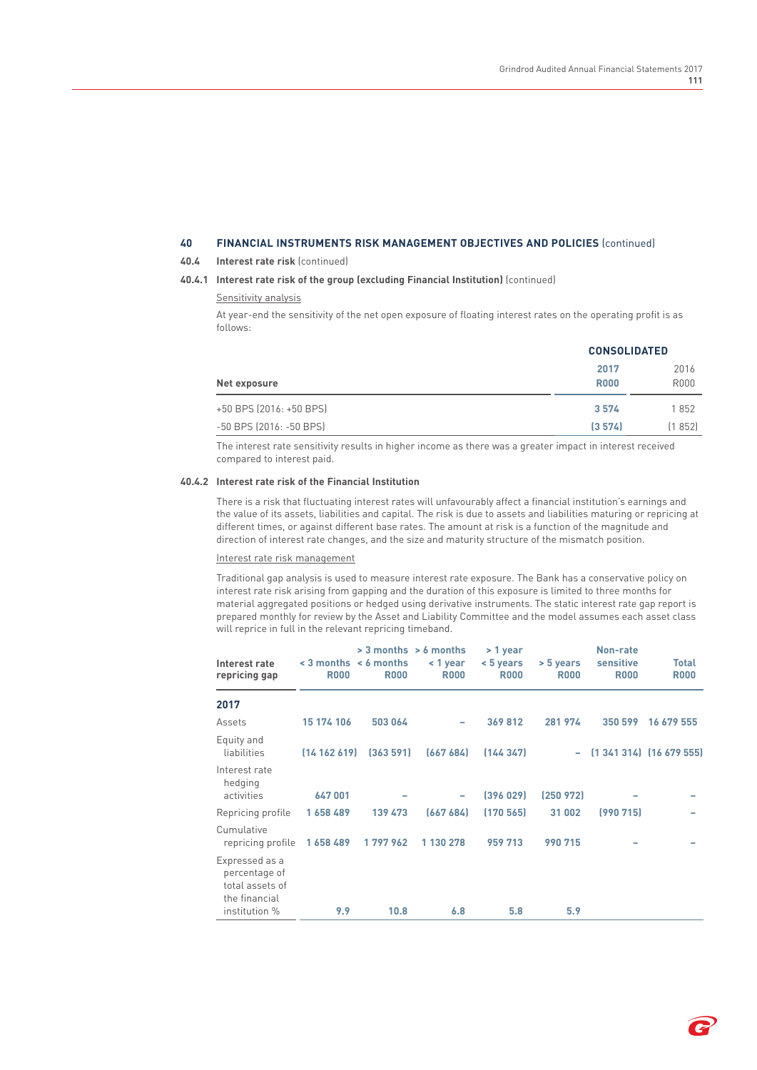## 40 FINANCIAL INSTRUMENTS RISK MANAGEMENT OBJECTIVES AND POLICIES (continued)

### 40.4 Interest rate risk (continued)

#### 40.4.1 Interest rate risk of the group (excluding Financial Institution) (continued)

Sensitivity analysis

At year-end the sensitivity of the net open exposure of floating interest rates on the operating profit is as follows:

| Net exposure | CONSOLIDATED 2017 R000 | 2016 R000 |
|---|---|---|
| +50 BPS (2016: +50 BPS) | 3 574 | 1 852 |
| -50 BPS (2016: -50 BPS) | (3 574) | (1 852) |

The interest rate sensitivity results in higher income as there was a greater impact in interest received compared to interest paid.

#### 40.4.2 Interest rate risk of the Financial Institution

There is a risk that fluctuating interest rates will unfavourably affect a financial institution's earnings and the value of its assets, liabilities and capital. The risk is due to assets and liabilities maturing or repricing at different times, or against different base rates. The amount at risk is a function of the magnitude and direction of interest rate changes, and the size and maturity structure of the mismatch position.

Interest rate risk management

Traditional gap analysis is used to measure interest rate exposure. The Bank has a conservative policy on interest rate risk arising from gapping and the duration of this exposure is limited to three months for material aggregated positions or hedged using derivative instruments. The static interest rate gap report is prepared monthly for review by the Asset and Liability Committee and the model assumes each asset class will reprice in full in the relevant repricing timeband.

| Interest rate repricing gap | < 3 months R000 | > 3 months < 6 months R000 | > 6 months < 1 year R000 | > 1 year < 5 years R000 | > 5 years R000 | Non-rate sensitive R000 | Total R000 |
|---|---|---|---|---|---|---|---|
| **2017** | | | | | | | |
| Assets | 15 174 106 | 503 064 | – | 369 812 | 281 974 | 350 599 | 16 679 555 |
| Equity and liabilities | (14 162 619) | (363 591) | (667 684) | (144 347) | – | (1 341 314) | (16 679 555) |
| Interest rate hedging activities | 647 001 | – | – | (396 029) | (250 972) | – | – |
| Repricing profile | 1 658 489 | 139 473 | (667 684) | (170 565) | 31 002 | (990 715) | – |
| Cumulative repricing profile | 1 658 489 | 1 797 962 | 1 130 278 | 959 713 | 990 715 | – | – |
| Expressed as a percentage of total assets of the financial institution % | 9.9 | 10.8 | 6.8 | 5.8 | 5.9 | | |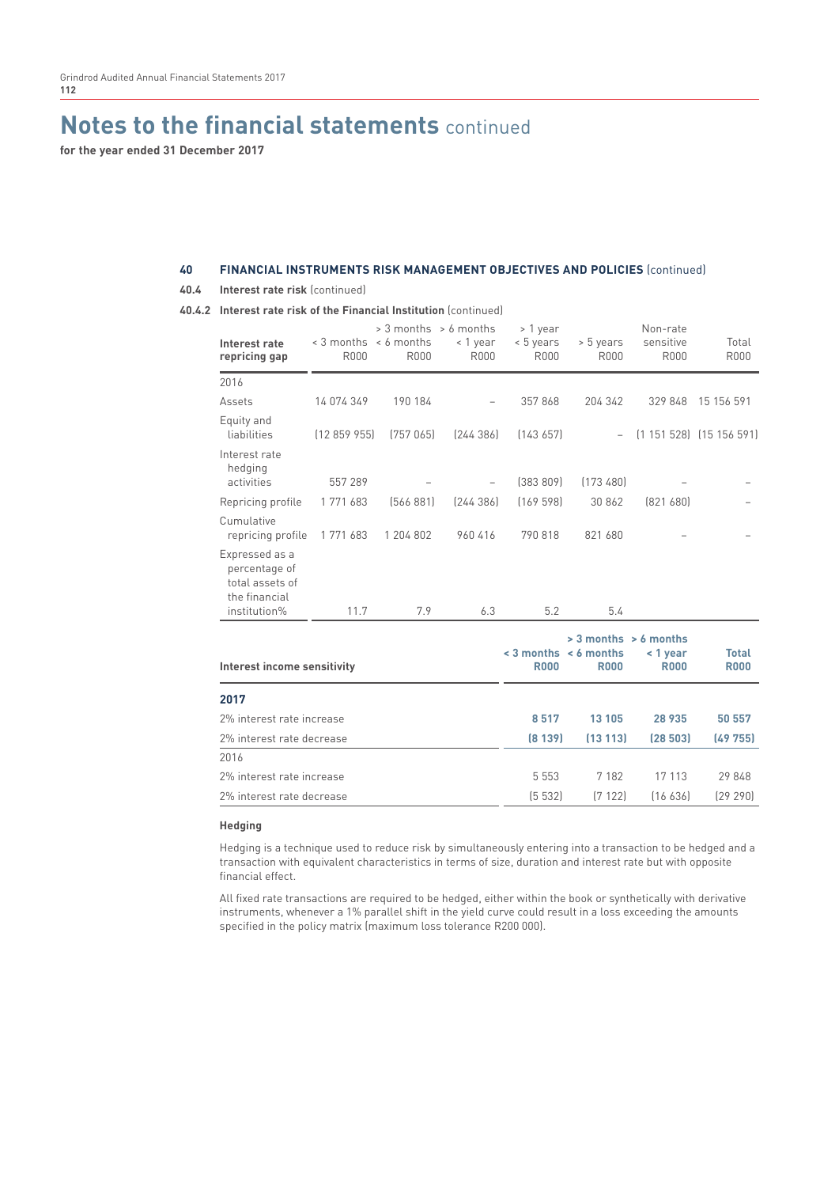# Notes to the financial statements continued

**for the year ended 31 December 2017**

## 40 FINANCIAL INSTRUMENTS RISK MANAGEMENT OBJECTIVES AND POLICIES (continued)

### 40.4 Interest rate risk (continued)

#### 40.4.2 Interest rate risk of the Financial Institution (continued)

| Interest rate repricing gap | < 3 months R000 | > 3 months < 6 months R000 | > 6 months < 1 year R000 | > 1 year < 5 years R000 | > 5 years R000 | Non-rate sensitive R000 | Total R000 |
|---|---|---|---|---|---|---|---|
| 2016 | | | | | | | |
| Assets | 14 074 349 | 190 184 | – | 357 868 | 204 342 | 329 848 | 15 156 591 |
| Equity and liabilities | (12 859 955) | (757 065) | (244 386) | (143 657) | – | (1 151 528) | (15 156 591) |
| Interest rate hedging activities | 557 289 | – | – | (383 809) | (173 480) | – | – |
| Repricing profile | 1 771 683 | (566 881) | (244 386) | (169 598) | 30 862 | (821 680) | – |
| Cumulative repricing profile | 1 771 683 | 1 204 802 | 960 416 | 790 818 | 821 680 | – | – |
| Expressed as a percentage of total assets of the financial institution% | 11.7 | 7.9 | 6.3 | 5.2 | 5.4 | | |

| Interest income sensitivity | < 3 months R000 | > 3 months < 6 months R000 | > 6 months < 1 year R000 | Total R000 |
|---|---|---|---|---|
| **2017** | | | | |
| 2% interest rate increase | **8 517** | **13 105** | **28 935** | **50 557** |
| 2% interest rate decrease | **(8 139)** | **(13 113)** | **(28 503)** | **(49 755)** |
| 2016 | | | | |
| 2% interest rate increase | 5 553 | 7 182 | 17 113 | 29 848 |
| 2% interest rate decrease | (5 532) | (7 122) | (16 636) | (29 290) |

**Hedging**

Hedging is a technique used to reduce risk by simultaneously entering into a transaction to be hedged and a transaction with equivalent characteristics in terms of size, duration and interest rate but with opposite financial effect.

All fixed rate transactions are required to be hedged, either within the book or synthetically with derivative instruments, whenever a 1% parallel shift in the yield curve could result in a loss exceeding the amounts specified in the policy matrix (maximum loss tolerance R200 000).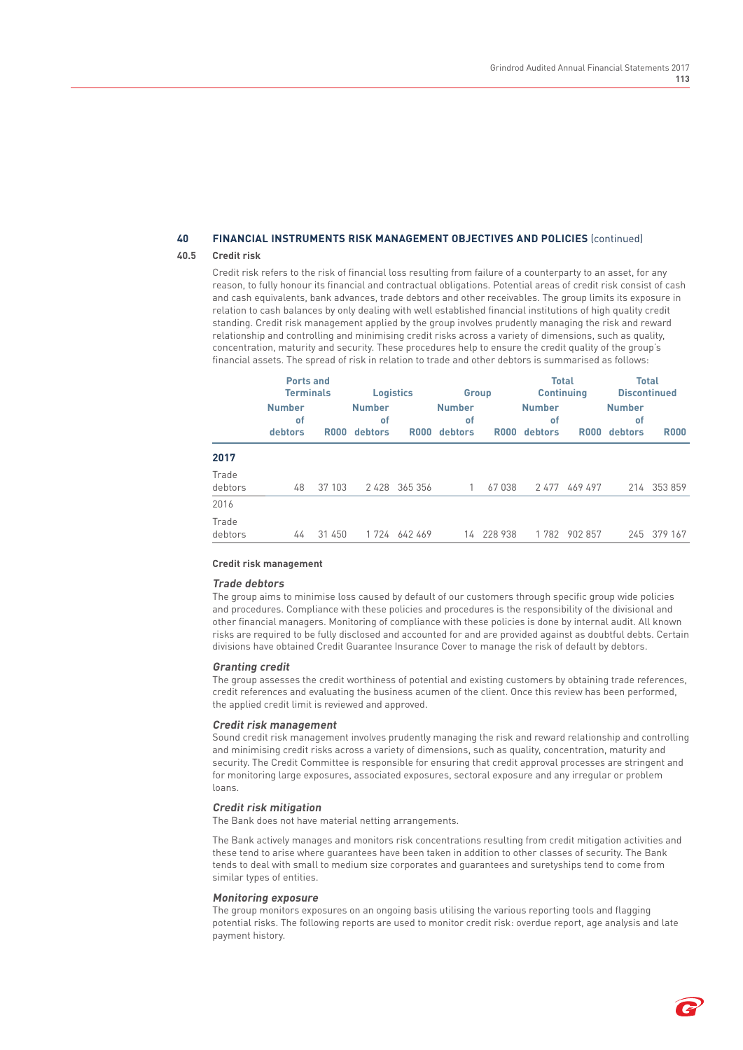## 40 FINANCIAL INSTRUMENTS RISK MANAGEMENT OBJECTIVES AND POLICIES (continued)

### 40.5 Credit risk

Credit risk refers to the risk of financial loss resulting from failure of a counterparty to an asset, for any reason, to fully honour its financial and contractual obligations. Potential areas of credit risk consist of cash and cash equivalents, bank advances, trade debtors and other receivables. The group limits its exposure in relation to cash balances by only dealing with well established financial institutions of high quality credit standing. Credit risk management applied by the group involves prudently managing the risk and reward relationship and controlling and minimising credit risks across a variety of dimensions, such as quality, concentration, maturity and security. These procedures help to ensure the credit quality of the group's financial assets. The spread of risk in relation to trade and other debtors is summarised as follows:

| | Ports and Terminals | | Logistics | | Group | | Total Continuing | | Total Discontinued | |
|---|---|---|---|---|---|---|---|---|---|---|
| | Number of debtors | R000 | Number of debtors | R000 | Number of debtors | R000 | Number of debtors | R000 | Number of debtors | R000 |
| **2017** | | | | | | | | | | |
| Trade debtors | 48 | 37 103 | 2 428 | 365 356 | 1 | 67 038 | 2 477 | 469 497 | 214 | 353 859 |
| 2016 | | | | | | | | | | |
| Trade debtors | 44 | 31 450 | 1 724 | 642 469 | 14 | 228 938 | 1 782 | 902 857 | 245 | 379 167 |

**Credit risk management**

***Trade debtors***

The group aims to minimise loss caused by default of our customers through specific group wide policies and procedures. Compliance with these policies and procedures is the responsibility of the divisional and other financial managers. Monitoring of compliance with these policies is done by internal audit. All known risks are required to be fully disclosed and accounted for and are provided against as doubtful debts. Certain divisions have obtained Credit Guarantee Insurance Cover to manage the risk of default by debtors.

***Granting credit***

The group assesses the credit worthiness of potential and existing customers by obtaining trade references, credit references and evaluating the business acumen of the client. Once this review has been performed, the applied credit limit is reviewed and approved.

***Credit risk management***

Sound credit risk management involves prudently managing the risk and reward relationship and controlling and minimising credit risks across a variety of dimensions, such as quality, concentration, maturity and security. The Credit Committee is responsible for ensuring that credit approval processes are stringent and for monitoring large exposures, associated exposures, sectoral exposure and any irregular or problem loans.

***Credit risk mitigation***

The Bank does not have material netting arrangements.

The Bank actively manages and monitors risk concentrations resulting from credit mitigation activities and these tend to arise where guarantees have been taken in addition to other classes of security. The Bank tends to deal with small to medium size corporates and guarantees and suretyships tend to come from similar types of entities.

***Monitoring exposure***

The group monitors exposures on an ongoing basis utilising the various reporting tools and flagging potential risks. The following reports are used to monitor credit risk: overdue report, age analysis and late payment history.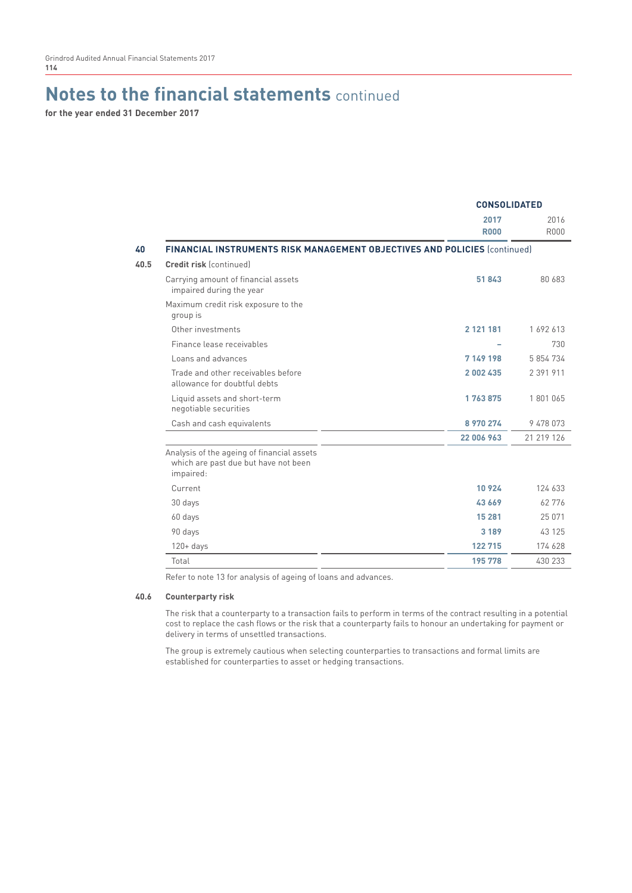# Notes to the financial statements continued

**for the year ended 31 December 2017**

| | | CONSOLIDATED | |
|---|---|---|---|
| | | **2017** **R000** | 2016 R000 |
| **40** | **FINANCIAL INSTRUMENTS RISK MANAGEMENT OBJECTIVES AND POLICIES** (continued) | | |
| **40.5** | **Credit risk** (continued) | | |
| | Carrying amount of financial assets impaired during the year | **51 843** | 80 683 |
| | Maximum credit risk exposure to the group is | | |
| | Other investments | **2 121 181** | 1 692 613 |
| | Finance lease receivables | **–** | 730 |
| | Loans and advances | **7 149 198** | 5 854 734 |
| | Trade and other receivables before allowance for doubtful debts | **2 002 435** | 2 391 911 |
| | Liquid assets and short-term negotiable securities | **1 763 875** | 1 801 065 |
| | Cash and cash equivalents | **8 970 274** | 9 478 073 |
| | | **22 006 963** | 21 219 126 |
| | Analysis of the ageing of financial assets which are past due but have not been impaired: | | |
| | Current | **10 924** | 124 633 |
| | 30 days | **43 669** | 62 776 |
| | 60 days | **15 281** | 25 071 |
| | 90 days | **3 189** | 43 125 |
| | 120+ days | **122 715** | 174 628 |
| | Total | **195 778** | 430 233 |

Refer to note 13 for analysis of ageing of loans and advances.

### 40.6 Counterparty risk

The risk that a counterparty to a transaction fails to perform in terms of the contract resulting in a potential cost to replace the cash flows or the risk that a counterparty fails to honour an undertaking for payment or delivery in terms of unsettled transactions.

The group is extremely cautious when selecting counterparties to transactions and formal limits are established for counterparties to asset or hedging transactions.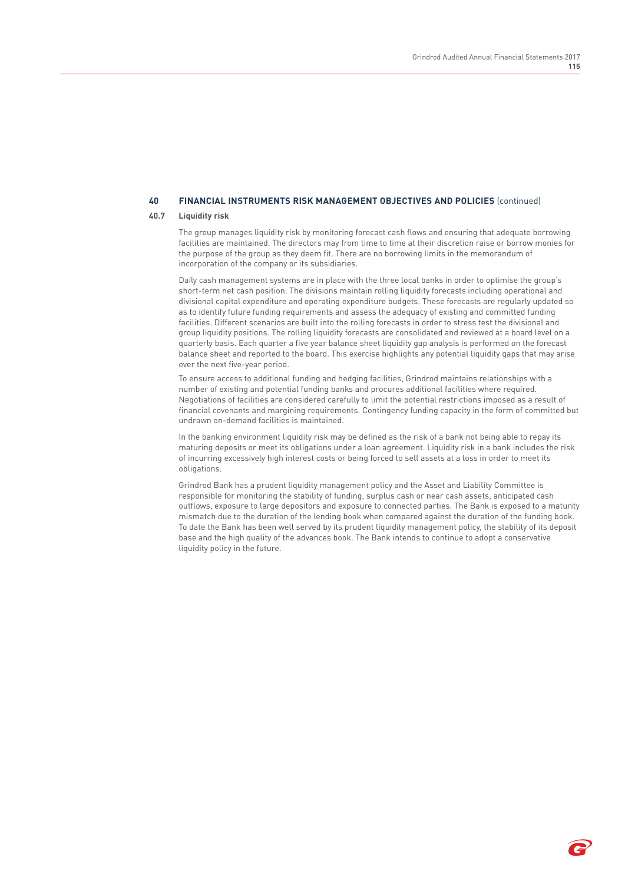## 40 FINANCIAL INSTRUMENTS RISK MANAGEMENT OBJECTIVES AND POLICIES (continued)

### 40.7 Liquidity risk

The group manages liquidity risk by monitoring forecast cash flows and ensuring that adequate borrowing facilities are maintained. The directors may from time to time at their discretion raise or borrow monies for the purpose of the group as they deem fit. There are no borrowing limits in the memorandum of incorporation of the company or its subsidiaries.

Daily cash management systems are in place with the three local banks in order to optimise the group's short-term net cash position. The divisions maintain rolling liquidity forecasts including operational and divisional capital expenditure and operating expenditure budgets. These forecasts are regularly updated so as to identify future funding requirements and assess the adequacy of existing and committed funding facilities. Different scenarios are built into the rolling forecasts in order to stress test the divisional and group liquidity positions. The rolling liquidity forecasts are consolidated and reviewed at a board level on a quarterly basis. Each quarter a five year balance sheet liquidity gap analysis is performed on the forecast balance sheet and reported to the board. This exercise highlights any potential liquidity gaps that may arise over the next five-year period.

To ensure access to additional funding and hedging facilities, Grindrod maintains relationships with a number of existing and potential funding banks and procures additional facilities where required. Negotiations of facilities are considered carefully to limit the potential restrictions imposed as a result of financial covenants and margining requirements. Contingency funding capacity in the form of committed but undrawn on-demand facilities is maintained.

In the banking environment liquidity risk may be defined as the risk of a bank not being able to repay its maturing deposits or meet its obligations under a loan agreement. Liquidity risk in a bank includes the risk of incurring excessively high interest costs or being forced to sell assets at a loss in order to meet its obligations.

Grindrod Bank has a prudent liquidity management policy and the Asset and Liability Committee is responsible for monitoring the stability of funding, surplus cash or near cash assets, anticipated cash outflows, exposure to large depositors and exposure to connected parties. The Bank is exposed to a maturity mismatch due to the duration of the lending book when compared against the duration of the funding book. To date the Bank has been well served by its prudent liquidity management policy, the stability of its deposit base and the high quality of the advances book. The Bank intends to continue to adopt a conservative liquidity policy in the future.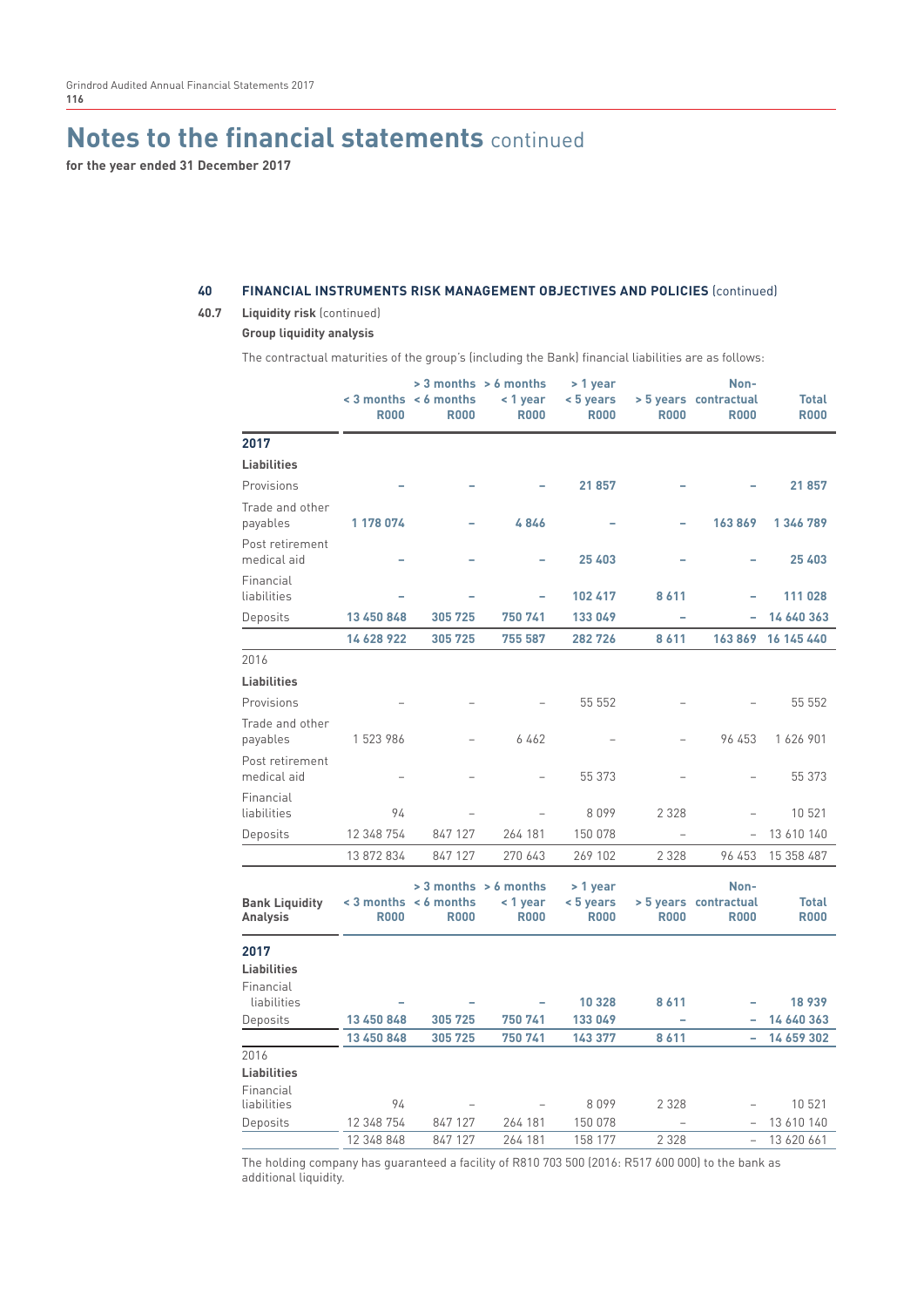# Notes to the financial statements continued

**for the year ended 31 December 2017**

## 40 FINANCIAL INSTRUMENTS RISK MANAGEMENT OBJECTIVES AND POLICIES (continued)

### 40.7 Liquidity risk (continued)

**Group liquidity analysis**

The contractual maturities of the group's (including the Bank) financial liabilities are as follows:

| | < 3 months R000 | > 3 months < 6 months R000 | > 6 months < 1 year R000 | > 1 year < 5 years R000 | > 5 years R000 | Non-contractual R000 | Total R000 |
|---|---|---|---|---|---|---|---|
| **2017** | | | | | | | |
| **Liabilities** | | | | | | | |
| Provisions | – | – | – | **21 857** | – | – | **21 857** |
| Trade and other payables | **1 178 074** | – | **4 846** | – | – | **163 869** | **1 346 789** |
| Post retirement medical aid | – | – | – | **25 403** | – | – | **25 403** |
| Financial liabilities | – | – | – | **102 417** | **8 611** | – | **111 028** |
| Deposits | **13 450 848** | **305 725** | **750 741** | **133 049** | – | – | **14 640 363** |
| | **14 628 922** | **305 725** | **755 587** | **282 726** | **8 611** | **163 869** | **16 145 440** |
| 2016 | | | | | | | |
| **Liabilities** | | | | | | | |
| Provisions | – | – | – | 55 552 | – | – | 55 552 |
| Trade and other payables | 1 523 986 | – | 6 462 | – | – | 96 453 | 1 626 901 |
| Post retirement medical aid | – | – | – | 55 373 | – | – | 55 373 |
| Financial liabilities | 94 | – | – | 8 099 | 2 328 | – | 10 521 |
| Deposits | 12 348 754 | 847 127 | 264 181 | 150 078 | – | – | 13 610 140 |
| | 13 872 834 | 847 127 | 270 643 | 269 102 | 2 328 | 96 453 | 15 358 487 |

| **Bank Liquidity Analysis** | < 3 months R000 | > 3 months < 6 months R000 | > 6 months < 1 year R000 | > 1 year < 5 years R000 | > 5 years R000 | Non-contractual R000 | Total R000 |
|---|---|---|---|---|---|---|---|
| **2017** | | | | | | | |
| **Liabilities** | | | | | | | |
| Financial liabilities | – | – | – | **10 328** | **8 611** | – | **18 939** |
| Deposits | **13 450 848** | **305 725** | **750 741** | **133 049** | – | – | **14 640 363** |
| | **13 450 848** | **305 725** | **750 741** | **143 377** | **8 611** | – | **14 659 302** |
| 2016 | | | | | | | |
| **Liabilities** | | | | | | | |
| Financial liabilities | 94 | – | – | 8 099 | 2 328 | – | 10 521 |
| Deposits | 12 348 754 | 847 127 | 264 181 | 150 078 | – | – | 13 610 140 |
| | 12 348 848 | 847 127 | 264 181 | 158 177 | 2 328 | – | 13 620 661 |

The holding company has guaranteed a facility of R810 703 500 (2016: R517 600 000) to the bank as additional liquidity.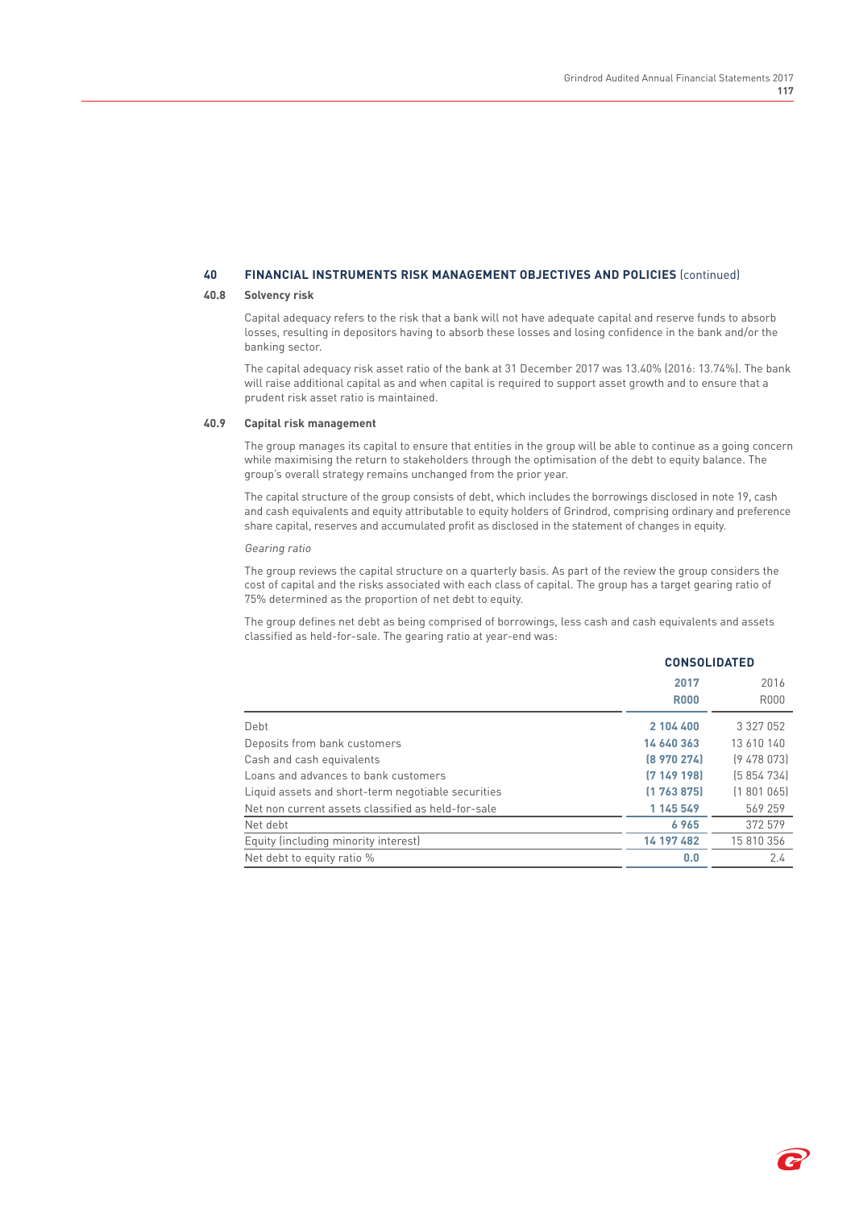## 40 FINANCIAL INSTRUMENTS RISK MANAGEMENT OBJECTIVES AND POLICIES (continued)

### 40.8 Solvency risk

Capital adequacy refers to the risk that a bank will not have adequate capital and reserve funds to absorb losses, resulting in depositors having to absorb these losses and losing confidence in the bank and/or the banking sector.

The capital adequacy risk asset ratio of the bank at 31 December 2017 was 13.40% (2016: 13.74%). The bank will raise additional capital as and when capital is required to support asset growth and to ensure that a prudent risk asset ratio is maintained.

### 40.9 Capital risk management

The group manages its capital to ensure that entities in the group will be able to continue as a going concern while maximising the return to stakeholders through the optimisation of the debt to equity balance. The group's overall strategy remains unchanged from the prior year.

The capital structure of the group consists of debt, which includes the borrowings disclosed in note 19, cash and cash equivalents and equity attributable to equity holders of Grindrod, comprising ordinary and preference share capital, reserves and accumulated profit as disclosed in the statement of changes in equity.

*Gearing ratio*

The group reviews the capital structure on a quarterly basis. As part of the review the group considers the cost of capital and the risks associated with each class of capital. The group has a target gearing ratio of 75% determined as the proportion of net debt to equity.

The group defines net debt as being comprised of borrowings, less cash and cash equivalents and assets classified as held-for-sale. The gearing ratio at year-end was:

| | CONSOLIDATED | |
|---|---|---|
| | **2017** | 2016 |
| | **R000** | R000 |
| Debt | **2 104 400** | 3 327 052 |
| Deposits from bank customers | **14 640 363** | 13 610 140 |
| Cash and cash equivalents | **(8 970 274)** | (9 478 073) |
| Loans and advances to bank customers | **(7 149 198)** | (5 854 734) |
| Liquid assets and short-term negotiable securities | **(1 763 875)** | (1 801 065) |
| Net non current assets classified as held-for-sale | **1 145 549** | 569 259 |
| Net debt | **6 965** | 372 579 |
| Equity (including minority interest) | **14 197 482** | 15 810 356 |
| Net debt to equity ratio % | **0.0** | 2.4 |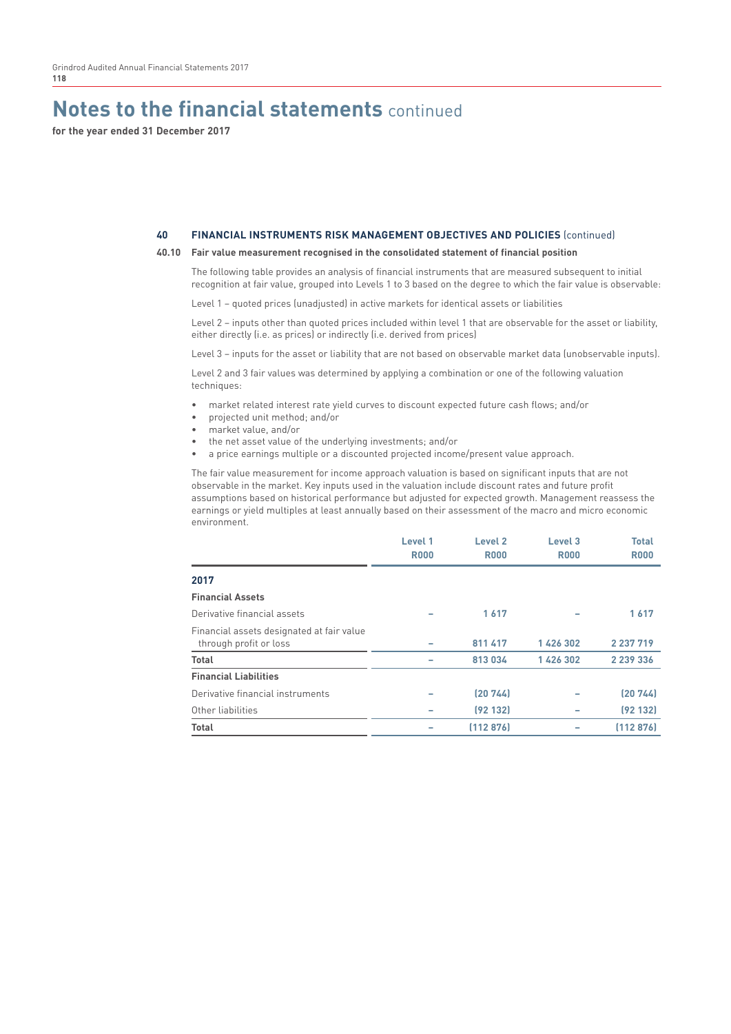# Notes to the financial statements continued

**for the year ended 31 December 2017**

## 40 FINANCIAL INSTRUMENTS RISK MANAGEMENT OBJECTIVES AND POLICIES (continued)

### 40.10 Fair value measurement recognised in the consolidated statement of financial position

The following table provides an analysis of financial instruments that are measured subsequent to initial recognition at fair value, grouped into Levels 1 to 3 based on the degree to which the fair value is observable:

Level 1 – quoted prices (unadjusted) in active markets for identical assets or liabilities

Level 2 – inputs other than quoted prices included within level 1 that are observable for the asset or liability, either directly (i.e. as prices) or indirectly (i.e. derived from prices)

Level 3 – inputs for the asset or liability that are not based on observable market data (unobservable inputs).

Level 2 and 3 fair values was determined by applying a combination or one of the following valuation techniques:

- market related interest rate yield curves to discount expected future cash flows; and/or
- projected unit method; and/or
- market value, and/or
- the net asset value of the underlying investments; and/or
- a price earnings multiple or a discounted projected income/present value approach.

The fair value measurement for income approach valuation is based on significant inputs that are not observable in the market. Key inputs used in the valuation include discount rates and future profit assumptions based on historical performance but adjusted for expected growth. Management reassess the earnings or yield multiples at least annually based on their assessment of the macro and micro economic environment.

| | Level 1 R000 | Level 2 R000 | Level 3 R000 | Total R000 |
|---|---|---|---|---|
| **2017** | | | | |
| **Financial Assets** | | | | |
| Derivative financial assets | – | 1 617 | – | 1 617 |
| Financial assets designated at fair value through profit or loss | – | 811 417 | 1 426 302 | 2 237 719 |
| **Total** | – | 813 034 | 1 426 302 | 2 239 336 |
| **Financial Liabilities** | | | | |
| Derivative financial instruments | – | (20 744) | – | (20 744) |
| Other liabilities | – | (92 132) | – | (92 132) |
| **Total** | – | (112 876) | – | (112 876) |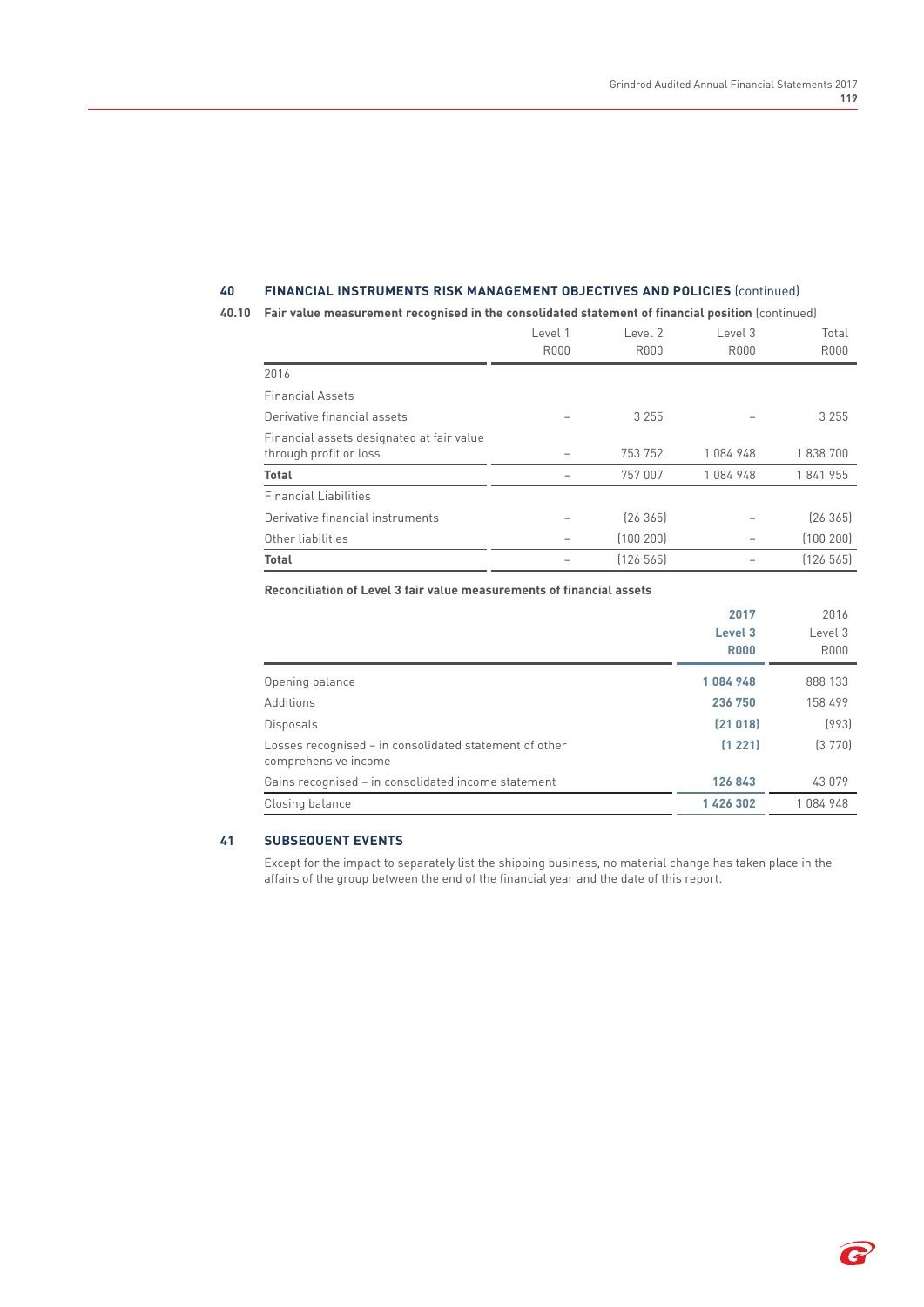## 40 FINANCIAL INSTRUMENTS RISK MANAGEMENT OBJECTIVES AND POLICIES (continued)

### 40.10 Fair value measurement recognised in the consolidated statement of financial position (continued)

| | Level 1 R000 | Level 2 R000 | Level 3 R000 | Total R000 |
|---|---|---|---|---|
| 2016 | | | | |
| Financial Assets | | | | |
| Derivative financial assets | – | 3 255 | – | 3 255 |
| Financial assets designated at fair value through profit or loss | – | 753 752 | 1 084 948 | 1 838 700 |
| **Total** | – | 757 007 | 1 084 948 | 1 841 955 |
| Financial Liabilities | | | | |
| Derivative financial instruments | – | (26 365) | – | (26 365) |
| Other liabilities | – | (100 200) | – | (100 200) |
| **Total** | – | (126 565) | – | (126 565) |

**Reconciliation of Level 3 fair value measurements of financial assets**

| | **2017 Level 3 R000** | 2016 Level 3 R000 |
|---|---|---|
| Opening balance | **1 084 948** | 888 133 |
| Additions | **236 750** | 158 499 |
| Disposals | **(21 018)** | (993) |
| Losses recognised – in consolidated statement of other comprehensive income | **(1 221)** | (3 770) |
| Gains recognised – in consolidated income statement | **126 843** | 43 079 |
| Closing balance | **1 426 302** | 1 084 948 |

## 41 SUBSEQUENT EVENTS

Except for the impact to separately list the shipping business, no material change has taken place in the affairs of the group between the end of the financial year and the date of this report.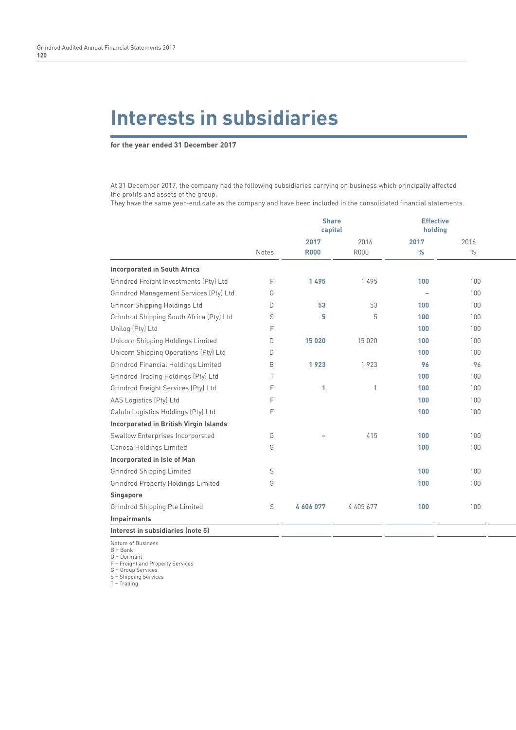# Interests in subsidiaries

**for the year ended 31 December 2017**

At 31 December 2017, the company had the following subsidiaries carrying on business which principally affected the profits and assets of the group.
They have the same year-end date as the company and have been included in the consolidated financial statements.

| | | Share capital | | Effective holding | |
|---|---|---|---|---|---|
| | Notes | **2017 R000** | 2016 R000 | **2017 %** | 2016 % |
| **Incorporated in South Africa** | | | | | |
| Grindrod Freight Investments (Pty) Ltd | F | **1 495** | 1 495 | **100** | 100 |
| Grindrod Management Services (Pty) Ltd | G | | | **–** | 100 |
| Grincor Shipping Holdings Ltd | D | **53** | 53 | **100** | 100 |
| Grindrod Shipping South Africa (Pty) Ltd | S | **5** | 5 | **100** | 100 |
| Unilog (Pty) Ltd | F | | | **100** | 100 |
| Unicorn Shipping Holdings Limited | D | **15 020** | 15 020 | **100** | 100 |
| Unicorn Shipping Operations (Pty) Ltd | D | | | **100** | 100 |
| Grindrod Financial Holdings Limited | B | **1 923** | 1 923 | **96** | 96 |
| Grindrod Trading Holdings (Pty) Ltd | T | | | **100** | 100 |
| Grindrod Freight Services (Pty) Ltd | F | **1** | 1 | **100** | 100 |
| AAS Logistics (Pty) Ltd | F | | | **100** | 100 |
| Calulo Logistics Holdings (Pty) Ltd | F | | | **100** | 100 |
| **Incorporated in British Virgin Islands** | | | | | |
| Swallow Enterprises Incorporated | G | **–** | 415 | **100** | 100 |
| Canosa Holdings Limited | G | | | **100** | 100 |
| **Incorporated in Isle of Man** | | | | | |
| Grindrod Shipping Limited | S | | | **100** | 100 |
| Grindrod Property Holdings Limited | G | | | **100** | 100 |
| **Singapore** | | | | | |
| Grindrod Shipping Pte Limited | S | **4 606 077** | 4 405 677 | **100** | 100 |
| **Impairments** | | | | | |
| **Interest in subsidiaries (note 5)** | | | | | |

Nature of Business
B – Bank
D – Dormant
F – Freight and Property Services
G – Group Services
S – Shipping Services
T – Trading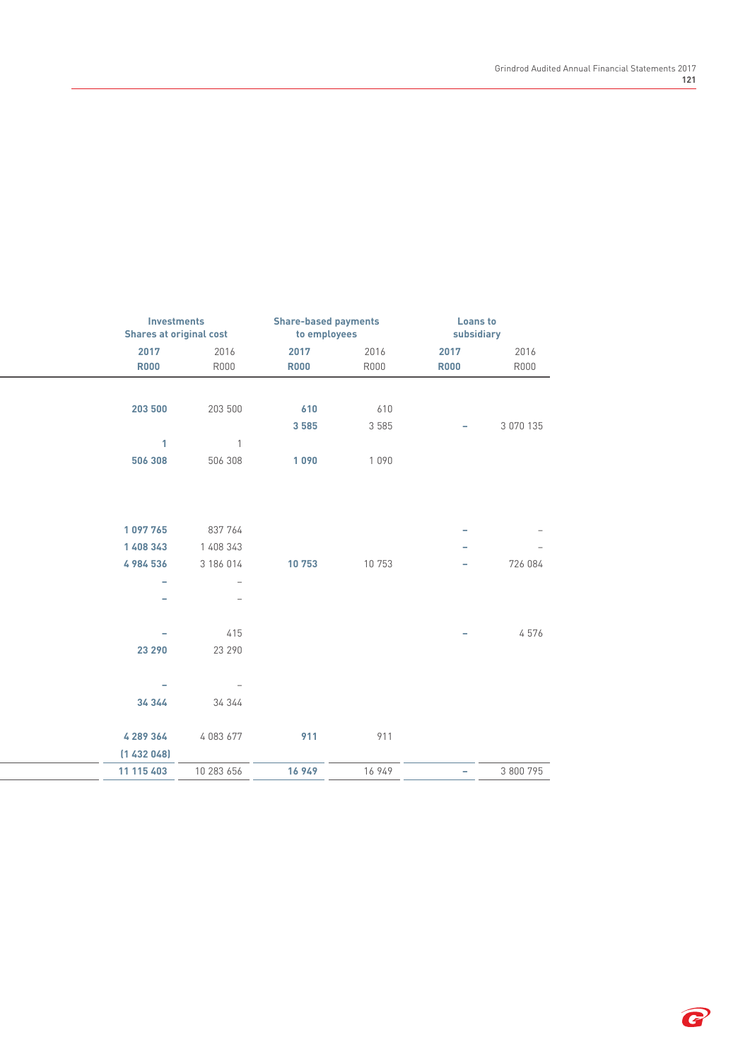| Investments Shares at original cost | | Share-based payments to employees | | Loans to subsidiary | |
|---|---|---|---|---|---|
| 2017 R000 | 2016 R000 | 2017 R000 | 2016 R000 | 2017 R000 | 2016 R000 |
| 203 500 | 203 500 | 610 | 610 | | |
| | | 3 585 | 3 585 | – | 3 070 135 |
| 1 | 1 | | | | |
| 506 308 | 506 308 | 1 090 | 1 090 | | |
| 1 097 765 | 837 764 | | | – | – |
| 1 408 343 | 1 408 343 | | | – | – |
| 4 984 536 | 3 186 014 | 10 753 | 10 753 | – | 726 084 |
| – | – | | | | |
| – | – | | | | |
| – | 415 | | | – | 4 576 |
| 23 290 | 23 290 | | | | |
| – | – | | | | |
| 34 344 | 34 344 | | | | |
| 4 289 364 | 4 083 677 | 911 | 911 | | |
| (1 432 048) | | | | | |
| 11 115 403 | 10 283 656 | 16 949 | 16 949 | – | 3 800 795 |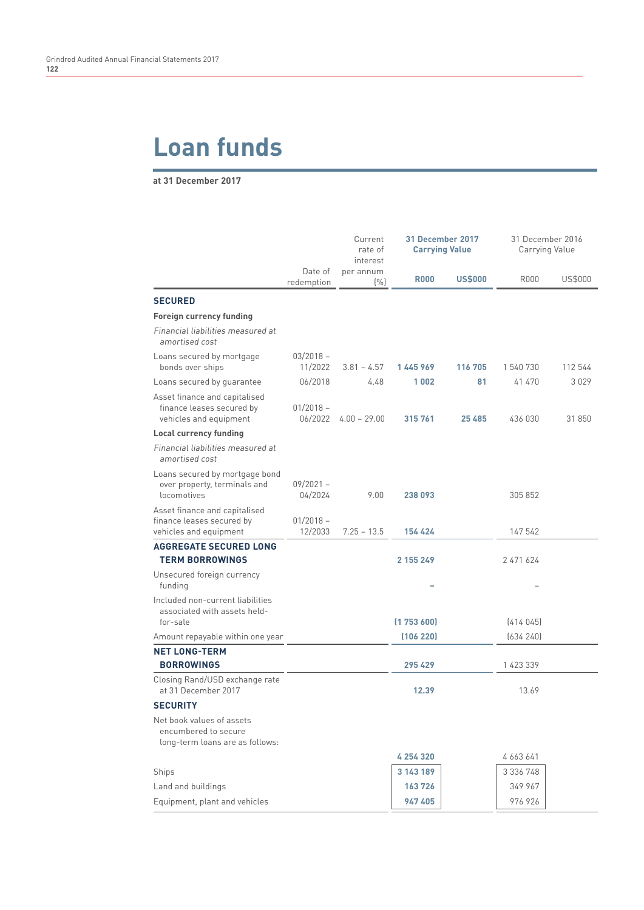# Loan funds

**at 31 December 2017**

| | Date of redemption | Current rate of interest per annum (%) | 31 December 2017 Carrying Value R000 | 31 December 2017 Carrying Value US$000 | 31 December 2016 Carrying Value R000 | 31 December 2016 Carrying Value US$000 |
|---|---|---|---|---|---|---|
| **SECURED** | | | | | | |
| **Foreign currency funding** | | | | | | |
| *Financial liabilities measured at amortised cost* | | | | | | |
| Loans secured by mortgage bonds over ships | 03/2018 – 11/2022 | 3.81 – 4.57 | **1 445 969** | **116 705** | 1 540 730 | 112 544 |
| Loans secured by guarantee | 06/2018 | 4.48 | **1 002** | **81** | 41 470 | 3 029 |
| Asset finance and capitalised finance leases secured by vehicles and equipment | 01/2018 – 06/2022 | 4.00 – 29.00 | **315 761** | **25 485** | 436 030 | 31 850 |
| **Local currency funding** | | | | | | |
| *Financial liabilities measured at amortised cost* | | | | | | |
| Loans secured by mortgage bond over property, terminals and locomotives | 09/2021 – 04/2024 | 9.00 | **238 093** | | 305 852 | |
| Asset finance and capitalised finance leases secured by vehicles and equipment | 01/2018 – 12/2033 | 7.25 – 13.5 | **154 424** | | 147 542 | |
| **AGGREGATE SECURED LONG TERM BORROWINGS** | | | **2 155 249** | | 2 471 624 | |
| Unsecured foreign currency funding | | | **–** | | – | |
| Included non-current liabilities associated with assets held-for-sale | | | **(1 753 600)** | | (414 045) | |
| Amount repayable within one year | | | **(106 220)** | | (634 240) | |
| **NET LONG-TERM BORROWINGS** | | | **295 429** | | 1 423 339 | |
| Closing Rand/USD exchange rate at 31 December 2017 | | | **12.39** | | 13.69 | |
| **SECURITY** | | | | | | |
| Net book values of assets encumbered to secure long-term loans are as follows: | | | **4 254 320** | | 4 663 641 | |
| Ships | | | **3 143 189** | | 3 336 748 | |
| Land and buildings | | | **163 726** | | 349 967 | |
| Equipment, plant and vehicles | | | **947 405** | | 976 926 | |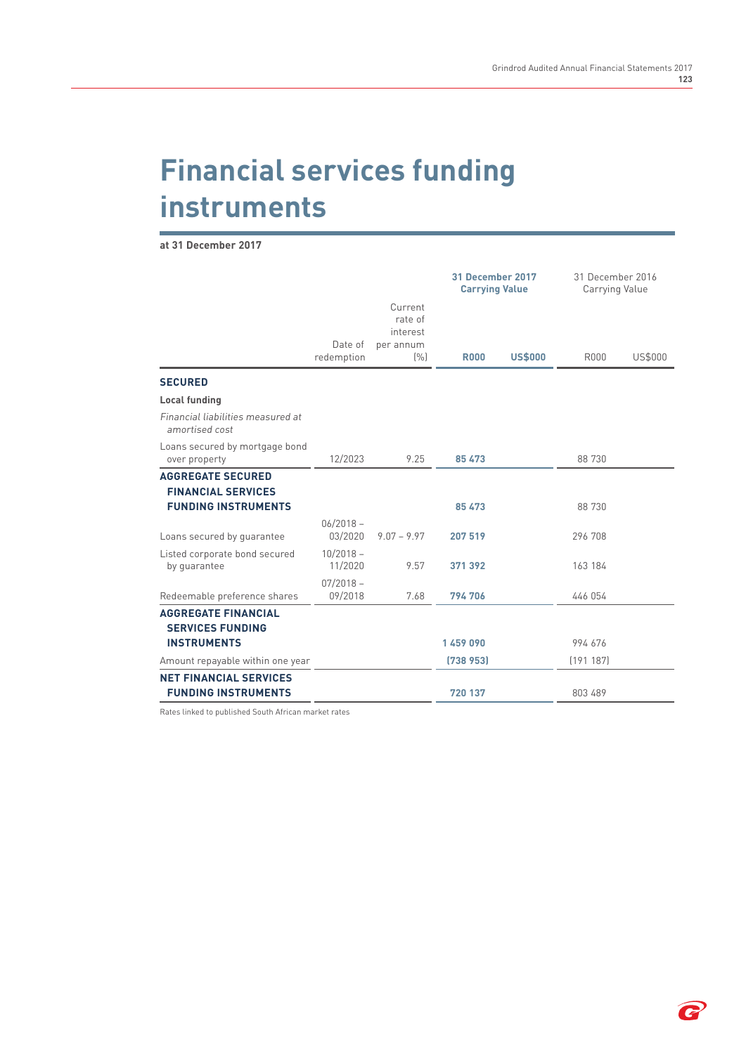# Financial services funding instruments

**at 31 December 2017**

| | Date of redemption | Current rate of interest per annum (%) | 31 December 2017 Carrying Value R000 | 31 December 2017 Carrying Value US$000 | 31 December 2016 Carrying Value R000 | 31 December 2016 Carrying Value US$000 |
|---|---|---|---|---|---|---|
| **SECURED** | | | | | | |
| **Local funding** | | | | | | |
| *Financial liabilities measured at amortised cost* | | | | | | |
| Loans secured by mortgage bond over property | 12/2023 | 9.25 | **85 473** | | 88 730 | |
| **AGGREGATE SECURED FINANCIAL SERVICES FUNDING INSTRUMENTS** | | | **85 473** | | 88 730 | |
| Loans secured by guarantee | 06/2018 – 03/2020 | 9.07 – 9.97 | **207 519** | | 296 708 | |
| Listed corporate bond secured by guarantee | 10/2018 – 11/2020 | 9.57 | **371 392** | | 163 184 | |
| Redeemable preference shares | 07/2018 – 09/2018 | 7.68 | **794 706** | | 446 054 | |
| **AGGREGATE FINANCIAL SERVICES FUNDING INSTRUMENTS** | | | **1 459 090** | | 994 676 | |
| Amount repayable within one year | | | **(738 953)** | | (191 187) | |
| **NET FINANCIAL SERVICES FUNDING INSTRUMENTS** | | | **720 137** | | 803 489 | |

Rates linked to published South African market rates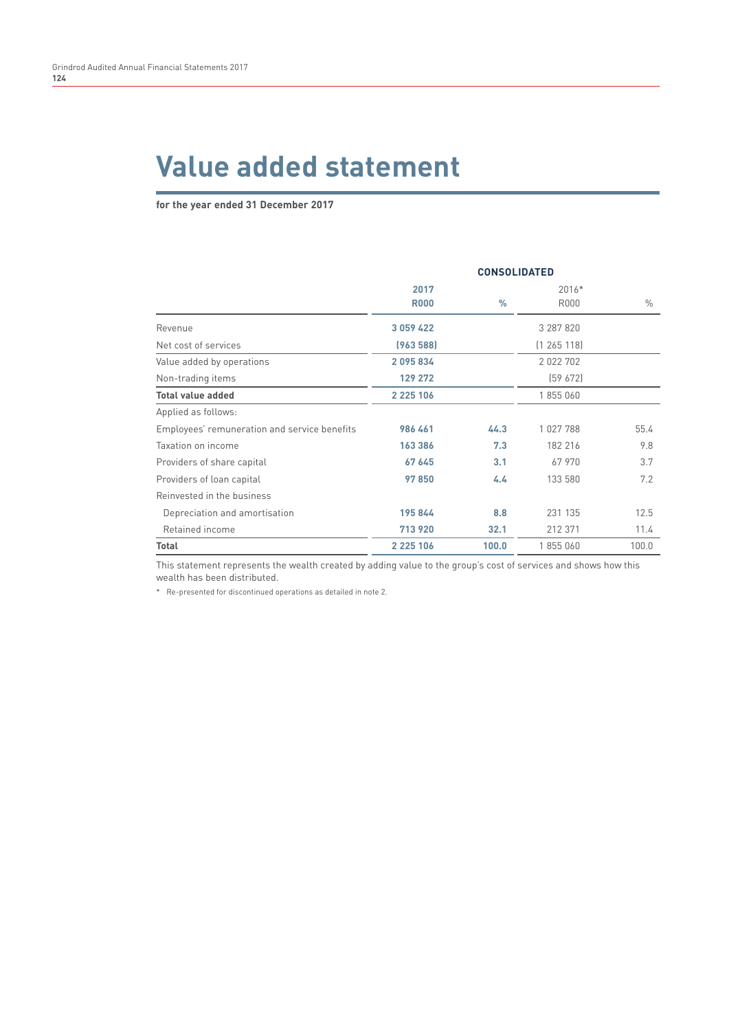# Value added statement

**for the year ended 31 December 2017**

| | CONSOLIDATED | | | |
|---|---|---|---|---|
| | **2017** | | 2016* | |
| | **R000** | **%** | R000 | % |
| Revenue | **3 059 422** | | 3 287 820 | |
| Net cost of services | **(963 588)** | | (1 265 118) | |
| Value added by operations | **2 095 834** | | 2 022 702 | |
| Non-trading items | **129 272** | | (59 672) | |
| **Total value added** | **2 225 106** | | 1 855 060 | |
| Applied as follows: | | | | |
| Employees' remuneration and service benefits | **986 461** | **44.3** | 1 027 788 | 55.4 |
| Taxation on income | **163 386** | **7.3** | 182 216 | 9.8 |
| Providers of share capital | **67 645** | **3.1** | 67 970 | 3.7 |
| Providers of loan capital | **97 850** | **4.4** | 133 580 | 7.2 |
| Reinvested in the business | | | | |
| Depreciation and amortisation | **195 844** | **8.8** | 231 135 | 12.5 |
| Retained income | **713 920** | **32.1** | 212 371 | 11.4 |
| **Total** | **2 225 106** | **100.0** | 1 855 060 | 100.0 |

This statement represents the wealth created by adding value to the group's cost of services and shows how this wealth has been distributed.

\* Re-presented for discontinued operations as detailed in note 2.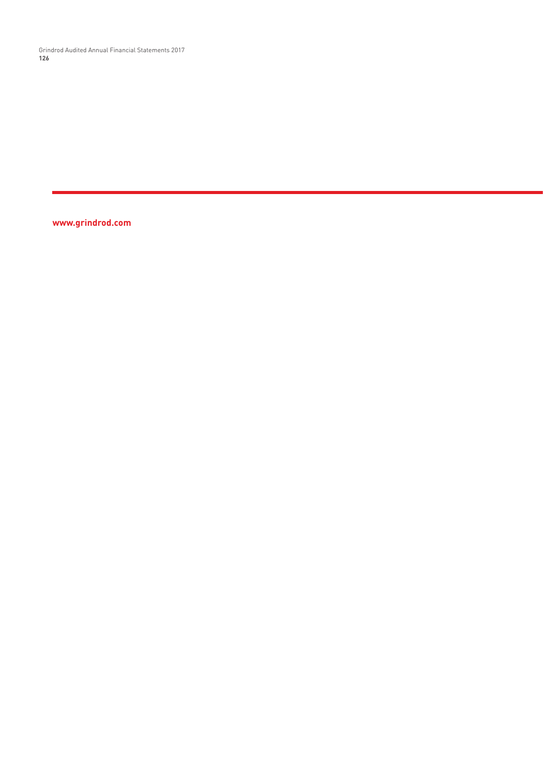www.grindrod.com